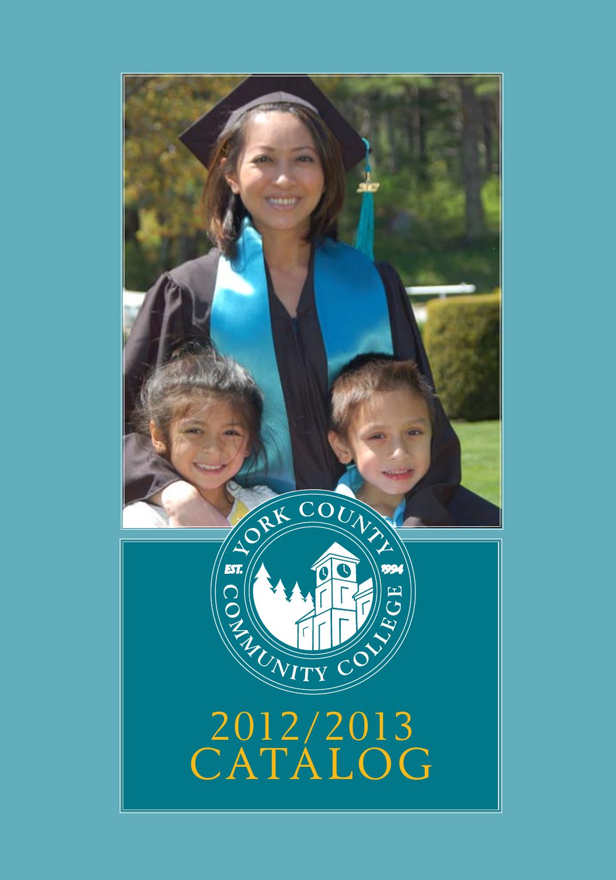YORK COUNTY COMMUNITY COLLEGE

EST. 1994

# 2012/2013 CATALOG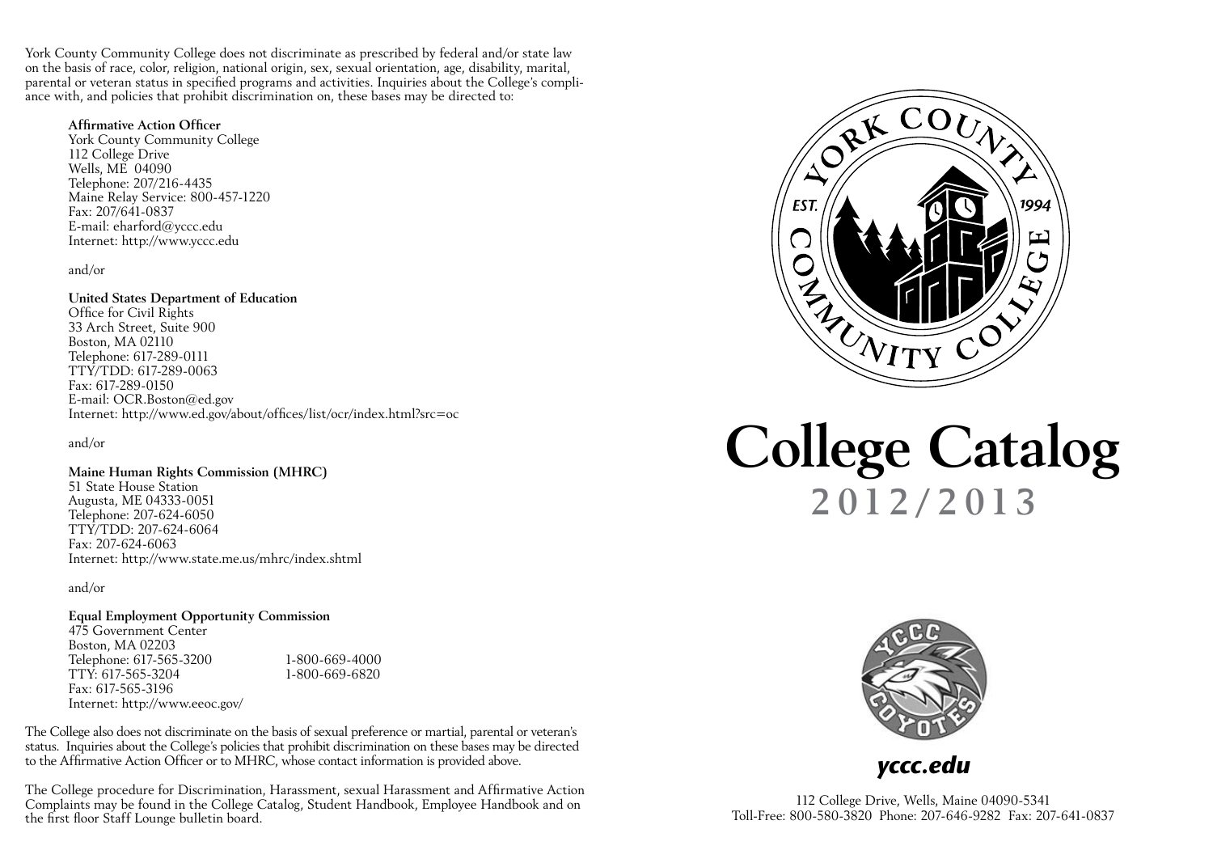York County Community College does not discriminate as prescribed by federal and/or state law on the basis of race, color, religion, national origin, sex, sexual orientation, age, disability, marital, parental or veteran status in specified programs and activities. Inquiries about the College's compliance with, and policies that prohibit discrimination on, these bases may be directed to:

**Affirmative Action Officer**
York County Community College
112 College Drive
Wells, ME 04090
Telephone: 207/216-4435
Maine Relay Service: 800-457-1220
Fax: 207/641-0837
E-mail: eharford@yccc.edu
Internet: http://www.yccc.edu

and/or

**United States Department of Education**
Office for Civil Rights
33 Arch Street, Suite 900
Boston, MA 02110
Telephone: 617-289-0111
TTY/TDD: 617-289-0063
Fax: 617-289-0150
E-mail: OCR.Boston@ed.gov
Internet: http://www.ed.gov/about/offices/list/ocr/index.html?src=oc

and/or

**Maine Human Rights Commission (MHRC)**
51 State House Station
Augusta, ME 04333-0051
Telephone: 207-624-6050
TTY/TDD: 207-624-6064
Fax: 207-624-6063
Internet: http://www.state.me.us/mhrc/index.shtml

and/or

**Equal Employment Opportunity Commission**
475 Government Center
Boston, MA 02203
Telephone: 617-565-3200 1-800-669-4000
TTY: 617-565-3204 1-800-669-6820
Fax: 617-565-3196
Internet: http://www.eeoc.gov/

The College also does not discriminate on the basis of sexual preference or martial, parental or veteran's status. Inquiries about the College's policies that prohibit discrimination on these bases may be directed to the Affirmative Action Officer or to MHRC, whose contact information is provided above.

The College procedure for Discrimination, Harassment, sexual Harassment and Affirmative Action Complaints may be found in the College Catalog, Student Handbook, Employee Handbook and on the first floor Staff Lounge bulletin board.

YORK COUNTY COMMUNITY COLLEGE
EST. 1994

# College Catalog
## 2012/2013

YCCC COYOTES

***yccc.edu***

112 College Drive, Wells, Maine 04090-5341
Toll-Free: 800-580-3820 Phone: 207-646-9282 Fax: 207-641-0837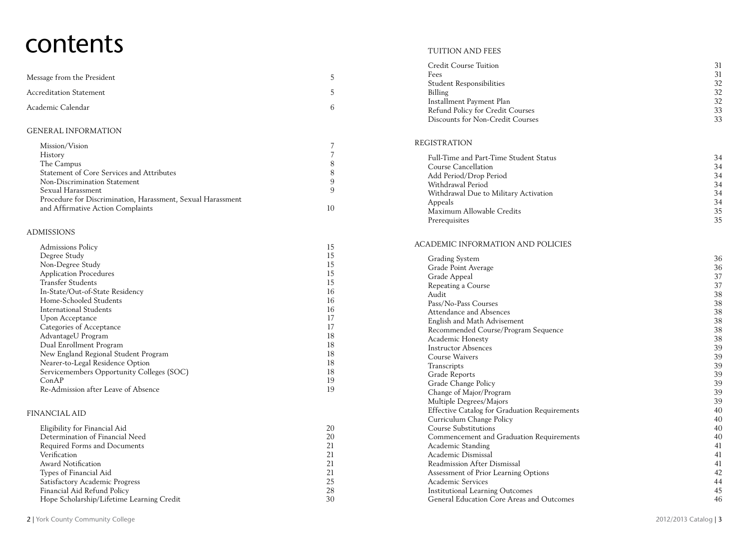# contents

| | |
|---|---|
| Message from the President | 5 |
| Accreditation Statement | 5 |
| Academic Calendar | 6 |

## GENERAL INFORMATION

| | |
|---|---|
| Mission/Vision | 7 |
| History | 7 |
| The Campus | 8 |
| Statement of Core Services and Attributes | 8 |
| Non-Discrimination Statement | 9 |
| Sexual Harassment | 9 |
| Procedure for Discrimination, Harassment, Sexual Harassment and Affirmative Action Complaints | 10 |

## ADMISSIONS

| | |
|---|---|
| Admissions Policy | 15 |
| Degree Study | 15 |
| Non-Degree Study | 15 |
| Application Procedures | 15 |
| Transfer Students | 15 |
| In-State/Out-of-State Residency | 16 |
| Home-Schooled Students | 16 |
| International Students | 16 |
| Upon Acceptance | 17 |
| Categories of Acceptance | 17 |
| AdvantageU Program | 18 |
| Dual Enrollment Program | 18 |
| New England Regional Student Program | 18 |
| Nearer-to-Legal Residence Option | 18 |
| Servicemembers Opportunity Colleges (SOC) | 18 |
| ConAP | 19 |
| Re-Admission after Leave of Absence | 19 |

## FINANCIAL AID

| | |
|---|---|
| Eligibility for Financial Aid | 20 |
| Determination of Financial Need | 20 |
| Required Forms and Documents | 21 |
| Verification | 21 |
| Award Notification | 21 |
| Types of Financial Aid | 21 |
| Satisfactory Academic Progress | 25 |
| Financial Aid Refund Policy | 28 |
| Hope Scholarship/Lifetime Learning Credit | 30 |

## TUITION AND FEES

| | |
|---|---|
| Credit Course Tuition | 31 |
| Fees | 31 |
| Student Responsibilities | 32 |
| Billing | 32 |
| Installment Payment Plan | 32 |
| Refund Policy for Credit Courses | 33 |
| Discounts for Non-Credit Courses | 33 |

## REGISTRATION

| | |
|---|---|
| Full-Time and Part-Time Student Status | 34 |
| Course Cancellation | 34 |
| Add Period/Drop Period | 34 |
| Withdrawal Period | 34 |
| Withdrawal Due to Military Activation | 34 |
| Appeals | 34 |
| Maximum Allowable Credits | 35 |
| Prerequisites | 35 |

## ACADEMIC INFORMATION AND POLICIES

| | |
|---|---|
| Grading System | 36 |
| Grade Point Average | 36 |
| Grade Appeal | 37 |
| Repeating a Course | 37 |
| Audit | 38 |
| Pass/No-Pass Courses | 38 |
| Attendance and Absences | 38 |
| English and Math Advisement | 38 |
| Recommended Course/Program Sequence | 38 |
| Academic Honesty | 38 |
| Instructor Absences | 39 |
| Course Waivers | 39 |
| Transcripts | 39 |
| Grade Reports | 39 |
| Grade Change Policy | 39 |
| Change of Major/Program | 39 |
| Multiple Degrees/Majors | 39 |
| Effective Catalog for Graduation Requirements | 40 |
| Curriculum Change Policy | 40 |
| Course Substitutions | 40 |
| Commencement and Graduation Requirements | 40 |
| Academic Standing | 41 |
| Academic Dismissal | 41 |
| Readmission After Dismissal | 41 |
| Assessment of Prior Learning Options | 42 |
| Academic Services | 44 |
| Institutional Learning Outcomes | 45 |
| General Education Core Areas and Outcomes | 46 |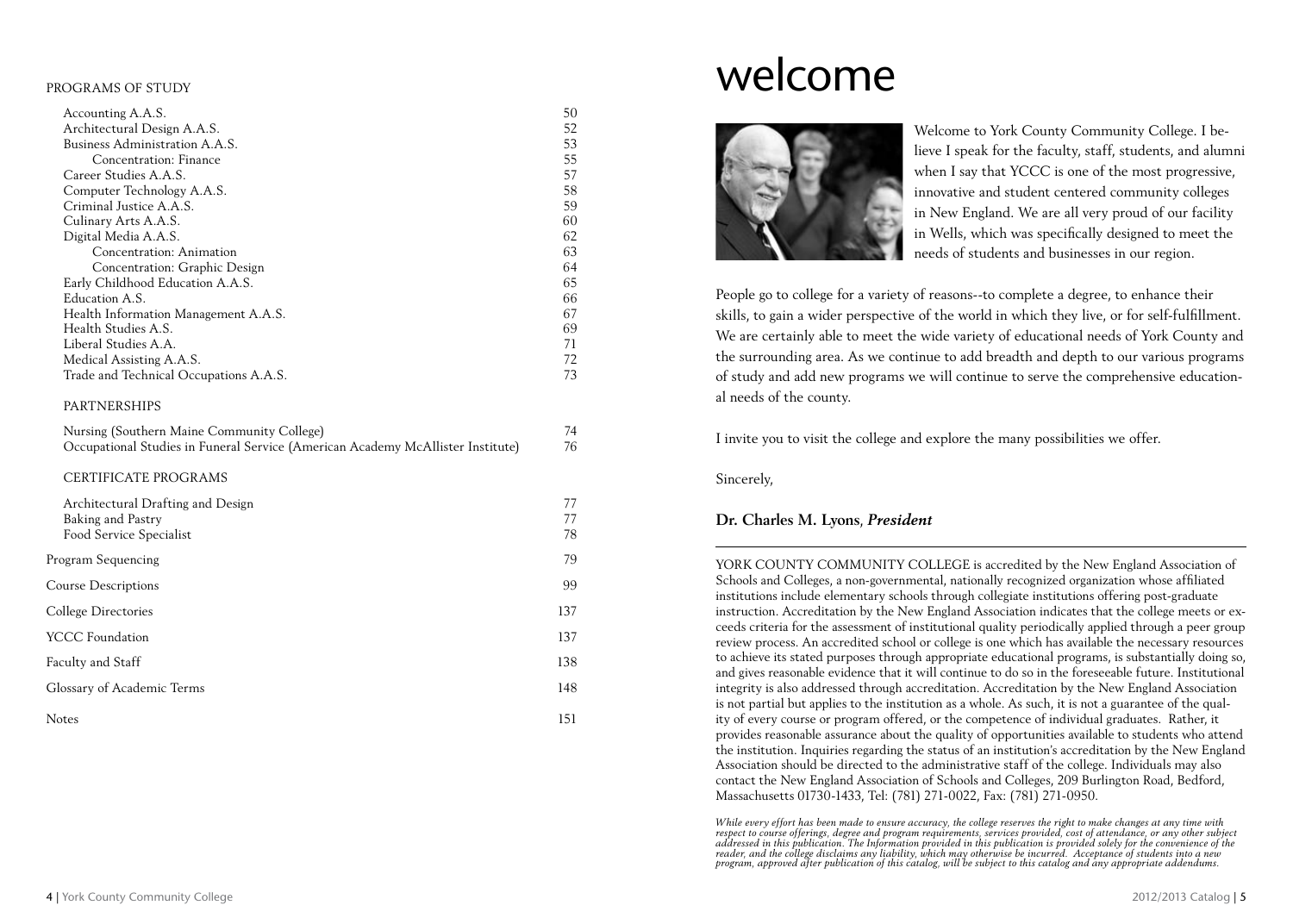PROGRAMS OF STUDY

| | |
|---|---|
| Accounting A.A.S. | 50 |
| Architectural Design A.A.S. | 52 |
| Business Administration A.A.S. | 53 |
| Concentration: Finance | 55 |
| Career Studies A.A.S. | 57 |
| Computer Technology A.A.S. | 58 |
| Criminal Justice A.A.S. | 59 |
| Culinary Arts A.A.S. | 60 |
| Digital Media A.A.S. | 62 |
| Concentration: Animation | 63 |
| Concentration: Graphic Design | 64 |
| Early Childhood Education A.A.S. | 65 |
| Education A.S. | 66 |
| Health Information Management A.A.S. | 67 |
| Health Studies A.S. | 69 |
| Liberal Studies A.A. | 71 |
| Medical Assisting A.A.S. | 72 |
| Trade and Technical Occupations A.A.S. | 73 |

PARTNERSHIPS

| | |
|---|---|
| Nursing (Southern Maine Community College) | 74 |
| Occupational Studies in Funeral Service (American Academy McAllister Institute) | 76 |

CERTIFICATE PROGRAMS

| | |
|---|---|
| Architectural Drafting and Design | 77 |
| Baking and Pastry | 77 |
| Food Service Specialist | 78 |

| | |
|---|---|
| Program Sequencing | 79 |
| Course Descriptions | 99 |
| College Directories | 137 |
| YCCC Foundation | 137 |
| Faculty and Staff | 138 |
| Glossary of Academic Terms | 148 |
| Notes | 151 |

# welcome

Welcome to York County Community College. I believe I speak for the faculty, staff, students, and alumni when I say that YCCC is one of the most progressive, innovative and student centered community colleges in New England. We are all very proud of our facility in Wells, which was specifically designed to meet the needs of students and businesses in our region.

People go to college for a variety of reasons--to complete a degree, to enhance their skills, to gain a wider perspective of the world in which they live, or for self-fulfillment. We are certainly able to meet the wide variety of educational needs of York County and the surrounding area. As we continue to add breadth and depth to our various programs of study and add new programs we will continue to serve the comprehensive educational needs of the county.

I invite you to visit the college and explore the many possibilities we offer.

Sincerely,

**Dr. Charles M. Lyons**, ***President***

---

YORK COUNTY COMMUNITY COLLEGE is accredited by the New England Association of Schools and Colleges, a non-governmental, nationally recognized organization whose affiliated institutions include elementary schools through collegiate institutions offering post-graduate instruction. Accreditation by the New England Association indicates that the college meets or exceeds criteria for the assessment of institutional quality periodically applied through a peer group review process. An accredited school or college is one which has available the necessary resources to achieve its stated purposes through appropriate educational programs, is substantially doing so, and gives reasonable evidence that it will continue to do so in the foreseeable future. Institutional integrity is also addressed through accreditation. Accreditation by the New England Association is not partial but applies to the institution as a whole. As such, it is not a guarantee of the quality of every course or program offered, or the competence of individual graduates. Rather, it provides reasonable assurance about the quality of opportunities available to students who attend the institution. Inquiries regarding the status of an institution's accreditation by the New England Association should be directed to the administrative staff of the college. Individuals may also contact the New England Association of Schools and Colleges, 209 Burlington Road, Bedford, Massachusetts 01730-1433, Tel: (781) 271-0022, Fax: (781) 271-0950.

*While every effort has been made to ensure accuracy, the college reserves the right to make changes at any time with respect to course offerings, degree and program requirements, services provided, cost of attendance, or any other subject addressed in this publication. The Information provided in this publication is provided solely for the convenience of the reader, and the college disclaims any liability, which may otherwise be incurred. Acceptance of students into a new program, approved after publication of this catalog, will be subject to this catalog and any appropriate addendums.*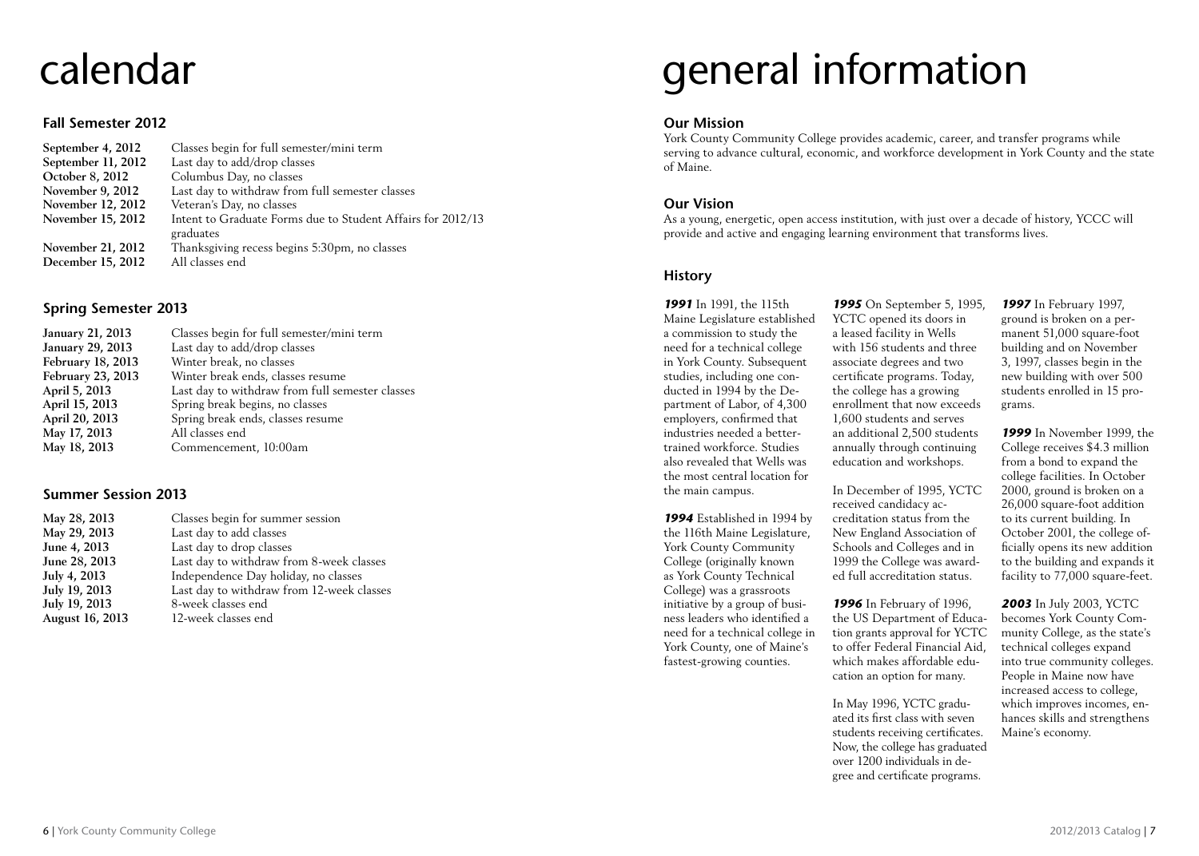# calendar

## Fall Semester 2012

| | |
|---|---|
| **September 4, 2012** | Classes begin for full semester/mini term |
| **September 11, 2012** | Last day to add/drop classes |
| **October 8, 2012** | Columbus Day, no classes |
| **November 9, 2012** | Last day to withdraw from full semester classes |
| **November 12, 2012** | Veteran's Day, no classes |
| **November 15, 2012** | Intent to Graduate Forms due to Student Affairs for 2012/13 graduates |
| **November 21, 2012** | Thanksgiving recess begins 5:30pm, no classes |
| **December 15, 2012** | All classes end |

## Spring Semester 2013

| | |
|---|---|
| **January 21, 2013** | Classes begin for full semester/mini term |
| **January 29, 2013** | Last day to add/drop classes |
| **February 18, 2013** | Winter break, no classes |
| **February 23, 2013** | Winter break ends, classes resume |
| **April 5, 2013** | Last day to withdraw from full semester classes |
| **April 15, 2013** | Spring break begins, no classes |
| **April 20, 2013** | Spring break ends, classes resume |
| **May 17, 2013** | All classes end |
| **May 18, 2013** | Commencement, 10:00am |

## Summer Session 2013

| | |
|---|---|
| **May 28, 2013** | Classes begin for summer session |
| **May 29, 2013** | Last day to add classes |
| **June 4, 2013** | Last day to drop classes |
| **June 28, 2013** | Last day to withdraw from 8-week classes |
| **July 4, 2013** | Independence Day holiday, no classes |
| **July 19, 2013** | Last day to withdraw from 12-week classes |
| **July 19, 2013** | 8-week classes end |
| **August 16, 2013** | 12-week classes end |

# general information

## Our Mission

York County Community College provides academic, career, and transfer programs while serving to advance cultural, economic, and workforce development in York County and the state of Maine.

## Our Vision

As a young, energetic, open access institution, with just over a decade of history, YCCC will provide and active and engaging learning environment that transforms lives.

## History

***1991*** In 1991, the 115th Maine Legislature established a commission to study the need for a technical college in York County. Subsequent studies, including one conducted in 1994 by the Department of Labor, of 4,300 employers, confirmed that industries needed a better-trained workforce. Studies also revealed that Wells was the most central location for the main campus.

***1994*** Established in 1994 by the 116th Maine Legislature, York County Community College (originally known as York County Technical College) was a grassroots initiative by a group of business leaders who identified a need for a technical college in York County, one of Maine's fastest-growing counties.

***1995*** On September 5, 1995, YCTC opened its doors in a leased facility in Wells with 156 students and three associate degrees and two certificate programs. Today, the college has a growing enrollment that now exceeds 1,600 students and serves an additional 2,500 students annually through continuing education and workshops.

In December of 1995, YCTC received candidacy accreditation status from the New England Association of Schools and Colleges and in 1999 the College was awarded full accreditation status.

***1996*** In February of 1996, the US Department of Education grants approval for YCTC to offer Federal Financial Aid, which makes affordable education an option for many.

In May 1996, YCTC graduated its first class with seven students receiving certificates. Now, the college has graduated over 1200 individuals in degree and certificate programs.

***1997*** In February 1997, ground is broken on a permanent 51,000 square-foot building and on November 3, 1997, classes begin in the new building with over 500 students enrolled in 15 programs.

***1999*** In November 1999, the College receives $4.3 million from a bond to expand the college facilities. In October 2000, ground is broken on a 26,000 square-foot addition to its current building. In October 2001, the college officially opens its new addition to the building and expands it facility to 77,000 square-feet.

***2003*** In July 2003, YCTC becomes York County Community College, as the state's technical colleges expand into true community colleges. People in Maine now have increased access to college, which improves incomes, enhances skills and strengthens Maine's economy.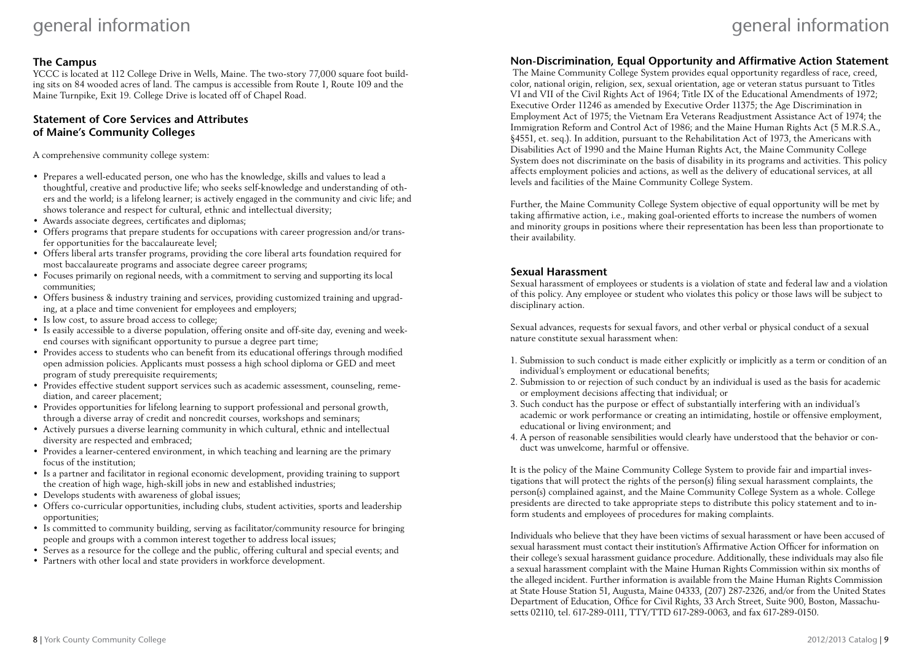## The Campus

YCCC is located at 112 College Drive in Wells, Maine. The two-story 77,000 square foot building sits on 84 wooded acres of land. The campus is accessible from Route 1, Route 109 and the Maine Turnpike, Exit 19. College Drive is located off of Chapel Road.

## Statement of Core Services and Attributes of Maine's Community Colleges

A comprehensive community college system:

- Prepares a well-educated person, one who has the knowledge, skills and values to lead a thoughtful, creative and productive life; who seeks self-knowledge and understanding of others and the world; is a lifelong learner; is actively engaged in the community and civic life; and shows tolerance and respect for cultural, ethnic and intellectual diversity;
- Awards associate degrees, certificates and diplomas;
- Offers programs that prepare students for occupations with career progression and/or transfer opportunities for the baccalaureate level;
- Offers liberal arts transfer programs, providing the core liberal arts foundation required for most baccalaureate programs and associate degree career programs;
- Focuses primarily on regional needs, with a commitment to serving and supporting its local communities;
- Offers business & industry training and services, providing customized training and upgrading, at a place and time convenient for employees and employers;
- Is low cost, to assure broad access to college;
- Is easily accessible to a diverse population, offering onsite and off-site day, evening and weekend courses with significant opportunity to pursue a degree part time;
- Provides access to students who can benefit from its educational offerings through modified open admission policies. Applicants must possess a high school diploma or GED and meet program of study prerequisite requirements;
- Provides effective student support services such as academic assessment, counseling, remediation, and career placement;
- Provides opportunities for lifelong learning to support professional and personal growth, through a diverse array of credit and noncredit courses, workshops and seminars;
- Actively pursues a diverse learning community in which cultural, ethnic and intellectual diversity are respected and embraced;
- Provides a learner-centered environment, in which teaching and learning are the primary focus of the institution;
- Is a partner and facilitator in regional economic development, providing training to support the creation of high wage, high-skill jobs in new and established industries;
- Develops students with awareness of global issues;
- Offers co-curricular opportunities, including clubs, student activities, sports and leadership opportunities;
- Is committed to community building, serving as facilitator/community resource for bringing people and groups with a common interest together to address local issues;
- Serves as a resource for the college and the public, offering cultural and special events; and
- Partners with other local and state providers in workforce development.

## Non-Discrimination, Equal Opportunity and Affirmative Action Statement

The Maine Community College System provides equal opportunity regardless of race, creed, color, national origin, religion, sex, sexual orientation, age or veteran status pursuant to Titles VI and VII of the Civil Rights Act of 1964; Title IX of the Educational Amendments of 1972; Executive Order 11246 as amended by Executive Order 11375; the Age Discrimination in Employment Act of 1975; the Vietnam Era Veterans Readjustment Assistance Act of 1974; the Immigration Reform and Control Act of 1986; and the Maine Human Rights Act (5 M.R.S.A., §4551, et. seq.). In addition, pursuant to the Rehabilitation Act of 1973, the Americans with Disabilities Act of 1990 and the Maine Human Rights Act, the Maine Community College System does not discriminate on the basis of disability in its programs and activities. This policy affects employment policies and actions, as well as the delivery of educational services, at all levels and facilities of the Maine Community College System.

Further, the Maine Community College System objective of equal opportunity will be met by taking affirmative action, i.e., making goal-oriented efforts to increase the numbers of women and minority groups in positions where their representation has been less than proportionate to their availability.

## Sexual Harassment

Sexual harassment of employees or students is a violation of state and federal law and a violation of this policy. Any employee or student who violates this policy or those laws will be subject to disciplinary action.

Sexual advances, requests for sexual favors, and other verbal or physical conduct of a sexual nature constitute sexual harassment when:

1. Submission to such conduct is made either explicitly or implicitly as a term or condition of an individual's employment or educational benefits;
2. Submission to or rejection of such conduct by an individual is used as the basis for academic or employment decisions affecting that individual; or
3. Such conduct has the purpose or effect of substantially interfering with an individual's academic or work performance or creating an intimidating, hostile or offensive employment, educational or living environment; and
4. A person of reasonable sensibilities would clearly have understood that the behavior or conduct was unwelcome, harmful or offensive.

It is the policy of the Maine Community College System to provide fair and impartial investigations that will protect the rights of the person(s) filing sexual harassment complaints, the person(s) complained against, and the Maine Community College System as a whole. College presidents are directed to take appropriate steps to distribute this policy statement and to inform students and employees of procedures for making complaints.

Individuals who believe that they have been victims of sexual harassment or have been accused of sexual harassment must contact their institution's Affirmative Action Officer for information on their college's sexual harassment guidance procedure. Additionally, these individuals may also file a sexual harassment complaint with the Maine Human Rights Commission within six months of the alleged incident. Further information is available from the Maine Human Rights Commission at State House Station 51, Augusta, Maine 04333, (207) 287-2326, and/or from the United States Department of Education, Office for Civil Rights, 33 Arch Street, Suite 900, Boston, Massachusetts 02110, tel. 617-289-0111, TTY/TTD 617-289-0063, and fax 617-289-0150.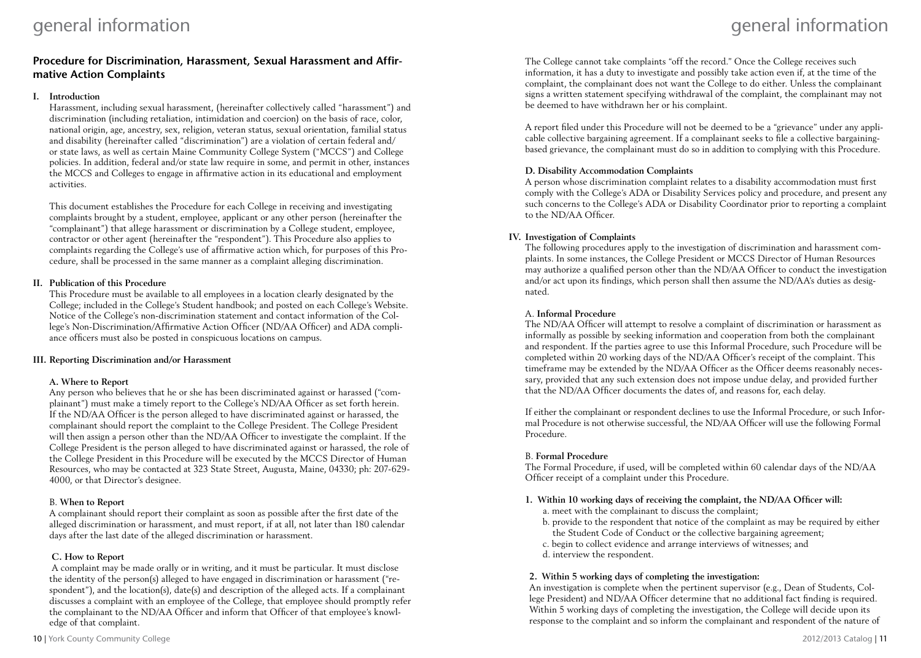## Procedure for Discrimination, Harassment, Sexual Harassment and Affirmative Action Complaints

### I. Introduction

Harassment, including sexual harassment, (hereinafter collectively called "harassment") and discrimination (including retaliation, intimidation and coercion) on the basis of race, color, national origin, age, ancestry, sex, religion, veteran status, sexual orientation, familial status and disability (hereinafter called "discrimination") are a violation of certain federal and/or state laws, as well as certain Maine Community College System ("MCCS") and College policies. In addition, federal and/or state law require in some, and permit in other, instances the MCCS and Colleges to engage in affirmative action in its educational and employment activities.

This document establishes the Procedure for each College in receiving and investigating complaints brought by a student, employee, applicant or any other person (hereinafter the "complainant") that allege harassment or discrimination by a College student, employee, contractor or other agent (hereinafter the "respondent"). This Procedure also applies to complaints regarding the College's use of affirmative action which, for purposes of this Procedure, shall be processed in the same manner as a complaint alleging discrimination.

### II. Publication of this Procedure

This Procedure must be available to all employees in a location clearly designated by the College; included in the College's Student handbook; and posted on each College's Website. Notice of the College's non-discrimination statement and contact information of the College's Non-Discrimination/Affirmative Action Officer (ND/AA Officer) and ADA compliance officers must also be posted in conspicuous locations on campus.

### III. Reporting Discrimination and/or Harassment

#### A. Where to Report

Any person who believes that he or she has been discriminated against or harassed ("complainant") must make a timely report to the College's ND/AA Officer as set forth herein. If the ND/AA Officer is the person alleged to have discriminated against or harassed, the complainant should report the complaint to the College President. The College President will then assign a person other than the ND/AA Officer to investigate the complaint. If the College President is the person alleged to have discriminated against or harassed, the role of the College President in this Procedure will be executed by the MCCS Director of Human Resources, who may be contacted at 323 State Street, Augusta, Maine, 04330; ph: 207-629-4000, or that Director's designee.

#### B. When to Report

A complainant should report their complaint as soon as possible after the first date of the alleged discrimination or harassment, and must report, if at all, not later than 180 calendar days after the last date of the alleged discrimination or harassment.

#### C. How to Report

A complaint may be made orally or in writing, and it must be particular. It must disclose the identity of the person(s) alleged to have engaged in discrimination or harassment ("respondent"), and the location(s), date(s) and description of the alleged acts. If a complainant discusses a complaint with an employee of the College, that employee should promptly refer the complainant to the ND/AA Officer and inform that Officer of that employee's knowledge of that complaint.

The College cannot take complaints "off the record." Once the College receives such information, it has a duty to investigate and possibly take action even if, at the time of the complaint, the complainant does not want the College to do either. Unless the complainant signs a written statement specifying withdrawal of the complaint, the complainant may not be deemed to have withdrawn her or his complaint.

A report filed under this Procedure will not be deemed to be a "grievance" under any applicable collective bargaining agreement. If a complainant seeks to file a collective bargaining-based grievance, the complainant must do so in addition to complying with this Procedure.

#### D. Disability Accommodation Complaints

A person whose discrimination complaint relates to a disability accommodation must first comply with the College's ADA or Disability Services policy and procedure, and present any such concerns to the College's ADA or Disability Coordinator prior to reporting a complaint to the ND/AA Officer.

### IV. Investigation of Complaints

The following procedures apply to the investigation of discrimination and harassment complaints. In some instances, the College President or MCCS Director of Human Resources may authorize a qualified person other than the ND/AA Officer to conduct the investigation and/or act upon its findings, which person shall then assume the ND/AA's duties as designated.

#### A. Informal Procedure

The ND/AA Officer will attempt to resolve a complaint of discrimination or harassment as informally as possible by seeking information and cooperation from both the complainant and respondent. If the parties agree to use this Informal Procedure, such Procedure will be completed within 20 working days of the ND/AA Officer's receipt of the complaint. This timeframe may be extended by the ND/AA Officer as the Officer deems reasonably necessary, provided that any such extension does not impose undue delay, and provided further that the ND/AA Officer documents the dates of, and reasons for, each delay.

If either the complainant or respondent declines to use the Informal Procedure, or such Informal Procedure is not otherwise successful, the ND/AA Officer will use the following Formal Procedure.

#### B. Formal Procedure

The Formal Procedure, if used, will be completed within 60 calendar days of the ND/AA Officer receipt of a complaint under this Procedure.

**1. Within 10 working days of receiving the complaint, the ND/AA Officer will:**

a. meet with the complainant to discuss the complaint;

b. provide to the respondent that notice of the complaint as may be required by either the Student Code of Conduct or the collective bargaining agreement;

c. begin to collect evidence and arrange interviews of witnesses; and

d. interview the respondent.

**2. Within 5 working days of completing the investigation:**

An investigation is complete when the pertinent supervisor (e.g., Dean of Students, College President) and ND/AA Officer determine that no additional fact finding is required. Within 5 working days of completing the investigation, the College will decide upon its response to the complaint and so inform the complainant and respondent of the nature of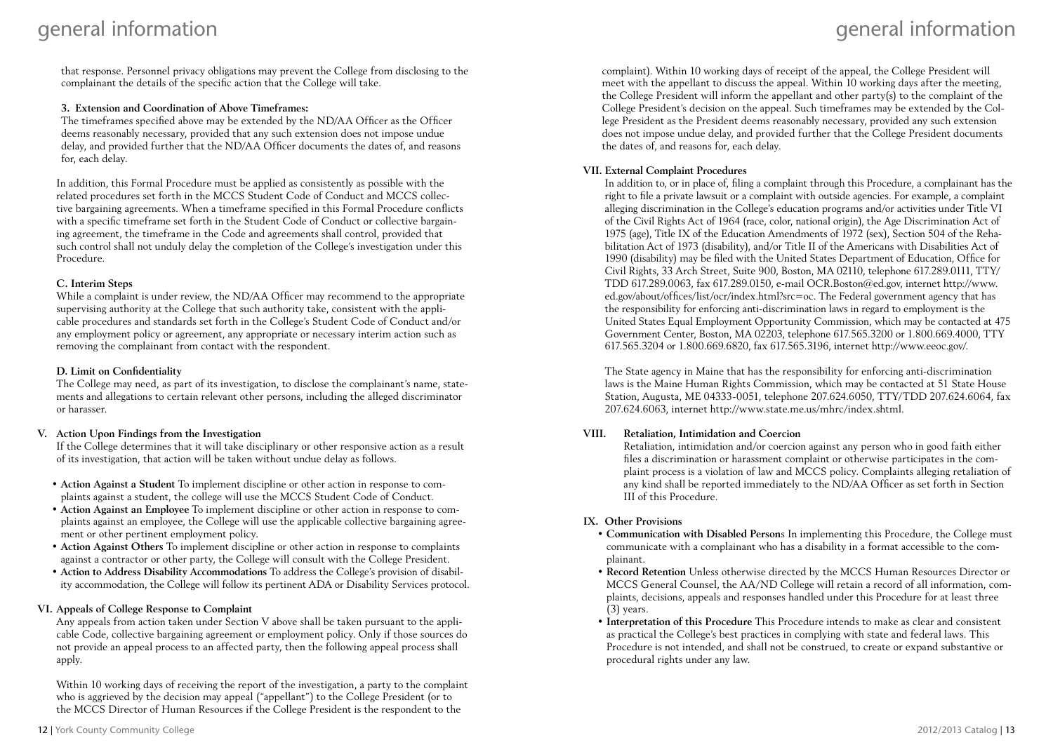that response. Personnel privacy obligations may prevent the College from disclosing to the complainant the details of the specific action that the College will take.

**3. Extension and Coordination of Above Timeframes:**

The timeframes specified above may be extended by the ND/AA Officer as the Officer deems reasonably necessary, provided that any such extension does not impose undue delay, and provided further that the ND/AA Officer documents the dates of, and reasons for, each delay.

In addition, this Formal Procedure must be applied as consistently as possible with the related procedures set forth in the MCCS Student Code of Conduct and MCCS collective bargaining agreements. When a timeframe specified in this Formal Procedure conflicts with a specific timeframe set forth in the Student Code of Conduct or collective bargaining agreement, the timeframe in the Code and agreements shall control, provided that such control shall not unduly delay the completion of the College's investigation under this Procedure.

**C. Interim Steps**

While a complaint is under review, the ND/AA Officer may recommend to the appropriate supervising authority at the College that such authority take, consistent with the applicable procedures and standards set forth in the College's Student Code of Conduct and/or any employment policy or agreement, any appropriate or necessary interim action such as removing the complainant from contact with the respondent.

**D. Limit on Confidentiality**

The College may need, as part of its investigation, to disclose the complainant's name, statements and allegations to certain relevant other persons, including the alleged discriminator or harasser.

**V. Action Upon Findings from the Investigation**

If the College determines that it will take disciplinary or other responsive action as a result of its investigation, that action will be taken without undue delay as follows.

- **Action Against a Student** To implement discipline or other action in response to complaints against a student, the college will use the MCCS Student Code of Conduct.
- **Action Against an Employee** To implement discipline or other action in response to complaints against an employee, the College will use the applicable collective bargaining agreement or other pertinent employment policy.
- **Action Against Others** To implement discipline or other action in response to complaints against a contractor or other party, the College will consult with the College President.
- **Action to Address Disability Accommodations** To address the College's provision of disability accommodation, the College will follow its pertinent ADA or Disability Services protocol.

**VI. Appeals of College Response to Complaint**

Any appeals from action taken under Section V above shall be taken pursuant to the applicable Code, collective bargaining agreement or employment policy. Only if those sources do not provide an appeal process to an affected party, then the following appeal process shall apply.

Within 10 working days of receiving the report of the investigation, a party to the complaint who is aggrieved by the decision may appeal ("appellant") to the College President (or to the MCCS Director of Human Resources if the College President is the respondent to the complaint). Within 10 working days of receipt of the appeal, the College President will meet with the appellant to discuss the appeal. Within 10 working days after the meeting, the College President will inform the appellant and other party(s) to the complaint of the College President's decision on the appeal. Such timeframes may be extended by the College President as the President deems reasonably necessary, provided any such extension does not impose undue delay, and provided further that the College President documents the dates of, and reasons for, each delay.

**VII. External Complaint Procedures**

In addition to, or in place of, filing a complaint through this Procedure, a complainant has the right to file a private lawsuit or a complaint with outside agencies. For example, a complaint alleging discrimination in the College's education programs and/or activities under Title VI of the Civil Rights Act of 1964 (race, color, national origin), the Age Discrimination Act of 1975 (age), Title IX of the Education Amendments of 1972 (sex), Section 504 of the Rehabilitation Act of 1973 (disability), and/or Title II of the Americans with Disabilities Act of 1990 (disability) may be filed with the United States Department of Education, Office for Civil Rights, 33 Arch Street, Suite 900, Boston, MA 02110, telephone 617.289.0111, TTY/TDD 617.289.0063, fax 617.289.0150, e-mail OCR.Boston@ed.gov, internet http://www.ed.gov/about/offices/list/ocr/index.html?src=oc. The Federal government agency that has the responsibility for enforcing anti-discrimination laws in regard to employment is the United States Equal Employment Opportunity Commission, which may be contacted at 475 Government Center, Boston, MA 02203, telephone 617.565.3200 or 1.800.669.4000, TTY 617.565.3204 or 1.800.669.6820, fax 617.565.3196, internet http://www.eeoc.gov/.

The State agency in Maine that has the responsibility for enforcing anti-discrimination laws is the Maine Human Rights Commission, which may be contacted at 51 State House Station, Augusta, ME 04333-0051, telephone 207.624.6050, TTY/TDD 207.624.6064, fax 207.624.6063, internet http://www.state.me.us/mhrc/index.shtml.

**VIII. Retaliation, Intimidation and Coercion**

Retaliation, intimidation and/or coercion against any person who in good faith either files a discrimination or harassment complaint or otherwise participates in the complaint process is a violation of law and MCCS policy. Complaints alleging retaliation of any kind shall be reported immediately to the ND/AA Officer as set forth in Section III of this Procedure.

**IX. Other Provisions**

- **Communication with Disabled Person**s In implementing this Procedure, the College must communicate with a complainant who has a disability in a format accessible to the complainant.
- **Record Retention** Unless otherwise directed by the MCCS Human Resources Director or MCCS General Counsel, the AA/ND College will retain a record of all information, complaints, decisions, appeals and responses handled under this Procedure for at least three (3) years.
- **Interpretation of this Procedure** This Procedure intends to make as clear and consistent as practical the College's best practices in complying with state and federal laws. This Procedure is not intended, and shall not be construed, to create or expand substantive or procedural rights under any law.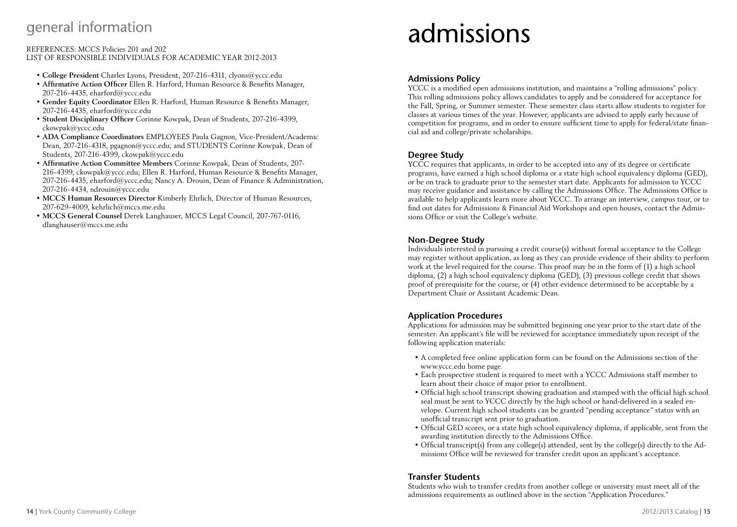## general information

REFERENCES: MCCS Policies 201 and 202
LIST OF RESPONSIBLE INDIVIDUALS FOR ACADEMIC YEAR 2012-2013

- **College President** Charles Lyons, President, 207-216-4311, clyons@yccc.edu
- **Affirmative Action Officer** Ellen R. Harford, Human Resource & Benefits Manager, 207-216-4435, eharford@yccc.edu
- **Gender Equity Coordinator** Ellen R. Harford, Human Resource & Benefits Manager, 207-216-4435, eharford@yccc.edu
- **Student Disciplinary Officer** Corinne Kowpak, Dean of Students, 207-216-4399, ckowpak@yccc.edu
- **ADA Compliance Coordinators** EMPLOYEES Paula Gagnon, Vice-President/Academic Dean, 207-216-4318, pgagnon@yccc.edu; and STUDENTS Corinne Kowpak, Dean of Students, 207-216-4399, ckowpak@yccc.edu
- **Affirmative Action Committee Members** Corinne Kowpak, Dean of Students, 207-216-4399, ckowpak@yccc.edu; Ellen R. Harford, Human Resource & Benefits Manager, 207-216-4435, eharford@yccc.edu; Nancy A. Drouin, Dean of Finance & Administration, 207-216-4434, ndrouin@yccc.edu
- **MCCS Human Resources Director** Kimberly Ehrlich, Director of Human Resources, 207-629-4009, kehrlich@mccs.me.edu
- **MCCS General Counsel** Derek Langhauser, MCCS Legal Council, 207-767-0116, dlanghauser@mccs.me.edu

# admissions

### Admissions Policy

YCCC is a modified open admissions institution, and maintains a "rolling admissions" policy. This rolling admissions policy allows candidates to apply and be considered for acceptance for the Fall, Spring, or Summer semester. These semester class starts allow students to register for classes at various times of the year. However, applicants are advised to apply early because of competition for programs, and in order to ensure sufficient time to apply for federal/state financial aid and college/private scholarships.

### Degree Study

YCCC requires that applicants, in order to be accepted into any of its degree or certificate programs, have earned a high school diploma or a state high school equivalency diploma (GED), or be on track to graduate prior to the semester start date. Applicants for admission to YCCC may receive guidance and assistance by calling the Admissions Office. The Admissions Office is available to help applicants learn more about YCCC. To arrange an interview, campus tour, or to find out dates for Admissions & Financial Aid Workshops and open houses, contact the Admissions Office or visit the College's website.

### Non-Degree Study

Individuals interested in pursuing a credit course(s) without formal acceptance to the College may register without application, as long as they can provide evidence of their ability to perform work at the level required for the course. This proof may be in the form of (1) a high school diploma, (2) a high school equivalency diploma (GED), (3) previous college credit that shows proof of prerequisite for the course, or (4) other evidence determined to be acceptable by a Department Chair or Assistant Academic Dean.

### Application Procedures

Applications for admission may be submitted beginning one year prior to the start date of the semester. An applicant's file will be reviewed for acceptance immediately upon receipt of the following application materials:

- A completed free online application form can be found on the Admissions section of the www.yccc.edu home page.
- Each prospective student is required to meet with a YCCC Admissions staff member to learn about their choice of major prior to enrollment.
- Official high school transcript showing graduation and stamped with the official high school seal must be sent to YCCC directly by the high school or hand-delivered in a sealed envelope. Current high school students can be granted "pending acceptance" status with an unofficial transcript sent prior to graduation.
- Official GED scores, or a state high school equivalency diploma, if applicable, sent from the awarding institution directly to the Admissions Office.
- Official transcript(s) from any college(s) attended, sent by the college(s) directly to the Admissions Office will be reviewed for transfer credit upon an applicant's acceptance.

### Transfer Students

Students who wish to transfer credits from another college or university must meet all of the admissions requirements as outlined above in the section "Application Procedures."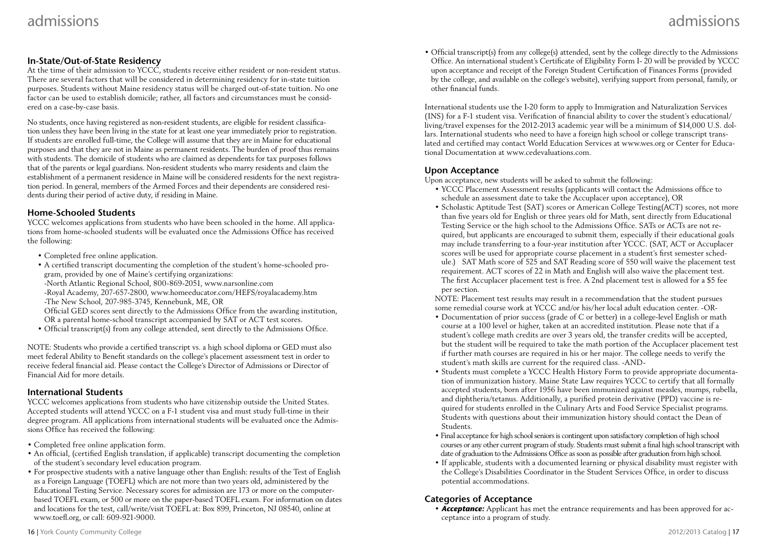## In-State/Out-of-State Residency

At the time of their admission to YCCC, students receive either resident or non-resident status. There are several factors that will be considered in determining residency for in-state tuition purposes. Students without Maine residency status will be charged out-of-state tuition. No one factor can be used to establish domicile; rather, all factors and circumstances must be considered on a case-by-case basis.

No students, once having registered as non-resident students, are eligible for resident classification unless they have been living in the state for at least one year immediately prior to registration. If students are enrolled full-time, the College will assume that they are in Maine for educational purposes and that they are not in Maine as permanent residents. The burden of proof thus remains with students. The domicile of students who are claimed as dependents for tax purposes follows that of the parents or legal guardians. Non-resident students who marry residents and claim the establishment of a permanent residence in Maine will be considered residents for the next registration period. In general, members of the Armed Forces and their dependents are considered residents during their period of active duty, if residing in Maine.

## Home-Schooled Students

YCCC welcomes applications from students who have been schooled in the home. All applications from home-schooled students will be evaluated once the Admissions Office has received the following:

- Completed free online application.
- A certified transcript documenting the completion of the student's home-schooled program, provided by one of Maine's certifying organizations:
  - -North Atlantic Regional School, 800-869-2051, www.narsonline.com
  - -Royal Academy, 207-657-2800, www.homeeducator.com/HEFS/royalacademy.htm
  - -The New School, 207-985-3745, Kennebunk, ME, OR

  Official GED scores sent directly to the Admissions Office from the awarding institution, OR a parental home-school transcript accompanied by SAT or ACT test scores.
- Official transcript(s) from any college attended, sent directly to the Admissions Office.

NOTE: Students who provide a certified transcript vs. a high school diploma or GED must also meet federal Ability to Benefit standards on the college's placement assessment test in order to receive federal financial aid. Please contact the College's Director of Admissions or Director of Financial Aid for more details.

## International Students

YCCC welcomes applications from students who have citizenship outside the United States. Accepted students will attend YCCC on a F-1 student visa and must study full-time in their degree program. All applications from international students will be evaluated once the Admissions Office has received the following:

- Completed free online application form.
- An official, (certified English translation, if applicable) transcript documenting the completion of the student's secondary level education program.
- For prospective students with a native language other than English: results of the Test of English as a Foreign Language (TOEFL) which are not more than two years old, administered by the Educational Testing Service. Necessary scores for admission are 173 or more on the computer-based TOEFL exam, or 500 or more on the paper-based TOEFL exam. For information on dates and locations for the test, call/write/visit TOEFL at: Box 899, Princeton, NJ 08540, online at www.toefl.org, or call: 609-921-9000.
- Official transcript(s) from any college(s) attended, sent by the college directly to the Admissions Office. An international student's Certificate of Eligibility Form I- 20 will be provided by YCCC upon acceptance and receipt of the Foreign Student Certification of Finances Forms (provided by the college, and available on the college's website), verifying support from personal, family, or other financial funds.

International students use the I-20 form to apply to Immigration and Naturalization Services (INS) for a F-1 student visa. Verification of financial ability to cover the student's educational/living/travel expenses for the 2012-2013 academic year will be a minimum of $14,000 U.S. dollars. International students who need to have a foreign high school or college transcript translated and certified may contact World Education Services at www.wes.org or Center for Educational Documentation at www.cedevaluations.com.

## Upon Acceptance

Upon acceptance, new students will be asked to submit the following:

- YCCC Placement Assessment results (applicants will contact the Admissions office to schedule an assessment date to take the Accuplacer upon acceptance), OR
- Scholastic Aptitude Test (SAT) scores or American College Testing(ACT) scores, not more than five years old for English or three years old for Math, sent directly from Educational Testing Service or the high school to the Admissions Office. SATs or ACTs are not required, but applicants are encouraged to submit them, especially if their educational goals may include transferring to a four-year institution after YCCC. (SAT, ACT or Accuplacer scores will be used for appropriate course placement in a student's first semester schedule.) SAT Math score of 525 and SAT Reading score of 550 will waive the placement test requirement. ACT scores of 22 in Math and English will also waive the placement test. The first Accuplacer placement test is free. A 2nd placement test is allowed for a $5 fee per section.

NOTE: Placement test results may result in a recommendation that the student pursues some remedial course work at YCCC and/or his/her local adult education center. -OR-

- Documentation of prior success (grade of C or better) in a college-level English or math course at a 100 level or higher, taken at an accredited institution. Please note that if a student's college math credits are over 3 years old, the transfer credits will be accepted, but the student will be required to take the math portion of the Accuplacer placement test if further math courses are required in his or her major. The college needs to verify the student's math skills are current for the required class. -AND-
- Students must complete a YCCC Health History Form to provide appropriate documentation of immunization history. Maine State Law requires YCCC to certify that all formally accepted students, born after 1956 have been immunized against measles, mumps, rubella, and diphtheria/tetanus. Additionally, a purified protein derivative (PPD) vaccine is required for students enrolled in the Culinary Arts and Food Service Specialist programs. Students with questions about their immunization history should contact the Dean of Students.
- Final acceptance for high school seniors is contingent upon satisfactory completion of high school courses or any other current program of study. Students must submit a final high school transcript with date of graduation to the Admissions Office as soon as possible after graduation from high school.
- If applicable, students with a documented learning or physical disability must register with the College's Disabilities Coordinator in the Student Services Office, in order to discuss potential accommodations.

## Categories of Acceptance

- ***Acceptance:*** Applicant has met the entrance requirements and has been approved for acceptance into a program of study.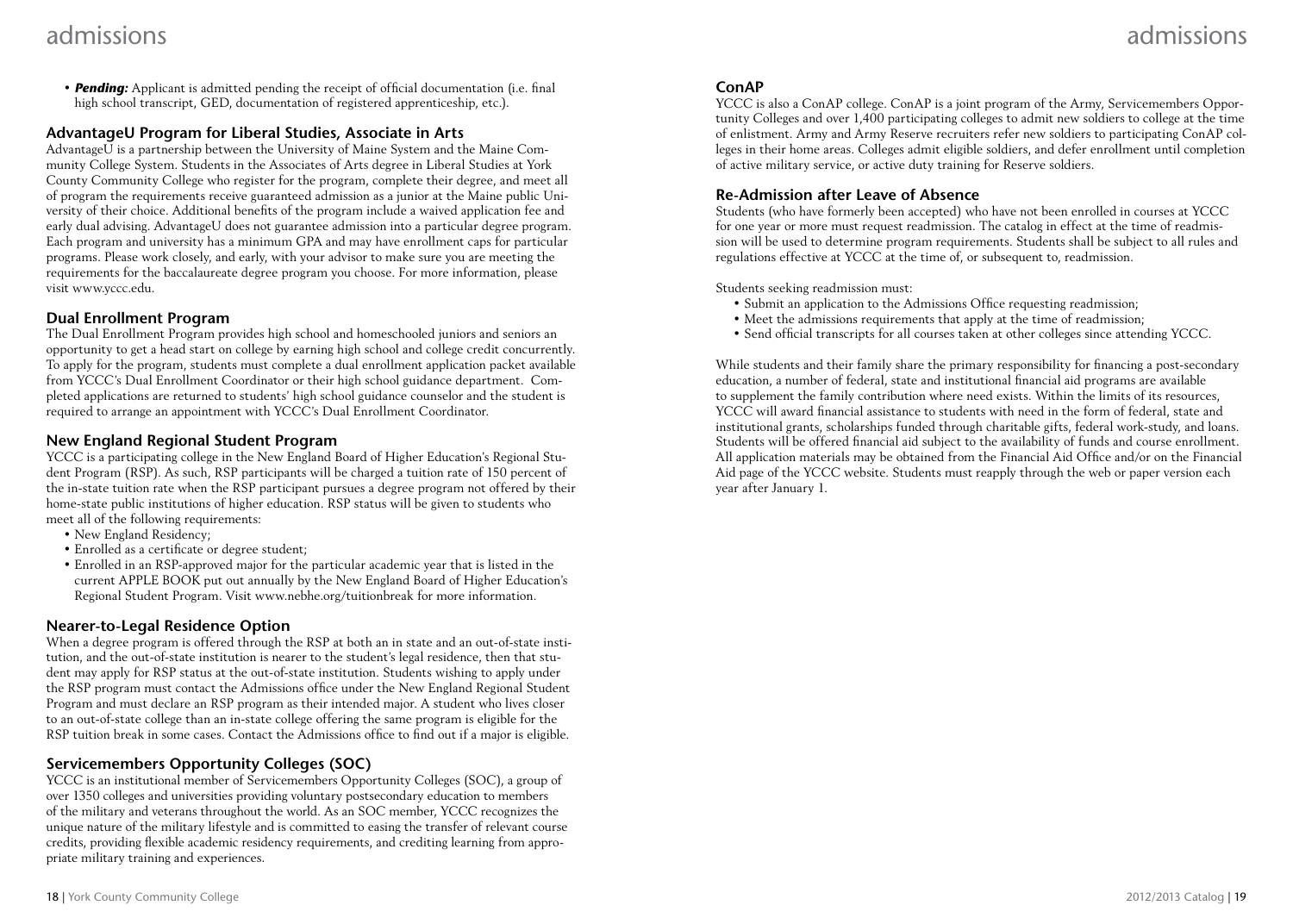- ***Pending:*** Applicant is admitted pending the receipt of official documentation (i.e. final high school transcript, GED, documentation of registered apprenticeship, etc.).

### AdvantageU Program for Liberal Studies, Associate in Arts

AdvantageU is a partnership between the University of Maine System and the Maine Community College System. Students in the Associates of Arts degree in Liberal Studies at York County Community College who register for the program, complete their degree, and meet all of program the requirements receive guaranteed admission as a junior at the Maine public University of their choice. Additional benefits of the program include a waived application fee and early dual advising. AdvantageU does not guarantee admission into a particular degree program. Each program and university has a minimum GPA and may have enrollment caps for particular programs. Please work closely, and early, with your advisor to make sure you are meeting the requirements for the baccalaureate degree program you choose. For more information, please visit www.yccc.edu.

### Dual Enrollment Program

The Dual Enrollment Program provides high school and homeschooled juniors and seniors an opportunity to get a head start on college by earning high school and college credit concurrently. To apply for the program, students must complete a dual enrollment application packet available from YCCC's Dual Enrollment Coordinator or their high school guidance department. Completed applications are returned to students' high school guidance counselor and the student is required to arrange an appointment with YCCC's Dual Enrollment Coordinator.

### New England Regional Student Program

YCCC is a participating college in the New England Board of Higher Education's Regional Student Program (RSP). As such, RSP participants will be charged a tuition rate of 150 percent of the in-state tuition rate when the RSP participant pursues a degree program not offered by their home-state public institutions of higher education. RSP status will be given to students who meet all of the following requirements:

- New England Residency;
- Enrolled as a certificate or degree student;
- Enrolled in an RSP-approved major for the particular academic year that is listed in the current APPLE BOOK put out annually by the New England Board of Higher Education's Regional Student Program. Visit www.nebhe.org/tuitionbreak for more information.

### Nearer-to-Legal Residence Option

When a degree program is offered through the RSP at both an in state and an out-of-state institution, and the out-of-state institution is nearer to the student's legal residence, then that student may apply for RSP status at the out-of-state institution. Students wishing to apply under the RSP program must contact the Admissions office under the New England Regional Student Program and must declare an RSP program as their intended major. A student who lives closer to an out-of-state college than an in-state college offering the same program is eligible for the RSP tuition break in some cases. Contact the Admissions office to find out if a major is eligible.

### Servicemembers Opportunity Colleges (SOC)

YCCC is an institutional member of Servicemembers Opportunity Colleges (SOC), a group of over 1350 colleges and universities providing voluntary postsecondary education to members of the military and veterans throughout the world. As an SOC member, YCCC recognizes the unique nature of the military lifestyle and is committed to easing the transfer of relevant course credits, providing flexible academic residency requirements, and crediting learning from appropriate military training and experiences.

### ConAP

YCCC is also a ConAP college. ConAP is a joint program of the Army, Servicemembers Opportunity Colleges and over 1,400 participating colleges to admit new soldiers to college at the time of enlistment. Army and Army Reserve recruiters refer new soldiers to participating ConAP colleges in their home areas. Colleges admit eligible soldiers, and defer enrollment until completion of active military service, or active duty training for Reserve soldiers.

### Re-Admission after Leave of Absence

Students (who have formerly been accepted) who have not been enrolled in courses at YCCC for one year or more must request readmission. The catalog in effect at the time of readmission will be used to determine program requirements. Students shall be subject to all rules and regulations effective at YCCC at the time of, or subsequent to, readmission.

Students seeking readmission must:

- Submit an application to the Admissions Office requesting readmission;
- Meet the admissions requirements that apply at the time of readmission;
- Send official transcripts for all courses taken at other colleges since attending YCCC.

While students and their family share the primary responsibility for financing a post-secondary education, a number of federal, state and institutional financial aid programs are available to supplement the family contribution where need exists. Within the limits of its resources, YCCC will award financial assistance to students with need in the form of federal, state and institutional grants, scholarships funded through charitable gifts, federal work-study, and loans. Students will be offered financial aid subject to the availability of funds and course enrollment. All application materials may be obtained from the Financial Aid Office and/or on the Financial Aid page of the YCCC website. Students must reapply through the web or paper version each year after January 1.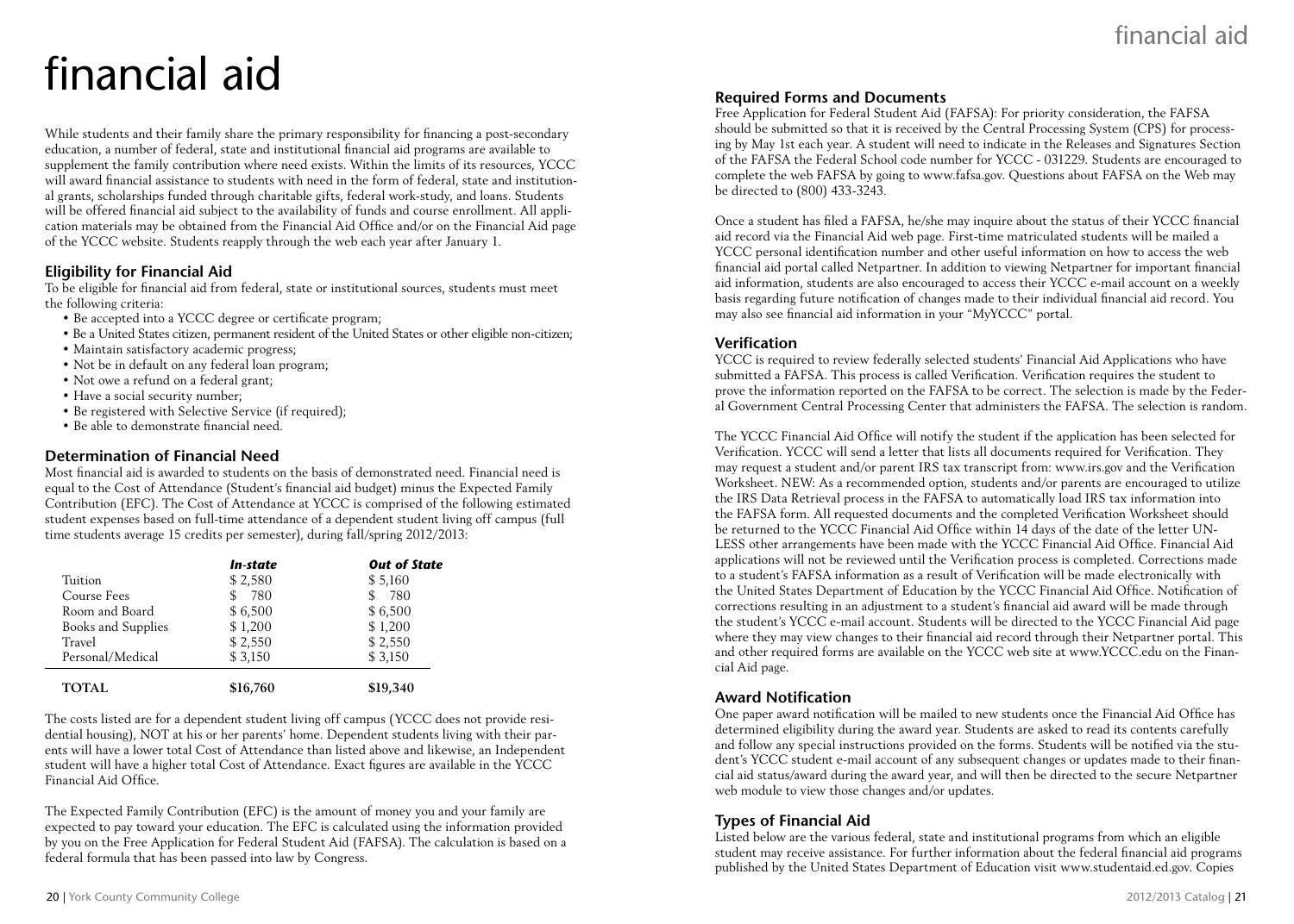# financial aid

While students and their family share the primary responsibility for financing a post-secondary education, a number of federal, state and institutional financial aid programs are available to supplement the family contribution where need exists. Within the limits of its resources, YCCC will award financial assistance to students with need in the form of federal, state and institutional grants, scholarships funded through charitable gifts, federal work-study, and loans. Students will be offered financial aid subject to the availability of funds and course enrollment. All application materials may be obtained from the Financial Aid Office and/or on the Financial Aid page of the YCCC website. Students reapply through the web each year after January 1.

## Eligibility for Financial Aid

To be eligible for financial aid from federal, state or institutional sources, students must meet the following criteria:

- Be accepted into a YCCC degree or certificate program;
- Be a United States citizen, permanent resident of the United States or other eligible non-citizen;
- Maintain satisfactory academic progress;
- Not be in default on any federal loan program;
- Not owe a refund on a federal grant;
- Have a social security number;
- Be registered with Selective Service (if required);
- Be able to demonstrate financial need.

## Determination of Financial Need

Most financial aid is awarded to students on the basis of demonstrated need. Financial need is equal to the Cost of Attendance (Student's financial aid budget) minus the Expected Family Contribution (EFC). The Cost of Attendance at YCCC is comprised of the following estimated student expenses based on full-time attendance of a dependent student living off campus (full time students average 15 credits per semester), during fall/spring 2012/2013:

| | *In-state* | *Out of State* |
|---|---|---|
| Tuition | $ 2,580 | $ 5,160 |
| Course Fees | $ 780 | $ 780 |
| Room and Board | $ 6,500 | $ 6,500 |
| Books and Supplies | $ 1,200 | $ 1,200 |
| Travel | $ 2,550 | $ 2,550 |
| Personal/Medical | $ 3,150 | $ 3,150 |
| **TOTAL** | **$16,760** | **$19,340** |

The costs listed are for a dependent student living off campus (YCCC does not provide residential housing), NOT at his or her parents' home. Dependent students living with their parents will have a lower total Cost of Attendance than listed above and likewise, an Independent student will have a higher total Cost of Attendance. Exact figures are available in the YCCC Financial Aid Office.

The Expected Family Contribution (EFC) is the amount of money you and your family are expected to pay toward your education. The EFC is calculated using the information provided by you on the Free Application for Federal Student Aid (FAFSA). The calculation is based on a federal formula that has been passed into law by Congress.

## Required Forms and Documents

Free Application for Federal Student Aid (FAFSA): For priority consideration, the FAFSA should be submitted so that it is received by the Central Processing System (CPS) for processing by May 1st each year. A student will need to indicate in the Releases and Signatures Section of the FAFSA the Federal School code number for YCCC - 031229. Students are encouraged to complete the web FAFSA by going to www.fafsa.gov. Questions about FAFSA on the Web may be directed to (800) 433-3243.

Once a student has filed a FAFSA, he/she may inquire about the status of their YCCC financial aid record via the Financial Aid web page. First-time matriculated students will be mailed a YCCC personal identification number and other useful information on how to access the web financial aid portal called Netpartner. In addition to viewing Netpartner for important financial aid information, students are also encouraged to access their YCCC e-mail account on a weekly basis regarding future notification of changes made to their individual financial aid record. You may also see financial aid information in your "MyYCCC" portal.

## Verification

YCCC is required to review federally selected students' Financial Aid Applications who have submitted a FAFSA. This process is called Verification. Verification requires the student to prove the information reported on the FAFSA to be correct. The selection is made by the Federal Government Central Processing Center that administers the FAFSA. The selection is random.

The YCCC Financial Aid Office will notify the student if the application has been selected for Verification. YCCC will send a letter that lists all documents required for Verification. They may request a student and/or parent IRS tax transcript from: www.irs.gov and the Verification Worksheet. NEW: As a recommended option, students and/or parents are encouraged to utilize the IRS Data Retrieval process in the FAFSA to automatically load IRS tax information into the FAFSA form. All requested documents and the completed Verification Worksheet should be returned to the YCCC Financial Aid Office within 14 days of the date of the letter UNLESS other arrangements have been made with the YCCC Financial Aid Office. Financial Aid applications will not be reviewed until the Verification process is completed. Corrections made to a student's FAFSA information as a result of Verification will be made electronically with the United States Department of Education by the YCCC Financial Aid Office. Notification of corrections resulting in an adjustment to a student's financial aid award will be made through the student's YCCC e-mail account. Students will be directed to the YCCC Financial Aid page where they may view changes to their financial aid record through their Netpartner portal. This and other required forms are available on the YCCC web site at www.YCCC.edu on the Financial Aid page.

## Award Notification

One paper award notification will be mailed to new students once the Financial Aid Office has determined eligibility during the award year. Students are asked to read its contents carefully and follow any special instructions provided on the forms. Students will be notified via the student's YCCC student e-mail account of any subsequent changes or updates made to their financial aid status/award during the award year, and will then be directed to the secure Netpartner web module to view those changes and/or updates.

## Types of Financial Aid

Listed below are the various federal, state and institutional programs from which an eligible student may receive assistance. For further information about the federal financial aid programs published by the United States Department of Education visit www.studentaid.ed.gov. Copies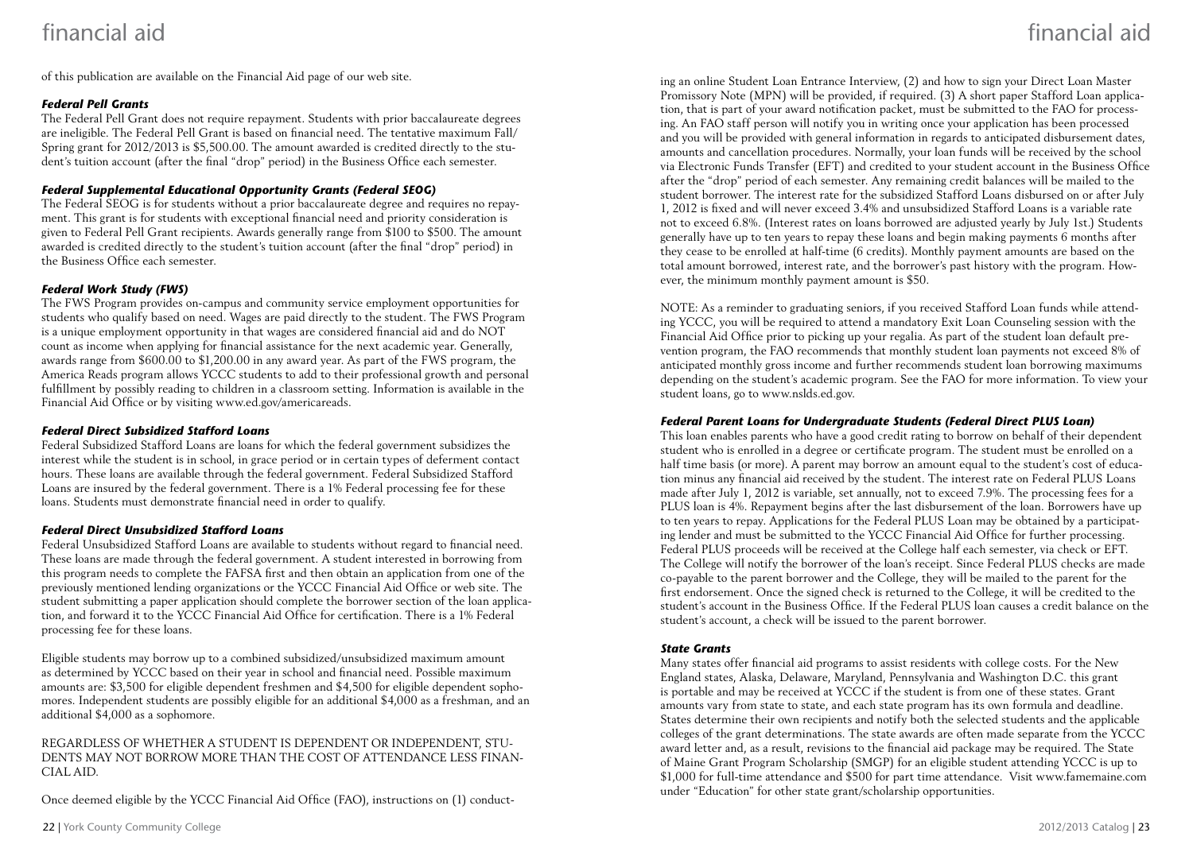of this publication are available on the Financial Aid page of our web site.

### *Federal Pell Grants*

The Federal Pell Grant does not require repayment. Students with prior baccalaureate degrees are ineligible. The Federal Pell Grant is based on financial need. The tentative maximum Fall/Spring grant for 2012/2013 is $5,500.00. The amount awarded is credited directly to the student's tuition account (after the final "drop" period) in the Business Office each semester.

### *Federal Supplemental Educational Opportunity Grants (Federal SEOG)*

The Federal SEOG is for students without a prior baccalaureate degree and requires no repayment. This grant is for students with exceptional financial need and priority consideration is given to Federal Pell Grant recipients. Awards generally range from $100 to $500. The amount awarded is credited directly to the student's tuition account (after the final "drop" period) in the Business Office each semester.

### *Federal Work Study (FWS)*

The FWS Program provides on-campus and community service employment opportunities for students who qualify based on need. Wages are paid directly to the student. The FWS Program is a unique employment opportunity in that wages are considered financial aid and do NOT count as income when applying for financial assistance for the next academic year. Generally, awards range from $600.00 to $1,200.00 in any award year. As part of the FWS program, the America Reads program allows YCCC students to add to their professional growth and personal fulfillment by possibly reading to children in a classroom setting. Information is available in the Financial Aid Office or by visiting www.ed.gov/americareads.

### *Federal Direct Subsidized Stafford Loans*

Federal Subsidized Stafford Loans are loans for which the federal government subsidizes the interest while the student is in school, in grace period or in certain types of deferment contact hours. These loans are available through the federal government. Federal Subsidized Stafford Loans are insured by the federal government. There is a 1% Federal processing fee for these loans. Students must demonstrate financial need in order to qualify.

### *Federal Direct Unsubsidized Stafford Loans*

Federal Unsubsidized Stafford Loans are available to students without regard to financial need. These loans are made through the federal government. A student interested in borrowing from this program needs to complete the FAFSA first and then obtain an application from one of the previously mentioned lending organizations or the YCCC Financial Aid Office or web site. The student submitting a paper application should complete the borrower section of the loan application, and forward it to the YCCC Financial Aid Office for certification. There is a 1% Federal processing fee for these loans.

Eligible students may borrow up to a combined subsidized/unsubsidized maximum amount as determined by YCCC based on their year in school and financial need. Possible maximum amounts are: $3,500 for eligible dependent freshmen and $4,500 for eligible dependent sophomores. Independent students are possibly eligible for an additional $4,000 as a freshman, and an additional $4,000 as a sophomore.

REGARDLESS OF WHETHER A STUDENT IS DEPENDENT OR INDEPENDENT, STUDENTS MAY NOT BORROW MORE THAN THE COST OF ATTENDANCE LESS FINANCIAL AID.

Once deemed eligible by the YCCC Financial Aid Office (FAO), instructions on (1) conducting an online Student Loan Entrance Interview, (2) and how to sign your Direct Loan Master Promissory Note (MPN) will be provided, if required. (3) A short paper Stafford Loan application, that is part of your award notification packet, must be submitted to the FAO for processing. An FAO staff person will notify you in writing once your application has been processed and you will be provided with general information in regards to anticipated disbursement dates, amounts and cancellation procedures. Normally, your loan funds will be received by the school via Electronic Funds Transfer (EFT) and credited to your student account in the Business Office after the "drop" period of each semester. Any remaining credit balances will be mailed to the student borrower. The interest rate for the subsidized Stafford Loans disbursed on or after July 1, 2012 is fixed and will never exceed 3.4% and unsubsidized Stafford Loans is a variable rate not to exceed 6.8%. (Interest rates on loans borrowed are adjusted yearly by July 1st.) Students generally have up to ten years to repay these loans and begin making payments 6 months after they cease to be enrolled at half-time (6 credits). Monthly payment amounts are based on the total amount borrowed, interest rate, and the borrower's past history with the program. However, the minimum monthly payment amount is $50.

NOTE: As a reminder to graduating seniors, if you received Stafford Loan funds while attending YCCC, you will be required to attend a mandatory Exit Loan Counseling session with the Financial Aid Office prior to picking up your regalia. As part of the student loan default prevention program, the FAO recommends that monthly student loan payments not exceed 8% of anticipated monthly gross income and further recommends student loan borrowing maximums depending on the student's academic program. See the FAO for more information. To view your student loans, go to www.nslds.ed.gov.

### *Federal Parent Loans for Undergraduate Students (Federal Direct PLUS Loan)*

This loan enables parents who have a good credit rating to borrow on behalf of their dependent student who is enrolled in a degree or certificate program. The student must be enrolled on a half time basis (or more). A parent may borrow an amount equal to the student's cost of education minus any financial aid received by the student. The interest rate on Federal PLUS Loans made after July 1, 2012 is variable, set annually, not to exceed 7.9%. The processing fees for a PLUS loan is 4%. Repayment begins after the last disbursement of the loan. Borrowers have up to ten years to repay. Applications for the Federal PLUS Loan may be obtained by a participating lender and must be submitted to the YCCC Financial Aid Office for further processing. Federal PLUS proceeds will be received at the College half each semester, via check or EFT. The College will notify the borrower of the loan's receipt. Since Federal PLUS checks are made co-payable to the parent borrower and the College, they will be mailed to the parent for the first endorsement. Once the signed check is returned to the College, it will be credited to the student's account in the Business Office. If the Federal PLUS loan causes a credit balance on the student's account, a check will be issued to the parent borrower.

### *State Grants*

Many states offer financial aid programs to assist residents with college costs. For the New England states, Alaska, Delaware, Maryland, Pennsylvania and Washington D.C. this grant is portable and may be received at YCCC if the student is from one of these states. Grant amounts vary from state to state, and each state program has its own formula and deadline. States determine their own recipients and notify both the selected students and the applicable colleges of the grant determinations. The state awards are often made separate from the YCCC award letter and, as a result, revisions to the financial aid package may be required. The State of Maine Grant Program Scholarship (SMGP) for an eligible student attending YCCC is up to $1,000 for full-time attendance and $500 for part time attendance. Visit www.famemaine.com under "Education" for other state grant/scholarship opportunities.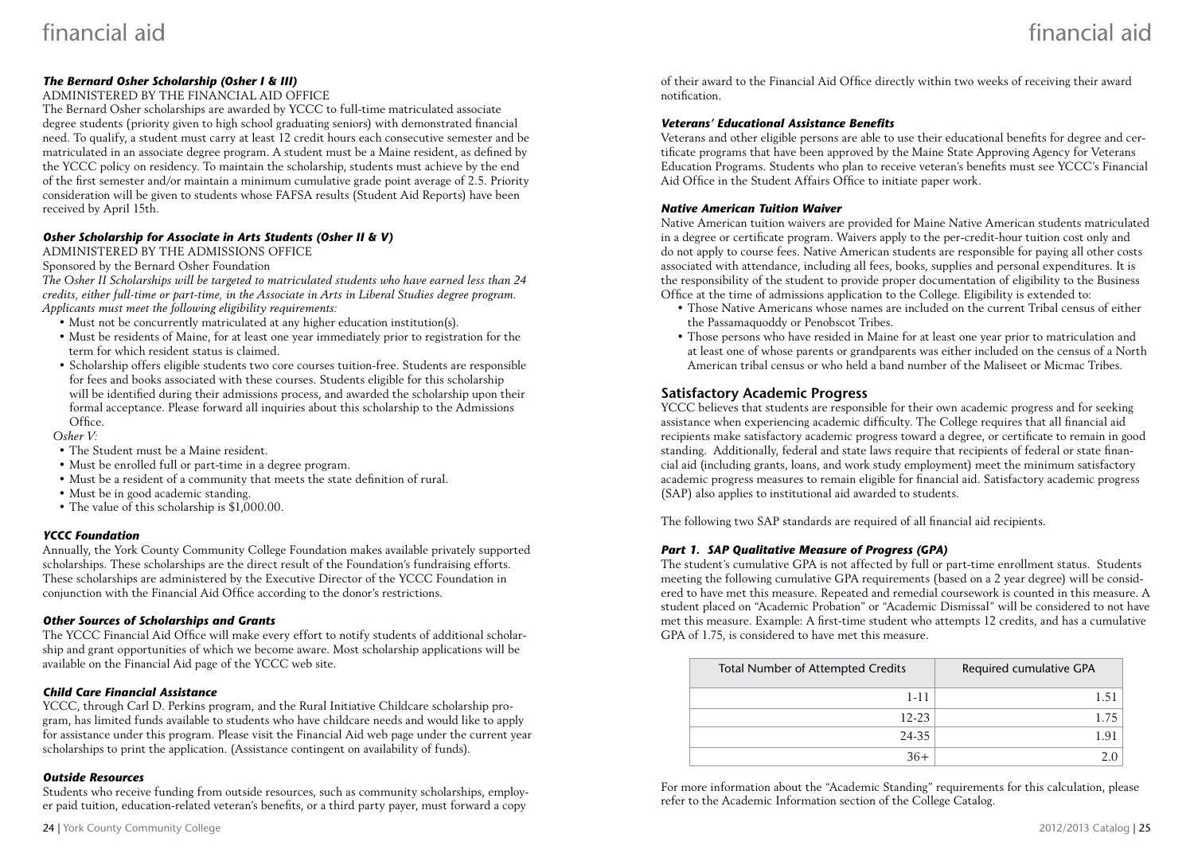### *The Bernard Osher Scholarship (Osher I & III)*

ADMINISTERED BY THE FINANCIAL AID OFFICE

The Bernard Osher scholarships are awarded by YCCC to full-time matriculated associate degree students (priority given to high school graduating seniors) with demonstrated financial need. To qualify, a student must carry at least 12 credit hours each consecutive semester and be matriculated in an associate degree program. A student must be a Maine resident, as defined by the YCCC policy on residency. To maintain the scholarship, students must achieve by the end of the first semester and/or maintain a minimum cumulative grade point average of 2.5. Priority consideration will be given to students whose FAFSA results (Student Aid Reports) have been received by April 15th.

### *Osher Scholarship for Associate in Arts Students (Osher II & V)*

ADMINISTERED BY THE ADMISSIONS OFFICE

Sponsored by the Bernard Osher Foundation

*The Osher II Scholarships will be targeted to matriculated students who have earned less than 24 credits, either full-time or part-time, in the Associate in Arts in Liberal Studies degree program. Applicants must meet the following eligibility requirements:*

- Must not be concurrently matriculated at any higher education institution(s).
- Must be residents of Maine, for at least one year immediately prior to registration for the term for which resident status is claimed.
- Scholarship offers eligible students two core courses tuition-free. Students are responsible for fees and books associated with these courses. Students eligible for this scholarship will be identified during their admissions process, and awarded the scholarship upon their formal acceptance. Please forward all inquiries about this scholarship to the Admissions Office.

*Osher V:*

- The Student must be a Maine resident.
- Must be enrolled full or part-time in a degree program.
- Must be a resident of a community that meets the state definition of rural.
- Must be in good academic standing.
- The value of this scholarship is $1,000.00.

### *YCCC Foundation*

Annually, the York County Community College Foundation makes available privately supported scholarships. These scholarships are the direct result of the Foundation's fundraising efforts. These scholarships are administered by the Executive Director of the YCCC Foundation in conjunction with the Financial Aid Office according to the donor's restrictions.

### *Other Sources of Scholarships and Grants*

The YCCC Financial Aid Office will make every effort to notify students of additional scholarship and grant opportunities of which we become aware. Most scholarship applications will be available on the Financial Aid page of the YCCC web site.

### *Child Care Financial Assistance*

YCCC, through Carl D. Perkins program, and the Rural Initiative Childcare scholarship program, has limited funds available to students who have childcare needs and would like to apply for assistance under this program. Please visit the Financial Aid web page under the current year scholarships to print the application. (Assistance contingent on availability of funds).

### *Outside Resources*

Students who receive funding from outside resources, such as community scholarships, employer paid tuition, education-related veteran's benefits, or a third party payer, must forward a copy of their award to the Financial Aid Office directly within two weeks of receiving their award notification.

### *Veterans' Educational Assistance Benefits*

Veterans and other eligible persons are able to use their educational benefits for degree and certificate programs that have been approved by the Maine State Approving Agency for Veterans Education Programs. Students who plan to receive veteran's benefits must see YCCC's Financial Aid Office in the Student Affairs Office to initiate paper work.

### *Native American Tuition Waiver*

Native American tuition waivers are provided for Maine Native American students matriculated in a degree or certificate program. Waivers apply to the per-credit-hour tuition cost only and do not apply to course fees. Native American students are responsible for paying all other costs associated with attendance, including all fees, books, supplies and personal expenditures. It is the responsibility of the student to provide proper documentation of eligibility to the Business Office at the time of admissions application to the College. Eligibility is extended to:

- Those Native Americans whose names are included on the current Tribal census of either the Passamaquoddy or Penobscot Tribes.
- Those persons who have resided in Maine for at least one year prior to matriculation and at least one of whose parents or grandparents was either included on the census of a North American tribal census or who held a band number of the Maliseet or Micmac Tribes.

## Satisfactory Academic Progress

YCCC believes that students are responsible for their own academic progress and for seeking assistance when experiencing academic difficulty. The College requires that all financial aid recipients make satisfactory academic progress toward a degree, or certificate to remain in good standing. Additionally, federal and state laws require that recipients of federal or state financial aid (including grants, loans, and work study employment) meet the minimum satisfactory academic progress measures to remain eligible for financial aid. Satisfactory academic progress (SAP) also applies to institutional aid awarded to students.

The following two SAP standards are required of all financial aid recipients.

### *Part 1. SAP Qualitative Measure of Progress (GPA)*

The student's cumulative GPA is not affected by full or part-time enrollment status. Students meeting the following cumulative GPA requirements (based on a 2 year degree) will be considered to have met this measure. Repeated and remedial coursework is counted in this measure. A student placed on "Academic Probation" or "Academic Dismissal" will be considered to not have met this measure. Example: A first-time student who attempts 12 credits, and has a cumulative GPA of 1.75, is considered to have met this measure.

| Total Number of Attempted Credits | Required cumulative GPA |
|---|---|
| 1-11 | 1.51 |
| 12-23 | 1.75 |
| 24-35 | 1.91 |
| 36+ | 2.0 |

For more information about the "Academic Standing" requirements for this calculation, please refer to the Academic Information section of the College Catalog.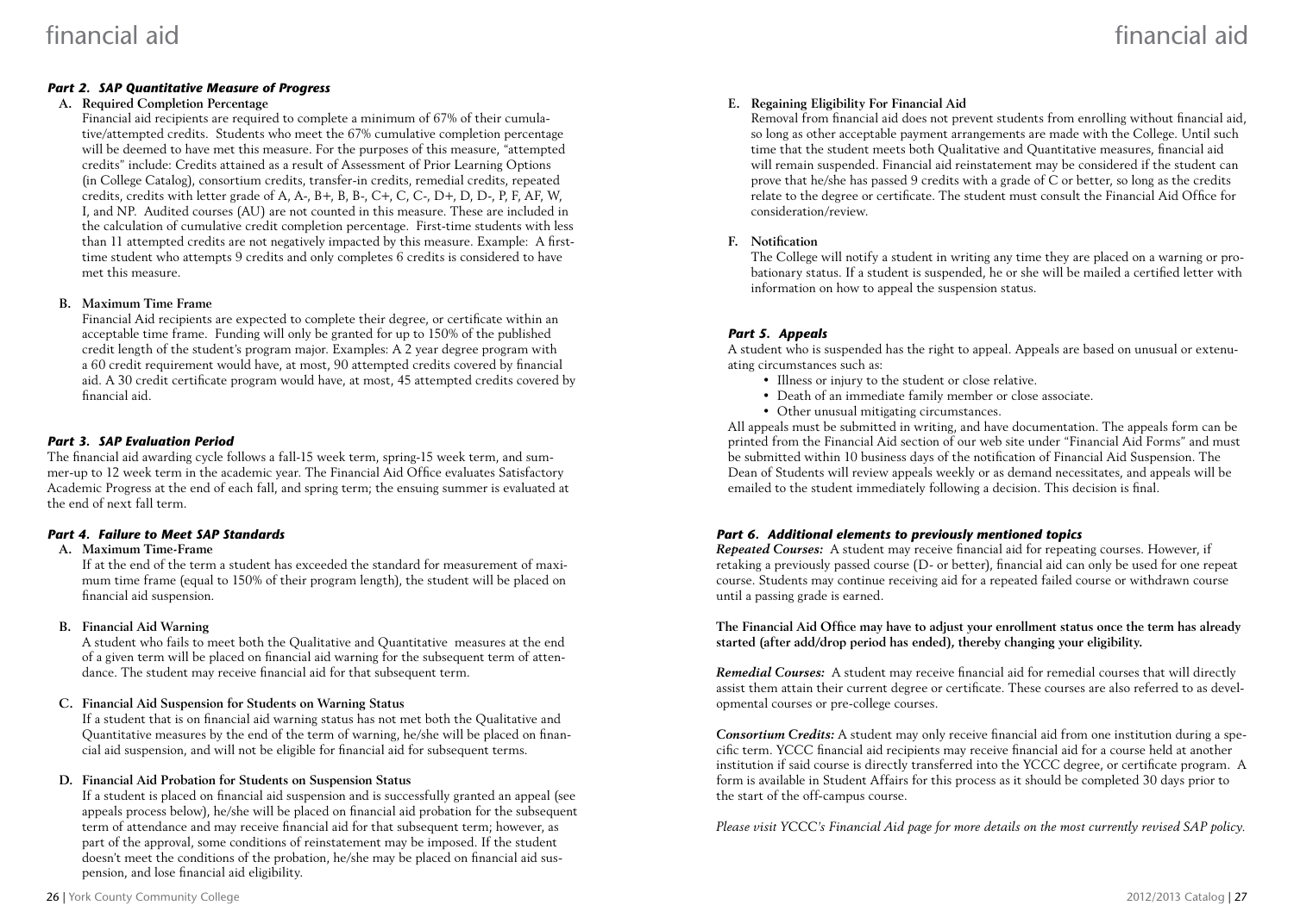### *Part 2. SAP Quantitative Measure of Progress*

**A. Required Completion Percentage**

Financial aid recipients are required to complete a minimum of 67% of their cumulative/attempted credits. Students who meet the 67% cumulative completion percentage will be deemed to have met this measure. For the purposes of this measure, "attempted credits" include: Credits attained as a result of Assessment of Prior Learning Options (in College Catalog), consortium credits, transfer-in credits, remedial credits, repeated credits, credits with letter grade of A, A-, B+, B, B-, C+, C, C-, D+, D, D-, P, F, AF, W, I, and NP. Audited courses (AU) are not counted in this measure. These are included in the calculation of cumulative credit completion percentage. First-time students with less than 11 attempted credits are not negatively impacted by this measure. Example: A first-time student who attempts 9 credits and only completes 6 credits is considered to have met this measure.

**B. Maximum Time Frame**

Financial Aid recipients are expected to complete their degree, or certificate within an acceptable time frame. Funding will only be granted for up to 150% of the published credit length of the student's program major. Examples: A 2 year degree program with a 60 credit requirement would have, at most, 90 attempted credits covered by financial aid. A 30 credit certificate program would have, at most, 45 attempted credits covered by financial aid.

### *Part 3. SAP Evaluation Period*

The financial aid awarding cycle follows a fall-15 week term, spring-15 week term, and summer-up to 12 week term in the academic year. The Financial Aid Office evaluates Satisfactory Academic Progress at the end of each fall, and spring term; the ensuing summer is evaluated at the end of next fall term.

### *Part 4. Failure to Meet SAP Standards*

**A. Maximum Time-Frame**

If at the end of the term a student has exceeded the standard for measurement of maximum time frame (equal to 150% of their program length), the student will be placed on financial aid suspension.

**B. Financial Aid Warning**

A student who fails to meet both the Qualitative and Quantitative measures at the end of a given term will be placed on financial aid warning for the subsequent term of attendance. The student may receive financial aid for that subsequent term.

**C. Financial Aid Suspension for Students on Warning Status**

If a student that is on financial aid warning status has not met both the Qualitative and Quantitative measures by the end of the term of warning, he/she will be placed on financial aid suspension, and will not be eligible for financial aid for subsequent terms.

**D. Financial Aid Probation for Students on Suspension Status**

If a student is placed on financial aid suspension and is successfully granted an appeal (see appeals process below), he/she will be placed on financial aid probation for the subsequent term of attendance and may receive financial aid for that subsequent term; however, as part of the approval, some conditions of reinstatement may be imposed. If the student doesn't meet the conditions of the probation, he/she may be placed on financial aid suspension, and lose financial aid eligibility.

**E. Regaining Eligibility For Financial Aid**

Removal from financial aid does not prevent students from enrolling without financial aid, so long as other acceptable payment arrangements are made with the College. Until such time that the student meets both Qualitative and Quantitative measures, financial aid will remain suspended. Financial aid reinstatement may be considered if the student can prove that he/she has passed 9 credits with a grade of C or better, so long as the credits relate to the degree or certificate. The student must consult the Financial Aid Office for consideration/review.

**F. Notification**

The College will notify a student in writing any time they are placed on a warning or probationary status. If a student is suspended, he or she will be mailed a certified letter with information on how to appeal the suspension status.

### *Part 5. Appeals*

A student who is suspended has the right to appeal. Appeals are based on unusual or extenuating circumstances such as:

- Illness or injury to the student or close relative.
- Death of an immediate family member or close associate.
- Other unusual mitigating circumstances.

All appeals must be submitted in writing, and have documentation. The appeals form can be printed from the Financial Aid section of our web site under "Financial Aid Forms" and must be submitted within 10 business days of the notification of Financial Aid Suspension. The Dean of Students will review appeals weekly or as demand necessitates, and appeals will be emailed to the student immediately following a decision. This decision is final.

### *Part 6. Additional elements to previously mentioned topics*

***Repeated Courses:*** A student may receive financial aid for repeating courses. However, if retaking a previously passed course (D- or better), financial aid can only be used for one repeat course. Students may continue receiving aid for a repeated failed course or withdrawn course until a passing grade is earned.

**The Financial Aid Office may have to adjust your enrollment status once the term has already started (after add/drop period has ended), thereby changing your eligibility.**

***Remedial Courses:*** A student may receive financial aid for remedial courses that will directly assist them attain their current degree or certificate. These courses are also referred to as developmental courses or pre-college courses.

***Consortium Credits:*** A student may only receive financial aid from one institution during a specific term. YCCC financial aid recipients may receive financial aid for a course held at another institution if said course is directly transferred into the YCCC degree, or certificate program. A form is available in Student Affairs for this process as it should be completed 30 days prior to the start of the off-campus course.

*Please visit YCCC's Financial Aid page for more details on the most currently revised SAP policy.*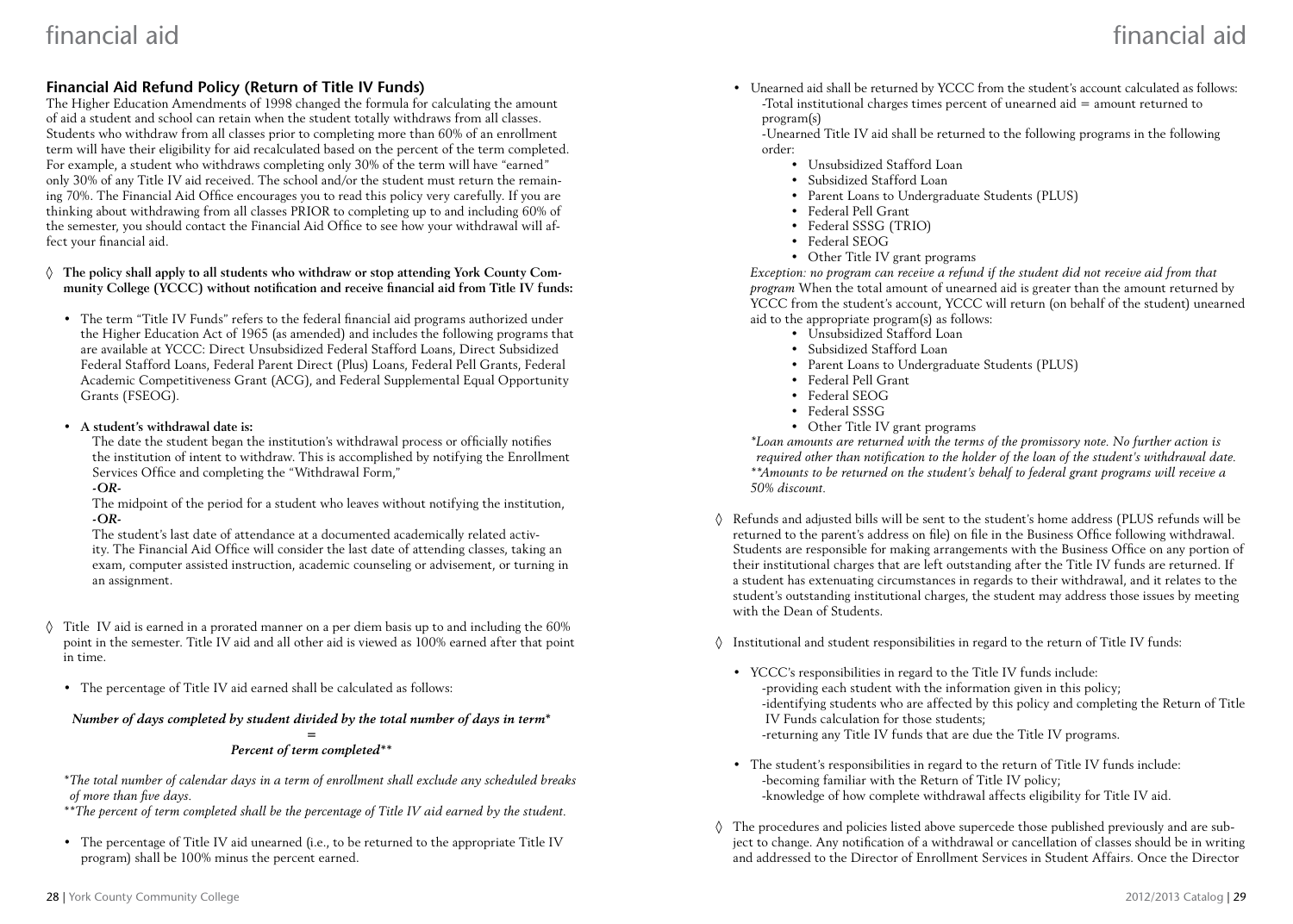## Financial Aid Refund Policy (Return of Title IV Funds)

The Higher Education Amendments of 1998 changed the formula for calculating the amount of aid a student and school can retain when the student totally withdraws from all classes. Students who withdraw from all classes prior to completing more than 60% of an enrollment term will have their eligibility for aid recalculated based on the percent of the term completed. For example, a student who withdraws completing only 30% of the term will have "earned" only 30% of any Title IV aid received. The school and/or the student must return the remaining 70%. The Financial Aid Office encourages you to read this policy very carefully. If you are thinking about withdrawing from all classes PRIOR to completing up to and including 60% of the semester, you should contact the Financial Aid Office to see how your withdrawal will affect your financial aid.

◊ **The policy shall apply to all students who withdraw or stop attending York County Community College (YCCC) without notification and receive financial aid from Title IV funds:**

- The term "Title IV Funds" refers to the federal financial aid programs authorized under the Higher Education Act of 1965 (as amended) and includes the following programs that are available at YCCC: Direct Unsubsidized Federal Stafford Loans, Direct Subsidized Federal Stafford Loans, Federal Parent Direct (Plus) Loans, Federal Pell Grants, Federal Academic Competitiveness Grant (ACG), and Federal Supplemental Equal Opportunity Grants (FSEOG).

- **A student's withdrawal date is:**

  The date the student began the institution's withdrawal process or officially notifies the institution of intent to withdraw. This is accomplished by notifying the Enrollment Services Office and completing the "Withdrawal Form,"

  ***-OR-***

  The midpoint of the period for a student who leaves without notifying the institution,

  ***-OR-***

  The student's last date of attendance at a documented academically related activity. The Financial Aid Office will consider the last date of attending classes, taking an exam, computer assisted instruction, academic counseling or advisement, or turning in an assignment.

◊ Title IV aid is earned in a prorated manner on a per diem basis up to and including the 60% point in the semester. Title IV aid and all other aid is viewed as 100% earned after that point in time.

- The percentage of Title IV aid earned shall be calculated as follows:

***Number of days completed by student divided by the total number of days in term\****

***=***

***Percent of term completed\*\****

*\*The total number of calendar days in a term of enrollment shall exclude any scheduled breaks of more than five days.*

*\*\*The percent of term completed shall be the percentage of Title IV aid earned by the student.*

- The percentage of Title IV aid unearned (i.e., to be returned to the appropriate Title IV program) shall be 100% minus the percent earned.

- Unearned aid shall be returned by YCCC from the student's account calculated as follows:

  -Total institutional charges times percent of unearned aid = amount returned to program(s)

  -Unearned Title IV aid shall be returned to the following programs in the following order:

  - Unsubsidized Stafford Loan
  - Subsidized Stafford Loan
  - Parent Loans to Undergraduate Students (PLUS)
  - Federal Pell Grant
  - Federal SSSG (TRIO)
  - Federal SEOG
  - Other Title IV grant programs

  *Exception: no program can receive a refund if the student did not receive aid from that program* When the total amount of unearned aid is greater than the amount returned by YCCC from the student's account, YCCC will return (on behalf of the student) unearned aid to the appropriate program(s) as follows:

  - Unsubsidized Stafford Loan
  - Subsidized Stafford Loan
  - Parent Loans to Undergraduate Students (PLUS)
  - Federal Pell Grant
  - Federal SEOG
  - Federal SSSG
  - Other Title IV grant programs

  *\*Loan amounts are returned with the terms of the promissory note. No further action is required other than notification to the holder of the loan of the student's withdrawal date.*

  *\*\*Amounts to be returned on the student's behalf to federal grant programs will receive a 50% discount.*

◊ Refunds and adjusted bills will be sent to the student's home address (PLUS refunds will be returned to the parent's address on file) on file in the Business Office following withdrawal. Students are responsible for making arrangements with the Business Office on any portion of their institutional charges that are left outstanding after the Title IV funds are returned. If a student has extenuating circumstances in regards to their withdrawal, and it relates to the student's outstanding institutional charges, the student may address those issues by meeting with the Dean of Students.

◊ Institutional and student responsibilities in regard to the return of Title IV funds:

- YCCC's responsibilities in regard to the Title IV funds include:

  -providing each student with the information given in this policy;

  -identifying students who are affected by this policy and completing the Return of Title IV Funds calculation for those students;

  -returning any Title IV funds that are due the Title IV programs.

- The student's responsibilities in regard to the return of Title IV funds include:

  -becoming familiar with the Return of Title IV policy;

  -knowledge of how complete withdrawal affects eligibility for Title IV aid.

◊ The procedures and policies listed above supercede those published previously and are subject to change. Any notification of a withdrawal or cancellation of classes should be in writing and addressed to the Director of Enrollment Services in Student Affairs. Once the Director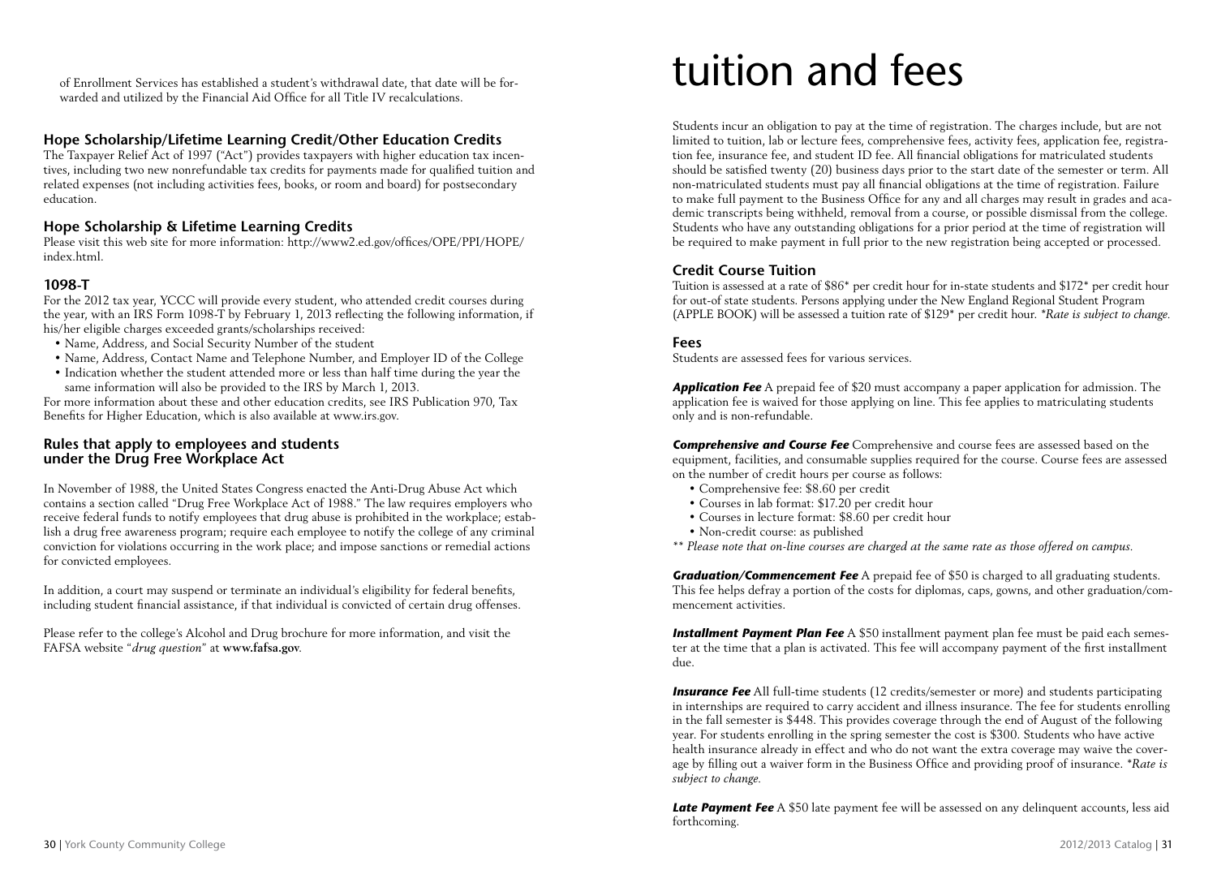of Enrollment Services has established a student's withdrawal date, that date will be forwarded and utilized by the Financial Aid Office for all Title IV recalculations.

### Hope Scholarship/Lifetime Learning Credit/Other Education Credits

The Taxpayer Relief Act of 1997 ("Act") provides taxpayers with higher education tax incentives, including two new nonrefundable tax credits for payments made for qualified tuition and related expenses (not including activities fees, books, or room and board) for postsecondary education.

### Hope Scholarship & Lifetime Learning Credits

Please visit this web site for more information: http://www2.ed.gov/offices/OPE/PPI/HOPE/index.html.

### 1098-T

For the 2012 tax year, YCCC will provide every student, who attended credit courses during the year, with an IRS Form 1098-T by February 1, 2013 reflecting the following information, if his/her eligible charges exceeded grants/scholarships received:

- Name, Address, and Social Security Number of the student
- Name, Address, Contact Name and Telephone Number, and Employer ID of the College
- Indication whether the student attended more or less than half time during the year the same information will also be provided to the IRS by March 1, 2013.

For more information about these and other education credits, see IRS Publication 970, Tax Benefits for Higher Education, which is also available at www.irs.gov.

### Rules that apply to employees and students under the Drug Free Workplace Act

In November of 1988, the United States Congress enacted the Anti-Drug Abuse Act which contains a section called "Drug Free Workplace Act of 1988." The law requires employers who receive federal funds to notify employees that drug abuse is prohibited in the workplace; establish a drug free awareness program; require each employee to notify the college of any criminal conviction for violations occurring in the work place; and impose sanctions or remedial actions for convicted employees.

In addition, a court may suspend or terminate an individual's eligibility for federal benefits, including student financial assistance, if that individual is convicted of certain drug offenses.

Please refer to the college's Alcohol and Drug brochure for more information, and visit the FAFSA website "*drug question*" at **www.fafsa.gov**.

# tuition and fees

Students incur an obligation to pay at the time of registration. The charges include, but are not limited to tuition, lab or lecture fees, comprehensive fees, activity fees, application fee, registration fee, insurance fee, and student ID fee. All financial obligations for matriculated students should be satisfied twenty (20) business days prior to the start date of the semester or term. All non-matriculated students must pay all financial obligations at the time of registration. Failure to make full payment to the Business Office for any and all charges may result in grades and academic transcripts being withheld, removal from a course, or possible dismissal from the college. Students who have any outstanding obligations for a prior period at the time of registration will be required to make payment in full prior to the new registration being accepted or processed.

### Credit Course Tuition

Tuition is assessed at a rate of $86* per credit hour for in-state students and $172* per credit hour for out-of state students. Persons applying under the New England Regional Student Program (APPLE BOOK) will be assessed a tuition rate of $129* per credit hour. *\*Rate is subject to change.*

### Fees

Students are assessed fees for various services.

***Application Fee*** A prepaid fee of $20 must accompany a paper application for admission. The application fee is waived for those applying on line. This fee applies to matriculating students only and is non-refundable.

***Comprehensive and Course Fee*** Comprehensive and course fees are assessed based on the equipment, facilities, and consumable supplies required for the course. Course fees are assessed on the number of credit hours per course as follows:

- Comprehensive fee: $8.60 per credit
- Courses in lab format: $17.20 per credit hour
- Courses in lecture format: $8.60 per credit hour
- Non-credit course: as published

*\*\* Please note that on-line courses are charged at the same rate as those offered on campus.*

***Graduation/Commencement Fee*** A prepaid fee of $50 is charged to all graduating students. This fee helps defray a portion of the costs for diplomas, caps, gowns, and other graduation/commencement activities.

***Installment Payment Plan Fee*** A $50 installment payment plan fee must be paid each semester at the time that a plan is activated. This fee will accompany payment of the first installment due.

***Insurance Fee*** All full-time students (12 credits/semester or more) and students participating in internships are required to carry accident and illness insurance. The fee for students enrolling in the fall semester is $448. This provides coverage through the end of August of the following year. For students enrolling in the spring semester the cost is $300. Students who have active health insurance already in effect and who do not want the extra coverage may waive the coverage by filling out a waiver form in the Business Office and providing proof of insurance. *\*Rate is subject to change.*

***Late Payment Fee*** A $50 late payment fee will be assessed on any delinquent accounts, less aid forthcoming.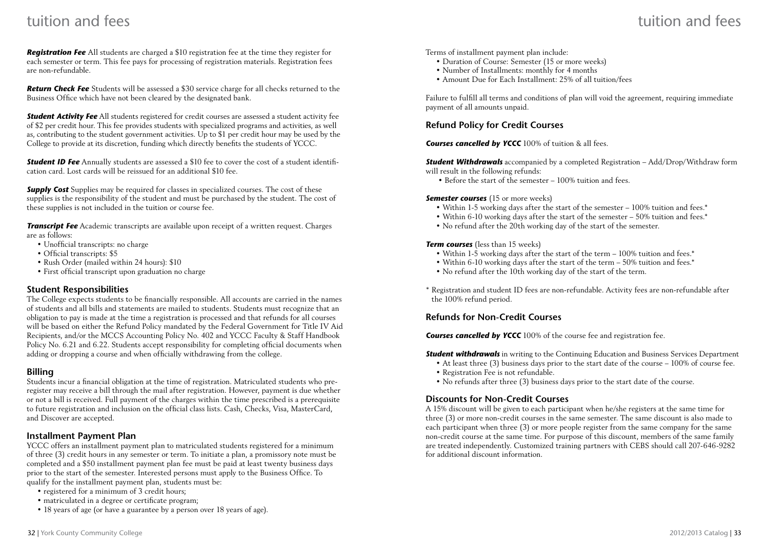***Registration Fee*** All students are charged a $10 registration fee at the time they register for each semester or term. This fee pays for processing of registration materials. Registration fees are non-refundable.

***Return Check Fee*** Students will be assessed a $30 service charge for all checks returned to the Business Office which have not been cleared by the designated bank.

***Student Activity Fee*** All students registered for credit courses are assessed a student activity fee of $2 per credit hour. This fee provides students with specialized programs and activities, as well as, contributing to the student government activities. Up to $1 per credit hour may be used by the College to provide at its discretion, funding which directly benefits the students of YCCC.

***Student ID Fee*** Annually students are assessed a $10 fee to cover the cost of a student identification card. Lost cards will be reissued for an additional $10 fee.

***Supply Cost*** Supplies may be required for classes in specialized courses. The cost of these supplies is the responsibility of the student and must be purchased by the student. The cost of these supplies is not included in the tuition or course fee.

***Transcript Fee*** Academic transcripts are available upon receipt of a written request. Charges are as follows:

- Unofficial transcripts: no charge
- Official transcripts: $5
- Rush Order (mailed within 24 hours): $10
- First official transcript upon graduation no charge

### Student Responsibilities

The College expects students to be financially responsible. All accounts are carried in the names of students and all bills and statements are mailed to students. Students must recognize that an obligation to pay is made at the time a registration is processed and that refunds for all courses will be based on either the Refund Policy mandated by the Federal Government for Title IV Aid Recipients, and/or the MCCS Accounting Policy No. 402 and YCCC Faculty & Staff Handbook Policy No. 6.21 and 6.22. Students accept responsibility for completing official documents when adding or dropping a course and when officially withdrawing from the college.

### Billing

Students incur a financial obligation at the time of registration. Matriculated students who pre-register may receive a bill through the mail after registration. However, payment is due whether or not a bill is received. Full payment of the charges within the time prescribed is a prerequisite to future registration and inclusion on the official class lists. Cash, Checks, Visa, MasterCard, and Discover are accepted.

### Installment Payment Plan

YCCC offers an installment payment plan to matriculated students registered for a minimum of three (3) credit hours in any semester or term. To initiate a plan, a promissory note must be completed and a $50 installment payment plan fee must be paid at least twenty business days prior to the start of the semester. Interested persons must apply to the Business Office. To qualify for the installment payment plan, students must be:

- registered for a minimum of 3 credit hours;
- matriculated in a degree or certificate program;
- 18 years of age (or have a guarantee by a person over 18 years of age).

Terms of installment payment plan include:

- Duration of Course: Semester (15 or more weeks)
- Number of Installments: monthly for 4 months
- Amount Due for Each Installment: 25% of all tuition/fees

Failure to fulfill all terms and conditions of plan will void the agreement, requiring immediate payment of all amounts unpaid.

### Refund Policy for Credit Courses

***Courses cancelled by YCCC*** 100% of tuition & all fees.

***Student Withdrawals*** accompanied by a completed Registration – Add/Drop/Withdraw form will result in the following refunds:

- Before the start of the semester – 100% tuition and fees.

***Semester courses*** (15 or more weeks)

- Within 1-5 working days after the start of the semester – 100% tuition and fees.*
- Within 6-10 working days after the start of the semester – 50% tuition and fees.*
- No refund after the 20th working day of the start of the semester.

***Term courses*** (less than 15 weeks)

- Within 1-5 working days after the start of the term – 100% tuition and fees.*
- Within 6-10 working days after the start of the term – 50% tuition and fees.*
- No refund after the 10th working day of the start of the term.

* Registration and student ID fees are non-refundable. Activity fees are non-refundable after the 100% refund period.

### Refunds for Non-Credit Courses

***Courses cancelled by YCCC*** 100% of the course fee and registration fee.

***Student withdrawals*** in writing to the Continuing Education and Business Services Department

- At least three (3) business days prior to the start date of the course – 100% of course fee.
- Registration Fee is not refundable.
- No refunds after three (3) business days prior to the start date of the course.

### Discounts for Non-Credit Courses

A 15% discount will be given to each participant when he/she registers at the same time for three (3) or more non-credit courses in the same semester. The same discount is also made to each participant when three (3) or more people register from the same company for the same non-credit course at the same time. For purpose of this discount, members of the same family are treated independently. Customized training partners with CEBS should call 207-646-9282 for additional discount information.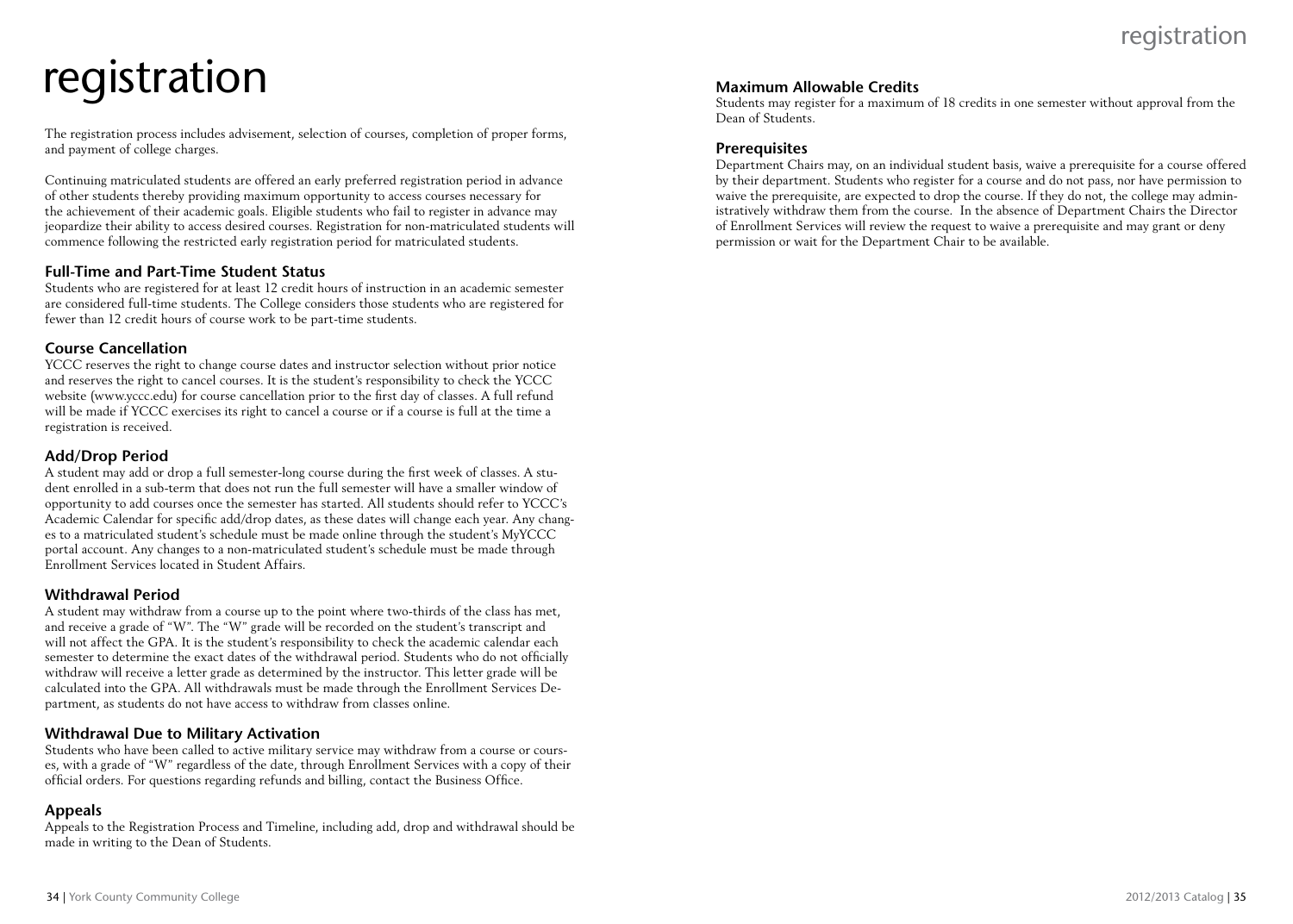# registration

The registration process includes advisement, selection of courses, completion of proper forms, and payment of college charges.

Continuing matriculated students are offered an early preferred registration period in advance of other students thereby providing maximum opportunity to access courses necessary for the achievement of their academic goals. Eligible students who fail to register in advance may jeopardize their ability to access desired courses. Registration for non-matriculated students will commence following the restricted early registration period for matriculated students.

### Full-Time and Part-Time Student Status

Students who are registered for at least 12 credit hours of instruction in an academic semester are considered full-time students. The College considers those students who are registered for fewer than 12 credit hours of course work to be part-time students.

### Course Cancellation

YCCC reserves the right to change course dates and instructor selection without prior notice and reserves the right to cancel courses. It is the student's responsibility to check the YCCC website (www.yccc.edu) for course cancellation prior to the first day of classes. A full refund will be made if YCCC exercises its right to cancel a course or if a course is full at the time a registration is received.

### Add/Drop Period

A student may add or drop a full semester-long course during the first week of classes. A student enrolled in a sub-term that does not run the full semester will have a smaller window of opportunity to add courses once the semester has started. All students should refer to YCCC's Academic Calendar for specific add/drop dates, as these dates will change each year. Any changes to a matriculated student's schedule must be made online through the student's MyYCCC portal account. Any changes to a non-matriculated student's schedule must be made through Enrollment Services located in Student Affairs.

### Withdrawal Period

A student may withdraw from a course up to the point where two-thirds of the class has met, and receive a grade of "W". The "W" grade will be recorded on the student's transcript and will not affect the GPA. It is the student's responsibility to check the academic calendar each semester to determine the exact dates of the withdrawal period. Students who do not officially withdraw will receive a letter grade as determined by the instructor. This letter grade will be calculated into the GPA. All withdrawals must be made through the Enrollment Services Department, as students do not have access to withdraw from classes online.

### Withdrawal Due to Military Activation

Students who have been called to active military service may withdraw from a course or courses, with a grade of "W" regardless of the date, through Enrollment Services with a copy of their official orders. For questions regarding refunds and billing, contact the Business Office.

### Appeals

Appeals to the Registration Process and Timeline, including add, drop and withdrawal should be made in writing to the Dean of Students.

### Maximum Allowable Credits

Students may register for a maximum of 18 credits in one semester without approval from the Dean of Students.

### Prerequisites

Department Chairs may, on an individual student basis, waive a prerequisite for a course offered by their department. Students who register for a course and do not pass, nor have permission to waive the prerequisite, are expected to drop the course. If they do not, the college may administratively withdraw them from the course. In the absence of Department Chairs the Director of Enrollment Services will review the request to waive a prerequisite and may grant or deny permission or wait for the Department Chair to be available.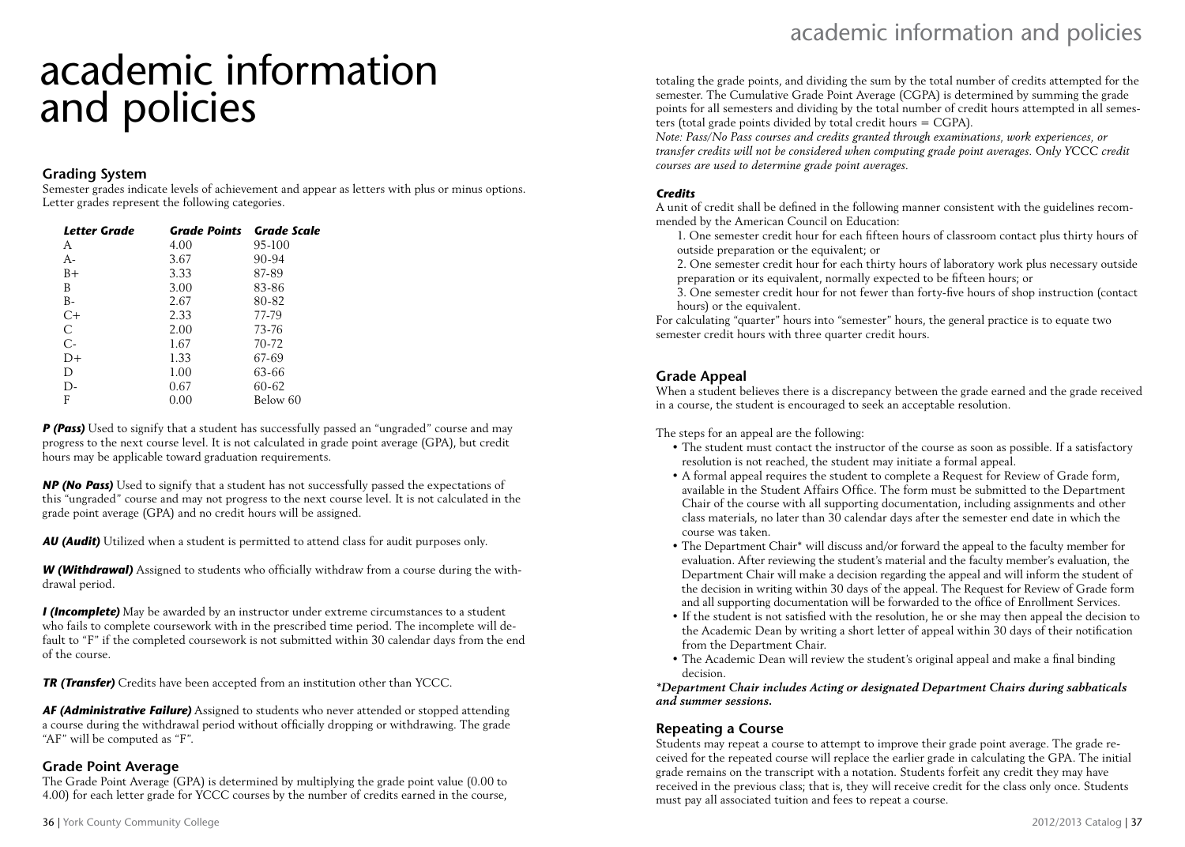# academic information and policies

## Grading System

Semester grades indicate levels of achievement and appear as letters with plus or minus options. Letter grades represent the following categories.

| *Letter Grade* | *Grade Points* | *Grade Scale* |
|---|---|---|
| A | 4.00 | 95-100 |
| A- | 3.67 | 90-94 |
| B+ | 3.33 | 87-89 |
| B | 3.00 | 83-86 |
| B- | 2.67 | 80-82 |
| C+ | 2.33 | 77-79 |
| C | 2.00 | 73-76 |
| C- | 1.67 | 70-72 |
| D+ | 1.33 | 67-69 |
| D | 1.00 | 63-66 |
| D- | 0.67 | 60-62 |
| F | 0.00 | Below 60 |

***P (Pass)*** Used to signify that a student has successfully passed an "ungraded" course and may progress to the next course level. It is not calculated in grade point average (GPA), but credit hours may be applicable toward graduation requirements.

***NP (No Pass)*** Used to signify that a student has not successfully passed the expectations of this "ungraded" course and may not progress to the next course level. It is not calculated in the grade point average (GPA) and no credit hours will be assigned.

***AU (Audit)*** Utilized when a student is permitted to attend class for audit purposes only.

***W (Withdrawal)*** Assigned to students who officially withdraw from a course during the withdrawal period.

***I (Incomplete)*** May be awarded by an instructor under extreme circumstances to a student who fails to complete coursework with in the prescribed time period. The incomplete will default to "F" if the completed coursework is not submitted within 30 calendar days from the end of the course.

***TR (Transfer)*** Credits have been accepted from an institution other than YCCC.

***AF (Administrative Failure)*** Assigned to students who never attended or stopped attending a course during the withdrawal period without officially dropping or withdrawing. The grade "AF" will be computed as "F".

## Grade Point Average

The Grade Point Average (GPA) is determined by multiplying the grade point value (0.00 to 4.00) for each letter grade for YCCC courses by the number of credits earned in the course, totaling the grade points, and dividing the sum by the total number of credits attempted for the semester. The Cumulative Grade Point Average (CGPA) is determined by summing the grade points for all semesters and dividing by the total number of credit hours attempted in all semesters (total grade points divided by total credit hours = CGPA).

*Note: Pass/No Pass courses and credits granted through examinations, work experiences, or transfer credits will not be considered when computing grade point averages. Only YCCC credit courses are used to determine grade point averages.*

***Credits***

A unit of credit shall be defined in the following manner consistent with the guidelines recommended by the American Council on Education:

1. One semester credit hour for each fifteen hours of classroom contact plus thirty hours of outside preparation or the equivalent; or
2. One semester credit hour for each thirty hours of laboratory work plus necessary outside preparation or its equivalent, normally expected to be fifteen hours; or
3. One semester credit hour for not fewer than forty-five hours of shop instruction (contact hours) or the equivalent.

For calculating "quarter" hours into "semester" hours, the general practice is to equate two semester credit hours with three quarter credit hours.

## Grade Appeal

When a student believes there is a discrepancy between the grade earned and the grade received in a course, the student is encouraged to seek an acceptable resolution.

The steps for an appeal are the following:

- The student must contact the instructor of the course as soon as possible. If a satisfactory resolution is not reached, the student may initiate a formal appeal.
- A formal appeal requires the student to complete a Request for Review of Grade form, available in the Student Affairs Office. The form must be submitted to the Department Chair of the course with all supporting documentation, including assignments and other class materials, no later than 30 calendar days after the semester end date in which the course was taken.
- The Department Chair* will discuss and/or forward the appeal to the faculty member for evaluation. After reviewing the student's material and the faculty member's evaluation, the Department Chair will make a decision regarding the appeal and will inform the student of the decision in writing within 30 days of the appeal. The Request for Review of Grade form and all supporting documentation will be forwarded to the office of Enrollment Services.
- If the student is not satisfied with the resolution, he or she may then appeal the decision to the Academic Dean by writing a short letter of appeal within 30 days of their notification from the Department Chair.
- The Academic Dean will review the student's original appeal and make a final binding decision.

***\*Department Chair includes Acting or designated Department Chairs during sabbaticals and summer sessions.***

## Repeating a Course

Students may repeat a course to attempt to improve their grade point average. The grade received for the repeated course will replace the earlier grade in calculating the GPA. The initial grade remains on the transcript with a notation. Students forfeit any credit they may have received in the previous class; that is, they will receive credit for the class only once. Students must pay all associated tuition and fees to repeat a course.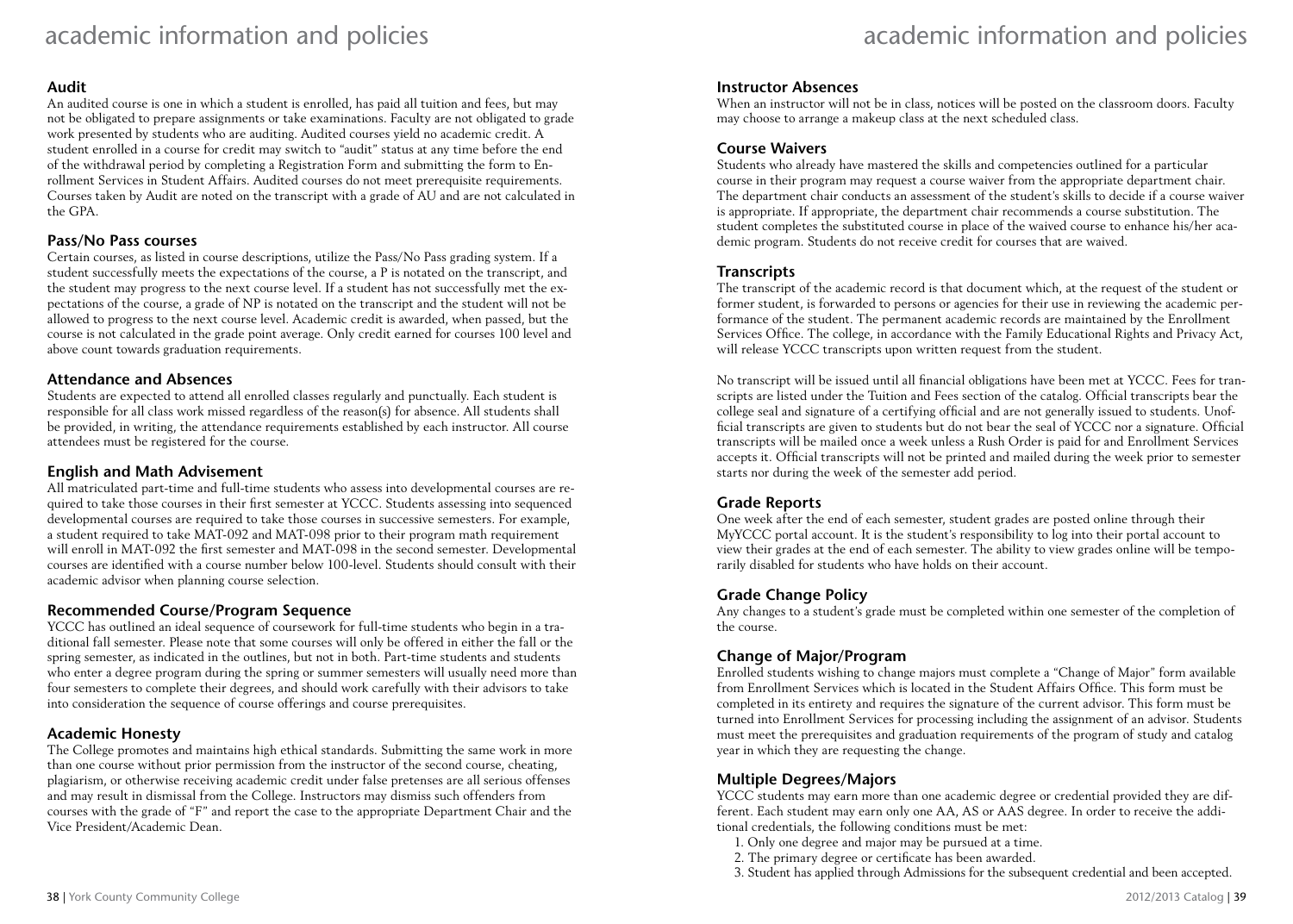## Audit

An audited course is one in which a student is enrolled, has paid all tuition and fees, but may not be obligated to prepare assignments or take examinations. Faculty are not obligated to grade work presented by students who are auditing. Audited courses yield no academic credit. A student enrolled in a course for credit may switch to "audit" status at any time before the end of the withdrawal period by completing a Registration Form and submitting the form to Enrollment Services in Student Affairs. Audited courses do not meet prerequisite requirements. Courses taken by Audit are noted on the transcript with a grade of AU and are not calculated in the GPA.

## Pass/No Pass courses

Certain courses, as listed in course descriptions, utilize the Pass/No Pass grading system. If a student successfully meets the expectations of the course, a P is notated on the transcript, and the student may progress to the next course level. If a student has not successfully met the expectations of the course, a grade of NP is notated on the transcript and the student will not be allowed to progress to the next course level. Academic credit is awarded, when passed, but the course is not calculated in the grade point average. Only credit earned for courses 100 level and above count towards graduation requirements.

## Attendance and Absences

Students are expected to attend all enrolled classes regularly and punctually. Each student is responsible for all class work missed regardless of the reason(s) for absence. All students shall be provided, in writing, the attendance requirements established by each instructor. All course attendees must be registered for the course.

## English and Math Advisement

All matriculated part-time and full-time students who assess into developmental courses are required to take those courses in their first semester at YCCC. Students assessing into sequenced developmental courses are required to take those courses in successive semesters. For example, a student required to take MAT-092 and MAT-098 prior to their program math requirement will enroll in MAT-092 the first semester and MAT-098 in the second semester. Developmental courses are identified with a course number below 100-level. Students should consult with their academic advisor when planning course selection.

## Recommended Course/Program Sequence

YCCC has outlined an ideal sequence of coursework for full-time students who begin in a traditional fall semester. Please note that some courses will only be offered in either the fall or the spring semester, as indicated in the outlines, but not in both. Part-time students and students who enter a degree program during the spring or summer semesters will usually need more than four semesters to complete their degrees, and should work carefully with their advisors to take into consideration the sequence of course offerings and course prerequisites.

## Academic Honesty

The College promotes and maintains high ethical standards. Submitting the same work in more than one course without prior permission from the instructor of the second course, cheating, plagiarism, or otherwise receiving academic credit under false pretenses are all serious offenses and may result in dismissal from the College. Instructors may dismiss such offenders from courses with the grade of "F" and report the case to the appropriate Department Chair and the Vice President/Academic Dean.

## Instructor Absences

When an instructor will not be in class, notices will be posted on the classroom doors. Faculty may choose to arrange a makeup class at the next scheduled class.

## Course Waivers

Students who already have mastered the skills and competencies outlined for a particular course in their program may request a course waiver from the appropriate department chair. The department chair conducts an assessment of the student's skills to decide if a course waiver is appropriate. If appropriate, the department chair recommends a course substitution. The student completes the substituted course in place of the waived course to enhance his/her academic program. Students do not receive credit for courses that are waived.

## Transcripts

The transcript of the academic record is that document which, at the request of the student or former student, is forwarded to persons or agencies for their use in reviewing the academic performance of the student. The permanent academic records are maintained by the Enrollment Services Office. The college, in accordance with the Family Educational Rights and Privacy Act, will release YCCC transcripts upon written request from the student.

No transcript will be issued until all financial obligations have been met at YCCC. Fees for transcripts are listed under the Tuition and Fees section of the catalog. Official transcripts bear the college seal and signature of a certifying official and are not generally issued to students. Unofficial transcripts are given to students but do not bear the seal of YCCC nor a signature. Official transcripts will be mailed once a week unless a Rush Order is paid for and Enrollment Services accepts it. Official transcripts will not be printed and mailed during the week prior to semester starts nor during the week of the semester add period.

## Grade Reports

One week after the end of each semester, student grades are posted online through their MyYCCC portal account. It is the student's responsibility to log into their portal account to view their grades at the end of each semester. The ability to view grades online will be temporarily disabled for students who have holds on their account.

## Grade Change Policy

Any changes to a student's grade must be completed within one semester of the completion of the course.

## Change of Major/Program

Enrolled students wishing to change majors must complete a "Change of Major" form available from Enrollment Services which is located in the Student Affairs Office. This form must be completed in its entirety and requires the signature of the current advisor. This form must be turned into Enrollment Services for processing including the assignment of an advisor. Students must meet the prerequisites and graduation requirements of the program of study and catalog year in which they are requesting the change.

## Multiple Degrees/Majors

YCCC students may earn more than one academic degree or credential provided they are different. Each student may earn only one AA, AS or AAS degree. In order to receive the additional credentials, the following conditions must be met:

1. Only one degree and major may be pursued at a time.
2. The primary degree or certificate has been awarded.
3. Student has applied through Admissions for the subsequent credential and been accepted.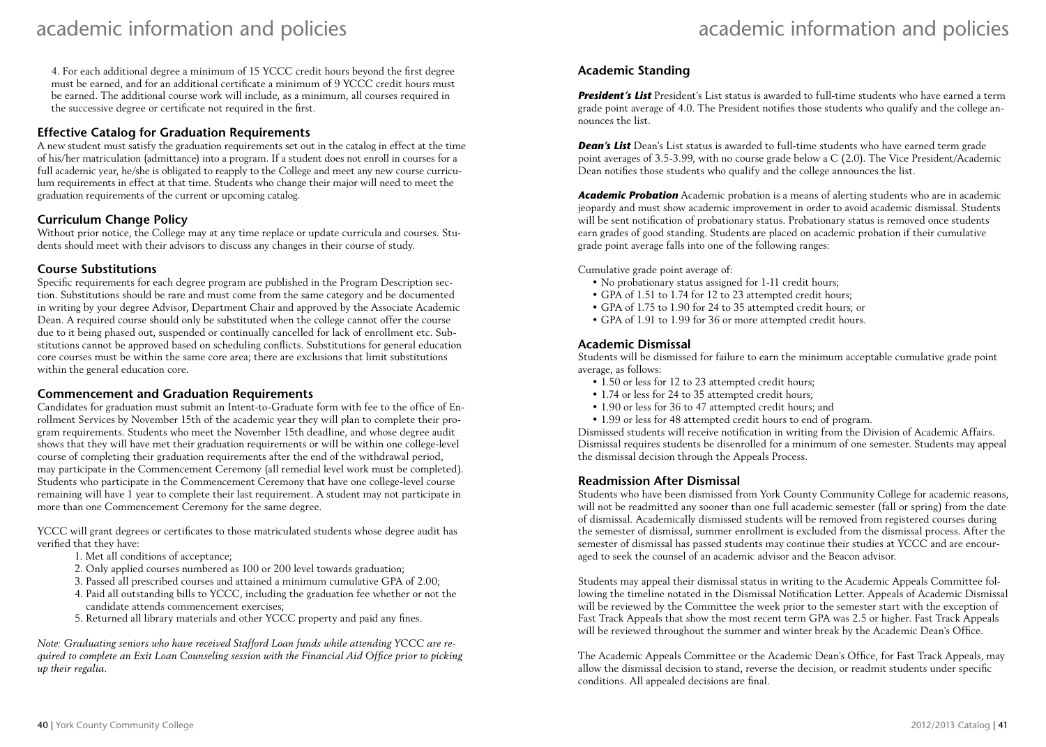4. For each additional degree a minimum of 15 YCCC credit hours beyond the first degree must be earned, and for an additional certificate a minimum of 9 YCCC credit hours must be earned. The additional course work will include, as a minimum, all courses required in the successive degree or certificate not required in the first.

### Effective Catalog for Graduation Requirements

A new student must satisfy the graduation requirements set out in the catalog in effect at the time of his/her matriculation (admittance) into a program. If a student does not enroll in courses for a full academic year, he/she is obligated to reapply to the College and meet any new course curriculum requirements in effect at that time. Students who change their major will need to meet the graduation requirements of the current or upcoming catalog.

### Curriculum Change Policy

Without prior notice, the College may at any time replace or update curricula and courses. Students should meet with their advisors to discuss any changes in their course of study.

### Course Substitutions

Specific requirements for each degree program are published in the Program Description section. Substitutions should be rare and must come from the same category and be documented in writing by your degree Advisor, Department Chair and approved by the Associate Academic Dean. A required course should only be substituted when the college cannot offer the course due to it being phased out, suspended or continually cancelled for lack of enrollment etc. Substitutions cannot be approved based on scheduling conflicts. Substitutions for general education core courses must be within the same core area; there are exclusions that limit substitutions within the general education core.

### Commencement and Graduation Requirements

Candidates for graduation must submit an Intent-to-Graduate form with fee to the office of Enrollment Services by November 15th of the academic year they will plan to complete their program requirements. Students who meet the November 15th deadline, and whose degree audit shows that they will have met their graduation requirements or will be within one college-level course of completing their graduation requirements after the end of the withdrawal period, may participate in the Commencement Ceremony (all remedial level work must be completed). Students who participate in the Commencement Ceremony that have one college-level course remaining will have 1 year to complete their last requirement. A student may not participate in more than one Commencement Ceremony for the same degree.

YCCC will grant degrees or certificates to those matriculated students whose degree audit has verified that they have:

1. Met all conditions of acceptance;
2. Only applied courses numbered as 100 or 200 level towards graduation;
3. Passed all prescribed courses and attained a minimum cumulative GPA of 2.00;
4. Paid all outstanding bills to YCCC, including the graduation fee whether or not the candidate attends commencement exercises;
5. Returned all library materials and other YCCC property and paid any fines.

*Note: Graduating seniors who have received Stafford Loan funds while attending YCCC are required to complete an Exit Loan Counseling session with the Financial Aid Office prior to picking up their regalia.*

### Academic Standing

***President's List*** President's List status is awarded to full-time students who have earned a term grade point average of 4.0. The President notifies those students who qualify and the college announces the list.

***Dean's List*** Dean's List status is awarded to full-time students who have earned term grade point averages of 3.5-3.99, with no course grade below a C (2.0). The Vice President/Academic Dean notifies those students who qualify and the college announces the list.

***Academic Probation*** Academic probation is a means of alerting students who are in academic jeopardy and must show academic improvement in order to avoid academic dismissal. Students will be sent notification of probationary status. Probationary status is removed once students earn grades of good standing. Students are placed on academic probation if their cumulative grade point average falls into one of the following ranges:

Cumulative grade point average of:

- No probationary status assigned for 1-11 credit hours;
- GPA of 1.51 to 1.74 for 12 to 23 attempted credit hours;
- GPA of 1.75 to 1.90 for 24 to 35 attempted credit hours; or
- GPA of 1.91 to 1.99 for 36 or more attempted credit hours.

### Academic Dismissal

Students will be dismissed for failure to earn the minimum acceptable cumulative grade point average, as follows:

- 1.50 or less for 12 to 23 attempted credit hours;
- 1.74 or less for 24 to 35 attempted credit hours;
- 1.90 or less for 36 to 47 attempted credit hours; and
- 1.99 or less for 48 attempted credit hours to end of program.

Dismissed students will receive notification in writing from the Division of Academic Affairs. Dismissal requires students be disenrolled for a minimum of one semester. Students may appeal the dismissal decision through the Appeals Process.

### Readmission After Dismissal

Students who have been dismissed from York County Community College for academic reasons, will not be readmitted any sooner than one full academic semester (fall or spring) from the date of dismissal. Academically dismissed students will be removed from registered courses during the semester of dismissal, summer enrollment is excluded from the dismissal process. After the semester of dismissal has passed students may continue their studies at YCCC and are encouraged to seek the counsel of an academic advisor and the Beacon advisor.

Students may appeal their dismissal status in writing to the Academic Appeals Committee following the timeline notated in the Dismissal Notification Letter. Appeals of Academic Dismissal will be reviewed by the Committee the week prior to the semester start with the exception of Fast Track Appeals that show the most recent term GPA was 2.5 or higher. Fast Track Appeals will be reviewed throughout the summer and winter break by the Academic Dean's Office.

The Academic Appeals Committee or the Academic Dean's Office, for Fast Track Appeals, may allow the dismissal decision to stand, reverse the decision, or readmit students under specific conditions. All appealed decisions are final.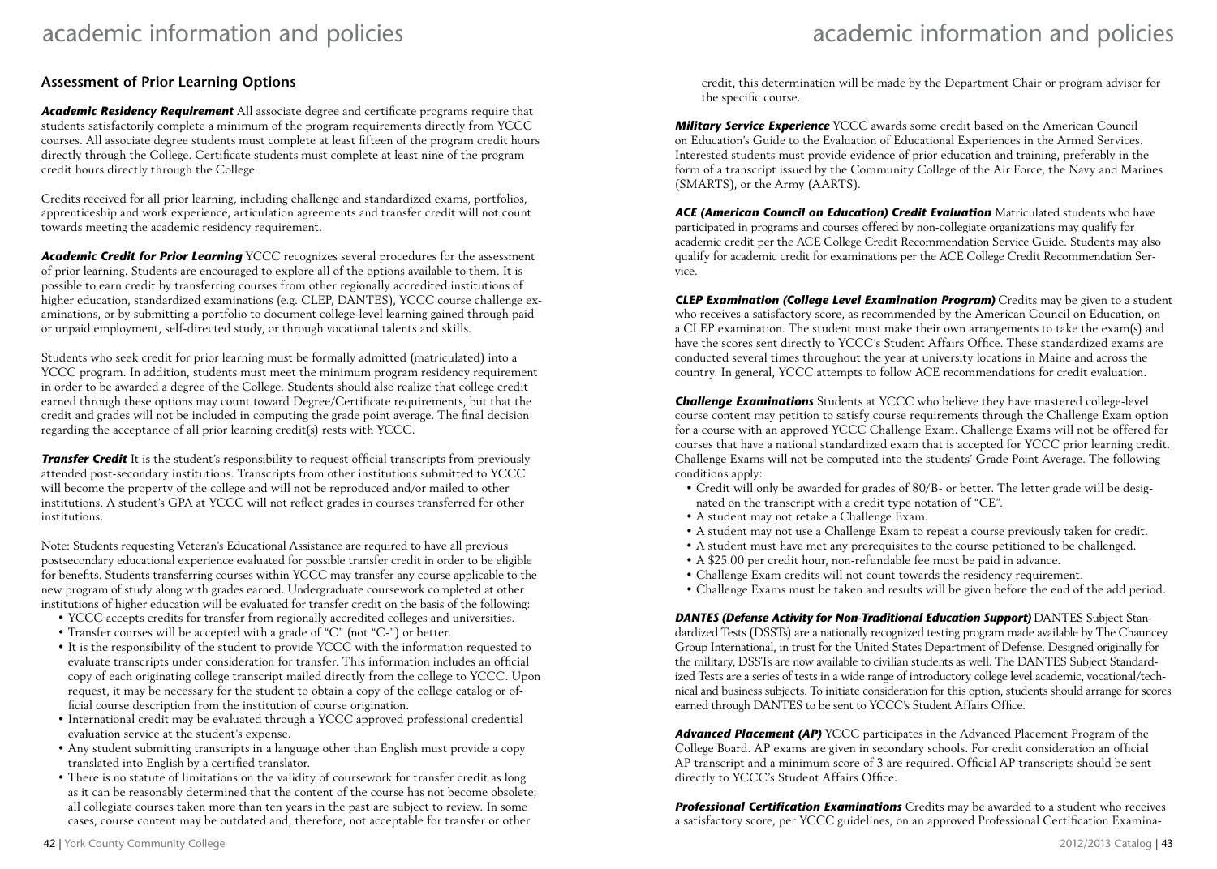## Assessment of Prior Learning Options

***Academic Residency Requirement*** All associate degree and certificate programs require that students satisfactorily complete a minimum of the program requirements directly from YCCC courses. All associate degree students must complete at least fifteen of the program credit hours directly through the College. Certificate students must complete at least nine of the program credit hours directly through the College.

Credits received for all prior learning, including challenge and standardized exams, portfolios, apprenticeship and work experience, articulation agreements and transfer credit will not count towards meeting the academic residency requirement.

***Academic Credit for Prior Learning*** YCCC recognizes several procedures for the assessment of prior learning. Students are encouraged to explore all of the options available to them. It is possible to earn credit by transferring courses from other regionally accredited institutions of higher education, standardized examinations (e.g. CLEP, DANTES), YCCC course challenge examinations, or by submitting a portfolio to document college-level learning gained through paid or unpaid employment, self-directed study, or through vocational talents and skills.

Students who seek credit for prior learning must be formally admitted (matriculated) into a YCCC program. In addition, students must meet the minimum program residency requirement in order to be awarded a degree of the College. Students should also realize that college credit earned through these options may count toward Degree/Certificate requirements, but that the credit and grades will not be included in computing the grade point average. The final decision regarding the acceptance of all prior learning credit(s) rests with YCCC.

***Transfer Credit*** It is the student's responsibility to request official transcripts from previously attended post-secondary institutions. Transcripts from other institutions submitted to YCCC will become the property of the college and will not be reproduced and/or mailed to other institutions. A student's GPA at YCCC will not reflect grades in courses transferred for other institutions.

Note: Students requesting Veteran's Educational Assistance are required to have all previous postsecondary educational experience evaluated for possible transfer credit in order to be eligible for benefits. Students transferring courses within YCCC may transfer any course applicable to the new program of study along with grades earned. Undergraduate coursework completed at other institutions of higher education will be evaluated for transfer credit on the basis of the following:

- YCCC accepts credits for transfer from regionally accredited colleges and universities.
- Transfer courses will be accepted with a grade of "C" (not "C-") or better.
- It is the responsibility of the student to provide YCCC with the information requested to evaluate transcripts under consideration for transfer. This information includes an official copy of each originating college transcript mailed directly from the college to YCCC. Upon request, it may be necessary for the student to obtain a copy of the college catalog or official course description from the institution of course origination.
- International credit may be evaluated through a YCCC approved professional credential evaluation service at the student's expense.
- Any student submitting transcripts in a language other than English must provide a copy translated into English by a certified translator.
- There is no statute of limitations on the validity of coursework for transfer credit as long as it can be reasonably determined that the content of the course has not become obsolete; all collegiate courses taken more than ten years in the past are subject to review. In some cases, course content may be outdated and, therefore, not acceptable for transfer or other credit, this determination will be made by the Department Chair or program advisor for the specific course.

***Military Service Experience*** YCCC awards some credit based on the American Council on Education's Guide to the Evaluation of Educational Experiences in the Armed Services. Interested students must provide evidence of prior education and training, preferably in the form of a transcript issued by the Community College of the Air Force, the Navy and Marines (SMARTS), or the Army (AARTS).

***ACE (American Council on Education) Credit Evaluation*** Matriculated students who have participated in programs and courses offered by non-collegiate organizations may qualify for academic credit per the ACE College Credit Recommendation Service Guide. Students may also qualify for academic credit for examinations per the ACE College Credit Recommendation Service.

***CLEP Examination (College Level Examination Program)*** Credits may be given to a student who receives a satisfactory score, as recommended by the American Council on Education, on a CLEP examination. The student must make their own arrangements to take the exam(s) and have the scores sent directly to YCCC's Student Affairs Office. These standardized exams are conducted several times throughout the year at university locations in Maine and across the country. In general, YCCC attempts to follow ACE recommendations for credit evaluation.

***Challenge Examinations*** Students at YCCC who believe they have mastered college-level course content may petition to satisfy course requirements through the Challenge Exam option for a course with an approved YCCC Challenge Exam. Challenge Exams will not be offered for courses that have a national standardized exam that is accepted for YCCC prior learning credit. Challenge Exams will not be computed into the students' Grade Point Average. The following conditions apply:

- Credit will only be awarded for grades of 80/B- or better. The letter grade will be designated on the transcript with a credit type notation of "CE".
- A student may not retake a Challenge Exam.
- A student may not use a Challenge Exam to repeat a course previously taken for credit.
- A student must have met any prerequisites to the course petitioned to be challenged.
- A $25.00 per credit hour, non-refundable fee must be paid in advance.
- Challenge Exam credits will not count towards the residency requirement.
- Challenge Exams must be taken and results will be given before the end of the add period.

***DANTES (Defense Activity for Non-Traditional Education Support)*** DANTES Subject Standardized Tests (DSSTs) are a nationally recognized testing program made available by The Chauncey Group International, in trust for the United States Department of Defense. Designed originally for the military, DSSTs are now available to civilian students as well. The DANTES Subject Standardized Tests are a series of tests in a wide range of introductory college level academic, vocational/technical and business subjects. To initiate consideration for this option, students should arrange for scores earned through DANTES to be sent to YCCC's Student Affairs Office.

***Advanced Placement (AP)*** YCCC participates in the Advanced Placement Program of the College Board. AP exams are given in secondary schools. For credit consideration an official AP transcript and a minimum score of 3 are required. Official AP transcripts should be sent directly to YCCC's Student Affairs Office.

***Professional Certification Examinations*** Credits may be awarded to a student who receives a satisfactory score, per YCCC guidelines, on an approved Professional Certification Examina-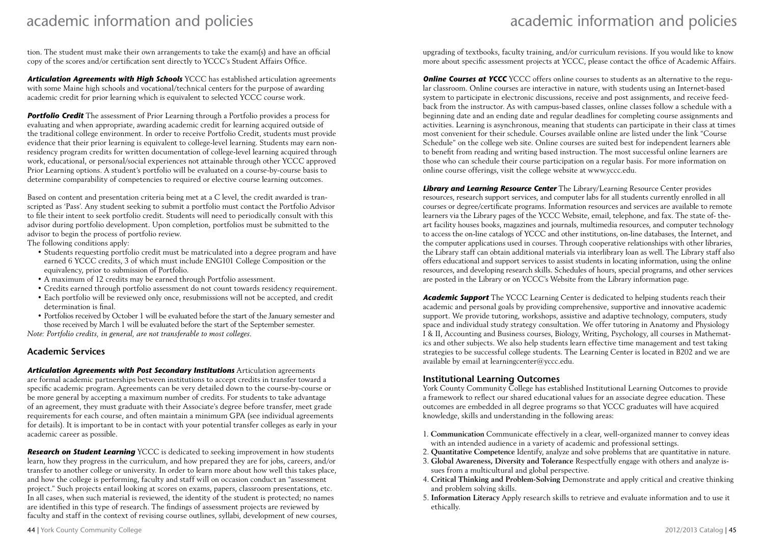tion. The student must make their own arrangements to take the exam(s) and have an official copy of the scores and/or certification sent directly to YCCC's Student Affairs Office.

***Articulation Agreements with High Schools*** YCCC has established articulation agreements with some Maine high schools and vocational/technical centers for the purpose of awarding academic credit for prior learning which is equivalent to selected YCCC course work.

***Portfolio Credit*** The assessment of Prior Learning through a Portfolio provides a process for evaluating and when appropriate, awarding academic credit for learning acquired outside of the traditional college environment. In order to receive Portfolio Credit, students must provide evidence that their prior learning is equivalent to college-level learning. Students may earn non-residency program credits for written documentation of college-level learning acquired through work, educational, or personal/social experiences not attainable through other YCCC approved Prior Learning options. A student's portfolio will be evaluated on a course-by-course basis to determine comparability of competencies to required or elective course learning outcomes.

Based on content and presentation criteria being met at a C level, the credit awarded is transcripted as 'Pass'. Any student seeking to submit a portfolio must contact the Portfolio Advisor to file their intent to seek portfolio credit. Students will need to periodically consult with this advisor during portfolio development. Upon completion, portfolios must be submitted to the advisor to begin the process of portfolio review.

The following conditions apply:

- Students requesting portfolio credit must be matriculated into a degree program and have earned 6 YCCC credits, 3 of which must include ENG101 College Composition or the equivalency, prior to submission of Portfolio.
- A maximum of 12 credits may be earned through Portfolio assessment.
- Credits earned through portfolio assessment do not count towards residency requirement.
- Each portfolio will be reviewed only once, resubmissions will not be accepted, and credit determination is final.
- Portfolios received by October 1 will be evaluated before the start of the January semester and those received by March 1 will be evaluated before the start of the September semester.

*Note: Portfolio credits, in general, are not transferable to most colleges.*

## Academic Services

***Articulation Agreements with Post Secondary Institutions*** Articulation agreements are formal academic partnerships between institutions to accept credits in transfer toward a specific academic program. Agreements can be very detailed down to the course-by-course or be more general by accepting a maximum number of credits. For students to take advantage of an agreement, they must graduate with their Associate's degree before transfer, meet grade requirements for each course, and often maintain a minimum GPA (see individual agreements for details). It is important to be in contact with your potential transfer colleges as early in your academic career as possible.

***Research on Student Learning*** YCCC is dedicated to seeking improvement in how students learn, how they progress in the curriculum, and how prepared they are for jobs, careers, and/or transfer to another college or university. In order to learn more about how well this takes place, and how the college is performing, faculty and staff will on occasion conduct an "assessment project." Such projects entail looking at scores on exams, papers, classroom presentations, etc. In all cases, when such material is reviewed, the identity of the student is protected; no names are identified in this type of research. The findings of assessment projects are reviewed by faculty and staff in the context of revising course outlines, syllabi, development of new courses, upgrading of textbooks, faculty training, and/or curriculum revisions. If you would like to know more about specific assessment projects at YCCC, please contact the office of Academic Affairs.

***Online Courses at YCCC*** YCCC offers online courses to students as an alternative to the regular classroom. Online courses are interactive in nature, with students using an Internet-based system to participate in electronic discussions, receive and post assignments, and receive feedback from the instructor. As with campus-based classes, online classes follow a schedule with a beginning date and an ending date and regular deadlines for completing course assignments and activities. Learning is asynchronous, meaning that students can participate in their class at times most convenient for their schedule. Courses available online are listed under the link "Course Schedule" on the college web site. Online courses are suited best for independent learners able to benefit from reading and writing based instruction. The most successful online learners are those who can schedule their course participation on a regular basis. For more information on online course offerings, visit the college website at www.yccc.edu.

***Library and Learning Resource Center*** The Library/Learning Resource Center provides resources, research support services, and computer labs for all students currently enrolled in all courses or degree/certificate programs. Information resources and services are available to remote learners via the Library pages of the YCCC Website, email, telephone, and fax. The state of- the-art facility houses books, magazines and journals, multimedia resources, and computer technology to access the on-line catalogs of YCCC and other institutions, on-line databases, the Internet, and the computer applications used in courses. Through cooperative relationships with other libraries, the Library staff can obtain additional materials via interlibrary loan as well. The Library staff also offers educational and support services to assist students in locating information, using the online resources, and developing research skills. Schedules of hours, special programs, and other services are posted in the Library or on YCCC's Website from the Library information page.

***Academic Support*** The YCCC Learning Center is dedicated to helping students reach their academic and personal goals by providing comprehensive, supportive and innovative academic support. We provide tutoring, workshops, assistive and adaptive technology, computers, study space and individual study strategy consultation. We offer tutoring in Anatomy and Physiology I & II, Accounting and Business courses, Biology, Writing, Psychology, all courses in Mathematics and other subjects. We also help students learn effective time management and test taking strategies to be successful college students. The Learning Center is located in B202 and we are available by email at learningcenter@yccc.edu.

## Institutional Learning Outcomes

York County Community College has established Institutional Learning Outcomes to provide a framework to reflect our shared educational values for an associate degree education. These outcomes are embedded in all degree programs so that YCCC graduates will have acquired knowledge, skills and understanding in the following areas:

1. **Communication** Communicate effectively in a clear, well-organized manner to convey ideas with an intended audience in a variety of academic and professional settings.
2. **Quantitative Competence** Identify, analyze and solve problems that are quantitative in nature.
3. **Global Awareness, Diversity and Tolerance** Respectfully engage with others and analyze issues from a multicultural and global perspective.
4. **Critical Thinking and Problem-Solving** Demonstrate and apply critical and creative thinking and problem solving skills.
5. **Information Literacy** Apply research skills to retrieve and evaluate information and to use it ethically.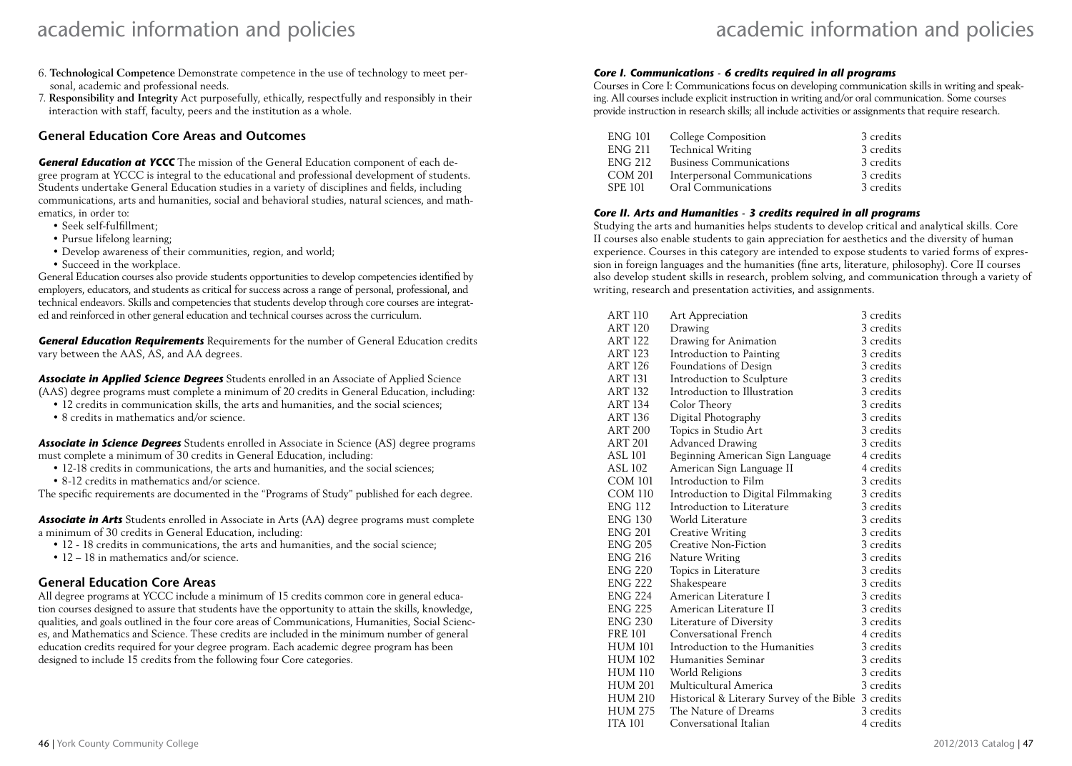6. **Technological Competence** Demonstrate competence in the use of technology to meet personal, academic and professional needs.
7. **Responsibility and Integrity** Act purposefully, ethically, respectfully and responsibly in their interaction with staff, faculty, peers and the institution as a whole.

## General Education Core Areas and Outcomes

***General Education at YCCC*** The mission of the General Education component of each degree program at YCCC is integral to the educational and professional development of students. Students undertake General Education studies in a variety of disciplines and fields, including communications, arts and humanities, social and behavioral studies, natural sciences, and mathematics, in order to:

- Seek self-fulfillment;
- Pursue lifelong learning;
- Develop awareness of their communities, region, and world;
- Succeed in the workplace.

General Education courses also provide students opportunities to develop competencies identified by employers, educators, and students as critical for success across a range of personal, professional, and technical endeavors. Skills and competencies that students develop through core courses are integrated and reinforced in other general education and technical courses across the curriculum.

***General Education Requirements*** Requirements for the number of General Education credits vary between the AAS, AS, and AA degrees.

***Associate in Applied Science Degrees*** Students enrolled in an Associate of Applied Science (AAS) degree programs must complete a minimum of 20 credits in General Education, including:

- 12 credits in communication skills, the arts and humanities, and the social sciences;
- 8 credits in mathematics and/or science.

***Associate in Science Degrees*** Students enrolled in Associate in Science (AS) degree programs must complete a minimum of 30 credits in General Education, including:

- 12-18 credits in communications, the arts and humanities, and the social sciences;
- 8-12 credits in mathematics and/or science.

The specific requirements are documented in the "Programs of Study" published for each degree.

***Associate in Arts*** Students enrolled in Associate in Arts (AA) degree programs must complete a minimum of 30 credits in General Education, including:

- 12 - 18 credits in communications, the arts and humanities, and the social science;
- 12 – 18 in mathematics and/or science.

## General Education Core Areas

All degree programs at YCCC include a minimum of 15 credits common core in general education courses designed to assure that students have the opportunity to attain the skills, knowledge, qualities, and goals outlined in the four core areas of Communications, Humanities, Social Sciences, and Mathematics and Science. These credits are included in the minimum number of general education credits required for your degree program. Each academic degree program has been designed to include 15 credits from the following four Core categories.

***Core I. Communications - 6 credits required in all programs***

Courses in Core I: Communications focus on developing communication skills in writing and speaking. All courses include explicit instruction in writing and/or oral communication. Some courses provide instruction in research skills; all include activities or assignments that require research.

| | | |
|---|---|---|
| ENG 101 | College Composition | 3 credits |
| ENG 211 | Technical Writing | 3 credits |
| ENG 212 | Business Communications | 3 credits |
| COM 201 | Interpersonal Communications | 3 credits |
| SPE 101 | Oral Communications | 3 credits |

***Core II. Arts and Humanities - 3 credits required in all programs***

Studying the arts and humanities helps students to develop critical and analytical skills. Core II courses also enable students to gain appreciation for aesthetics and the diversity of human experience. Courses in this category are intended to expose students to varied forms of expression in foreign languages and the humanities (fine arts, literature, philosophy). Core II courses also develop student skills in research, problem solving, and communication through a variety of writing, research and presentation activities, and assignments.

| | | |
|---|---|---|
| ART 110 | Art Appreciation | 3 credits |
| ART 120 | Drawing | 3 credits |
| ART 122 | Drawing for Animation | 3 credits |
| ART 123 | Introduction to Painting | 3 credits |
| ART 126 | Foundations of Design | 3 credits |
| ART 131 | Introduction to Sculpture | 3 credits |
| ART 132 | Introduction to Illustration | 3 credits |
| ART 134 | Color Theory | 3 credits |
| ART 136 | Digital Photography | 3 credits |
| ART 200 | Topics in Studio Art | 3 credits |
| ART 201 | Advanced Drawing | 3 credits |
| ASL 101 | Beginning American Sign Language | 4 credits |
| ASL 102 | American Sign Language II | 4 credits |
| COM 101 | Introduction to Film | 3 credits |
| COM 110 | Introduction to Digital Filmmaking | 3 credits |
| ENG 112 | Introduction to Literature | 3 credits |
| ENG 130 | World Literature | 3 credits |
| ENG 201 | Creative Writing | 3 credits |
| ENG 205 | Creative Non-Fiction | 3 credits |
| ENG 216 | Nature Writing | 3 credits |
| ENG 220 | Topics in Literature | 3 credits |
| ENG 222 | Shakespeare | 3 credits |
| ENG 224 | American Literature I | 3 credits |
| ENG 225 | American Literature II | 3 credits |
| ENG 230 | Literature of Diversity | 3 credits |
| FRE 101 | Conversational French | 4 credits |
| HUM 101 | Introduction to the Humanities | 3 credits |
| HUM 102 | Humanities Seminar | 3 credits |
| HUM 110 | World Religions | 3 credits |
| HUM 201 | Multicultural America | 3 credits |
| HUM 210 | Historical & Literary Survey of the Bible | 3 credits |
| HUM 275 | The Nature of Dreams | 3 credits |
| ITA 101 | Conversational Italian | 4 credits |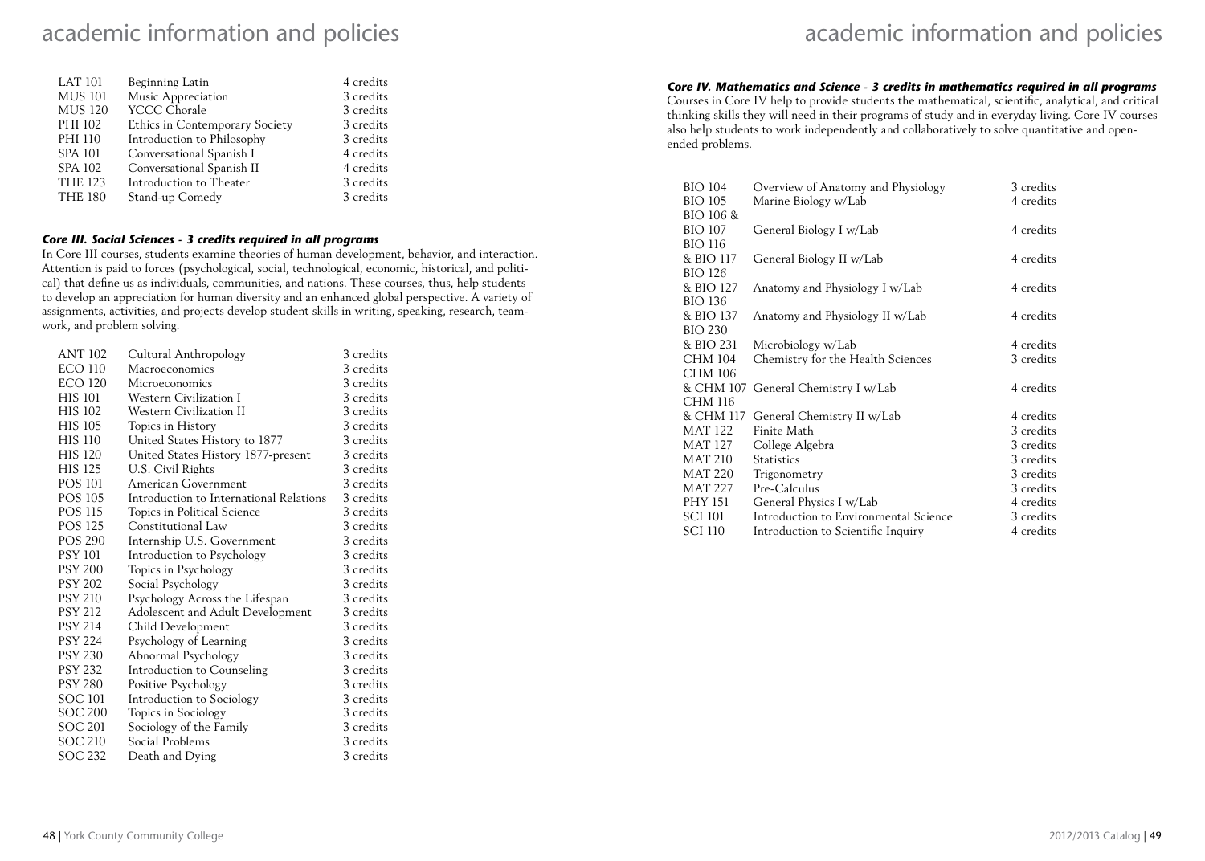| | | |
|---|---|---|
| LAT 101 | Beginning Latin | 4 credits |
| MUS 101 | Music Appreciation | 3 credits |
| MUS 120 | YCCC Chorale | 3 credits |
| PHI 102 | Ethics in Contemporary Society | 3 credits |
| PHI 110 | Introduction to Philosophy | 3 credits |
| SPA 101 | Conversational Spanish I | 4 credits |
| SPA 102 | Conversational Spanish II | 4 credits |
| THE 123 | Introduction to Theater | 3 credits |
| THE 180 | Stand-up Comedy | 3 credits |

### *Core III. Social Sciences - 3 credits required in all programs*

In Core III courses, students examine theories of human development, behavior, and interaction. Attention is paid to forces (psychological, social, technological, economic, historical, and political) that define us as individuals, communities, and nations. These courses, thus, help students to develop an appreciation for human diversity and an enhanced global perspective. A variety of assignments, activities, and projects develop student skills in writing, speaking, research, teamwork, and problem solving.

| | | |
|---|---|---|
| ANT 102 | Cultural Anthropology | 3 credits |
| ECO 110 | Macroeconomics | 3 credits |
| ECO 120 | Microeconomics | 3 credits |
| HIS 101 | Western Civilization I | 3 credits |
| HIS 102 | Western Civilization II | 3 credits |
| HIS 105 | Topics in History | 3 credits |
| HIS 110 | United States History to 1877 | 3 credits |
| HIS 120 | United States History 1877-present | 3 credits |
| HIS 125 | U.S. Civil Rights | 3 credits |
| POS 101 | American Government | 3 credits |
| POS 105 | Introduction to International Relations | 3 credits |
| POS 115 | Topics in Political Science | 3 credits |
| POS 125 | Constitutional Law | 3 credits |
| POS 290 | Internship U.S. Government | 3 credits |
| PSY 101 | Introduction to Psychology | 3 credits |
| PSY 200 | Topics in Psychology | 3 credits |
| PSY 202 | Social Psychology | 3 credits |
| PSY 210 | Psychology Across the Lifespan | 3 credits |
| PSY 212 | Adolescent and Adult Development | 3 credits |
| PSY 214 | Child Development | 3 credits |
| PSY 224 | Psychology of Learning | 3 credits |
| PSY 230 | Abnormal Psychology | 3 credits |
| PSY 232 | Introduction to Counseling | 3 credits |
| PSY 280 | Positive Psychology | 3 credits |
| SOC 101 | Introduction to Sociology | 3 credits |
| SOC 200 | Topics in Sociology | 3 credits |
| SOC 201 | Sociology of the Family | 3 credits |
| SOC 210 | Social Problems | 3 credits |
| SOC 232 | Death and Dying | 3 credits |

### *Core IV. Mathematics and Science - 3 credits in mathematics required in all programs*

Courses in Core IV help to provide students the mathematical, scientific, analytical, and critical thinking skills they will need in their programs of study and in everyday living. Core IV courses also help students to work independently and collaboratively to solve quantitative and open-ended problems.

| | | |
|---|---|---|
| BIO 104 | Overview of Anatomy and Physiology | 3 credits |
| BIO 105 | Marine Biology w/Lab | 4 credits |
| BIO 106 & BIO 107 | General Biology I w/Lab | 4 credits |
| BIO 116 & BIO 117 | General Biology II w/Lab | 4 credits |
| BIO 126 & BIO 127 | Anatomy and Physiology I w/Lab | 4 credits |
| BIO 136 & BIO 137 | Anatomy and Physiology II w/Lab | 4 credits |
| BIO 230 & BIO 231 | Microbiology w/Lab | 4 credits |
| CHM 104 | Chemistry for the Health Sciences | 3 credits |
| CHM 106 & CHM 107 | General Chemistry I w/Lab | 4 credits |
| CHM 116 & CHM 117 | General Chemistry II w/Lab | 4 credits |
| MAT 122 | Finite Math | 3 credits |
| MAT 127 | College Algebra | 3 credits |
| MAT 210 | Statistics | 3 credits |
| MAT 220 | Trigonometry | 3 credits |
| MAT 227 | Pre-Calculus | 3 credits |
| PHY 151 | General Physics I w/Lab | 4 credits |
| SCI 101 | Introduction to Environmental Science | 3 credits |
| SCI 110 | Introduction to Scientific Inquiry | 4 credits |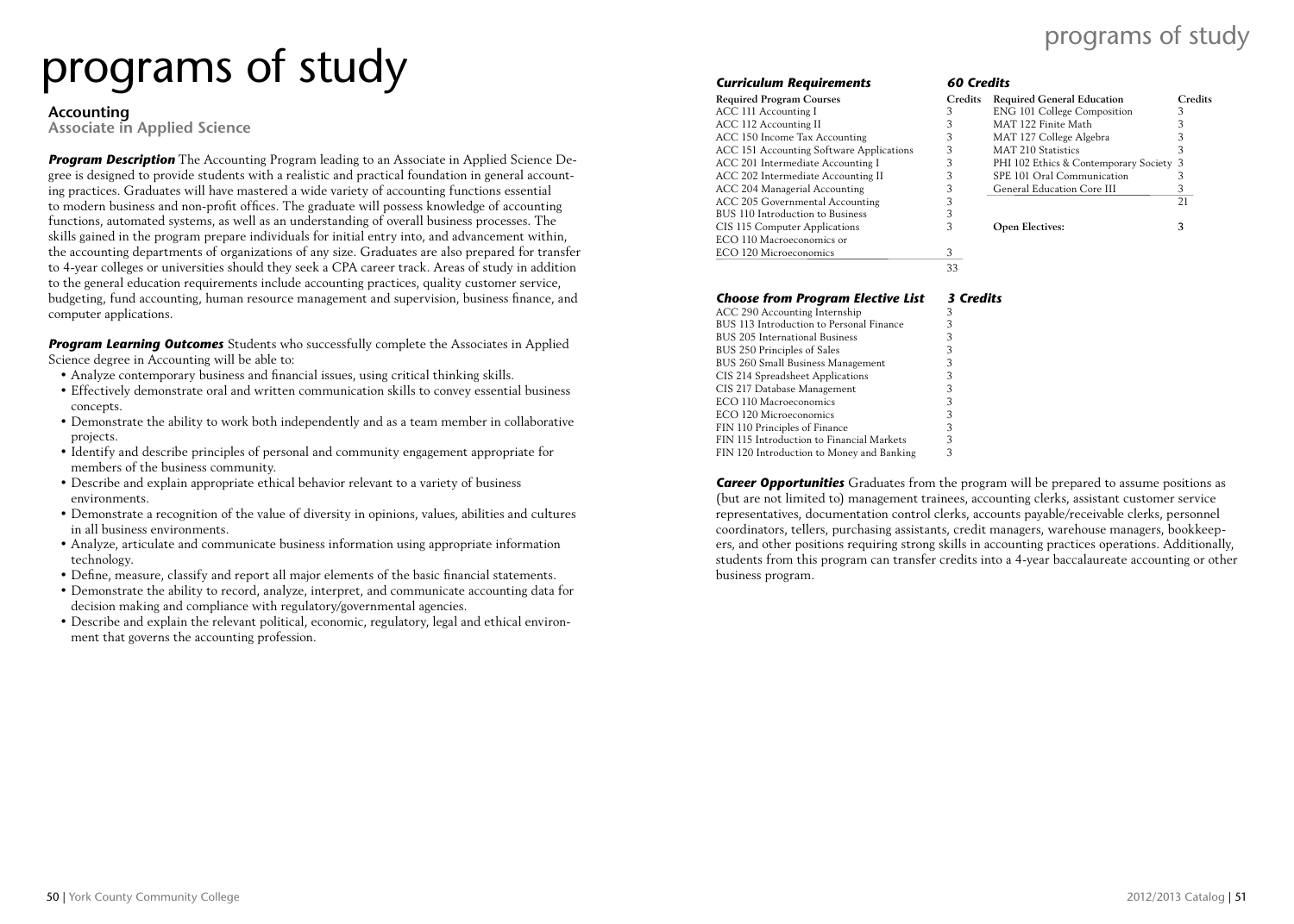# programs of study

## Accounting

### Associate in Applied Science

***Program Description*** The Accounting Program leading to an Associate in Applied Science Degree is designed to provide students with a realistic and practical foundation in general accounting practices. Graduates will have mastered a wide variety of accounting functions essential to modern business and non-profit offices. The graduate will possess knowledge of accounting functions, automated systems, as well as an understanding of overall business processes. The skills gained in the program prepare individuals for initial entry into, and advancement within, the accounting departments of organizations of any size. Graduates are also prepared for transfer to 4-year colleges or universities should they seek a CPA career track. Areas of study in addition to the general education requirements include accounting practices, quality customer service, budgeting, fund accounting, human resource management and supervision, business finance, and computer applications.

***Program Learning Outcomes*** Students who successfully complete the Associates in Applied Science degree in Accounting will be able to:

- Analyze contemporary business and financial issues, using critical thinking skills.
- Effectively demonstrate oral and written communication skills to convey essential business concepts.
- Demonstrate the ability to work both independently and as a team member in collaborative projects.
- Identify and describe principles of personal and community engagement appropriate for members of the business community.
- Describe and explain appropriate ethical behavior relevant to a variety of business environments.
- Demonstrate a recognition of the value of diversity in opinions, values, abilities and cultures in all business environments.
- Analyze, articulate and communicate business information using appropriate information technology.
- Define, measure, classify and report all major elements of the basic financial statements.
- Demonstrate the ability to record, analyze, interpret, and communicate accounting data for decision making and compliance with regulatory/governmental agencies.
- Describe and explain the relevant political, economic, regulatory, legal and ethical environment that governs the accounting profession.

***Curriculum Requirements*** ***60 Credits***

| Required Program Courses | Credits |
|---|---|
| ACC 111 Accounting I | 3 |
| ACC 112 Accounting II | 3 |
| ACC 150 Income Tax Accounting | 3 |
| ACC 151 Accounting Software Applications | 3 |
| ACC 201 Intermediate Accounting I | 3 |
| ACC 202 Intermediate Accounting II | 3 |
| ACC 204 Managerial Accounting | 3 |
| ACC 205 Governmental Accounting | 3 |
| BUS 110 Introduction to Business | 3 |
| CIS 115 Computer Applications | 3 |
| ECO 110 Macroeconomics or ECO 120 Microeconomics | 3 |
| | 33 |

| Required General Education | Credits |
|---|---|
| ENG 101 College Composition | 3 |
| MAT 122 Finite Math | 3 |
| MAT 127 College Algebra | 3 |
| MAT 210 Statistics | 3 |
| PHI 102 Ethics & Contemporary Society | 3 |
| SPE 101 Oral Communication | 3 |
| General Education Core III | 3 |
| | 21 |

**Open Electives:** **3**

***Choose from Program Elective List*** ***3 Credits***

| Course | Credits |
|---|---|
| ACC 290 Accounting Internship | 3 |
| BUS 113 Introduction to Personal Finance | 3 |
| BUS 205 International Business | 3 |
| BUS 250 Principles of Sales | 3 |
| BUS 260 Small Business Management | 3 |
| CIS 214 Spreadsheet Applications | 3 |
| CIS 217 Database Management | 3 |
| ECO 110 Macroeconomics | 3 |
| ECO 120 Microeconomics | 3 |
| FIN 110 Principles of Finance | 3 |
| FIN 115 Introduction to Financial Markets | 3 |
| FIN 120 Introduction to Money and Banking | 3 |

***Career Opportunities*** Graduates from the program will be prepared to assume positions as (but are not limited to) management trainees, accounting clerks, assistant customer service representatives, documentation control clerks, accounts payable/receivable clerks, personnel coordinators, tellers, purchasing assistants, credit managers, warehouse managers, bookkeepers, and other positions requiring strong skills in accounting practices operations. Additionally, students from this program can transfer credits into a 4-year baccalaureate accounting or other business program.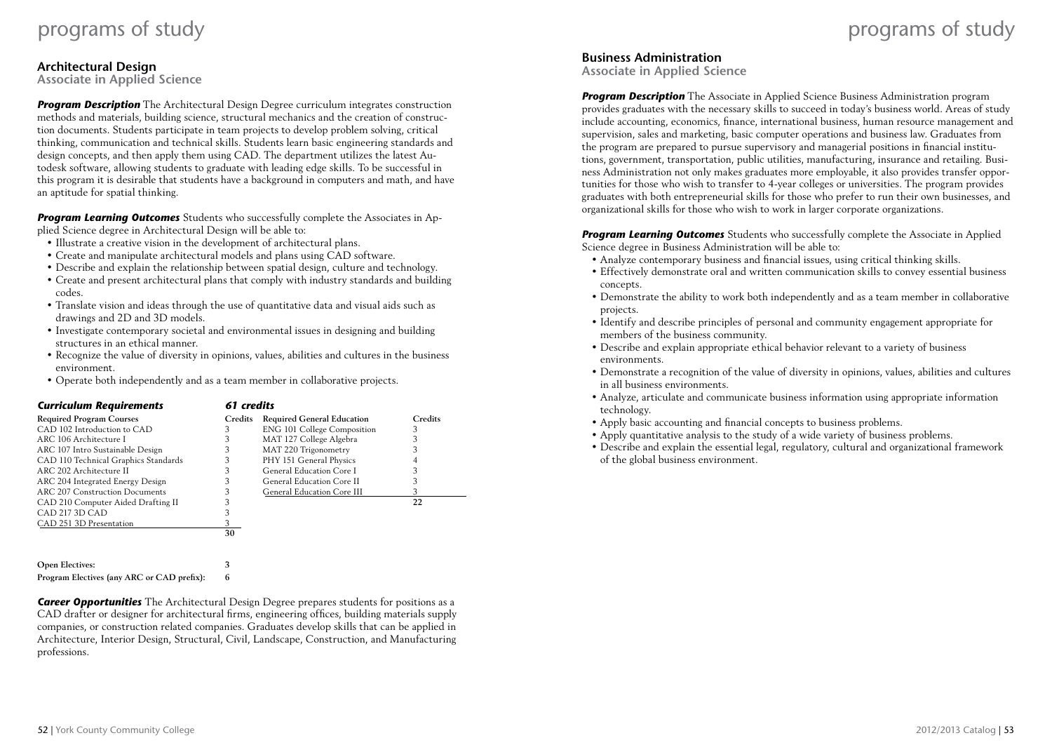## Architectural Design

### Associate in Applied Science

***Program Description*** The Architectural Design Degree curriculum integrates construction methods and materials, building science, structural mechanics and the creation of construction documents. Students participate in team projects to develop problem solving, critical thinking, communication and technical skills. Students learn basic engineering standards and design concepts, and then apply them using CAD. The department utilizes the latest Autodesk software, allowing students to graduate with leading edge skills. To be successful in this program it is desirable that students have a background in computers and math, and have an aptitude for spatial thinking.

***Program Learning Outcomes*** Students who successfully complete the Associates in Applied Science degree in Architectural Design will be able to:

- Illustrate a creative vision in the development of architectural plans.
- Create and manipulate architectural models and plans using CAD software.
- Describe and explain the relationship between spatial design, culture and technology.
- Create and present architectural plans that comply with industry standards and building codes.
- Translate vision and ideas through the use of quantitative data and visual aids such as drawings and 2D and 3D models.
- Investigate contemporary societal and environmental issues in designing and building structures in an ethical manner.
- Recognize the value of diversity in opinions, values, abilities and cultures in the business environment.
- Operate both independently and as a team member in collaborative projects.

***Curriculum Requirements*** ***61 credits***

| Required Program Courses | Credits | Required General Education | Credits |
|---|---|---|---|
| CAD 102 Introduction to CAD | 3 | ENG 101 College Composition | 3 |
| ARC 106 Architecture I | 3 | MAT 127 College Algebra | 3 |
| ARC 107 Intro Sustainable Design | 3 | MAT 220 Trigonometry | 3 |
| CAD 110 Technical Graphics Standards | 3 | PHY 151 General Physics | 4 |
| ARC 202 Architecture II | 3 | General Education Core I | 3 |
| ARC 204 Integrated Energy Design | 3 | General Education Core II | 3 |
| ARC 207 Construction Documents | 3 | General Education Core III | 3 |
| CAD 210 Computer Aided Drafting II | 3 | | **22** |
| CAD 217 3D CAD | 3 | | |
| CAD 251 3D Presentation | 3 | | |
| | **30** | | |

**Open Electives:** **3**

**Program Electives (any ARC or CAD prefix):** **6**

***Career Opportunities*** The Architectural Design Degree prepares students for positions as a CAD drafter or designer for architectural firms, engineering offices, building materials supply companies, or construction related companies. Graduates develop skills that can be applied in Architecture, Interior Design, Structural, Civil, Landscape, Construction, and Manufacturing professions.

## Business Administration

### Associate in Applied Science

***Program Description*** The Associate in Applied Science Business Administration program provides graduates with the necessary skills to succeed in today's business world. Areas of study include accounting, economics, finance, international business, human resource management and supervision, sales and marketing, basic computer operations and business law. Graduates from the program are prepared to pursue supervisory and managerial positions in financial institutions, government, transportation, public utilities, manufacturing, insurance and retailing. Business Administration not only makes graduates more employable, it also provides transfer opportunities for those who wish to transfer to 4-year colleges or universities. The program provides graduates with both entrepreneurial skills for those who prefer to run their own businesses, and organizational skills for those who wish to work in larger corporate organizations.

***Program Learning Outcomes*** Students who successfully complete the Associate in Applied Science degree in Business Administration will be able to:

- Analyze contemporary business and financial issues, using critical thinking skills.
- Effectively demonstrate oral and written communication skills to convey essential business concepts.
- Demonstrate the ability to work both independently and as a team member in collaborative projects.
- Identify and describe principles of personal and community engagement appropriate for members of the business community.
- Describe and explain appropriate ethical behavior relevant to a variety of business environments.
- Demonstrate a recognition of the value of diversity in opinions, values, abilities and cultures in all business environments.
- Analyze, articulate and communicate business information using appropriate information technology.
- Apply basic accounting and financial concepts to business problems.
- Apply quantitative analysis to the study of a wide variety of business problems.
- Describe and explain the essential legal, regulatory, cultural and organizational framework of the global business environment.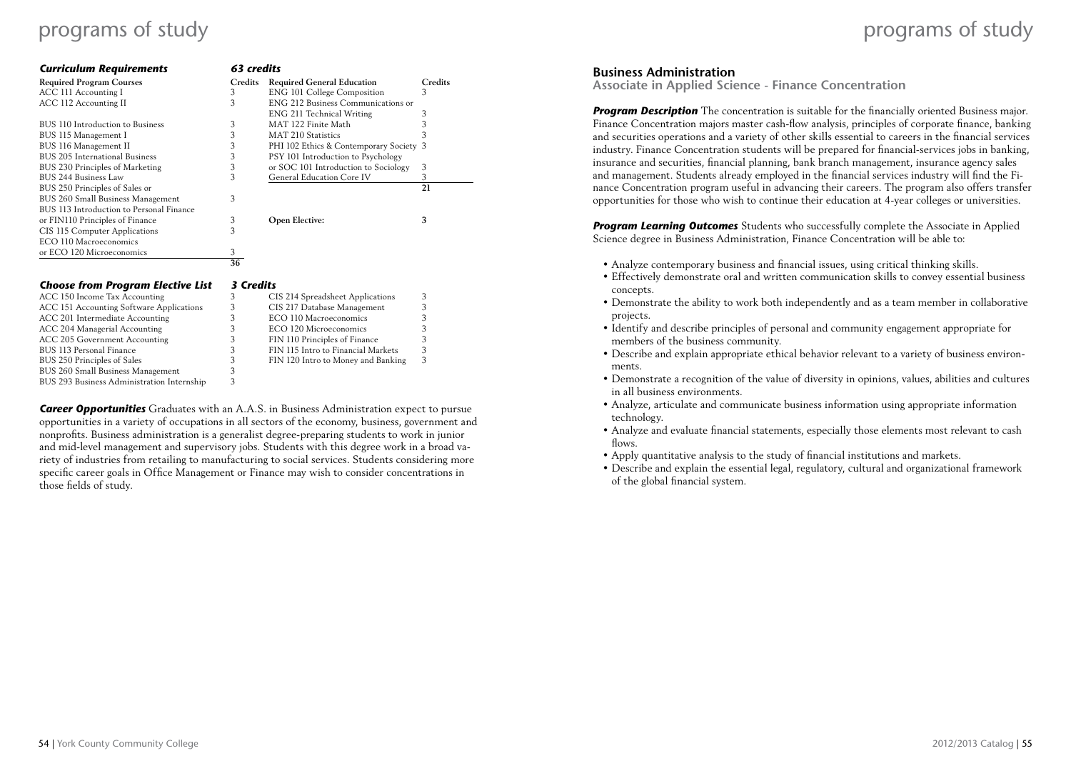### *Curriculum Requirements* — *63 credits*

| Required Program Courses | Credits | Required General Education | Credits |
|---|---|---|---|
| ACC 111 Accounting I | 3 | ENG 101 College Composition | 3 |
| ACC 112 Accounting II | 3 | ENG 212 Business Communications or ENG 211 Technical Writing | 3 |
| BUS 110 Introduction to Business | 3 | MAT 122 Finite Math | 3 |
| BUS 115 Management I | 3 | MAT 210 Statistics | 3 |
| BUS 116 Management II | 3 | PHI 102 Ethics & Contemporary Society | 3 |
| BUS 205 International Business | 3 | PSY 101 Introduction to Psychology or SOC 101 Introduction to Sociology | 3 |
| BUS 230 Principles of Marketing | 3 | General Education Core IV | 3 |
| BUS 244 Business Law | 3 | | **21** |
| BUS 250 Principles of Sales or BUS 260 Small Business Management | 3 | | |
| BUS 113 Introduction to Personal Finance or FIN110 Principles of Finance | 3 | **Open Elective:** | **3** |
| CIS 115 Computer Applications | 3 | | |
| ECO 110 Macroeconomics or ECO 120 Microeconomics | 3 | | |
| | 36 | | |

### *Choose from Program Elective List* — *3 Credits*

| Course | Credits | Course | Credits |
|---|---|---|---|
| ACC 150 Income Tax Accounting | 3 | CIS 214 Spreadsheet Applications | 3 |
| ACC 151 Accounting Software Applications | 3 | CIS 217 Database Management | 3 |
| ACC 201 Intermediate Accounting | 3 | ECO 110 Macroeconomics | 3 |
| ACC 204 Managerial Accounting | 3 | ECO 120 Microeconomics | 3 |
| ACC 205 Government Accounting | 3 | FIN 110 Principles of Finance | 3 |
| BUS 113 Personal Finance | 3 | FIN 115 Intro to Financial Markets | 3 |
| BUS 250 Principles of Sales | 3 | FIN 120 Intro to Money and Banking | 3 |
| BUS 260 Small Business Management | 3 | | |
| BUS 293 Business Administration Internship | 3 | | |

***Career Opportunities*** Graduates with an A.A.S. in Business Administration expect to pursue opportunities in a variety of occupations in all sectors of the economy, business, government and nonprofits. Business administration is a generalist degree-preparing students to work in junior and mid-level management and supervisory jobs. Students with this degree work in a broad variety of industries from retailing to manufacturing to social services. Students considering more specific career goals in Office Management or Finance may wish to consider concentrations in those fields of study.

## Business Administration

### Associate in Applied Science - Finance Concentration

***Program Description*** The concentration is suitable for the financially oriented Business major. Finance Concentration majors master cash-flow analysis, principles of corporate finance, banking and securities operations and a variety of other skills essential to careers in the financial services industry. Finance Concentration students will be prepared for financial-services jobs in banking, insurance and securities, financial planning, bank branch management, insurance agency sales and management. Students already employed in the financial services industry will find the Finance Concentration program useful in advancing their careers. The program also offers transfer opportunities for those who wish to continue their education at 4-year colleges or universities.

***Program Learning Outcomes*** Students who successfully complete the Associate in Applied Science degree in Business Administration, Finance Concentration will be able to:

- Analyze contemporary business and financial issues, using critical thinking skills.
- Effectively demonstrate oral and written communication skills to convey essential business concepts.
- Demonstrate the ability to work both independently and as a team member in collaborative projects.
- Identify and describe principles of personal and community engagement appropriate for members of the business community.
- Describe and explain appropriate ethical behavior relevant to a variety of business environments.
- Demonstrate a recognition of the value of diversity in opinions, values, abilities and cultures in all business environments.
- Analyze, articulate and communicate business information using appropriate information technology.
- Analyze and evaluate financial statements, especially those elements most relevant to cash flows.
- Apply quantitative analysis to the study of financial institutions and markets.
- Describe and explain the essential legal, regulatory, cultural and organizational framework of the global financial system.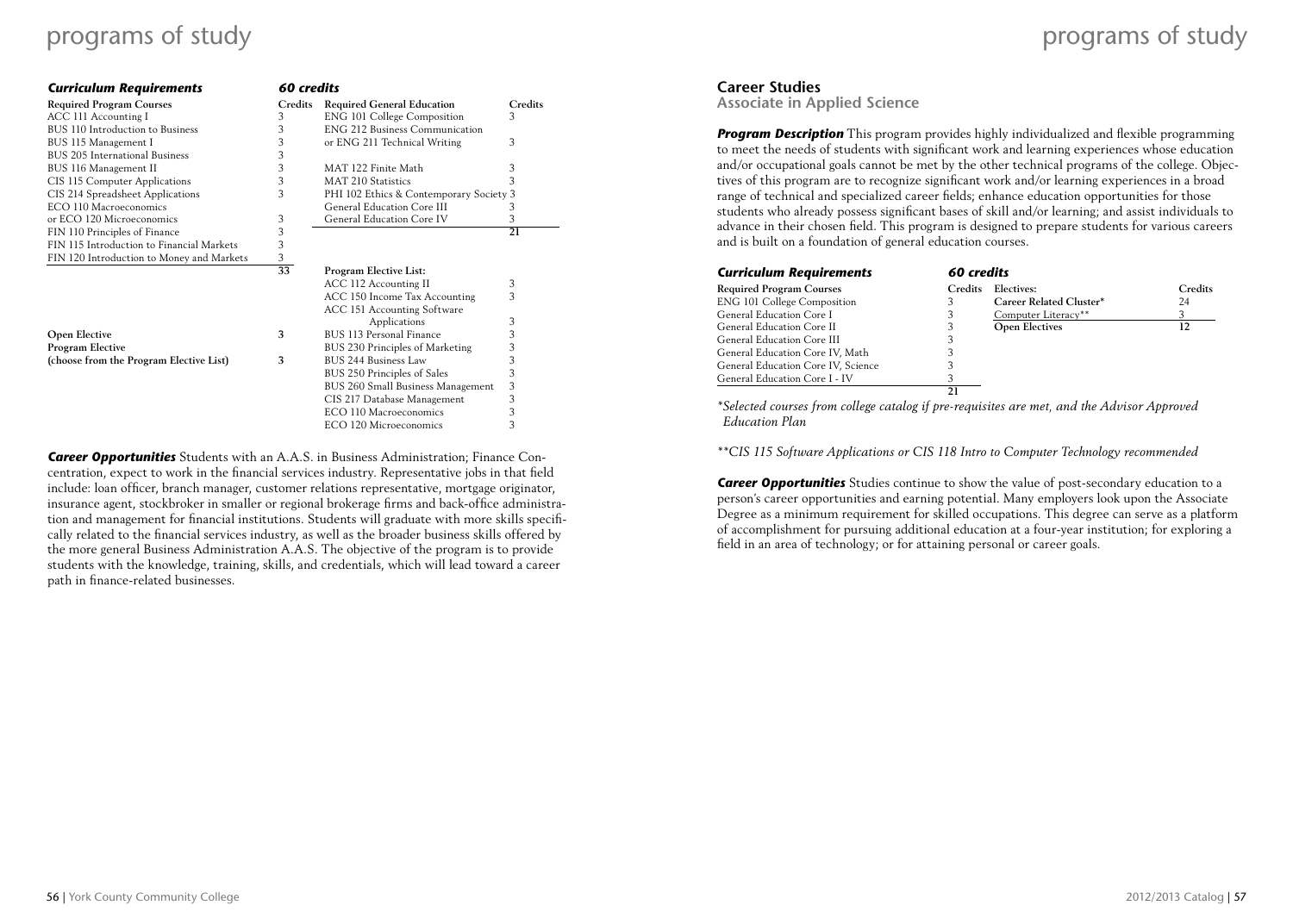## *Curriculum Requirements* — *60 credits*

| Required Program Courses | Credits | Required General Education | Credits |
|---|---|---|---|
| ACC 111 Accounting I | 3 | ENG 101 College Composition | 3 |
| BUS 110 Introduction to Business | 3 | ENG 212 Business Communication | |
| BUS 115 Management I | 3 | or ENG 211 Technical Writing | 3 |
| BUS 205 International Business | 3 | | |
| BUS 116 Management II | 3 | MAT 122 Finite Math | 3 |
| CIS 115 Computer Applications | 3 | MAT 210 Statistics | 3 |
| CIS 214 Spreadsheet Applications | 3 | PHI 102 Ethics & Contemporary Society | 3 |
| ECO 110 Macroeconomics | | General Education Core III | 3 |
| or ECO 120 Microeconomics | 3 | General Education Core IV | 3 |
| FIN 110 Principles of Finance | 3 | | **21** |
| FIN 115 Introduction to Financial Markets | 3 | | |
| FIN 120 Introduction to Money and Markets | 3 | | |
| | **33** | **Program Elective List:** | |
| | | ACC 112 Accounting II | 3 |
| | | ACC 150 Income Tax Accounting | 3 |
| | | ACC 151 Accounting Software Applications | 3 |
| **Open Elective** | **3** | BUS 113 Personal Finance | 3 |
| **Program Elective** | | BUS 230 Principles of Marketing | 3 |
| **(choose from the Program Elective List)** | **3** | BUS 244 Business Law | 3 |
| | | BUS 250 Principles of Sales | 3 |
| | | BUS 260 Small Business Management | 3 |
| | | CIS 217 Database Management | 3 |
| | | ECO 110 Macroeconomics | 3 |
| | | ECO 120 Microeconomics | 3 |

***Career Opportunities*** Students with an A.A.S. in Business Administration; Finance Concentration, expect to work in the financial services industry. Representative jobs in that field include: loan officer, branch manager, customer relations representative, mortgage originator, insurance agent, stockbroker in smaller or regional brokerage firms and back-office administration and management for financial institutions. Students will graduate with more skills specifically related to the financial services industry, as well as the broader business skills offered by the more general Business Administration A.A.S. The objective of the program is to provide students with the knowledge, training, skills, and credentials, which will lead toward a career path in finance-related businesses.

## Career Studies
### Associate in Applied Science

***Program Description*** This program provides highly individualized and flexible programming to meet the needs of students with significant work and learning experiences whose education and/or occupational goals cannot be met by the other technical programs of the college. Objectives of this program are to recognize significant work and/or learning experiences in a broad range of technical and specialized career fields; enhance education opportunities for those students who already possess significant bases of skill and/or learning; and assist individuals to advance in their chosen field. This program is designed to prepare students for various careers and is built on a foundation of general education courses.

## *Curriculum Requirements* — *60 credits*

| Required Program Courses | Credits | Electives: | Credits |
|---|---|---|---|
| ENG 101 College Composition | 3 | **Career Related Cluster*** | 24 |
| General Education Core I | 3 | Computer Literacy** | 3 |
| General Education Core II | 3 | **Open Electives** | **12** |
| General Education Core III | 3 | | |
| General Education Core IV, Math | 3 | | |
| General Education Core IV, Science | 3 | | |
| General Education Core I - IV | 3 | | |
| | **21** | | |

**Selected courses from college catalog if pre-requisites are met, and the Advisor Approved Education Plan*

***CIS 115 Software Applications or CIS 118 Intro to Computer Technology recommended*

***Career Opportunities*** Studies continue to show the value of post-secondary education to a person's career opportunities and earning potential. Many employers look upon the Associate Degree as a minimum requirement for skilled occupations. This degree can serve as a platform of accomplishment for pursuing additional education at a four-year institution; for exploring a field in an area of technology; or for attaining personal or career goals.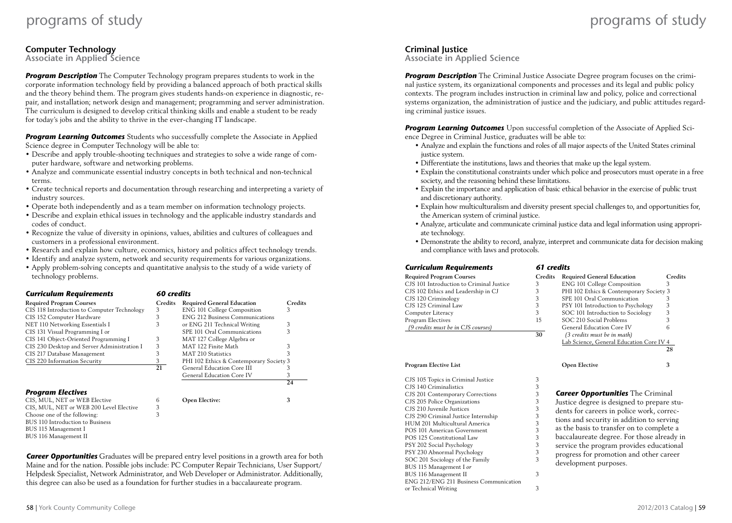## Computer Technology

### Associate in Applied Science

***Program Description*** The Computer Technology program prepares students to work in the corporate information technology field by providing a balanced approach of both practical skills and the theory behind them. The program gives students hands-on experience in diagnostic, repair, and installation; network design and management; programming and server administration. The curriculum is designed to develop critical thinking skills and enable a student to be ready for today's jobs and the ability to thrive in the ever-changing IT landscape.

***Program Learning Outcomes*** Students who successfully complete the Associate in Applied Science degree in Computer Technology will be able to:

- Describe and apply trouble-shooting techniques and strategies to solve a wide range of computer hardware, software and networking problems.
- Analyze and communicate essential industry concepts in both technical and non-technical terms.
- Create technical reports and documentation through researching and interpreting a variety of industry sources.
- Operate both independently and as a team member on information technology projects.
- Describe and explain ethical issues in technology and the applicable industry standards and codes of conduct.
- Recognize the value of diversity in opinions, values, abilities and cultures of colleagues and customers in a professional environment.
- Research and explain how culture, economics, history and politics affect technology trends.
- Identify and analyze system, network and security requirements for various organizations.
- Apply problem-solving concepts and quantitative analysis to the study of a wide variety of technology problems.

***Curriculum Requirements*** ***60 credits***

| Required Program Courses | Credits | Required General Education | Credits |
|---|---|---|---|
| CIS 118 Introduction to Computer Technology | 3 | ENG 101 College Composition | 3 |
| CIS 152 Computer Hardware | 3 | ENG 212 Business Communications | |
| NET 110 Networking Essentials I | 3 | or ENG 211 Technical Writing | 3 |
| CIS 131 Visual Programming I or | | SPE 101 Oral Communications | 3 |
| CIS 141 Object-Oriented Programming I | 3 | MAT 127 College Algebra or | |
| CIS 230 Desktop and Server Administration I | 3 | MAT 122 Finite Math | 3 |
| CIS 217 Database Management | 3 | MAT 210 Statistics | 3 |
| CIS 220 Information Security | 3 | PHI 102 Ethics & Contemporary Society | 3 |
| | **21** | General Education Core III | 3 |
| | | General Education Core IV | 3 |
| | | | **24** |

***Program Electives***

| | Credits | | Credits |
|---|---|---|---|
| CIS, MUL, NET or WEB Elective | 6 | **Open Elective:** | **3** |
| CIS, MUL, NET or WEB 200 Level Elective | 3 | | |
| Choose one of the following: | 3 | | |
| BUS 110 Introduction to Business | | | |
| BUS 115 Management I | | | |
| BUS 116 Management II | | | |

***Career Opportunities*** Graduates will be prepared entry level positions in a growth area for both Maine and for the nation. Possible jobs include: PC Computer Repair Technicians, User Support/Helpdesk Specialist, Network Administrator, and Web Developer or Administrator. Additionally, this degree can also be used as a foundation for further studies in a baccalaureate program.

## Criminal Justice

### Associate in Applied Science

***Program Description*** The Criminal Justice Associate Degree program focuses on the criminal justice system, its organizational components and processes and its legal and public policy contexts. The program includes instruction in criminal law and policy, police and correctional systems organization, the administration of justice and the judiciary, and public attitudes regarding criminal justice issues.

***Program Learning Outcomes*** Upon successful completion of the Associate of Applied Science Degree in Criminal Justice, graduates will be able to:

- Analyze and explain the functions and roles of all major aspects of the United States criminal justice system.
- Differentiate the institutions, laws and theories that make up the legal system.
- Explain the constitutional constraints under which police and prosecutors must operate in a free society, and the reasoning behind these limitations.
- Explain the importance and application of basic ethical behavior in the exercise of public trust and discretionary authority.
- Explain how multiculturalism and diversity present special challenges to, and opportunities for, the American system of criminal justice.
- Analyze, articulate and communicate criminal justice data and legal information using appropriate technology.
- Demonstrate the ability to record, analyze, interpret and communicate data for decision making and compliance with laws and protocols.

***Curriculum Requirements*** ***61 credits***

| Required Program Courses | Credits | Required General Education | Credits |
|---|---|---|---|
| CJS 101 Introduction to Criminal Justice | 3 | ENG 101 College Composition | 3 |
| CJS 102 Ethics and Leadership in CJ | 3 | PHI 102 Ethics & Contemporary Society | 3 |
| CJS 120 Criminology | 3 | SPE 101 Oral Communication | 3 |
| CJS 125 Criminal Law | 3 | PSY 101 Introduction to Psychology | 3 |
| Computer Literacy | 3 | SOC 101 Introduction to Sociology | 3 |
| Program Electives | 15 | SOC 210 Social Problems | 3 |
| *(9 credits must be in CJS courses)* | | General Education Core IV | 6 |
| | **30** | *(3 credits must be in math)* | |
| | | Lab Science, General Education Core IV | 4 |
| | | | **28** |

| Program Elective List | Credits | | |
|---|---|---|---|
| CJS 105 Topics in Criminal Justice | 3 | **Open Elective** | **3** |
| CJS 140 Criminalistics | 3 | | |
| CJS 201 Contemporary Corrections | 3 | | |
| CJS 205 Police Organizations | 3 | | |
| CJS 210 Juvenile Justices | 3 | | |
| CJS 290 Criminal Justice Internship | 3 | | |
| HUM 201 Multicultural America | 3 | | |
| POS 101 American Government | 3 | | |
| POS 125 Constitutional Law | 3 | | |
| PSY 202 Social Psychology | 3 | | |
| PSY 230 Abnormal Psychology | 3 | | |
| SOC 201 Sociology of the Family | 3 | | |
| BUS 115 Management I *or* | | | |
| BUS 116 Management II | 3 | | |
| ENG 212/ENG 211 Business Communication or Technical Writing | 3 | | |

***Career Opportunities*** The Criminal Justice degree is designed to prepare students for careers in police work, corrections and security in addition to serving as the basis to transfer on to complete a baccalaureate degree. For those already in service the program provides educational progress for promotion and other career development purposes.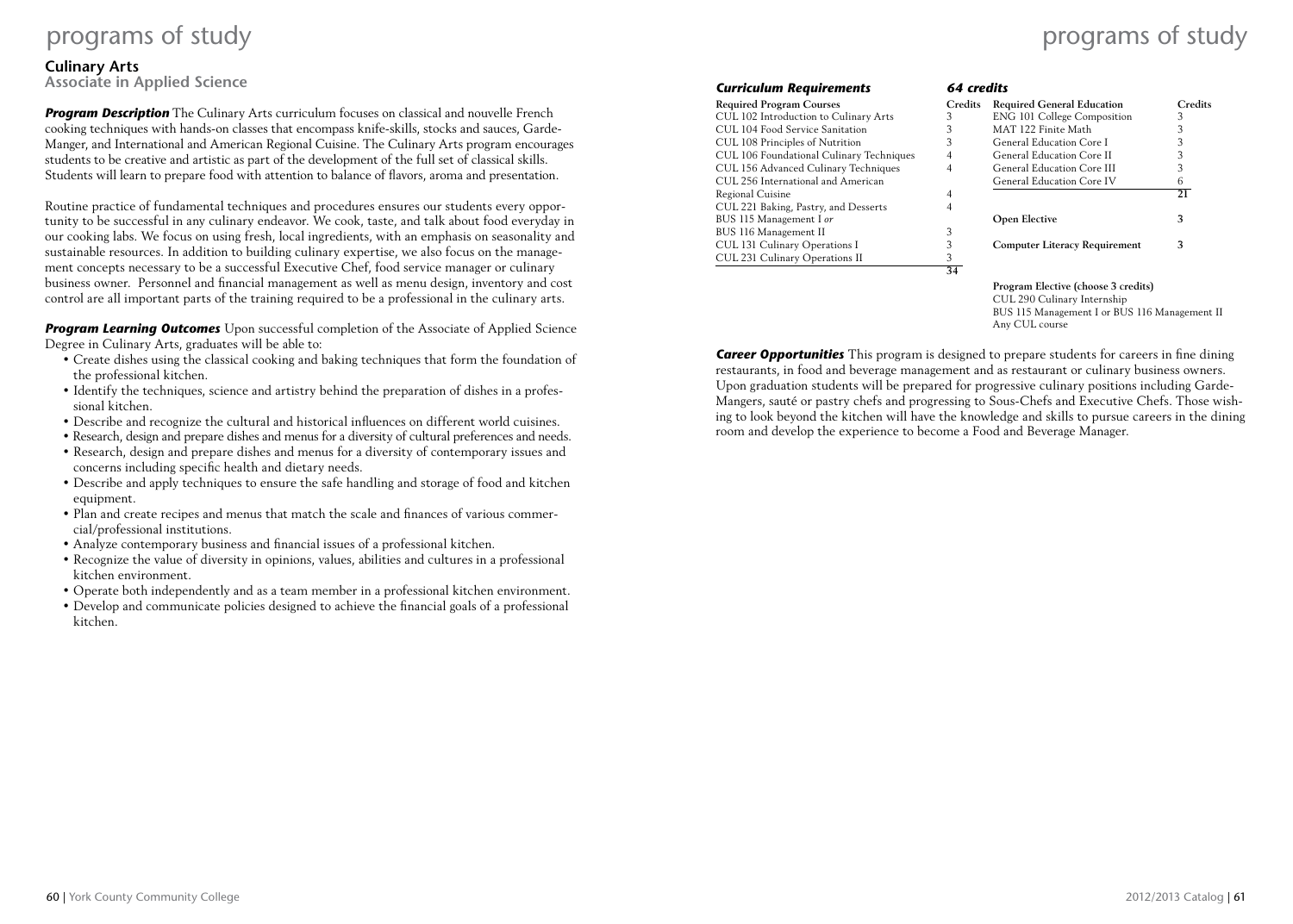# programs of study

## Culinary Arts

### Associate in Applied Science

***Program Description*** The Culinary Arts curriculum focuses on classical and nouvelle French cooking techniques with hands-on classes that encompass knife-skills, stocks and sauces, Garde-Manger, and International and American Regional Cuisine. The Culinary Arts program encourages students to be creative and artistic as part of the development of the full set of classical skills. Students will learn to prepare food with attention to balance of flavors, aroma and presentation.

Routine practice of fundamental techniques and procedures ensures our students every opportunity to be successful in any culinary endeavor. We cook, taste, and talk about food everyday in our cooking labs. We focus on using fresh, local ingredients, with an emphasis on seasonality and sustainable resources. In addition to building culinary expertise, we also focus on the management concepts necessary to be a successful Executive Chef, food service manager or culinary business owner. Personnel and financial management as well as menu design, inventory and cost control are all important parts of the training required to be a professional in the culinary arts.

***Program Learning Outcomes*** Upon successful completion of the Associate of Applied Science Degree in Culinary Arts, graduates will be able to:

- Create dishes using the classical cooking and baking techniques that form the foundation of the professional kitchen.
- Identify the techniques, science and artistry behind the preparation of dishes in a professional kitchen.
- Describe and recognize the cultural and historical influences on different world cuisines.
- Research, design and prepare dishes and menus for a diversity of cultural preferences and needs.
- Research, design and prepare dishes and menus for a diversity of contemporary issues and concerns including specific health and dietary needs.
- Describe and apply techniques to ensure the safe handling and storage of food and kitchen equipment.
- Plan and create recipes and menus that match the scale and finances of various commercial/professional institutions.
- Analyze contemporary business and financial issues of a professional kitchen.
- Recognize the value of diversity in opinions, values, abilities and cultures in a professional kitchen environment.
- Operate both independently and as a team member in a professional kitchen environment.
- Develop and communicate policies designed to achieve the financial goals of a professional kitchen.

***Curriculum Requirements*** ***64 credits***

| Required Program Courses | Credits |
|---|---|
| CUL 102 Introduction to Culinary Arts | 3 |
| CUL 104 Food Service Sanitation | 3 |
| CUL 108 Principles of Nutrition | 3 |
| CUL 106 Foundational Culinary Techniques | 4 |
| CUL 156 Advanced Culinary Techniques | 4 |
| CUL 256 International and American Regional Cuisine | 4 |
| CUL 221 Baking, Pastry, and Desserts | 4 |
| BUS 115 Management I *or* BUS 116 Management II | 3 |
| CUL 131 Culinary Operations I | 3 |
| CUL 231 Culinary Operations II | 3 |
| | 34 |

| Required General Education | Credits |
|---|---|
| ENG 101 College Composition | 3 |
| MAT 122 Finite Math | 3 |
| General Education Core I | 3 |
| General Education Core II | 3 |
| General Education Core III | 3 |
| General Education Core IV | 6 |
| | 21 |

**Open Elective** **3**

**Computer Literacy Requirement** **3**

**Program Elective (choose 3 credits)**
CUL 290 Culinary Internship
BUS 115 Management I or BUS 116 Management II
Any CUL course

***Career Opportunities*** This program is designed to prepare students for careers in fine dining restaurants, in food and beverage management and as restaurant or culinary business owners. Upon graduation students will be prepared for progressive culinary positions including Garde-Mangers, sauté or pastry chefs and progressing to Sous-Chefs and Executive Chefs. Those wishing to look beyond the kitchen will have the knowledge and skills to pursue careers in the dining room and develop the experience to become a Food and Beverage Manager.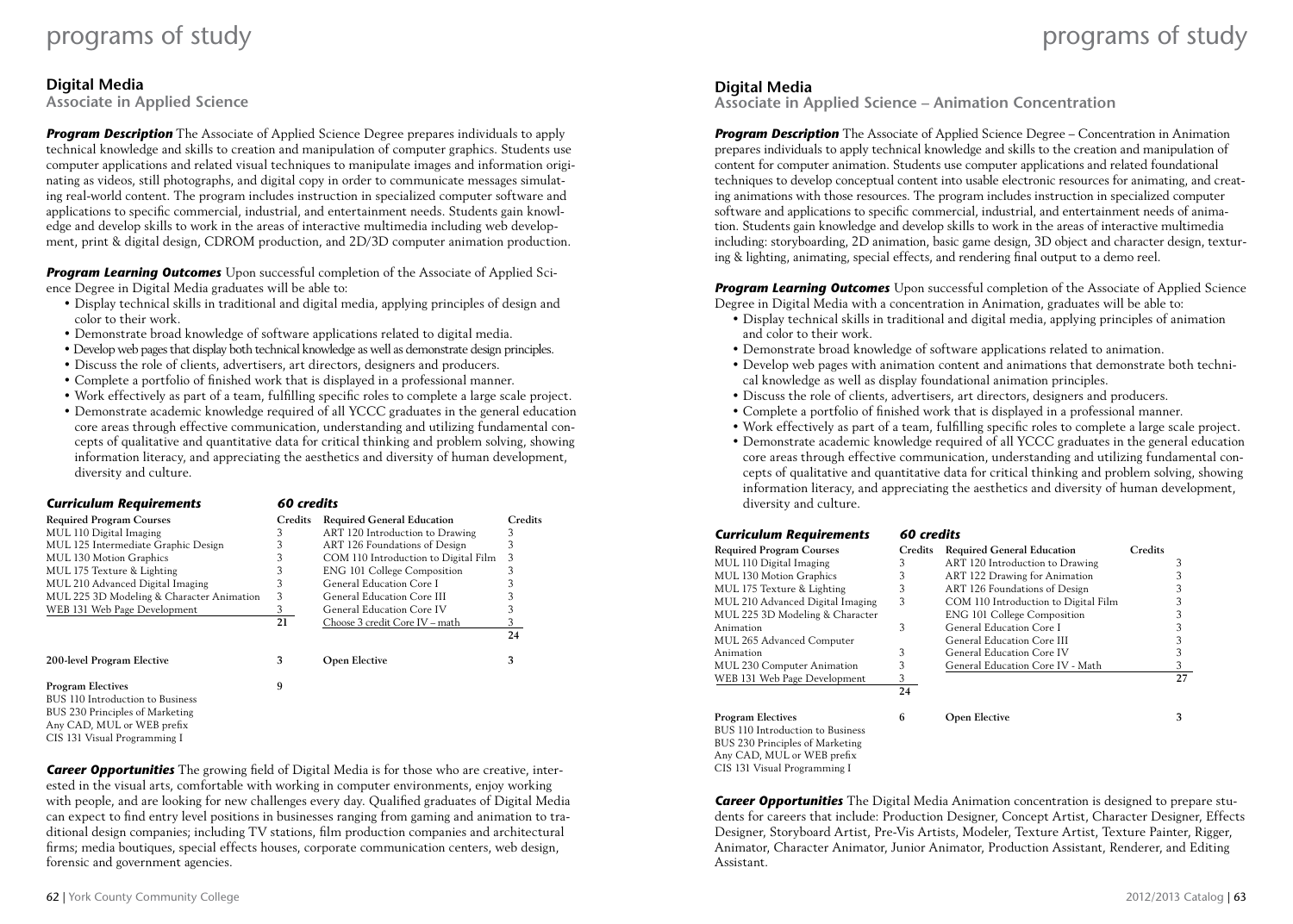## Digital Media

### Associate in Applied Science

***Program Description*** The Associate of Applied Science Degree prepares individuals to apply technical knowledge and skills to creation and manipulation of computer graphics. Students use computer applications and related visual techniques to manipulate images and information originating as videos, still photographs, and digital copy in order to communicate messages simulating real-world content. The program includes instruction in specialized computer software and applications to specific commercial, industrial, and entertainment needs. Students gain knowledge and develop skills to work in the areas of interactive multimedia including web development, print & digital design, CDROM production, and 2D/3D computer animation production.

***Program Learning Outcomes*** Upon successful completion of the Associate of Applied Science Degree in Digital Media graduates will be able to:

- Display technical skills in traditional and digital media, applying principles of design and color to their work.
- Demonstrate broad knowledge of software applications related to digital media.
- Develop web pages that display both technical knowledge as well as demonstrate design principles.
- Discuss the role of clients, advertisers, art directors, designers and producers.
- Complete a portfolio of finished work that is displayed in a professional manner.
- Work effectively as part of a team, fulfilling specific roles to complete a large scale project.
- Demonstrate academic knowledge required of all YCCC graduates in the general education core areas through effective communication, understanding and utilizing fundamental concepts of qualitative and quantitative data for critical thinking and problem solving, showing information literacy, and appreciating the aesthetics and diversity of human development, diversity and culture.

***Curriculum Requirements*** ***60 credits***

| Required Program Courses | Credits | Required General Education | Credits |
|---|---|---|---|
| MUL 110 Digital Imaging | 3 | ART 120 Introduction to Drawing | 3 |
| MUL 125 Intermediate Graphic Design | 3 | ART 126 Foundations of Design | 3 |
| MUL 130 Motion Graphics | 3 | COM 110 Introduction to Digital Film | 3 |
| MUL 175 Texture & Lighting | 3 | ENG 101 College Composition | 3 |
| MUL 210 Advanced Digital Imaging | 3 | General Education Core I | 3 |
| MUL 225 3D Modeling & Character Animation | 3 | General Education Core III | 3 |
| WEB 131 Web Page Development | 3 | General Education Core IV | 3 |
| | 21 | Choose 3 credit Core IV – math | 3 |
| | | | 24 |
| **200-level Program Elective** | 3 | **Open Elective** | 3 |
| **Program Electives** | 9 | | |
| BUS 110 Introduction to Business | | | |
| BUS 230 Principles of Marketing | | | |
| Any CAD, MUL or WEB prefix | | | |
| CIS 131 Visual Programming I | | | |

***Career Opportunities*** The growing field of Digital Media is for those who are creative, interested in the visual arts, comfortable with working in computer environments, enjoy working with people, and are looking for new challenges every day. Qualified graduates of Digital Media can expect to find entry level positions in businesses ranging from gaming and animation to traditional design companies; including TV stations, film production companies and architectural firms; media boutiques, special effects houses, corporate communication centers, web design, forensic and government agencies.

## Digital Media

### Associate in Applied Science – Animation Concentration

***Program Description*** The Associate of Applied Science Degree – Concentration in Animation prepares individuals to apply technical knowledge and skills to the creation and manipulation of content for computer animation. Students use computer applications and related foundational techniques to develop conceptual content into usable electronic resources for animating, and creating animations with those resources. The program includes instruction in specialized computer software and applications to specific commercial, industrial, and entertainment needs of animation. Students gain knowledge and develop skills to work in the areas of interactive multimedia including: storyboarding, 2D animation, basic game design, 3D object and character design, texturing & lighting, animating, special effects, and rendering final output to a demo reel.

***Program Learning Outcomes*** Upon successful completion of the Associate of Applied Science Degree in Digital Media with a concentration in Animation, graduates will be able to:

- Display technical skills in traditional and digital media, applying principles of animation and color to their work.
- Demonstrate broad knowledge of software applications related to animation.
- Develop web pages with animation content and animations that demonstrate both technical knowledge as well as display foundational animation principles.
- Discuss the role of clients, advertisers, art directors, designers and producers.
- Complete a portfolio of finished work that is displayed in a professional manner.
- Work effectively as part of a team, fulfilling specific roles to complete a large scale project.
- Demonstrate academic knowledge required of all YCCC graduates in the general education core areas through effective communication, understanding and utilizing fundamental concepts of qualitative and quantitative data for critical thinking and problem solving, showing information literacy, and appreciating the aesthetics and diversity of human development, diversity and culture.

***Curriculum Requirements*** ***60 credits***

| Required Program Courses | Credits | Required General Education | Credits |
|---|---|---|---|
| MUL 110 Digital Imaging | 3 | ART 120 Introduction to Drawing | 3 |
| MUL 130 Motion Graphics | 3 | ART 122 Drawing for Animation | 3 |
| MUL 175 Texture & Lighting | 3 | ART 126 Foundations of Design | 3 |
| MUL 210 Advanced Digital Imaging | 3 | COM 110 Introduction to Digital Film | 3 |
| MUL 225 3D Modeling & Character Animation | 3 | ENG 101 College Composition | 3 |
| MUL 265 Advanced Computer Animation | 3 | General Education Core I | 3 |
| MUL 230 Computer Animation | 3 | General Education Core III | 3 |
| WEB 131 Web Page Development | 3 | General Education Core IV | 3 |
| | 24 | General Education Core IV - Math | 3 |
| | | | 27 |
| **Program Electives** | 6 | **Open Elective** | 3 |
| BUS 110 Introduction to Business | | | |
| BUS 230 Principles of Marketing | | | |
| Any CAD, MUL or WEB prefix | | | |
| CIS 131 Visual Programming I | | | |

***Career Opportunities*** The Digital Media Animation concentration is designed to prepare students for careers that include: Production Designer, Concept Artist, Character Designer, Effects Designer, Storyboard Artist, Pre-Vis Artists, Modeler, Texture Artist, Texture Painter, Rigger, Animator, Character Animator, Junior Animator, Production Assistant, Renderer, and Editing Assistant.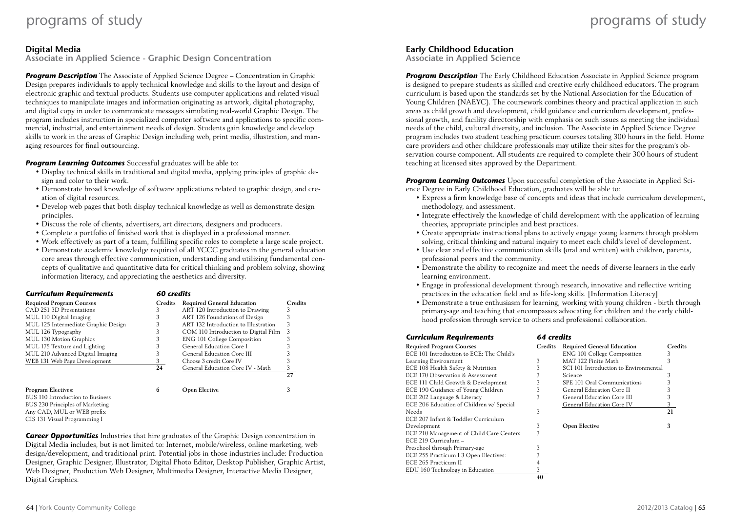## Digital Media

### Associate in Applied Science - Graphic Design Concentration

***Program Description*** The Associate of Applied Science Degree – Concentration in Graphic Design prepares individuals to apply technical knowledge and skills to the layout and design of electronic graphic and textual products. Students use computer applications and related visual techniques to manipulate images and information originating as artwork, digital photography, and digital copy in order to communicate messages simulating real-world Graphic Design. The program includes instruction in specialized computer software and applications to specific commercial, industrial, and entertainment needs of design. Students gain knowledge and develop skills to work in the areas of Graphic Design including web, print media, illustration, and managing resources for final outsourcing.

***Program Learning Outcomes*** Successful graduates will be able to:

- Display technical skills in traditional and digital media, applying principles of graphic design and color to their work.
- Demonstrate broad knowledge of software applications related to graphic design, and creation of digital resources.
- Develop web pages that both display technical knowledge as well as demonstrate design principles.
- Discuss the role of clients, advertisers, art directors, designers and producers.
- Complete a portfolio of finished work that is displayed in a professional manner.
- Work effectively as part of a team, fulfilling specific roles to complete a large scale project.
- Demonstrate academic knowledge required of all YCCC graduates in the general education core areas through effective communication, understanding and utilizing fundamental concepts of qualitative and quantitative data for critical thinking and problem solving, showing information literacy, and appreciating the aesthetics and diversity.

***Curriculum Requirements*** ***60 credits***

| Required Program Courses | Credits | Required General Education | Credits |
|---|---|---|---|
| CAD 251 3D Presentations | 3 | ART 120 Introduction to Drawing | 3 |
| MUL 110 Digital Imaging | 3 | ART 126 Foundations of Design | 3 |
| MUL 125 Intermediate Graphic Design | 3 | ART 132 Introduction to Illustration | 3 |
| MUL 126 Typography | 3 | COM 110 Introduction to Digital Film | 3 |
| MUL 130 Motion Graphics | 3 | ENG 101 College Composition | 3 |
| MUL 175 Texture and Lighting | 3 | General Education Core I | 3 |
| MUL 210 Advanced Digital Imaging | 3 | General Education Core III | 3 |
| WEB 131 Web Page Development | 3 | Choose 3 credit Core IV | 3 |
| | 24 | General Education Core IV - Math | 3 |
| | | | 27 |
| **Program Electives:** | **6** | **Open Elective** | **3** |
| BUS 110 Introduction to Business | | | |
| BUS 230 Principles of Marketing | | | |
| Any CAD, MUL or WEB prefix | | | |
| CIS 131 Visual Programming I | | | |

***Career Opportunities*** Industries that hire graduates of the Graphic Design concentration in Digital Media includes, but is not limited to: Internet, mobile/wireless, online marketing, web design/development, and traditional print. Potential jobs in those industries include: Production Designer, Graphic Designer, Illustrator, Digital Photo Editor, Desktop Publisher, Graphic Artist, Web Designer, Production Web Designer, Multimedia Designer, Interactive Media Designer, Digital Graphics.

## Early Childhood Education

### Associate in Applied Science

***Program Description*** The Early Childhood Education Associate in Applied Science program is designed to prepare students as skilled and creative early childhood educators. The program curriculum is based upon the standards set by the National Association for the Education of Young Children (NAEYC). The coursework combines theory and practical application in such areas as child growth and development, child guidance and curriculum development, professional growth, and facility directorship with emphasis on such issues as meeting the individual needs of the child, cultural diversity, and inclusion. The Associate in Applied Science Degree program includes two student teaching practicum courses totaling 300 hours in the field. Home care providers and other childcare professionals may utilize their sites for the program's observation course component. All students are required to complete their 300 hours of student teaching at licensed sites approved by the Department.

***Program Learning Outcomes*** Upon successful completion of the Associate in Applied Science Degree in Early Childhood Education, graduates will be able to:

- Express a firm knowledge base of concepts and ideas that include curriculum development, methodology, and assessment.
- Integrate effectively the knowledge of child development with the application of learning theories, appropriate principles and best practices.
- Create appropriate instructional plans to actively engage young learners through problem solving, critical thinking and natural inquiry to meet each child's level of development.
- Use clear and effective communication skills (oral and written) with children, parents, professional peers and the community.
- Demonstrate the ability to recognize and meet the needs of diverse learners in the early learning environment.
- Engage in professional development through research, innovative and reflective writing practices in the education field and as life-long skills. [Information Literacy]
- Demonstrate a true enthusiasm for learning, working with young children - birth through primary-age and teaching that encompasses advocating for children and the early childhood profession through service to others and professional collaboration.

***Curriculum Requirements*** ***64 credits***

| Required Program Courses | Credits | Required General Education | Credits |
|---|---|---|---|
| ECE 101 Introduction to ECE: The Child's Learning Environment | 3 | ENG 101 College Composition | 3 |
| ECE 108 Health Safety & Nutrition | 3 | MAT 122 Finite Math | 3 |
| ECE 170 Observation & Assessment | 3 | SCI 101 Introduction to Environmental Science | 3 |
| ECE 111 Child Growth & Development | 3 | SPE 101 Oral Communications | 3 |
| ECE 190 Guidance of Young Children | 3 | General Education Core II | 3 |
| ECE 202 Language & Literacy | 3 | General Education Core III | 3 |
| ECE 206 Education of Children w/ Special Needs | 3 | General Education Core IV | 3 |
| | | | 21 |
| ECE 207 Infant & Toddler Curriculum Development | 3 | **Open Elective** | **3** |
| ECE 210 Management of Child Care Centers | 3 | | |
| ECE 219 Curriculum – Preschool through Primary-age | 3 | | |
| ECE 255 Practicum I 3 Open Electives: | 3 | | |
| ECE 265 Practicum II | 4 | | |
| EDU 160 Technology in Education | 3 | | |
| | 40 | | |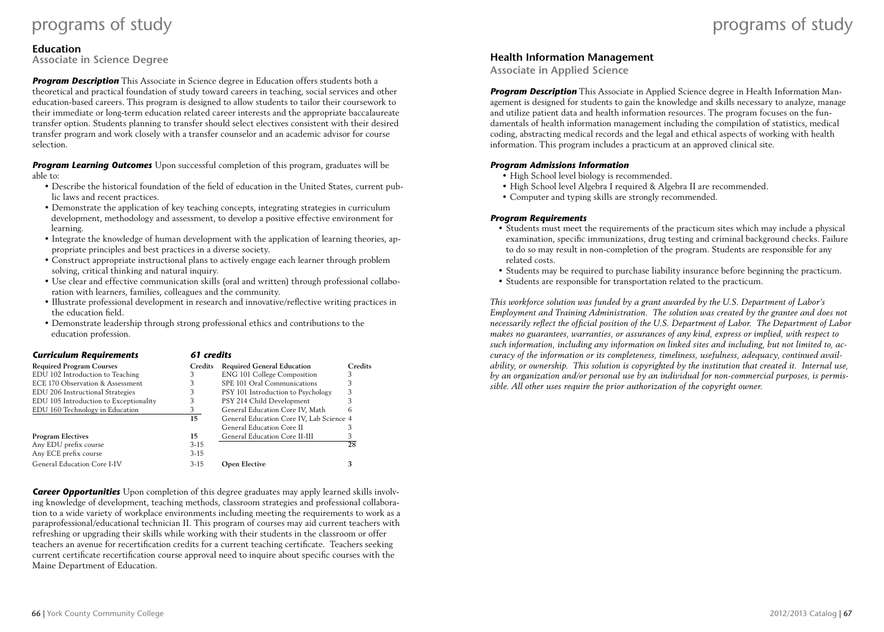## Education

**Associate in Science Degree**

***Program Description*** This Associate in Science degree in Education offers students both a theoretical and practical foundation of study toward careers in teaching, social services and other education-based careers. This program is designed to allow students to tailor their coursework to their immediate or long-term education related career interests and the appropriate baccalaureate transfer option. Students planning to transfer should select electives consistent with their desired transfer program and work closely with a transfer counselor and an academic advisor for course selection.

***Program Learning Outcomes*** Upon successful completion of this program, graduates will be able to:

- Describe the historical foundation of the field of education in the United States, current public laws and recent practices.
- Demonstrate the application of key teaching concepts, integrating strategies in curriculum development, methodology and assessment, to develop a positive effective environment for learning.
- Integrate the knowledge of human development with the application of learning theories, appropriate principles and best practices in a diverse society.
- Construct appropriate instructional plans to actively engage each learner through problem solving, critical thinking and natural inquiry.
- Use clear and effective communication skills (oral and written) through professional collaboration with learners, families, colleagues and the community.
- Illustrate professional development in research and innovative/reflective writing practices in the education field.
- Demonstrate leadership through strong professional ethics and contributions to the education profession.

***Curriculum Requirements*** ***61 credits***

| Required Program Courses | Credits | Required General Education | Credits |
|---|---|---|---|
| EDU 102 Introduction to Teaching | 3 | ENG 101 College Composition | 3 |
| ECE 170 Observation & Assessment | 3 | SPE 101 Oral Communications | 3 |
| EDU 206 Instructional Strategies | 3 | PSY 101 Introduction to Psychology | 3 |
| EDU 105 Introduction to Exceptionality | 3 | PSY 214 Child Development | 3 |
| EDU 160 Technology in Education | 3 | General Education Core IV, Math | 6 |
| | 15 | General Education Core IV, Lab Science | 4 |
| | | General Education Core II | 3 |
| **Program Electives** | 15 | General Education Core II-III | 3 |
| Any EDU prefix course | 3-15 | | 28 |
| Any ECE prefix course | 3-15 | | |
| General Education Core I-IV | 3-15 | **Open Elective** | **3** |

***Career Opportunities*** Upon completion of this degree graduates may apply learned skills involving knowledge of development, teaching methods, classroom strategies and professional collaboration to a wide variety of workplace environments including meeting the requirements to work as a paraprofessional/educational technician II. This program of courses may aid current teachers with refreshing or upgrading their skills while working with their students in the classroom or offer teachers an avenue for recertification credits for a current teaching certificate. Teachers seeking current certificate recertification course approval need to inquire about specific courses with the Maine Department of Education.

## Health Information Management

**Associate in Applied Science**

***Program Description*** This Associate in Applied Science degree in Health Information Management is designed for students to gain the knowledge and skills necessary to analyze, manage and utilize patient data and health information resources. The program focuses on the fundamentals of health information management including the compilation of statistics, medical coding, abstracting medical records and the legal and ethical aspects of working with health information. This program includes a practicum at an approved clinical site.

***Program Admissions Information***

- High School level biology is recommended.
- High School level Algebra I required & Algebra II are recommended.
- Computer and typing skills are strongly recommended.

***Program Requirements***

- Students must meet the requirements of the practicum sites which may include a physical examination, specific immunizations, drug testing and criminal background checks. Failure to do so may result in non-completion of the program. Students are responsible for any related costs.
- Students may be required to purchase liability insurance before beginning the practicum.
- Students are responsible for transportation related to the practicum.

*This workforce solution was funded by a grant awarded by the U.S. Department of Labor's Employment and Training Administration. The solution was created by the grantee and does not necessarily reflect the official position of the U.S. Department of Labor. The Department of Labor makes no guarantees, warranties, or assurances of any kind, express or implied, with respect to such information, including any information on linked sites and including, but not limited to, accuracy of the information or its completeness, timeliness, usefulness, adequacy, continued availability, or ownership. This solution is copyrighted by the institution that created it. Internal use, by an organization and/or personal use by an individual for non-commercial purposes, is permissible. All other uses require the prior authorization of the copyright owner.*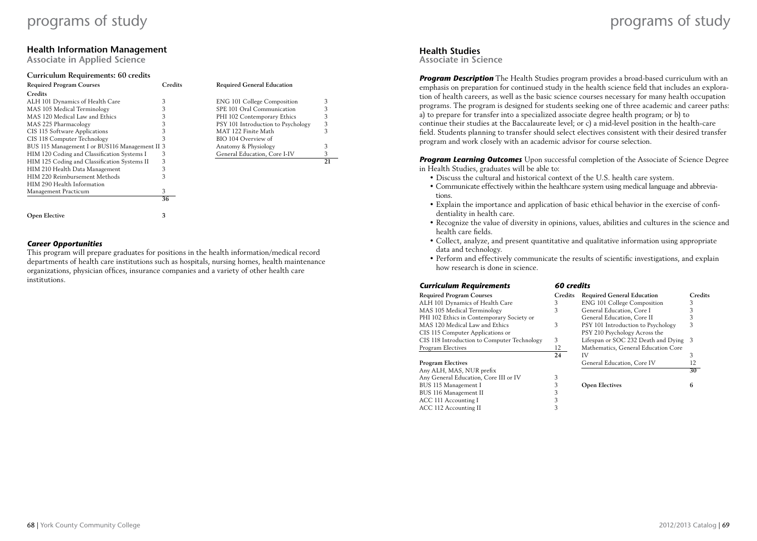## Health Information Management

**Associate in Applied Science**

### Curriculum Requirements: 60 credits

| Required Program Courses | Credits |
|---|---|
| ALH 101 Dynamics of Health Care | 3 |
| MAS 105 Medical Terminology | 3 |
| MAS 120 Medical Law and Ethics | 3 |
| MAS 225 Pharmacology | 3 |
| CIS 115 Software Applications | 3 |
| CIS 118 Computer Technology | 3 |
| BUS 115 Management I or BUS116 Management II | 3 |
| HIM 120 Coding and Classification Systems I | 3 |
| HIM 125 Coding and Classification Systems II | 3 |
| HIM 210 Health Data Management | 3 |
| HIM 220 Reimbursement Methods | 3 |
| HIM 290 Health Information Management Practicum | 3 |
| | 36 |
| **Open Elective** | **3** |

| Required General Education | Credits |
|---|---|
| ENG 101 College Composition | 3 |
| SPE 101 Oral Communication | 3 |
| PHI 102 Contemporary Ethics | 3 |
| PSY 101 Introduction to Psychology | 3 |
| MAT 122 Finite Math | 3 |
| BIO 104 Overview of Anatomy & Physiology | 3 |
| General Education, Core I-IV | 3 |
| | 21 |

### *Career Opportunities*

This program will prepare graduates for positions in the health information/medical record departments of health care institutions such as hospitals, nursing homes, health maintenance organizations, physician offices, insurance companies and a variety of other health care institutions.

## Health Studies

**Associate in Science**

***Program Description*** The Health Studies program provides a broad-based curriculum with an emphasis on preparation for continued study in the health science field that includes an exploration of health careers, as well as the basic science courses necessary for many health occupation programs. The program is designed for students seeking one of three academic and career paths: a) to prepare for transfer into a specialized associate degree health program; or b) to continue their studies at the Baccalaureate level; or c) a mid-level position in the health-care field. Students planning to transfer should select electives consistent with their desired transfer program and work closely with an academic advisor for course selection.

***Program Learning Outcomes*** Upon successful completion of the Associate of Science Degree in Health Studies, graduates will be able to:

- Discuss the cultural and historical context of the U.S. health care system.
- Communicate effectively within the healthcare system using medical language and abbreviations.
- Explain the importance and application of basic ethical behavior in the exercise of confidentiality in health care.
- Recognize the value of diversity in opinions, values, abilities and cultures in the science and health care fields.
- Collect, analyze, and present quantitative and qualitative information using appropriate data and technology.
- Perform and effectively communicate the results of scientific investigations, and explain how research is done in science.

### *Curriculum Requirements* *60 credits*

| Required Program Courses | Credits |
|---|---|
| ALH 101 Dynamics of Health Care | 3 |
| MAS 105 Medical Terminology | 3 |
| PHI 102 Ethics in Contemporary Society or MAS 120 Medical Law and Ethics | 3 |
| CIS 115 Computer Applications or CIS 118 Introduction to Computer Technology | 3 |
| Program Electives | 12 |
| | 24 |
| **Program Electives** | |
| Any ALH, MAS, NUR prefix | |
| Any General Education, Core III or IV | 3 |
| BUS 115 Management I | 3 |
| BUS 116 Management II | 3 |
| ACC 111 Accounting I | 3 |
| ACC 112 Accounting II | 3 |

| Required General Education | Credits |
|---|---|
| ENG 101 College Composition | 3 |
| General Education, Core I | 3 |
| General Education, Core II | 3 |
| PSY 101 Introduction to Psychology | 3 |
| PSY 210 Psychology Across the Lifespan or SOC 232 Death and Dying | 3 |
| Mathematics, General Education Core IV | 3 |
| General Education, Core IV | 12 |
| | 30 |
| **Open Electives** | **6** |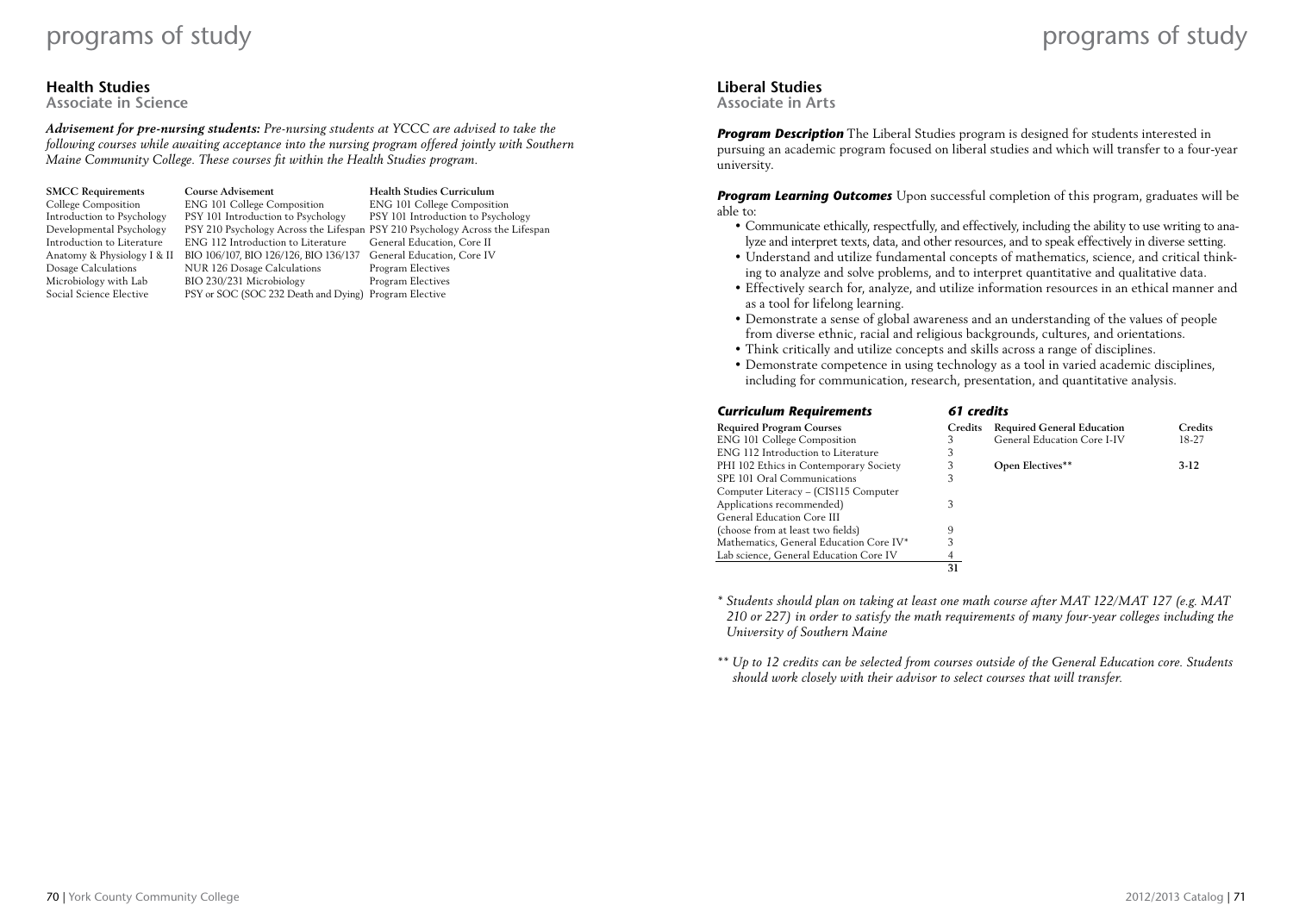## Health Studies

**Associate in Science**

***Advisement for pre-nursing students:*** *Pre-nursing students at YCCC are advised to take the following courses while awaiting acceptance into the nursing program offered jointly with Southern Maine Community College. These courses fit within the Health Studies program.*

| SMCC Requirements | Course Advisement | Health Studies Curriculum |
|---|---|---|
| College Composition | ENG 101 College Composition | ENG 101 College Composition |
| Introduction to Psychology | PSY 101 Introduction to Psychology | PSY 101 Introduction to Psychology |
| Developmental Psychology | PSY 210 Psychology Across the Lifespan | PSY 210 Psychology Across the Lifespan |
| Introduction to Literature | ENG 112 Introduction to Literature | General Education, Core II |
| Anatomy & Physiology I & II | BIO 106/107, BIO 126/126, BIO 136/137 | General Education, Core IV |
| Dosage Calculations | NUR 126 Dosage Calculations | Program Electives |
| Microbiology with Lab | BIO 230/231 Microbiology | Program Electives |
| Social Science Elective | PSY or SOC (SOC 232 Death and Dying) | Program Elective |

## Liberal Studies

**Associate in Arts**

***Program Description*** The Liberal Studies program is designed for students interested in pursuing an academic program focused on liberal studies and which will transfer to a four-year university.

***Program Learning Outcomes*** Upon successful completion of this program, graduates will be able to:

- Communicate ethically, respectfully, and effectively, including the ability to use writing to analyze and interpret texts, data, and other resources, and to speak effectively in diverse setting.
- Understand and utilize fundamental concepts of mathematics, science, and critical thinking to analyze and solve problems, and to interpret quantitative and qualitative data.
- Effectively search for, analyze, and utilize information resources in an ethical manner and as a tool for lifelong learning.
- Demonstrate a sense of global awareness and an understanding of the values of people from diverse ethnic, racial and religious backgrounds, cultures, and orientations.
- Think critically and utilize concepts and skills across a range of disciplines.
- Demonstrate competence in using technology as a tool in varied academic disciplines, including for communication, research, presentation, and quantitative analysis.

***Curriculum Requirements*** ***61 credits***

| Required Program Courses | Credits | Required General Education | Credits |
|---|---|---|---|
| ENG 101 College Composition | 3 | General Education Core I-IV | 18-27 |
| ENG 112 Introduction to Literature | 3 | | |
| PHI 102 Ethics in Contemporary Society | 3 | **Open Electives**** | **3-12** |
| SPE 101 Oral Communications | 3 | | |
| Computer Literacy – (CIS115 Computer Applications recommended) | 3 | | |
| General Education Core III (choose from at least two fields) | 9 | | |
| Mathematics, General Education Core IV* | 3 | | |
| Lab science, General Education Core IV | 4 | | |
| | 31 | | |

*\* Students should plan on taking at least one math course after MAT 122/MAT 127 (e.g. MAT 210 or 227) in order to satisfy the math requirements of many four-year colleges including the University of Southern Maine*

*\*\* Up to 12 credits can be selected from courses outside of the General Education core. Students should work closely with their advisor to select courses that will transfer.*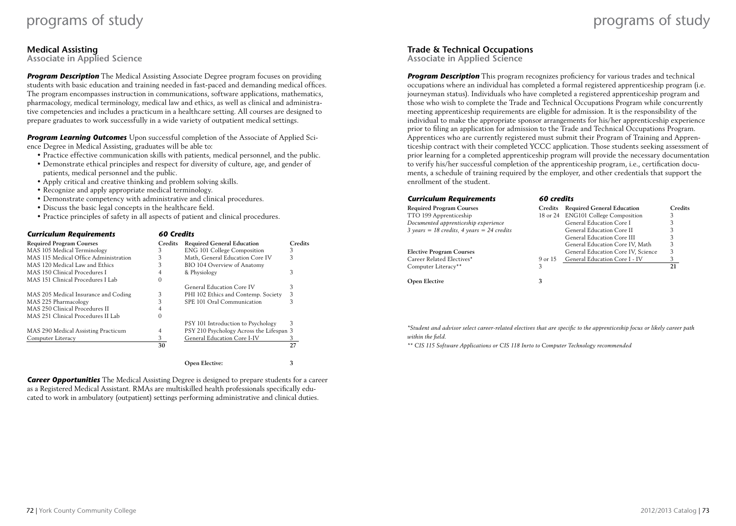## Medical Assisting
**Associate in Applied Science**

***Program Description*** The Medical Assisting Associate Degree program focuses on providing students with basic education and training needed in fast-paced and demanding medical offices. The program encompasses instruction in communications, software applications, mathematics, pharmacology, medical terminology, medical law and ethics, as well as clinical and administrative competencies and includes a practicum in a healthcare setting. All courses are designed to prepare graduates to work successfully in a wide variety of outpatient medical settings.

***Program Learning Outcomes*** Upon successful completion of the Associate of Applied Science Degree in Medical Assisting, graduates will be able to:

- Practice effective communication skills with patients, medical personnel, and the public.
- Demonstrate ethical principles and respect for diversity of culture, age, and gender of patients, medical personnel and the public.
- Apply critical and creative thinking and problem solving skills.
- Recognize and apply appropriate medical terminology.
- Demonstrate competency with administrative and clinical procedures.
- Discuss the basic legal concepts in the healthcare field.
- Practice principles of safety in all aspects of patient and clinical procedures.

***Curriculum Requirements*** ***60 Credits***

| Required Program Courses | Credits | Required General Education | Credits |
|---|---|---|---|
| MAS 105 Medical Terminology | 3 | ENG 101 College Composition | 3 |
| MAS 115 Medical Office Administration | 3 | Math, General Education Core IV | 3 |
| MAS 120 Medical Law and Ethics | 3 | BIO 104 Overview of Anatomy | |
| MAS 150 Clinical Procedures I | 4 | & Physiology | 3 |
| MAS 151 Clinical Procedures I Lab | 0 | | |
| | | General Education Core IV | 3 |
| MAS 205 Medical Insurance and Coding | 3 | PHI 102 Ethics and Contemp. Society | 3 |
| MAS 225 Pharmacology | 3 | SPE 101 Oral Communication | 3 |
| MAS 250 Clinical Procedures II | 4 | | |
| MAS 251 Clinical Procedures II Lab | 0 | | |
| | | PSY 101 Introduction to Psychology | 3 |
| MAS 290 Medical Assisting Practicum | 4 | PSY 210 Psychology Across the Lifespan | 3 |
| Computer Literacy | 3 | General Education Core I-IV | 3 |
| | **30** | | **27** |
| | | **Open Elective:** | **3** |

***Career Opportunities*** The Medical Assisting Degree is designed to prepare students for a career as a Registered Medical Assistant. RMAs are multiskilled health professionals specifically educated to work in ambulatory (outpatient) settings performing administrative and clinical duties.

## Trade & Technical Occupations
**Associate in Applied Science**

***Program Description*** This program recognizes proficiency for various trades and technical occupations where an individual has completed a formal registered apprenticeship program (i.e. journeyman status). Individuals who have completed a registered apprenticeship program and those who wish to complete the Trade and Technical Occupations Program while concurrently meeting apprenticeship requirements are eligible for admission. It is the responsibility of the individual to make the appropriate sponsor arrangements for his/her apprenticeship experience prior to filing an application for admission to the Trade and Technical Occupations Program. Apprentices who are currently registered must submit their Program of Training and Apprenticeship contract with their completed YCCC application. Those students seeking assessment of prior learning for a completed apprenticeship program will provide the necessary documentation to verify his/her successful completion of the apprenticeship program, i.e., certification documents, a schedule of training required by the employer, and other credentials that support the enrollment of the student.

***Curriculum Requirements*** ***60 credits***

| Required Program Courses | Credits | Required General Education | Credits |
|---|---|---|---|
| TTO 199 Apprenticeship | 18 or 24 | ENG101 College Composition | 3 |
| *Documented apprenticeship experience* | | General Education Core I | 3 |
| *3 years = 18 credits, 4 years = 24 credits* | | General Education Core II | 3 |
| | | General Education Core III | 3 |
| | | General Education Core IV, Math | 3 |
| **Elective Program Courses** | | General Education Core IV, Science | 3 |
| Career Related Electives* | 9 or 15 | General Education Core I - IV | 3 |
| Computer Literacy** | 3 | | **21** |
| **Open Elective** | **3** | | |

*\*Student and advisor select career-related electives that are specific to the apprenticeship focus or likely career path within the field.*

*\*\* CIS 115 Software Applications or CIS 118 Inrto to Computer Technology recommended*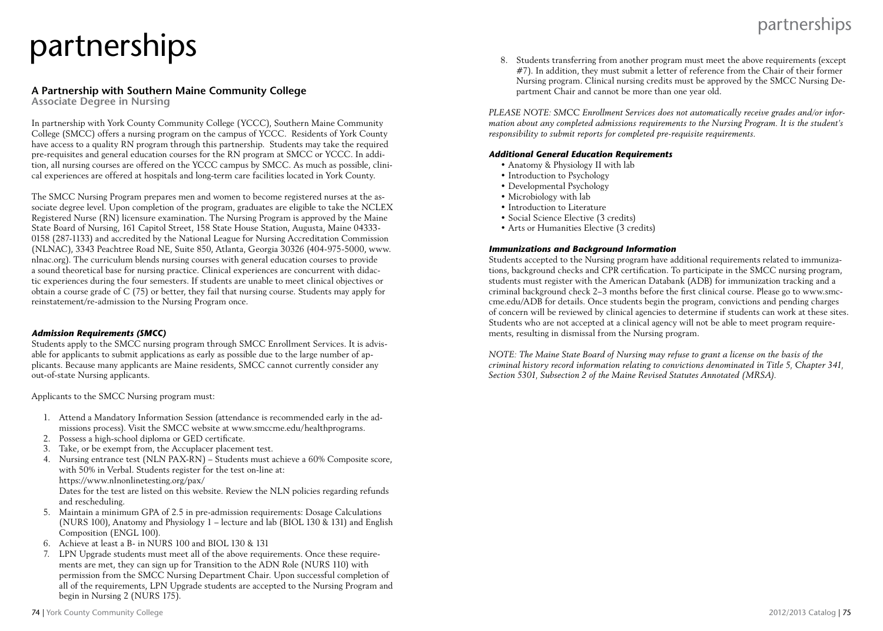# partnerships

## A Partnership with Southern Maine Community College

### Associate Degree in Nursing

In partnership with York County Community College (YCCC), Southern Maine Community College (SMCC) offers a nursing program on the campus of YCCC. Residents of York County have access to a quality RN program through this partnership. Students may take the required pre-requisites and general education courses for the RN program at SMCC or YCCC. In addition, all nursing courses are offered on the YCCC campus by SMCC. As much as possible, clinical experiences are offered at hospitals and long-term care facilities located in York County.

The SMCC Nursing Program prepares men and women to become registered nurses at the associate degree level. Upon completion of the program, graduates are eligible to take the NCLEX Registered Nurse (RN) licensure examination. The Nursing Program is approved by the Maine State Board of Nursing, 161 Capitol Street, 158 State House Station, Augusta, Maine 04333-0158 (287-1133) and accredited by the National League for Nursing Accreditation Commission (NLNAC), 3343 Peachtree Road NE, Suite 850, Atlanta, Georgia 30326 (404-975-5000, www.nlnac.org). The curriculum blends nursing courses with general education courses to provide a sound theoretical base for nursing practice. Clinical experiences are concurrent with didactic experiences during the four semesters. If students are unable to meet clinical objectives or obtain a course grade of C (75) or better, they fail that nursing course. Students may apply for reinstatement/re-admission to the Nursing Program once.

#### *Admission Requirements (SMCC)*

Students apply to the SMCC nursing program through SMCC Enrollment Services. It is advisable for applicants to submit applications as early as possible due to the large number of applicants. Because many applicants are Maine residents, SMCC cannot currently consider any out-of-state Nursing applicants.

Applicants to the SMCC Nursing program must:

1. Attend a Mandatory Information Session (attendance is recommended early in the admissions process). Visit the SMCC website at www.smccme.edu/healthprograms.
2. Possess a high-school diploma or GED certificate.
3. Take, or be exempt from, the Accuplacer placement test.
4. Nursing entrance test (NLN PAX-RN) – Students must achieve a 60% Composite score, with 50% in Verbal. Students register for the test on-line at: https://www.nlnonlinetesting.org/pax/
   Dates for the test are listed on this website. Review the NLN policies regarding refunds and rescheduling.
5. Maintain a minimum GPA of 2.5 in pre-admission requirements: Dosage Calculations (NURS 100), Anatomy and Physiology 1 – lecture and lab (BIOL 130 & 131) and English Composition (ENGL 100).
6. Achieve at least a B- in NURS 100 and BIOL 130 & 131
7. LPN Upgrade students must meet all of the above requirements. Once these requirements are met, they can sign up for Transition to the ADN Role (NURS 110) with permission from the SMCC Nursing Department Chair. Upon successful completion of all of the requirements, LPN Upgrade students are accepted to the Nursing Program and begin in Nursing 2 (NURS 175).
8. Students transferring from another program must meet the above requirements (except #7). In addition, they must submit a letter of reference from the Chair of their former Nursing program. Clinical nursing credits must be approved by the SMCC Nursing Department Chair and cannot be more than one year old.

*PLEASE NOTE: SMCC Enrollment Services does not automatically receive grades and/or information about any completed admissions requirements to the Nursing Program. It is the student's responsibility to submit reports for completed pre-requisite requirements.*

#### *Additional General Education Requirements*

- Anatomy & Physiology II with lab
- Introduction to Psychology
- Developmental Psychology
- Microbiology with lab
- Introduction to Literature
- Social Science Elective (3 credits)
- Arts or Humanities Elective (3 credits)

#### *Immunizations and Background Information*

Students accepted to the Nursing program have additional requirements related to immunizations, background checks and CPR certification. To participate in the SMCC nursing program, students must register with the American Databank (ADB) for immunization tracking and a criminal background check 2–3 months before the first clinical course. Please go to www.smccme.edu/ADB for details. Once students begin the program, convictions and pending charges of concern will be reviewed by clinical agencies to determine if students can work at these sites. Students who are not accepted at a clinical agency will not be able to meet program requirements, resulting in dismissal from the Nursing program.

*NOTE: The Maine State Board of Nursing may refuse to grant a license on the basis of the criminal history record information relating to convictions denominated in Title 5, Chapter 341, Section 5301, Subsection 2 of the Maine Revised Statutes Annotated (MRSA).*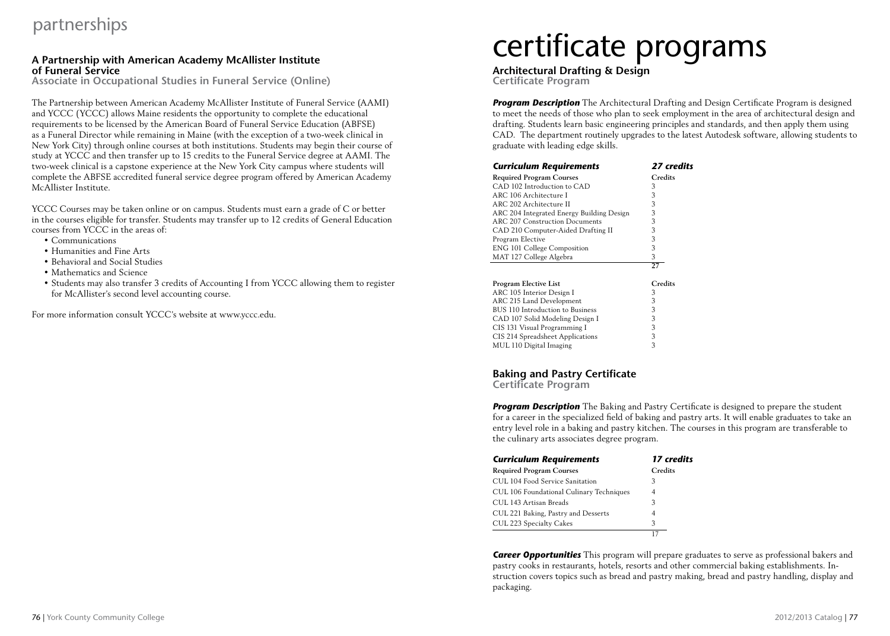# partnerships

## A Partnership with American Academy McAllister Institute of Funeral Service

### Associate in Occupational Studies in Funeral Service (Online)

The Partnership between American Academy McAllister Institute of Funeral Service (AAMI) and YCCC (YCCC) allows Maine residents the opportunity to complete the educational requirements to be licensed by the American Board of Funeral Service Education (ABFSE) as a Funeral Director while remaining in Maine (with the exception of a two-week clinical in New York City) through online courses at both institutions. Students may begin their course of study at YCCC and then transfer up to 15 credits to the Funeral Service degree at AAMI. The two-week clinical is a capstone experience at the New York City campus where students will complete the ABFSE accredited funeral service degree program offered by American Academy McAllister Institute.

YCCC Courses may be taken online or on campus. Students must earn a grade of C or better in the courses eligible for transfer. Students may transfer up to 12 credits of General Education courses from YCCC in the areas of:

- Communications
- Humanities and Fine Arts
- Behavioral and Social Studies
- Mathematics and Science
- Students may also transfer 3 credits of Accounting I from YCCC allowing them to register for McAllister's second level accounting course.

For more information consult YCCC's website at www.yccc.edu.

# certificate programs

## Architectural Drafting & Design

### Certificate Program

***Program Description*** The Architectural Drafting and Design Certificate Program is designed to meet the needs of those who plan to seek employment in the area of architectural design and drafting. Students learn basic engineering principles and standards, and then apply them using CAD. The department routinely upgrades to the latest Autodesk software, allowing students to graduate with leading edge skills.

***Curriculum Requirements*** ***27 credits***

| Required Program Courses | Credits |
|---|---|
| CAD 102 Introduction to CAD | 3 |
| ARC 106 Architecture I | 3 |
| ARC 202 Architecture II | 3 |
| ARC 204 Integrated Energy Building Design | 3 |
| ARC 207 Construction Documents | 3 |
| CAD 210 Computer-Aided Drafting II | 3 |
| Program Elective | 3 |
| ENG 101 College Composition | 3 |
| MAT 127 College Algebra | 3 |
| | 27 |

| Program Elective List | Credits |
|---|---|
| ARC 105 Interior Design I | 3 |
| ARC 215 Land Development | 3 |
| BUS 110 Introduction to Business | 3 |
| CAD 107 Solid Modeling Design I | 3 |
| CIS 131 Visual Programming I | 3 |
| CIS 214 Spreadsheet Applications | 3 |
| MUL 110 Digital Imaging | 3 |

## Baking and Pastry Certificate

### Certificate Program

***Program Description*** The Baking and Pastry Certificate is designed to prepare the student for a career in the specialized field of baking and pastry arts. It will enable graduates to take an entry level role in a baking and pastry kitchen. The courses in this program are transferable to the culinary arts associates degree program.

***Curriculum Requirements*** ***17 credits***

| Required Program Courses | Credits |
|---|---|
| CUL 104 Food Service Sanitation | 3 |
| CUL 106 Foundational Culinary Techniques | 4 |
| CUL 143 Artisan Breads | 3 |
| CUL 221 Baking, Pastry and Desserts | 4 |
| CUL 223 Specialty Cakes | 3 |
| | 17 |

***Career Opportunities*** This program will prepare graduates to serve as professional bakers and pastry cooks in restaurants, hotels, resorts and other commercial baking establishments. Instruction covers topics such as bread and pastry making, bread and pastry handling, display and packaging.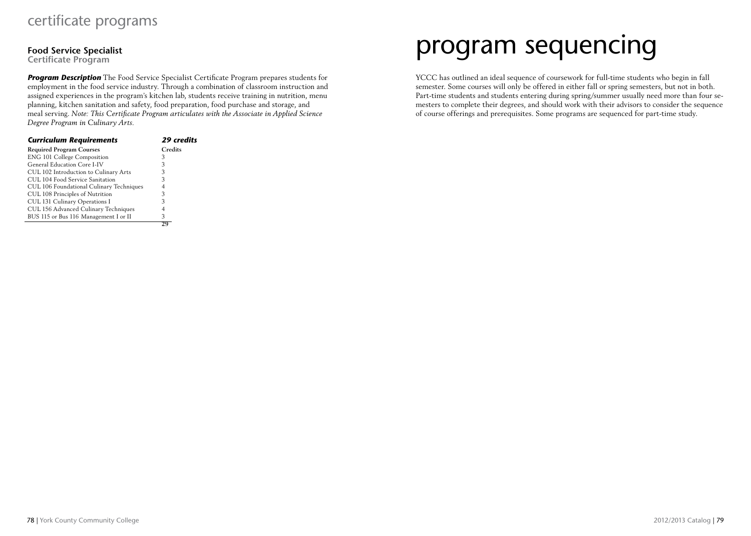# certificate programs

## Food Service Specialist
**Certificate Program**

***Program Description*** The Food Service Specialist Certificate Program prepares students for employment in the food service industry. Through a combination of classroom instruction and assigned experiences in the program's kitchen lab, students receive training in nutrition, menu planning, kitchen sanitation and safety, food preparation, food purchase and storage, and meal serving. *Note: This Certificate Program articulates with the Associate in Applied Science Degree Program in Culinary Arts.*

| ***Curriculum Requirements*** | ***29 credits*** |
|---|---|
| **Required Program Courses** | **Credits** |
| ENG 101 College Composition | 3 |
| General Education Core I-IV | 3 |
| CUL 102 Introduction to Culinary Arts | 3 |
| CUL 104 Food Service Sanitation | 3 |
| CUL 106 Foundational Culinary Techniques | 4 |
| CUL 108 Principles of Nutrition | 3 |
| CUL 131 Culinary Operations I | 3 |
| CUL 156 Advanced Culinary Techniques | 4 |
| BUS 115 or Bus 116 Management I or II | 3 |
| | 29 |

# program sequencing

YCCC has outlined an ideal sequence of coursework for full-time students who begin in fall semester. Some courses will only be offered in either fall or spring semesters, but not in both. Part-time students and students entering during spring/summer usually need more than four semesters to complete their degrees, and should work with their advisors to consider the sequence of course offerings and prerequisites. Some programs are sequenced for part-time study.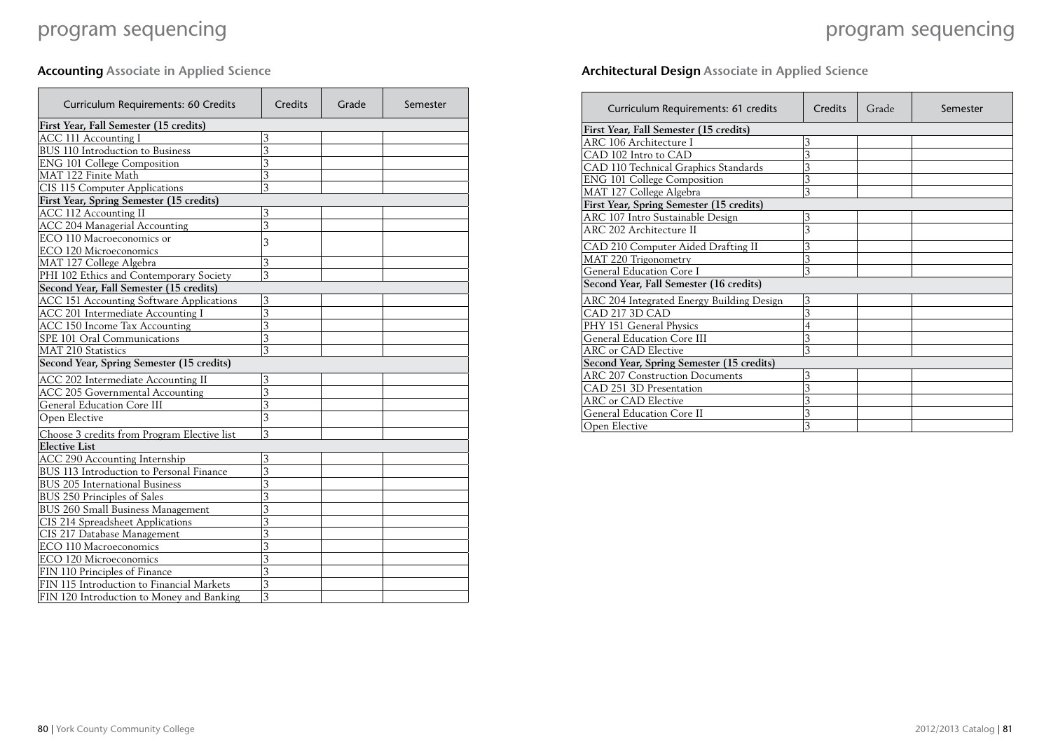## **Accounting** Associate in Applied Science

| Curriculum Requirements: 60 Credits | Credits | Grade | Semester |
|---|---|---|---|
| **First Year, Fall Semester (15 credits)** | | | |
| ACC 111 Accounting I | 3 | | |
| BUS 110 Introduction to Business | 3 | | |
| ENG 101 College Composition | 3 | | |
| MAT 122 Finite Math | 3 | | |
| CIS 115 Computer Applications | 3 | | |
| **First Year, Spring Semester (15 credits)** | | | |
| ACC 112 Accounting II | 3 | | |
| ACC 204 Managerial Accounting | 3 | | |
| ECO 110 Macroeconomics or ECO 120 Microeconomics | 3 | | |
| MAT 127 College Algebra | 3 | | |
| PHI 102 Ethics and Contemporary Society | 3 | | |
| **Second Year, Fall Semester (15 credits)** | | | |
| ACC 151 Accounting Software Applications | 3 | | |
| ACC 201 Intermediate Accounting I | 3 | | |
| ACC 150 Income Tax Accounting | 3 | | |
| SPE 101 Oral Communications | 3 | | |
| MAT 210 Statistics | 3 | | |
| **Second Year, Spring Semester (15 credits)** | | | |
| ACC 202 Intermediate Accounting II | 3 | | |
| ACC 205 Governmental Accounting | 3 | | |
| General Education Core III | 3 | | |
| Open Elective | 3 | | |
| Choose 3 credits from Program Elective list | 3 | | |
| **Elective List** | | | |
| ACC 290 Accounting Internship | 3 | | |
| BUS 113 Introduction to Personal Finance | 3 | | |
| BUS 205 International Business | 3 | | |
| BUS 250 Principles of Sales | 3 | | |
| BUS 260 Small Business Management | 3 | | |
| CIS 214 Spreadsheet Applications | 3 | | |
| CIS 217 Database Management | 3 | | |
| ECO 110 Macroeconomics | 3 | | |
| ECO 120 Microeconomics | 3 | | |
| FIN 110 Principles of Finance | 3 | | |
| FIN 115 Introduction to Financial Markets | 3 | | |
| FIN 120 Introduction to Money and Banking | 3 | | |

## **Architectural Design** Associate in Applied Science

| Curriculum Requirements: 61 credits | Credits | Grade | Semester |
|---|---|---|---|
| **First Year, Fall Semester (15 credits)** | | | |
| ARC 106 Architecture I | 3 | | |
| CAD 102 Intro to CAD | 3 | | |
| CAD 110 Technical Graphics Standards | 3 | | |
| ENG 101 College Composition | 3 | | |
| MAT 127 College Algebra | 3 | | |
| **First Year, Spring Semester (15 credits)** | | | |
| ARC 107 Intro Sustainable Design | 3 | | |
| ARC 202 Architecture II | 3 | | |
| CAD 210 Computer Aided Drafting II | 3 | | |
| MAT 220 Trigonometry | 3 | | |
| General Education Core I | 3 | | |
| **Second Year, Fall Semester (16 credits)** | | | |
| ARC 204 Integrated Energy Building Design | 3 | | |
| CAD 217 3D CAD | 3 | | |
| PHY 151 General Physics | 4 | | |
| General Education Core III | 3 | | |
| ARC or CAD Elective | 3 | | |
| **Second Year, Spring Semester (15 credits)** | | | |
| ARC 207 Construction Documents | 3 | | |
| CAD 251 3D Presentation | 3 | | |
| ARC or CAD Elective | 3 | | |
| General Education Core II | 3 | | |
| Open Elective | 3 | | |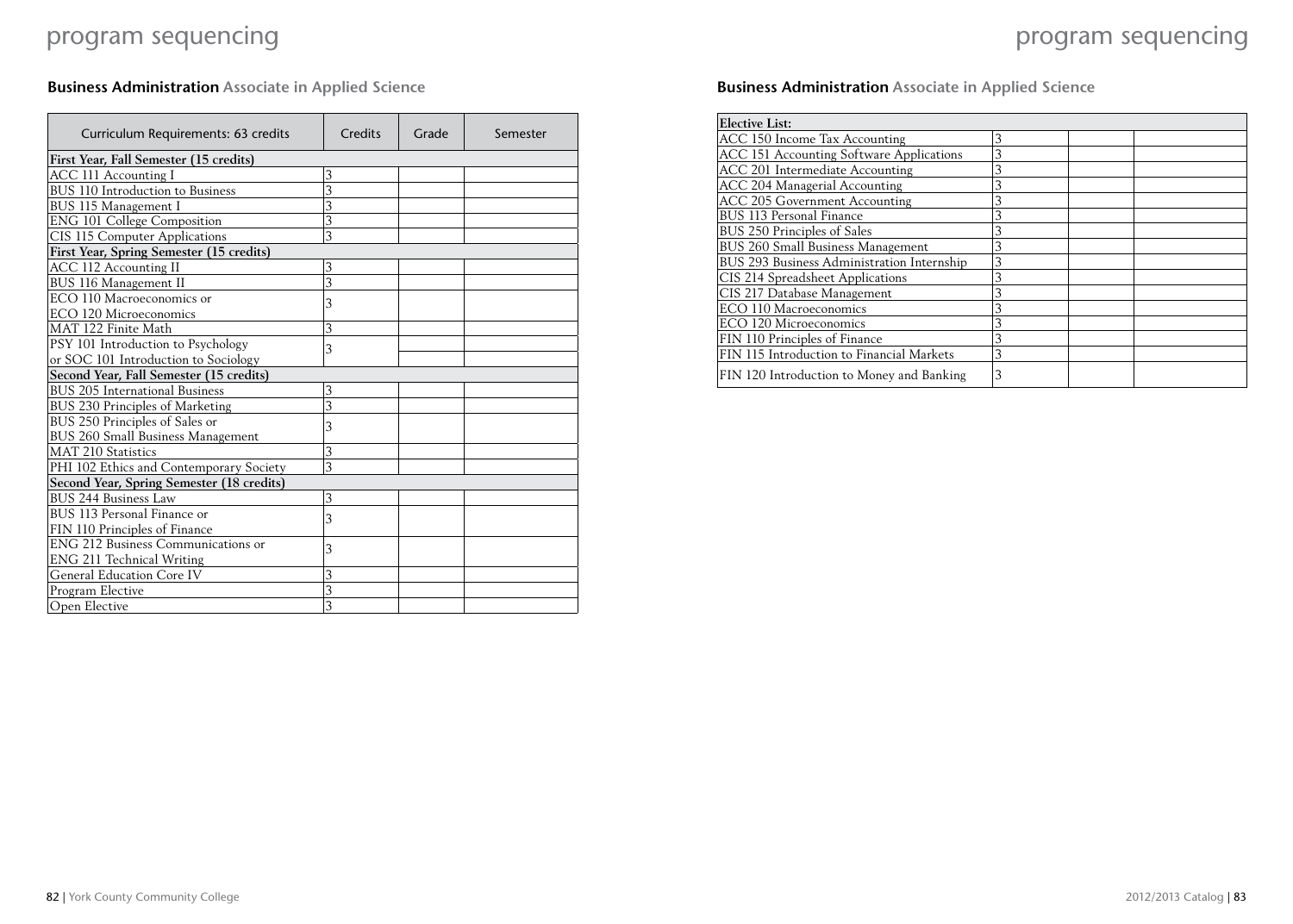## Business Administration Associate in Applied Science

| Curriculum Requirements: 63 credits | Credits | Grade | Semester |
|---|---|---|---|
| **First Year, Fall Semester (15 credits)** | | | |
| ACC 111 Accounting I | 3 | | |
| BUS 110 Introduction to Business | 3 | | |
| BUS 115 Management I | 3 | | |
| ENG 101 College Composition | 3 | | |
| CIS 115 Computer Applications | 3 | | |
| **First Year, Spring Semester (15 credits)** | | | |
| ACC 112 Accounting II | 3 | | |
| BUS 116 Management II | 3 | | |
| ECO 110 Macroeconomics or ECO 120 Microeconomics | 3 | | |
| MAT 122 Finite Math | 3 | | |
| PSY 101 Introduction to Psychology or SOC 101 Introduction to Sociology | 3 | | |
| **Second Year, Fall Semester (15 credits)** | | | |
| BUS 205 International Business | 3 | | |
| BUS 230 Principles of Marketing | 3 | | |
| BUS 250 Principles of Sales or BUS 260 Small Business Management | 3 | | |
| MAT 210 Statistics | 3 | | |
| PHI 102 Ethics and Contemporary Society | 3 | | |
| **Second Year, Spring Semester (18 credits)** | | | |
| BUS 244 Business Law | 3 | | |
| BUS 113 Personal Finance or FIN 110 Principles of Finance | 3 | | |
| ENG 212 Business Communications or ENG 211 Technical Writing | 3 | | |
| General Education Core IV | 3 | | |
| Program Elective | 3 | | |
| Open Elective | 3 | | |

## Business Administration Associate in Applied Science

| Elective List: | | | |
|---|---|---|---|
| ACC 150 Income Tax Accounting | 3 | | |
| ACC 151 Accounting Software Applications | 3 | | |
| ACC 201 Intermediate Accounting | 3 | | |
| ACC 204 Managerial Accounting | 3 | | |
| ACC 205 Government Accounting | 3 | | |
| BUS 113 Personal Finance | 3 | | |
| BUS 250 Principles of Sales | 3 | | |
| BUS 260 Small Business Management | 3 | | |
| BUS 293 Business Administration Internship | 3 | | |
| CIS 214 Spreadsheet Applications | 3 | | |
| CIS 217 Database Management | 3 | | |
| ECO 110 Macroeconomics | 3 | | |
| ECO 120 Microeconomics | 3 | | |
| FIN 110 Principles of Finance | 3 | | |
| FIN 115 Introduction to Financial Markets | 3 | | |
| FIN 120 Introduction to Money and Banking | 3 | | |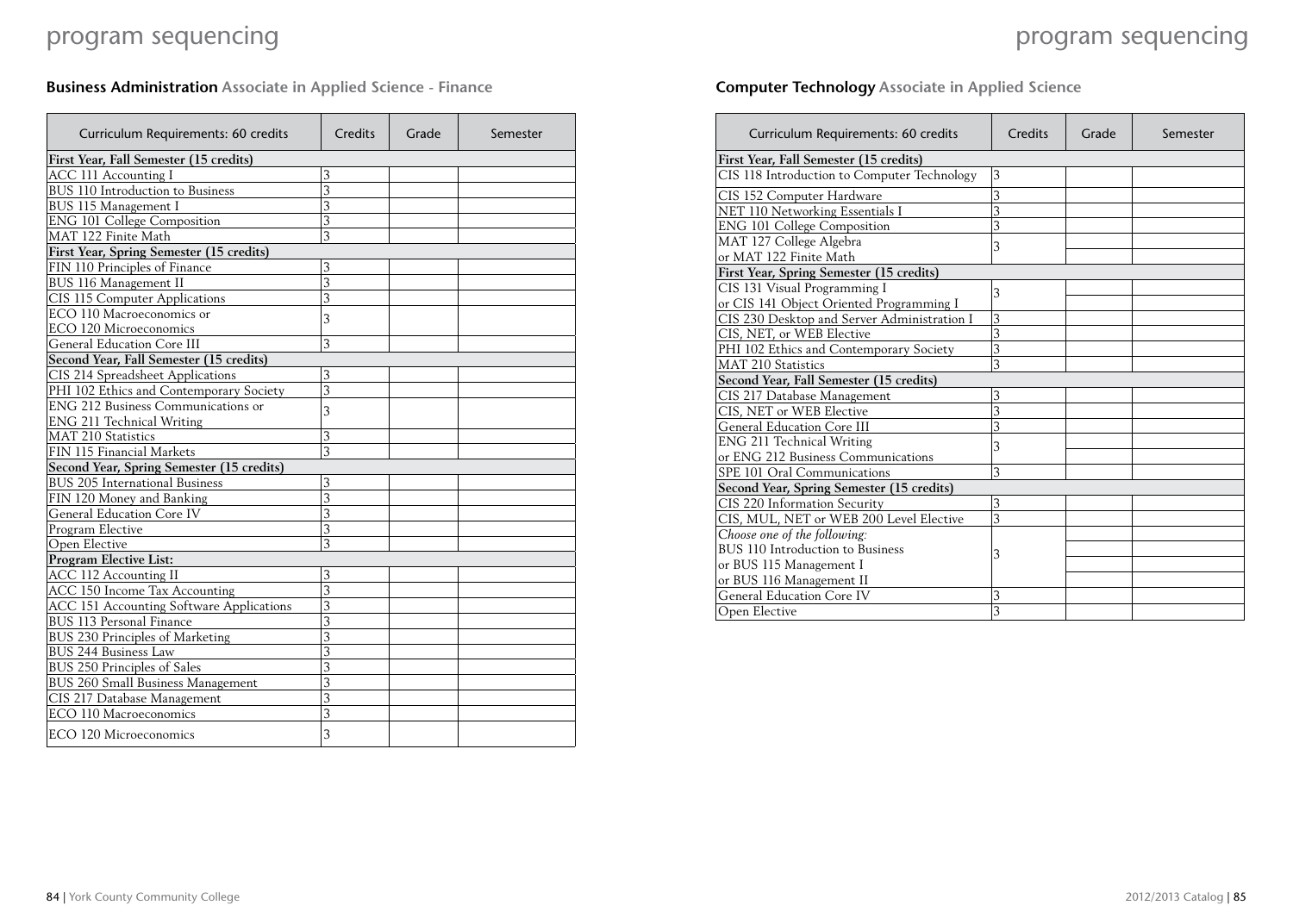# program sequencing

## Business Administration Associate in Applied Science - Finance

| Curriculum Requirements: 60 credits | Credits | Grade | Semester |
|---|---|---|---|
| **First Year, Fall Semester (15 credits)** | | | |
| ACC 111 Accounting I | 3 | | |
| BUS 110 Introduction to Business | 3 | | |
| BUS 115 Management I | 3 | | |
| ENG 101 College Composition | 3 | | |
| MAT 122 Finite Math | 3 | | |
| **First Year, Spring Semester (15 credits)** | | | |
| FIN 110 Principles of Finance | 3 | | |
| BUS 116 Management II | 3 | | |
| CIS 115 Computer Applications | 3 | | |
| ECO 110 Macroeconomics or ECO 120 Microeconomics | 3 | | |
| General Education Core III | 3 | | |
| **Second Year, Fall Semester (15 credits)** | | | |
| CIS 214 Spreadsheet Applications | 3 | | |
| PHI 102 Ethics and Contemporary Society | 3 | | |
| ENG 212 Business Communications or ENG 211 Technical Writing | 3 | | |
| MAT 210 Statistics | 3 | | |
| FIN 115 Financial Markets | 3 | | |
| **Second Year, Spring Semester (15 credits)** | | | |
| BUS 205 International Business | 3 | | |
| FIN 120 Money and Banking | 3 | | |
| General Education Core IV | 3 | | |
| Program Elective | 3 | | |
| Open Elective | 3 | | |
| **Program Elective List:** | | | |
| ACC 112 Accounting II | 3 | | |
| ACC 150 Income Tax Accounting | 3 | | |
| ACC 151 Accounting Software Applications | 3 | | |
| BUS 113 Personal Finance | 3 | | |
| BUS 230 Principles of Marketing | 3 | | |
| BUS 244 Business Law | 3 | | |
| BUS 250 Principles of Sales | 3 | | |
| BUS 260 Small Business Management | 3 | | |
| CIS 217 Database Management | 3 | | |
| ECO 110 Macroeconomics | 3 | | |
| ECO 120 Microeconomics | 3 | | |

## Computer Technology Associate in Applied Science

| Curriculum Requirements: 60 credits | Credits | Grade | Semester |
|---|---|---|---|
| **First Year, Fall Semester (15 credits)** | | | |
| CIS 118 Introduction to Computer Technology | 3 | | |
| CIS 152 Computer Hardware | 3 | | |
| NET 110 Networking Essentials I | 3 | | |
| ENG 101 College Composition | 3 | | |
| MAT 127 College Algebra or MAT 122 Finite Math | 3 | | |
| **First Year, Spring Semester (15 credits)** | | | |
| CIS 131 Visual Programming I or CIS 141 Object Oriented Programming I | 3 | | |
| CIS 230 Desktop and Server Administration I | 3 | | |
| CIS, NET, or WEB Elective | 3 | | |
| PHI 102 Ethics and Contemporary Society | 3 | | |
| MAT 210 Statistics | 3 | | |
| **Second Year, Fall Semester (15 credits)** | | | |
| CIS 217 Database Management | 3 | | |
| CIS, NET or WEB Elective | 3 | | |
| General Education Core III | 3 | | |
| ENG 211 Technical Writing or ENG 212 Business Communications | 3 | | |
| SPE 101 Oral Communications | 3 | | |
| **Second Year, Spring Semester (15 credits)** | | | |
| CIS 220 Information Security | 3 | | |
| CIS, MUL, NET or WEB 200 Level Elective | 3 | | |
| *Choose one of the following:* BUS 110 Introduction to Business or BUS 115 Management I or BUS 116 Management II | 3 | | |
| General Education Core IV | 3 | | |
| Open Elective | 3 | | |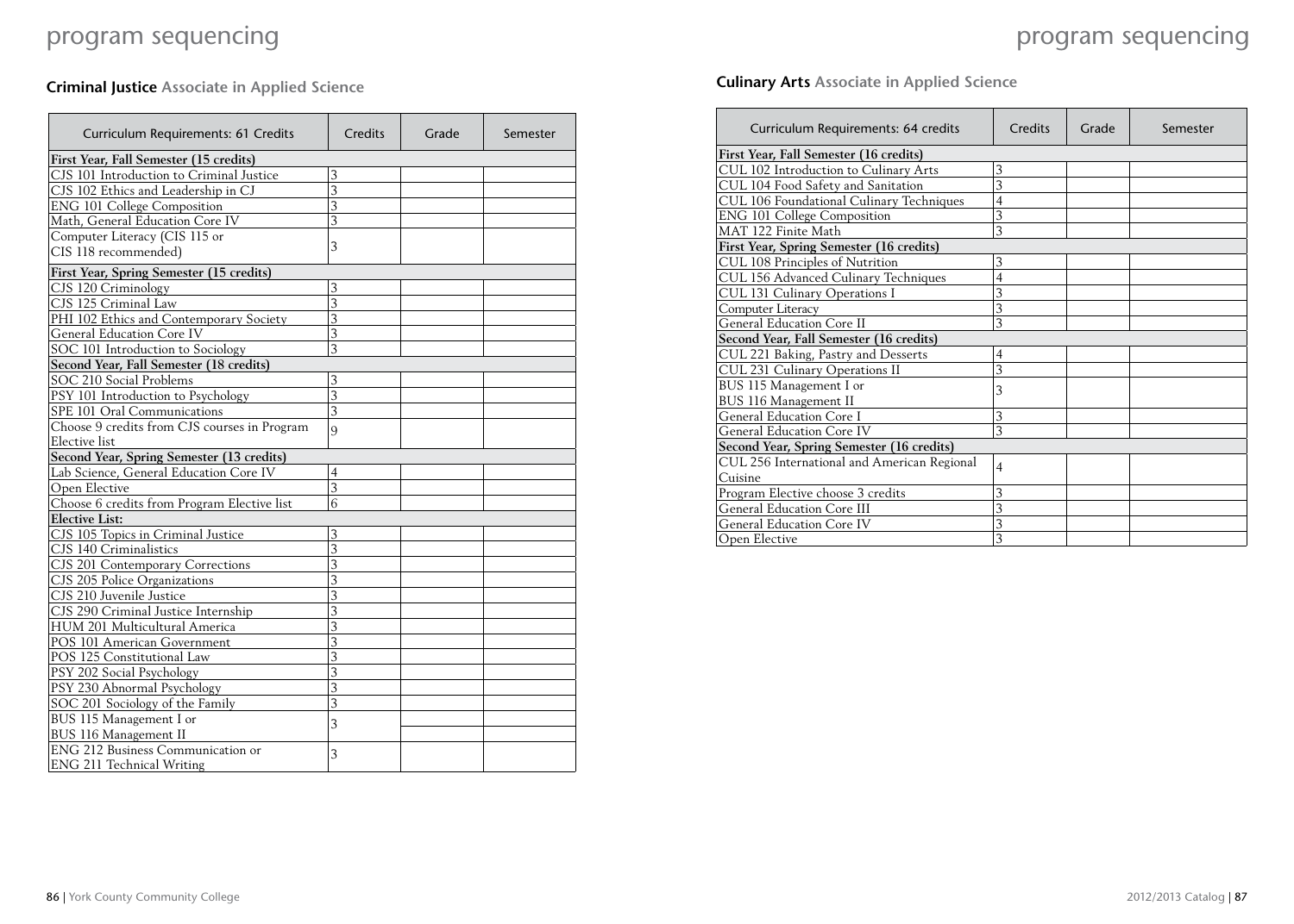# program sequencing

## **Criminal Justice** Associate in Applied Science

| Curriculum Requirements: 61 Credits | Credits | Grade | Semester |
|---|---|---|---|
| **First Year, Fall Semester (15 credits)** | | | |
| CJS 101 Introduction to Criminal Justice | 3 | | |
| CJS 102 Ethics and Leadership in CJ | 3 | | |
| ENG 101 College Composition | 3 | | |
| Math, General Education Core IV | 3 | | |
| Computer Literacy (CIS 115 or CIS 118 recommended) | 3 | | |
| **First Year, Spring Semester (15 credits)** | | | |
| CJS 120 Criminology | 3 | | |
| CJS 125 Criminal Law | 3 | | |
| PHI 102 Ethics and Contemporary Society | 3 | | |
| General Education Core IV | 3 | | |
| SOC 101 Introduction to Sociology | 3 | | |
| **Second Year, Fall Semester (18 credits)** | | | |
| SOC 210 Social Problems | 3 | | |
| PSY 101 Introduction to Psychology | 3 | | |
| SPE 101 Oral Communications | 3 | | |
| Choose 9 credits from CJS courses in Program Elective list | 9 | | |
| **Second Year, Spring Semester (13 credits)** | | | |
| Lab Science, General Education Core IV | 4 | | |
| Open Elective | 3 | | |
| Choose 6 credits from Program Elective list | 6 | | |
| **Elective List:** | | | |
| CJS 105 Topics in Criminal Justice | 3 | | |
| CJS 140 Criminalistics | 3 | | |
| CJS 201 Contemporary Corrections | 3 | | |
| CJS 205 Police Organizations | 3 | | |
| CJS 210 Juvenile Justice | 3 | | |
| CJS 290 Criminal Justice Internship | 3 | | |
| HUM 201 Multicultural America | 3 | | |
| POS 101 American Government | 3 | | |
| POS 125 Constitutional Law | 3 | | |
| PSY 202 Social Psychology | 3 | | |
| PSY 230 Abnormal Psychology | 3 | | |
| SOC 201 Sociology of the Family | 3 | | |
| BUS 115 Management I or BUS 116 Management II | 3 | | |
| ENG 212 Business Communication or ENG 211 Technical Writing | 3 | | |

## **Culinary Arts** Associate in Applied Science

| Curriculum Requirements: 64 credits | Credits | Grade | Semester |
|---|---|---|---|
| **First Year, Fall Semester (16 credits)** | | | |
| CUL 102 Introduction to Culinary Arts | 3 | | |
| CUL 104 Food Safety and Sanitation | 3 | | |
| CUL 106 Foundational Culinary Techniques | 4 | | |
| ENG 101 College Composition | 3 | | |
| MAT 122 Finite Math | 3 | | |
| **First Year, Spring Semester (16 credits)** | | | |
| CUL 108 Principles of Nutrition | 3 | | |
| CUL 156 Advanced Culinary Techniques | 4 | | |
| CUL 131 Culinary Operations I | 3 | | |
| Computer Literacy | 3 | | |
| General Education Core II | 3 | | |
| **Second Year, Fall Semester (16 credits)** | | | |
| CUL 221 Baking, Pastry and Desserts | 4 | | |
| CUL 231 Culinary Operations II | 3 | | |
| BUS 115 Management I or BUS 116 Management II | 3 | | |
| General Education Core I | 3 | | |
| General Education Core IV | 3 | | |
| **Second Year, Spring Semester (16 credits)** | | | |
| CUL 256 International and American Regional Cuisine | 4 | | |
| Program Elective choose 3 credits | 3 | | |
| General Education Core III | 3 | | |
| General Education Core IV | 3 | | |
| Open Elective | 3 | | |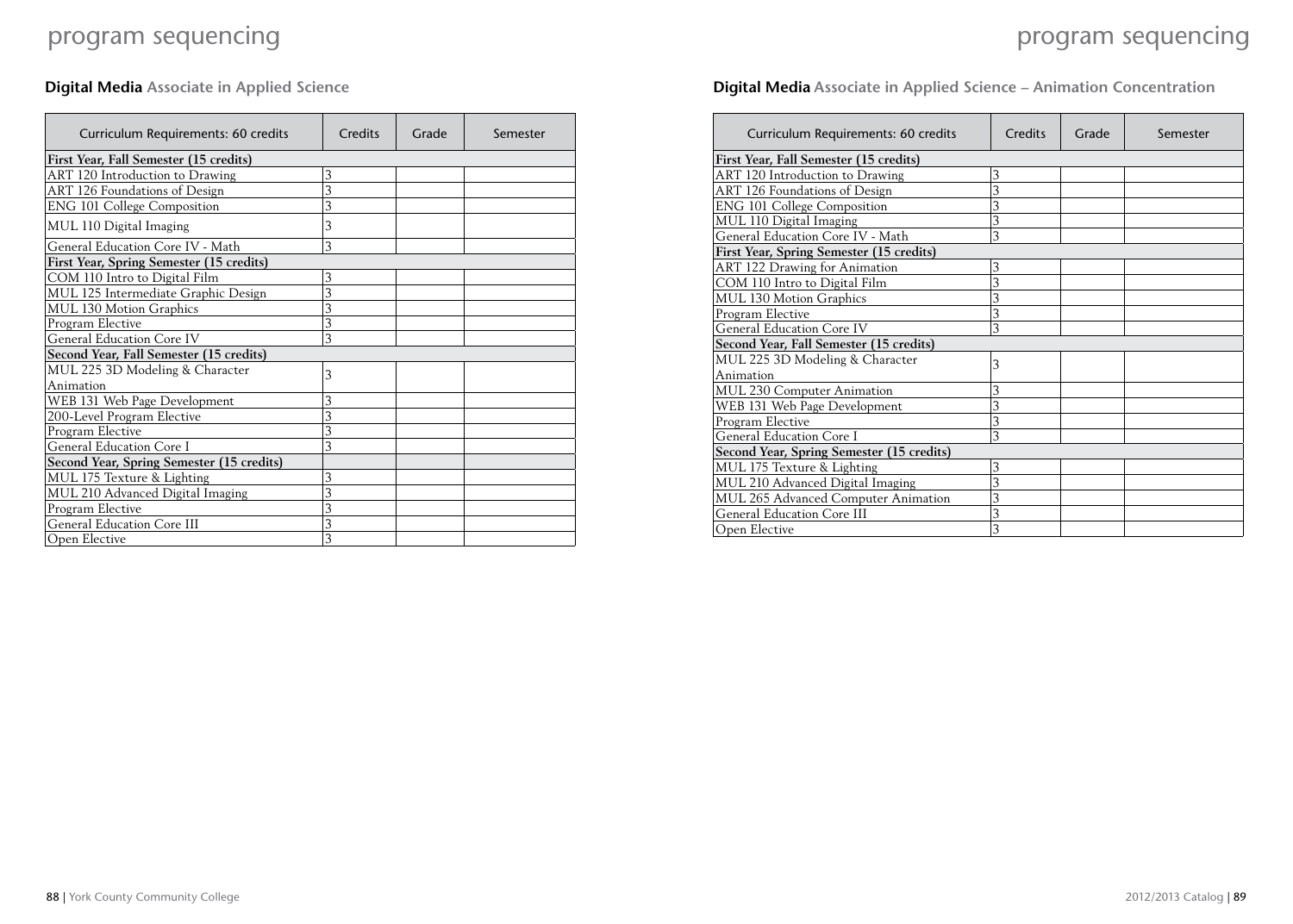# program sequencing

## **Digital Media** Associate in Applied Science

| Curriculum Requirements: 60 credits | Credits | Grade | Semester |
|---|---|---|---|
| **First Year, Fall Semester (15 credits)** | | | |
| ART 120 Introduction to Drawing | 3 | | |
| ART 126 Foundations of Design | 3 | | |
| ENG 101 College Composition | 3 | | |
| MUL 110 Digital Imaging | 3 | | |
| General Education Core IV - Math | 3 | | |
| **First Year, Spring Semester (15 credits)** | | | |
| COM 110 Intro to Digital Film | 3 | | |
| MUL 125 Intermediate Graphic Design | 3 | | |
| MUL 130 Motion Graphics | 3 | | |
| Program Elective | 3 | | |
| General Education Core IV | 3 | | |
| **Second Year, Fall Semester (15 credits)** | | | |
| MUL 225 3D Modeling & Character Animation | 3 | | |
| WEB 131 Web Page Development | 3 | | |
| 200-Level Program Elective | 3 | | |
| Program Elective | 3 | | |
| General Education Core I | 3 | | |
| **Second Year, Spring Semester (15 credits)** | | | |
| MUL 175 Texture & Lighting | 3 | | |
| MUL 210 Advanced Digital Imaging | 3 | | |
| Program Elective | 3 | | |
| General Education Core III | 3 | | |
| Open Elective | 3 | | |

## **Digital Media** Associate in Applied Science – Animation Concentration

| Curriculum Requirements: 60 credits | Credits | Grade | Semester |
|---|---|---|---|
| **First Year, Fall Semester (15 credits)** | | | |
| ART 120 Introduction to Drawing | 3 | | |
| ART 126 Foundations of Design | 3 | | |
| ENG 101 College Composition | 3 | | |
| MUL 110 Digital Imaging | 3 | | |
| General Education Core IV - Math | 3 | | |
| **First Year, Spring Semester (15 credits)** | | | |
| ART 122 Drawing for Animation | 3 | | |
| COM 110 Intro to Digital Film | 3 | | |
| MUL 130 Motion Graphics | 3 | | |
| Program Elective | 3 | | |
| General Education Core IV | 3 | | |
| **Second Year, Fall Semester (15 credits)** | | | |
| MUL 225 3D Modeling & Character Animation | 3 | | |
| MUL 230 Computer Animation | 3 | | |
| WEB 131 Web Page Development | 3 | | |
| Program Elective | 3 | | |
| General Education Core I | 3 | | |
| **Second Year, Spring Semester (15 credits)** | | | |
| MUL 175 Texture & Lighting | 3 | | |
| MUL 210 Advanced Digital Imaging | 3 | | |
| MUL 265 Advanced Computer Animation | 3 | | |
| General Education Core III | 3 | | |
| Open Elective | 3 | | |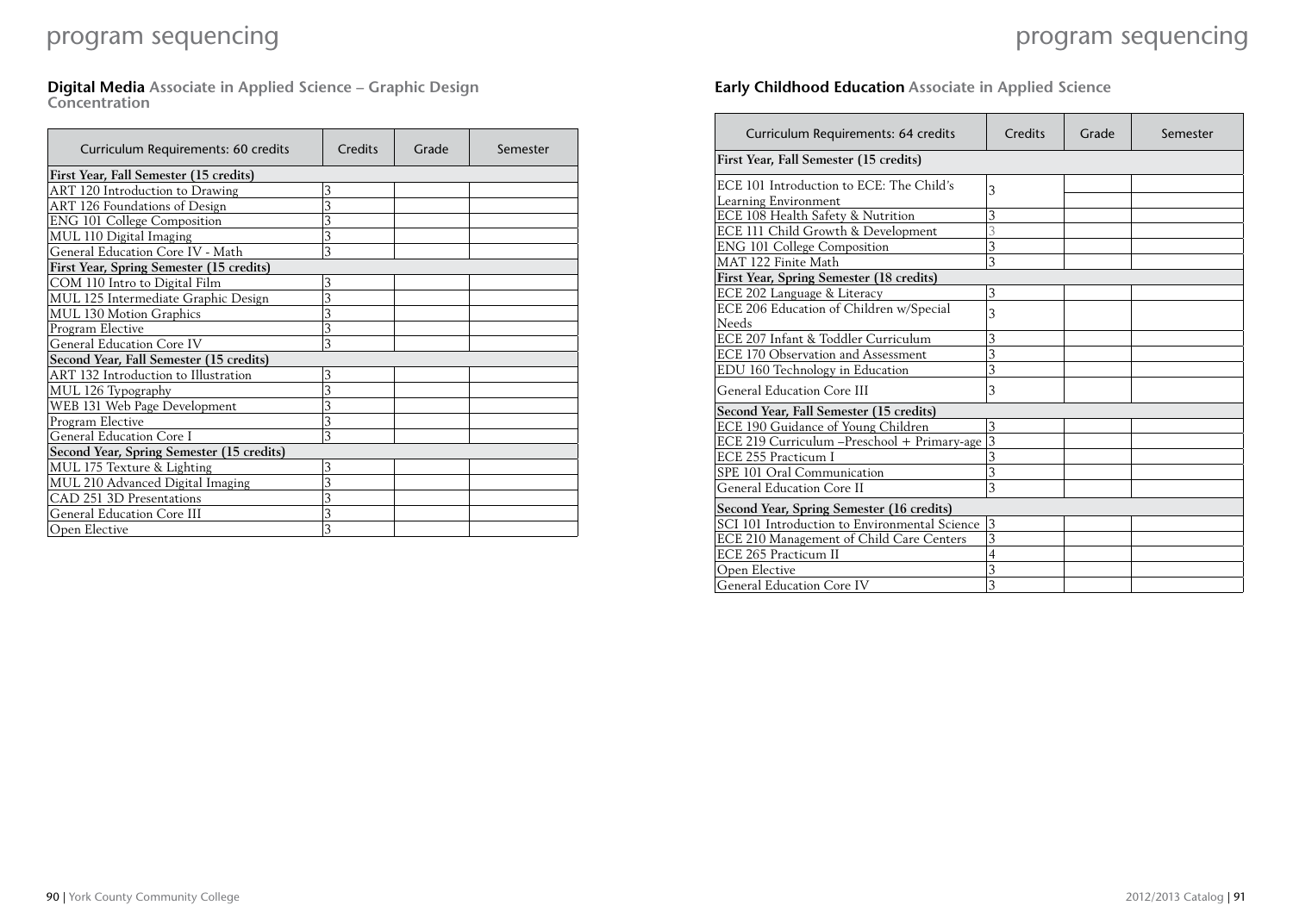## Digital Media Associate in Applied Science – Graphic Design Concentration

| Curriculum Requirements: 60 credits | Credits | Grade | Semester |
|---|---|---|---|
| **First Year, Fall Semester (15 credits)** | | | |
| ART 120 Introduction to Drawing | 3 | | |
| ART 126 Foundations of Design | 3 | | |
| ENG 101 College Composition | 3 | | |
| MUL 110 Digital Imaging | 3 | | |
| General Education Core IV - Math | 3 | | |
| **First Year, Spring Semester (15 credits)** | | | |
| COM 110 Intro to Digital Film | 3 | | |
| MUL 125 Intermediate Graphic Design | 3 | | |
| MUL 130 Motion Graphics | 3 | | |
| Program Elective | 3 | | |
| General Education Core IV | 3 | | |
| **Second Year, Fall Semester (15 credits)** | | | |
| ART 132 Introduction to Illustration | 3 | | |
| MUL 126 Typography | 3 | | |
| WEB 131 Web Page Development | 3 | | |
| Program Elective | 3 | | |
| General Education Core I | 3 | | |
| **Second Year, Spring Semester (15 credits)** | | | |
| MUL 175 Texture & Lighting | 3 | | |
| MUL 210 Advanced Digital Imaging | 3 | | |
| CAD 251 3D Presentations | 3 | | |
| General Education Core III | 3 | | |
| Open Elective | 3 | | |

## Early Childhood Education Associate in Applied Science

| Curriculum Requirements: 64 credits | Credits | Grade | Semester |
|---|---|---|---|
| **First Year, Fall Semester (15 credits)** | | | |
| ECE 101 Introduction to ECE: The Child's Learning Environment | 3 | | |
| ECE 108 Health Safety & Nutrition | 3 | | |
| ECE 111 Child Growth & Development | 3 | | |
| ENG 101 College Composition | 3 | | |
| MAT 122 Finite Math | 3 | | |
| **First Year, Spring Semester (18 credits)** | | | |
| ECE 202 Language & Literacy | 3 | | |
| ECE 206 Education of Children w/Special Needs | 3 | | |
| ECE 207 Infant & Toddler Curriculum | 3 | | |
| ECE 170 Observation and Assessment | 3 | | |
| EDU 160 Technology in Education | 3 | | |
| General Education Core III | 3 | | |
| **Second Year, Fall Semester (15 credits)** | | | |
| ECE 190 Guidance of Young Children | 3 | | |
| ECE 219 Curriculum –Preschool + Primary-age | 3 | | |
| ECE 255 Practicum I | 3 | | |
| SPE 101 Oral Communication | 3 | | |
| General Education Core II | 3 | | |
| **Second Year, Spring Semester (16 credits)** | | | |
| SCI 101 Introduction to Environmental Science | 3 | | |
| ECE 210 Management of Child Care Centers | 3 | | |
| ECE 265 Practicum II | 4 | | |
| Open Elective | 3 | | |
| General Education Core IV | 3 | | |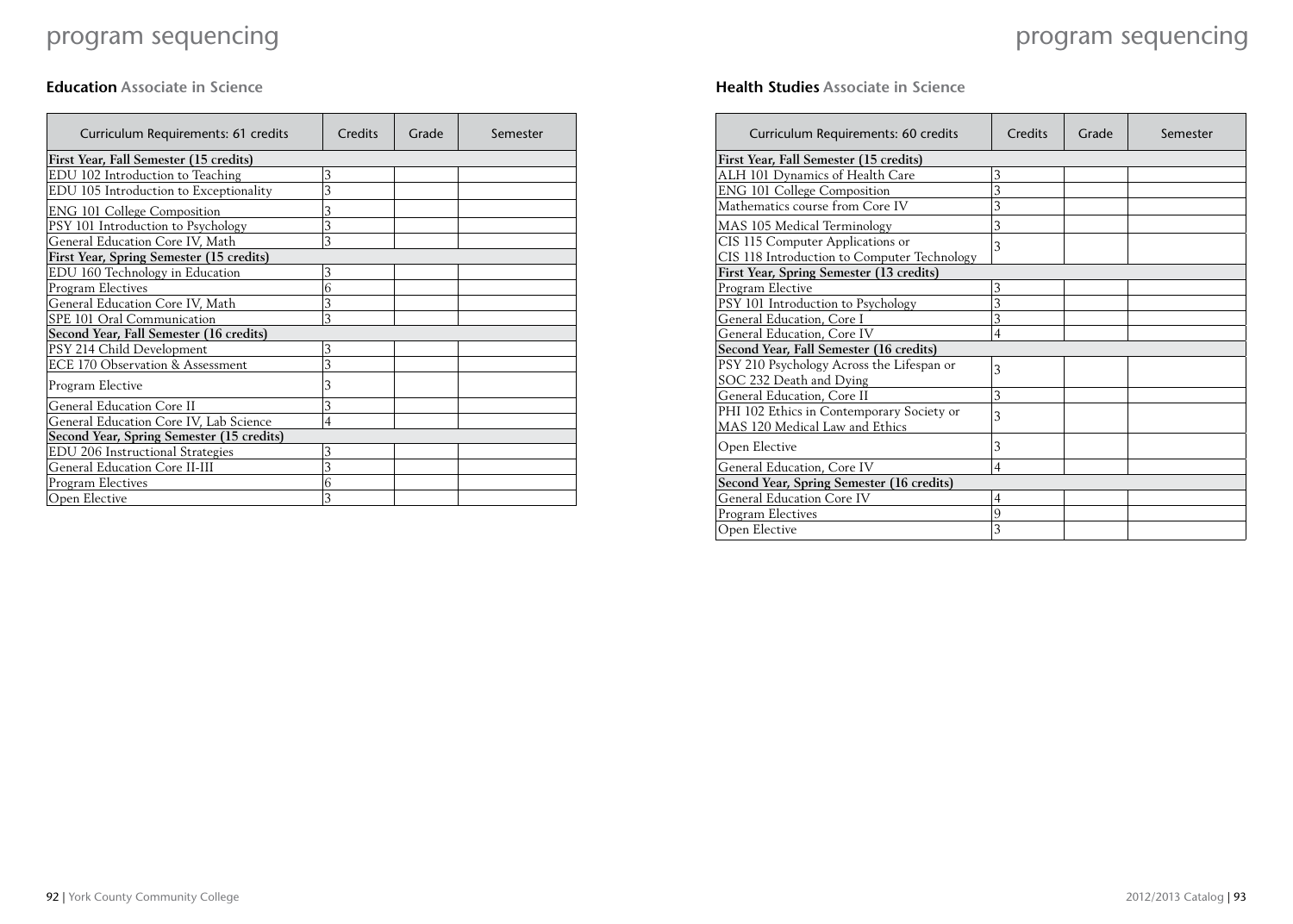# program sequencing

## Education Associate in Science

| Curriculum Requirements: 61 credits | Credits | Grade | Semester |
|---|---|---|---|
| **First Year, Fall Semester (15 credits)** | | | |
| EDU 102 Introduction to Teaching | 3 | | |
| EDU 105 Introduction to Exceptionality | 3 | | |
| ENG 101 College Composition | 3 | | |
| PSY 101 Introduction to Psychology | 3 | | |
| General Education Core IV, Math | 3 | | |
| **First Year, Spring Semester (15 credits)** | | | |
| EDU 160 Technology in Education | 3 | | |
| Program Electives | 6 | | |
| General Education Core IV, Math | 3 | | |
| SPE 101 Oral Communication | 3 | | |
| **Second Year, Fall Semester (16 credits)** | | | |
| PSY 214 Child Development | 3 | | |
| ECE 170 Observation & Assessment | 3 | | |
| Program Elective | 3 | | |
| General Education Core II | 3 | | |
| General Education Core IV, Lab Science | 4 | | |
| **Second Year, Spring Semester (15 credits)** | | | |
| EDU 206 Instructional Strategies | 3 | | |
| General Education Core II-III | 3 | | |
| Program Electives | 6 | | |
| Open Elective | 3 | | |

## Health Studies Associate in Science

| Curriculum Requirements: 60 credits | Credits | Grade | Semester |
|---|---|---|---|
| **First Year, Fall Semester (15 credits)** | | | |
| ALH 101 Dynamics of Health Care | 3 | | |
| ENG 101 College Composition | 3 | | |
| Mathematics course from Core IV | 3 | | |
| MAS 105 Medical Terminology | 3 | | |
| CIS 115 Computer Applications or CIS 118 Introduction to Computer Technology | 3 | | |
| **First Year, Spring Semester (13 credits)** | | | |
| Program Elective | 3 | | |
| PSY 101 Introduction to Psychology | 3 | | |
| General Education, Core I | 3 | | |
| General Education, Core IV | 4 | | |
| **Second Year, Fall Semester (16 credits)** | | | |
| PSY 210 Psychology Across the Lifespan or SOC 232 Death and Dying | 3 | | |
| General Education, Core II | 3 | | |
| PHI 102 Ethics in Contemporary Society or MAS 120 Medical Law and Ethics | 3 | | |
| Open Elective | 3 | | |
| General Education, Core IV | 4 | | |
| **Second Year, Spring Semester (16 credits)** | | | |
| General Education Core IV | 4 | | |
| Program Electives | 9 | | |
| Open Elective | 3 | | |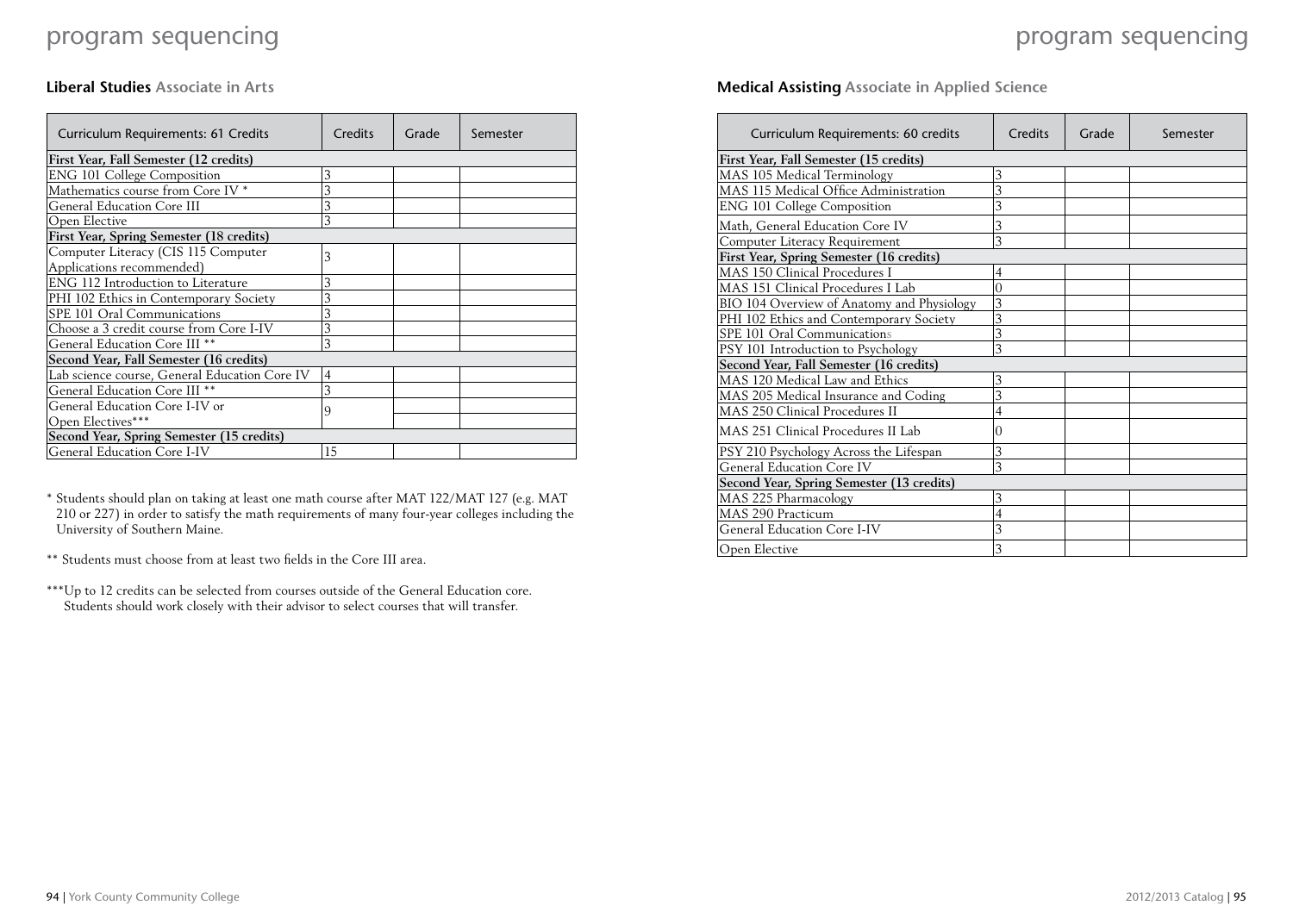# program sequencing

## Liberal Studies Associate in Arts

| Curriculum Requirements: 61 Credits | Credits | Grade | Semester |
|---|---|---|---|
| **First Year, Fall Semester (12 credits)** | | | |
| ENG 101 College Composition | 3 | | |
| Mathematics course from Core IV * | 3 | | |
| General Education Core III | 3 | | |
| Open Elective | 3 | | |
| **First Year, Spring Semester (18 credits)** | | | |
| Computer Literacy (CIS 115 Computer Applications recommended) | 3 | | |
| ENG 112 Introduction to Literature | 3 | | |
| PHI 102 Ethics in Contemporary Society | 3 | | |
| SPE 101 Oral Communications | 3 | | |
| Choose a 3 credit course from Core I-IV | 3 | | |
| General Education Core III ** | 3 | | |
| **Second Year, Fall Semester (16 credits)** | | | |
| Lab science course, General Education Core IV | 4 | | |
| General Education Core III ** | 3 | | |
| General Education Core I-IV or Open Electives*** | 9 | | |
| **Second Year, Spring Semester (15 credits)** | | | |
| General Education Core I-IV | 15 | | |

\* Students should plan on taking at least one math course after MAT 122/MAT 127 (e.g. MAT 210 or 227) in order to satisfy the math requirements of many four-year colleges including the University of Southern Maine.

** Students must choose from at least two fields in the Core III area.

***Up to 12 credits can be selected from courses outside of the General Education core. Students should work closely with their advisor to select courses that will transfer.

## Medical Assisting Associate in Applied Science

| Curriculum Requirements: 60 credits | Credits | Grade | Semester |
|---|---|---|---|
| **First Year, Fall Semester (15 credits)** | | | |
| MAS 105 Medical Terminology | 3 | | |
| MAS 115 Medical Office Administration | 3 | | |
| ENG 101 College Composition | 3 | | |
| Math, General Education Core IV | 3 | | |
| Computer Literacy Requirement | 3 | | |
| **First Year, Spring Semester (16 credits)** | | | |
| MAS 150 Clinical Procedures I | 4 | | |
| MAS 151 Clinical Procedures I Lab | 0 | | |
| BIO 104 Overview of Anatomy and Physiology | 3 | | |
| PHI 102 Ethics and Contemporary Society | 3 | | |
| SPE 101 Oral Communications | 3 | | |
| PSY 101 Introduction to Psychology | 3 | | |
| **Second Year, Fall Semester (16 credits)** | | | |
| MAS 120 Medical Law and Ethics | 3 | | |
| MAS 205 Medical Insurance and Coding | 3 | | |
| MAS 250 Clinical Procedures II | 4 | | |
| MAS 251 Clinical Procedures II Lab | 0 | | |
| PSY 210 Psychology Across the Lifespan | 3 | | |
| General Education Core IV | 3 | | |
| **Second Year, Spring Semester (13 credits)** | | | |
| MAS 225 Pharmacology | 3 | | |
| MAS 290 Practicum | 4 | | |
| General Education Core I-IV | 3 | | |
| Open Elective | 3 | | |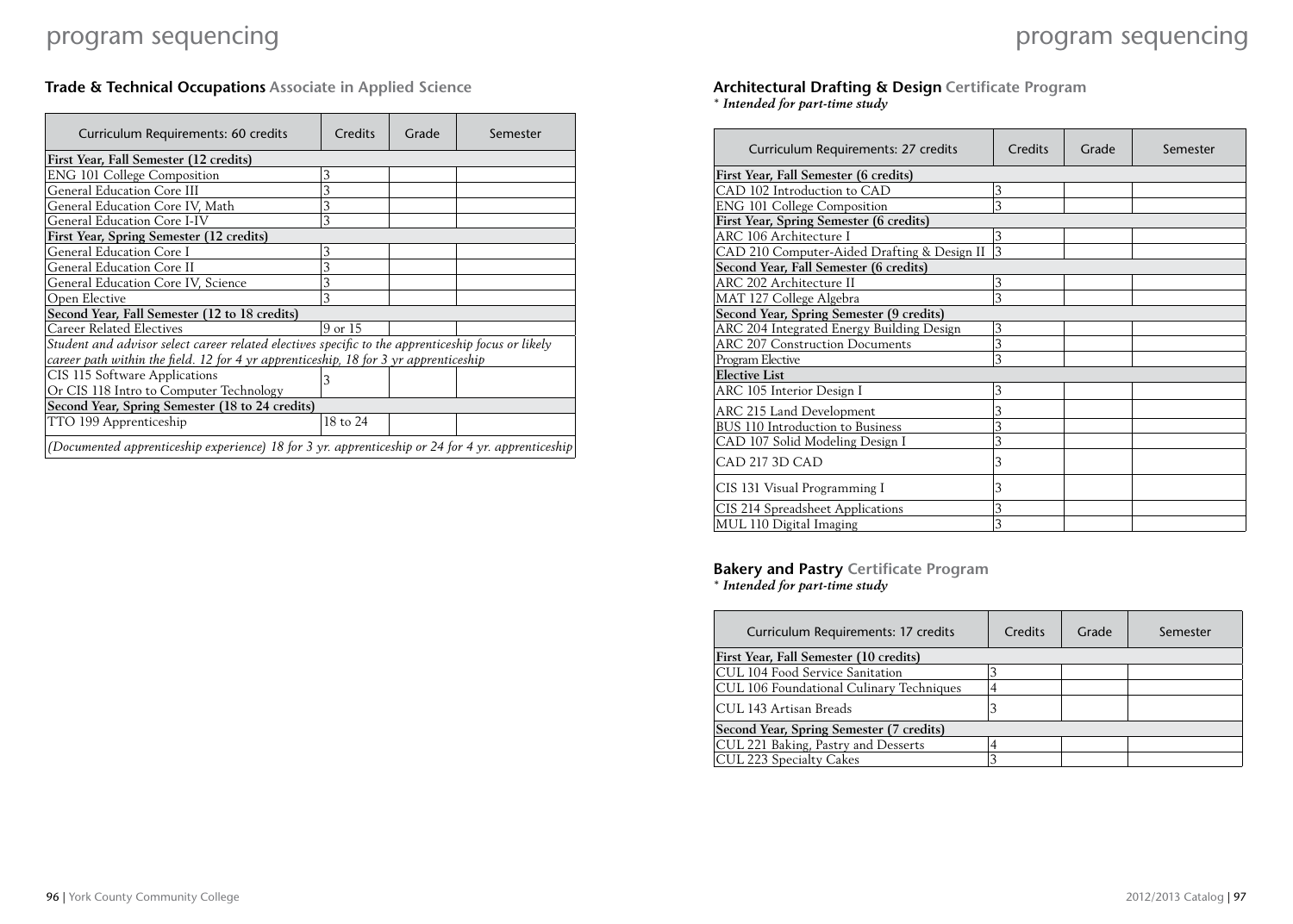## Trade & Technical Occupations Associate in Applied Science

| Curriculum Requirements: 60 credits | Credits | Grade | Semester |
|---|---|---|---|
| **First Year, Fall Semester (12 credits)** | | | |
| ENG 101 College Composition | 3 | | |
| General Education Core III | 3 | | |
| General Education Core IV, Math | 3 | | |
| General Education Core I-IV | 3 | | |
| **First Year, Spring Semester (12 credits)** | | | |
| General Education Core I | 3 | | |
| General Education Core II | 3 | | |
| General Education Core IV, Science | 3 | | |
| Open Elective | 3 | | |
| **Second Year, Fall Semester (12 to 18 credits)** | | | |
| Career Related Electives | 9 or 15 | | |
| *Student and advisor select career related electives specific to the apprenticeship focus or likely career path within the field. 12 for 4 yr apprenticeship, 18 for 3 yr apprenticeship* | | | |
| CIS 115 Software Applications Or CIS 118 Intro to Computer Technology | 3 | | |
| **Second Year, Spring Semester (18 to 24 credits)** | | | |
| TTO 199 Apprenticeship | 18 to 24 | | |
| *(Documented apprenticeship experience) 18 for 3 yr. apprenticeship or 24 for 4 yr. apprenticeship* | | | |

## Architectural Drafting & Design Certificate Program

*\* Intended for part-time study*

| Curriculum Requirements: 27 credits | Credits | Grade | Semester |
|---|---|---|---|
| **First Year, Fall Semester (6 credits)** | | | |
| CAD 102 Introduction to CAD | 3 | | |
| ENG 101 College Composition | 3 | | |
| **First Year, Spring Semester (6 credits)** | | | |
| ARC 106 Architecture I | 3 | | |
| CAD 210 Computer-Aided Drafting & Design II | 3 | | |
| **Second Year, Fall Semester (6 credits)** | | | |
| ARC 202 Architecture II | 3 | | |
| MAT 127 College Algebra | 3 | | |
| **Second Year, Spring Semester (9 credits)** | | | |
| ARC 204 Integrated Energy Building Design | 3 | | |
| ARC 207 Construction Documents | 3 | | |
| Program Elective | 3 | | |
| **Elective List** | | | |
| ARC 105 Interior Design I | 3 | | |
| ARC 215 Land Development | 3 | | |
| BUS 110 Introduction to Business | 3 | | |
| CAD 107 Solid Modeling Design I | 3 | | |
| CAD 217 3D CAD | 3 | | |
| CIS 131 Visual Programming I | 3 | | |
| CIS 214 Spreadsheet Applications | 3 | | |
| MUL 110 Digital Imaging | 3 | | |

## Bakery and Pastry Certificate Program

*\* Intended for part-time study*

| Curriculum Requirements: 17 credits | Credits | Grade | Semester |
|---|---|---|---|
| **First Year, Fall Semester (10 credits)** | | | |
| CUL 104 Food Service Sanitation | 3 | | |
| CUL 106 Foundational Culinary Techniques | 4 | | |
| CUL 143 Artisan Breads | 3 | | |
| **Second Year, Spring Semester (7 credits)** | | | |
| CUL 221 Baking, Pastry and Desserts | 4 | | |
| CUL 223 Specialty Cakes | 3 | | |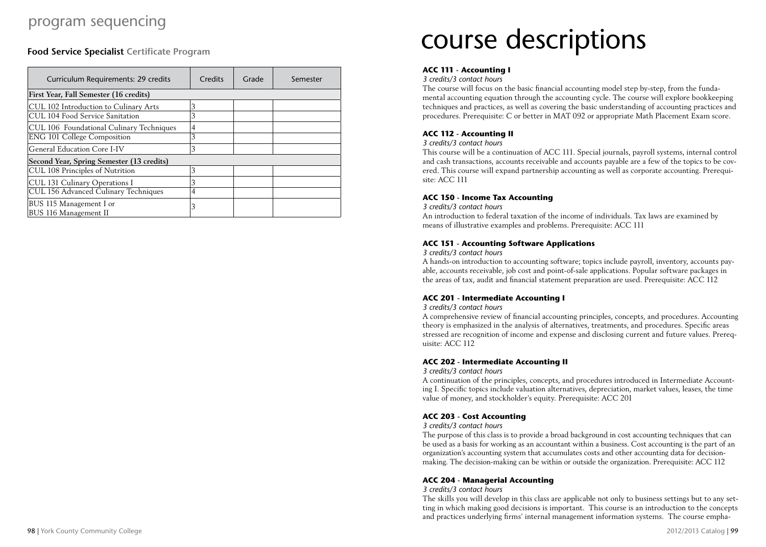# program sequencing

## Food Service Specialist Certificate Program

| Curriculum Requirements: 29 credits | Credits | Grade | Semester |
|---|---|---|---|
| **First Year, Fall Semester (16 credits)** | | | |
| CUL 102 Introduction to Culinary Arts | 3 | | |
| CUL 104 Food Service Sanitation | 3 | | |
| CUL 106 Foundational Culinary Techniques | 4 | | |
| ENG 101 College Composition | 3 | | |
| General Education Core I-IV | 3 | | |
| **Second Year, Spring Semester (13 credits)** | | | |
| CUL 108 Principles of Nutrition | 3 | | |
| CUL 131 Culinary Operations I | 3 | | |
| CUL 156 Advanced Culinary Techniques | 4 | | |
| BUS 115 Management I or BUS 116 Management II | 3 | | |

# course descriptions

### ACC 111 - Accounting I

*3 credits/3 contact hours*

The course will focus on the basic financial accounting model step by-step, from the fundamental accounting equation through the accounting cycle. The course will explore bookkeeping techniques and practices, as well as covering the basic understanding of accounting practices and procedures. Prerequisite: C or better in MAT 092 or appropriate Math Placement Exam score.

### ACC 112 - Accounting II

*3 credits/3 contact hours*

This course will be a continuation of ACC 111. Special journals, payroll systems, internal control and cash transactions, accounts receivable and accounts payable are a few of the topics to be covered. This course will expand partnership accounting as well as corporate accounting. Prerequisite: ACC 111

### ACC 150 - Income Tax Accounting

*3 credits/3 contact hours*

An introduction to federal taxation of the income of individuals. Tax laws are examined by means of illustrative examples and problems. Prerequisite: ACC 111

### ACC 151 - Accounting Software Applications

*3 credits/3 contact hours*

A hands-on introduction to accounting software; topics include payroll, inventory, accounts payable, accounts receivable, job cost and point-of-sale applications. Popular software packages in the areas of tax, audit and financial statement preparation are used. Prerequisite: ACC 112

### ACC 201 - Intermediate Accounting I

*3 credits/3 contact hours*

A comprehensive review of financial accounting principles, concepts, and procedures. Accounting theory is emphasized in the analysis of alternatives, treatments, and procedures. Specific areas stressed are recognition of income and expense and disclosing current and future values. Prerequisite: ACC 112

### ACC 202 - Intermediate Accounting II

*3 credits/3 contact hours*

A continuation of the principles, concepts, and procedures introduced in Intermediate Accounting I. Specific topics include valuation alternatives, depreciation, market values, leases, the time value of money, and stockholder's equity. Prerequisite: ACC 201

### ACC 203 - Cost Accounting

*3 credits/3 contact hours*

The purpose of this class is to provide a broad background in cost accounting techniques that can be used as a basis for working as an accountant within a business. Cost accounting is the part of an organization's accounting system that accumulates costs and other accounting data for decision-making. The decision-making can be within or outside the organization. Prerequisite: ACC 112

### ACC 204 - Managerial Accounting

*3 credits/3 contact hours*

The skills you will develop in this class are applicable not only to business settings but to any setting in which making good decisions is important. This course is an introduction to the concepts and practices underlying firms' internal management information systems. The course empha-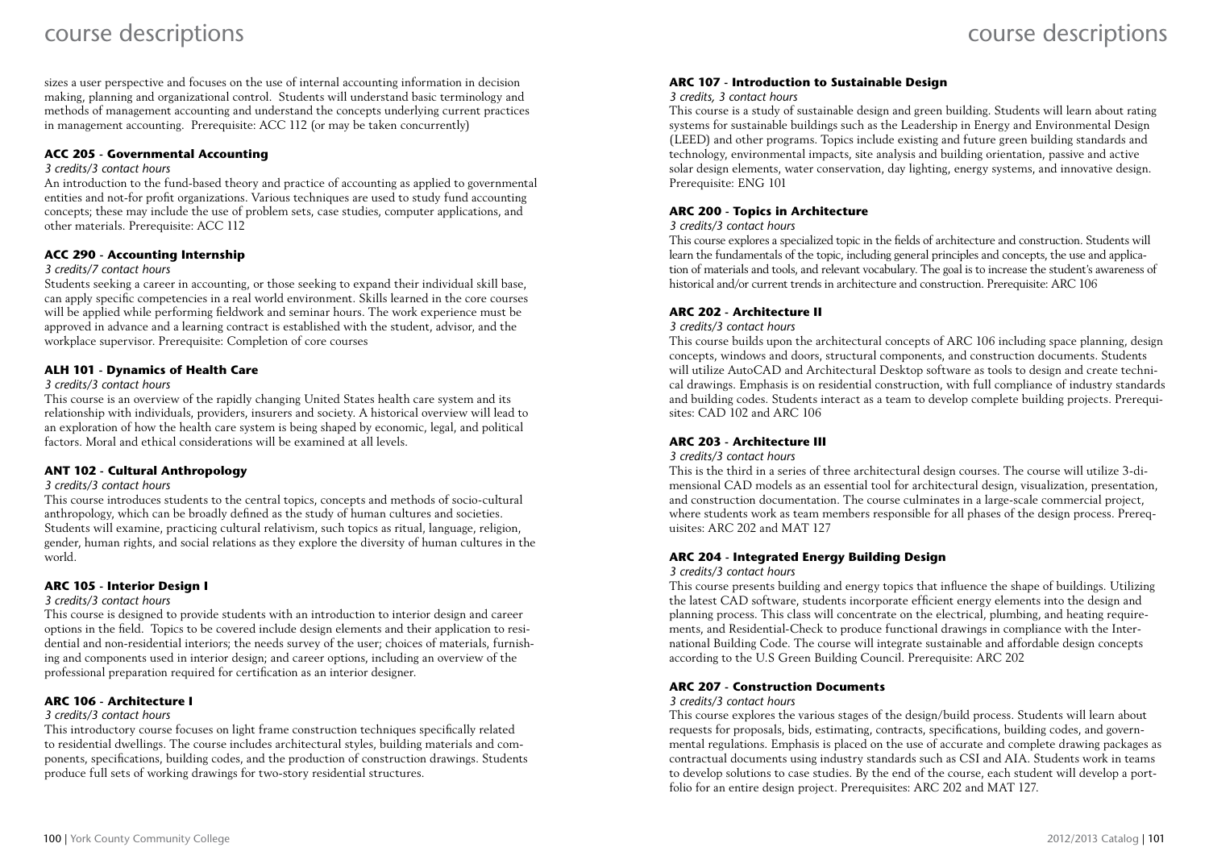sizes a user perspective and focuses on the use of internal accounting information in decision making, planning and organizational control. Students will understand basic terminology and methods of management accounting and understand the concepts underlying current practices in management accounting. Prerequisite: ACC 112 (or may be taken concurrently)

### ACC 205 - Governmental Accounting

*3 credits/3 contact hours*

An introduction to the fund-based theory and practice of accounting as applied to governmental entities and not-for profit organizations. Various techniques are used to study fund accounting concepts; these may include the use of problem sets, case studies, computer applications, and other materials. Prerequisite: ACC 112

### ACC 290 - Accounting Internship

*3 credits/7 contact hours*

Students seeking a career in accounting, or those seeking to expand their individual skill base, can apply specific competencies in a real world environment. Skills learned in the core courses will be applied while performing fieldwork and seminar hours. The work experience must be approved in advance and a learning contract is established with the student, advisor, and the workplace supervisor. Prerequisite: Completion of core courses

### ALH 101 - Dynamics of Health Care

*3 credits/3 contact hours*

This course is an overview of the rapidly changing United States health care system and its relationship with individuals, providers, insurers and society. A historical overview will lead to an exploration of how the health care system is being shaped by economic, legal, and political factors. Moral and ethical considerations will be examined at all levels.

### ANT 102 - Cultural Anthropology

*3 credits/3 contact hours*

This course introduces students to the central topics, concepts and methods of socio-cultural anthropology, which can be broadly defined as the study of human cultures and societies. Students will examine, practicing cultural relativism, such topics as ritual, language, religion, gender, human rights, and social relations as they explore the diversity of human cultures in the world.

### ARC 105 - Interior Design I

*3 credits/3 contact hours*

This course is designed to provide students with an introduction to interior design and career options in the field. Topics to be covered include design elements and their application to residential and non-residential interiors; the needs survey of the user; choices of materials, furnishing and components used in interior design; and career options, including an overview of the professional preparation required for certification as an interior designer.

### ARC 106 - Architecture I

*3 credits/3 contact hours*

This introductory course focuses on light frame construction techniques specifically related to residential dwellings. The course includes architectural styles, building materials and components, specifications, building codes, and the production of construction drawings. Students produce full sets of working drawings for two-story residential structures.

### ARC 107 - Introduction to Sustainable Design

*3 credits, 3 contact hours*

This course is a study of sustainable design and green building. Students will learn about rating systems for sustainable buildings such as the Leadership in Energy and Environmental Design (LEED) and other programs. Topics include existing and future green building standards and technology, environmental impacts, site analysis and building orientation, passive and active solar design elements, water conservation, day lighting, energy systems, and innovative design. Prerequisite: ENG 101

### ARC 200 - Topics in Architecture

*3 credits/3 contact hours*

This course explores a specialized topic in the fields of architecture and construction. Students will learn the fundamentals of the topic, including general principles and concepts, the use and application of materials and tools, and relevant vocabulary. The goal is to increase the student's awareness of historical and/or current trends in architecture and construction. Prerequisite: ARC 106

### ARC 202 - Architecture II

*3 credits/3 contact hours*

This course builds upon the architectural concepts of ARC 106 including space planning, design concepts, windows and doors, structural components, and construction documents. Students will utilize AutoCAD and Architectural Desktop software as tools to design and create technical drawings. Emphasis is on residential construction, with full compliance of industry standards and building codes. Students interact as a team to develop complete building projects. Prerequisites: CAD 102 and ARC 106

### ARC 203 - Architecture III

*3 credits/3 contact hours*

This is the third in a series of three architectural design courses. The course will utilize 3-dimensional CAD models as an essential tool for architectural design, visualization, presentation, and construction documentation. The course culminates in a large-scale commercial project, where students work as team members responsible for all phases of the design process. Prerequisites: ARC 202 and MAT 127

### ARC 204 - Integrated Energy Building Design

*3 credits/3 contact hours*

This course presents building and energy topics that influence the shape of buildings. Utilizing the latest CAD software, students incorporate efficient energy elements into the design and planning process. This class will concentrate on the electrical, plumbing, and heating requirements, and Residential-Check to produce functional drawings in compliance with the International Building Code. The course will integrate sustainable and affordable design concepts according to the U.S Green Building Council. Prerequisite: ARC 202

### ARC 207 - Construction Documents

*3 credits/3 contact hours*

This course explores the various stages of the design/build process. Students will learn about requests for proposals, bids, estimating, contracts, specifications, building codes, and governmental regulations. Emphasis is placed on the use of accurate and complete drawing packages as contractual documents using industry standards such as CSI and AIA. Students work in teams to develop solutions to case studies. By the end of the course, each student will develop a portfolio for an entire design project. Prerequisites: ARC 202 and MAT 127.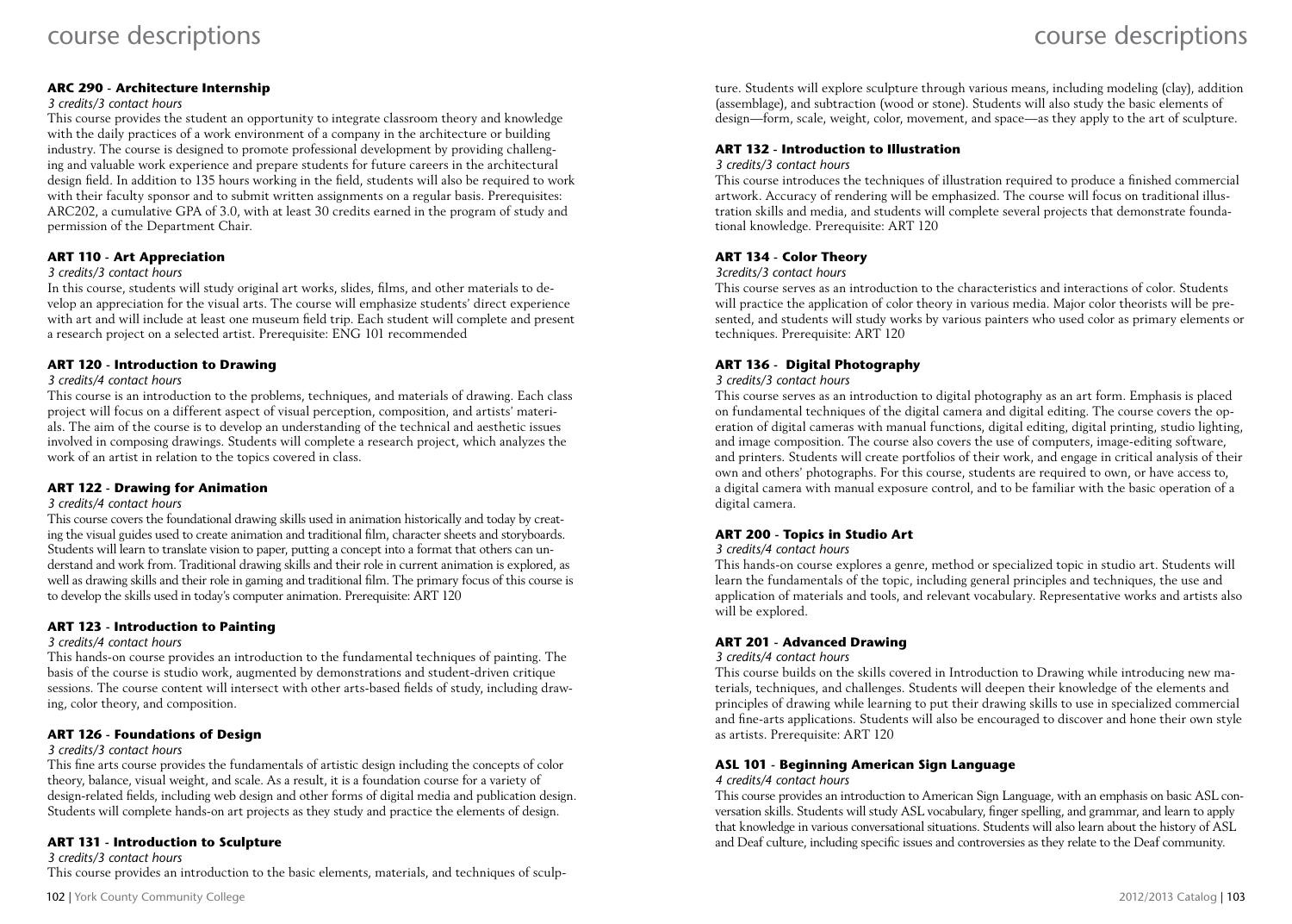### ARC 290 - Architecture Internship

*3 credits/3 contact hours*

This course provides the student an opportunity to integrate classroom theory and knowledge with the daily practices of a work environment of a company in the architecture or building industry. The course is designed to promote professional development by providing challenging and valuable work experience and prepare students for future careers in the architectural design field. In addition to 135 hours working in the field, students will also be required to work with their faculty sponsor and to submit written assignments on a regular basis. Prerequisites: ARC202, a cumulative GPA of 3.0, with at least 30 credits earned in the program of study and permission of the Department Chair.

### ART 110 - Art Appreciation

*3 credits/3 contact hours*

In this course, students will study original art works, slides, films, and other materials to develop an appreciation for the visual arts. The course will emphasize students' direct experience with art and will include at least one museum field trip. Each student will complete and present a research project on a selected artist. Prerequisite: ENG 101 recommended

### ART 120 - Introduction to Drawing

*3 credits/4 contact hours*

This course is an introduction to the problems, techniques, and materials of drawing. Each class project will focus on a different aspect of visual perception, composition, and artists' materials. The aim of the course is to develop an understanding of the technical and aesthetic issues involved in composing drawings. Students will complete a research project, which analyzes the work of an artist in relation to the topics covered in class.

### ART 122 - Drawing for Animation

*3 credits/4 contact hours*

This course covers the foundational drawing skills used in animation historically and today by creating the visual guides used to create animation and traditional film, character sheets and storyboards. Students will learn to translate vision to paper, putting a concept into a format that others can understand and work from. Traditional drawing skills and their role in current animation is explored, as well as drawing skills and their role in gaming and traditional film. The primary focus of this course is to develop the skills used in today's computer animation. Prerequisite: ART 120

### ART 123 - Introduction to Painting

*3 credits/4 contact hours*

This hands-on course provides an introduction to the fundamental techniques of painting. The basis of the course is studio work, augmented by demonstrations and student-driven critique sessions. The course content will intersect with other arts-based fields of study, including drawing, color theory, and composition.

### ART 126 - Foundations of Design

*3 credits/3 contact hours*

This fine arts course provides the fundamentals of artistic design including the concepts of color theory, balance, visual weight, and scale. As a result, it is a foundation course for a variety of design-related fields, including web design and other forms of digital media and publication design. Students will complete hands-on art projects as they study and practice the elements of design.

### ART 131 - Introduction to Sculpture

*3 credits/3 contact hours*

This course provides an introduction to the basic elements, materials, and techniques of sculpture. Students will explore sculpture through various means, including modeling (clay), addition (assemblage), and subtraction (wood or stone). Students will also study the basic elements of design—form, scale, weight, color, movement, and space—as they apply to the art of sculpture.

### ART 132 - Introduction to Illustration

*3 credits/3 contact hours*

This course introduces the techniques of illustration required to produce a finished commercial artwork. Accuracy of rendering will be emphasized. The course will focus on traditional illustration skills and media, and students will complete several projects that demonstrate foundational knowledge. Prerequisite: ART 120

### ART 134 - Color Theory

*3credits/3 contact hours*

This course serves as an introduction to the characteristics and interactions of color. Students will practice the application of color theory in various media. Major color theorists will be presented, and students will study works by various painters who used color as primary elements or techniques. Prerequisite: ART 120

### ART 136 - Digital Photography

*3 credits/3 contact hours*

This course serves as an introduction to digital photography as an art form. Emphasis is placed on fundamental techniques of the digital camera and digital editing. The course covers the operation of digital cameras with manual functions, digital editing, digital printing, studio lighting, and image composition. The course also covers the use of computers, image-editing software, and printers. Students will create portfolios of their work, and engage in critical analysis of their own and others' photographs. For this course, students are required to own, or have access to, a digital camera with manual exposure control, and to be familiar with the basic operation of a digital camera.

### ART 200 - Topics in Studio Art

*3 credits/4 contact hours*

This hands-on course explores a genre, method or specialized topic in studio art. Students will learn the fundamentals of the topic, including general principles and techniques, the use and application of materials and tools, and relevant vocabulary. Representative works and artists also will be explored.

### ART 201 - Advanced Drawing

*3 credits/4 contact hours*

This course builds on the skills covered in Introduction to Drawing while introducing new materials, techniques, and challenges. Students will deepen their knowledge of the elements and principles of drawing while learning to put their drawing skills to use in specialized commercial and fine-arts applications. Students will also be encouraged to discover and hone their own style as artists. Prerequisite: ART 120

### ASL 101 - Beginning American Sign Language

*4 credits/4 contact hours*

This course provides an introduction to American Sign Language, with an emphasis on basic ASL conversation skills. Students will study ASL vocabulary, finger spelling, and grammar, and learn to apply that knowledge in various conversational situations. Students will also learn about the history of ASL and Deaf culture, including specific issues and controversies as they relate to the Deaf community.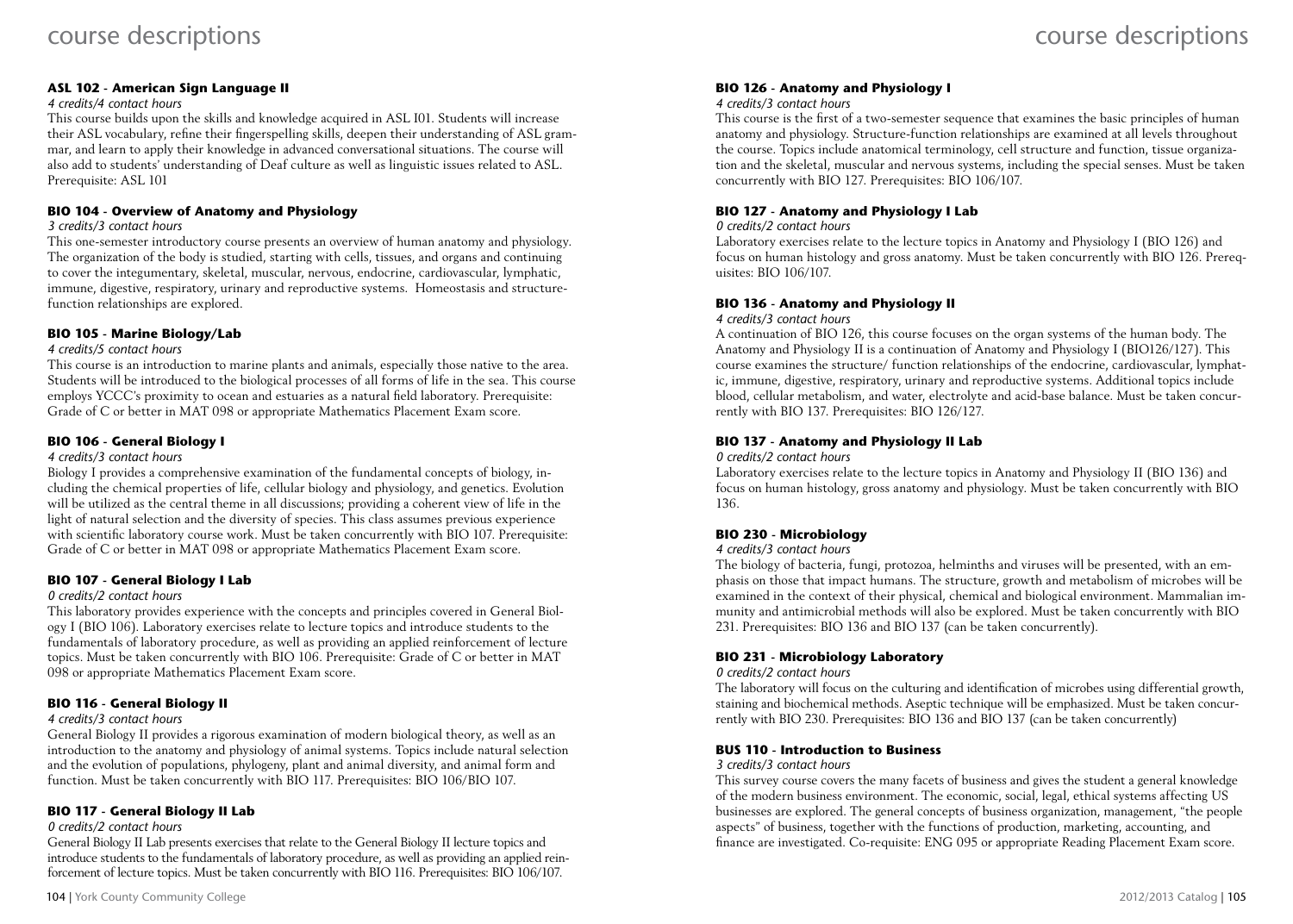### ASL 102 - American Sign Language II

*4 credits/4 contact hours*

This course builds upon the skills and knowledge acquired in ASL I01. Students will increase their ASL vocabulary, refine their fingerspelling skills, deepen their understanding of ASL grammar, and learn to apply their knowledge in advanced conversational situations. The course will also add to students' understanding of Deaf culture as well as linguistic issues related to ASL. Prerequisite: ASL 101

### BIO 104 - Overview of Anatomy and Physiology

*3 credits/3 contact hours*

This one-semester introductory course presents an overview of human anatomy and physiology. The organization of the body is studied, starting with cells, tissues, and organs and continuing to cover the integumentary, skeletal, muscular, nervous, endocrine, cardiovascular, lymphatic, immune, digestive, respiratory, urinary and reproductive systems. Homeostasis and structure-function relationships are explored.

### BIO 105 - Marine Biology/Lab

*4 credits/5 contact hours*

This course is an introduction to marine plants and animals, especially those native to the area. Students will be introduced to the biological processes of all forms of life in the sea. This course employs YCCC's proximity to ocean and estuaries as a natural field laboratory. Prerequisite: Grade of C or better in MAT 098 or appropriate Mathematics Placement Exam score.

### BIO 106 - General Biology I

*4 credits/3 contact hours*

Biology I provides a comprehensive examination of the fundamental concepts of biology, including the chemical properties of life, cellular biology and physiology, and genetics. Evolution will be utilized as the central theme in all discussions; providing a coherent view of life in the light of natural selection and the diversity of species. This class assumes previous experience with scientific laboratory course work. Must be taken concurrently with BIO 107. Prerequisite: Grade of C or better in MAT 098 or appropriate Mathematics Placement Exam score.

### BIO 107 - General Biology I Lab

*0 credits/2 contact hours*

This laboratory provides experience with the concepts and principles covered in General Biology I (BIO 106). Laboratory exercises relate to lecture topics and introduce students to the fundamentals of laboratory procedure, as well as providing an applied reinforcement of lecture topics. Must be taken concurrently with BIO 106. Prerequisite: Grade of C or better in MAT 098 or appropriate Mathematics Placement Exam score.

### BIO 116 - General Biology II

*4 credits/3 contact hours*

General Biology II provides a rigorous examination of modern biological theory, as well as an introduction to the anatomy and physiology of animal systems. Topics include natural selection and the evolution of populations, phylogeny, plant and animal diversity, and animal form and function. Must be taken concurrently with BIO 117. Prerequisites: BIO 106/BIO 107.

### BIO 117 - General Biology II Lab

*0 credits/2 contact hours*

General Biology II Lab presents exercises that relate to the General Biology II lecture topics and introduce students to the fundamentals of laboratory procedure, as well as providing an applied reinforcement of lecture topics. Must be taken concurrently with BIO 116. Prerequisites: BIO 106/107.

### BIO 126 - Anatomy and Physiology I

*4 credits/3 contact hours*

This course is the first of a two-semester sequence that examines the basic principles of human anatomy and physiology. Structure-function relationships are examined at all levels throughout the course. Topics include anatomical terminology, cell structure and function, tissue organization and the skeletal, muscular and nervous systems, including the special senses. Must be taken concurrently with BIO 127. Prerequisites: BIO 106/107.

### BIO 127 - Anatomy and Physiology I Lab

*0 credits/2 contact hours*

Laboratory exercises relate to the lecture topics in Anatomy and Physiology I (BIO 126) and focus on human histology and gross anatomy. Must be taken concurrently with BIO 126. Prerequisites: BIO 106/107.

### BIO 136 - Anatomy and Physiology II

*4 credits/3 contact hours*

A continuation of BIO 126, this course focuses on the organ systems of the human body. The Anatomy and Physiology II is a continuation of Anatomy and Physiology I (BIO126/127). This course examines the structure/ function relationships of the endocrine, cardiovascular, lymphatic, immune, digestive, respiratory, urinary and reproductive systems. Additional topics include blood, cellular metabolism, and water, electrolyte and acid-base balance. Must be taken concurrently with BIO 137. Prerequisites: BIO 126/127.

### BIO 137 - Anatomy and Physiology II Lab

*0 credits/2 contact hours*

Laboratory exercises relate to the lecture topics in Anatomy and Physiology II (BIO 136) and focus on human histology, gross anatomy and physiology. Must be taken concurrently with BIO 136.

### BIO 230 - Microbiology

*4 credits/3 contact hours*

The biology of bacteria, fungi, protozoa, helminths and viruses will be presented, with an emphasis on those that impact humans. The structure, growth and metabolism of microbes will be examined in the context of their physical, chemical and biological environment. Mammalian immunity and antimicrobial methods will also be explored. Must be taken concurrently with BIO 231. Prerequisites: BIO 136 and BIO 137 (can be taken concurrently).

### BIO 231 - Microbiology Laboratory

*0 credits/2 contact hours*

The laboratory will focus on the culturing and identification of microbes using differential growth, staining and biochemical methods. Aseptic technique will be emphasized. Must be taken concurrently with BIO 230. Prerequisites: BIO 136 and BIO 137 (can be taken concurrently)

### BUS 110 - Introduction to Business

*3 credits/3 contact hours*

This survey course covers the many facets of business and gives the student a general knowledge of the modern business environment. The economic, social, legal, ethical systems affecting US businesses are explored. The general concepts of business organization, management, "the people aspects" of business, together with the functions of production, marketing, accounting, and finance are investigated. Co-requisite: ENG 095 or appropriate Reading Placement Exam score.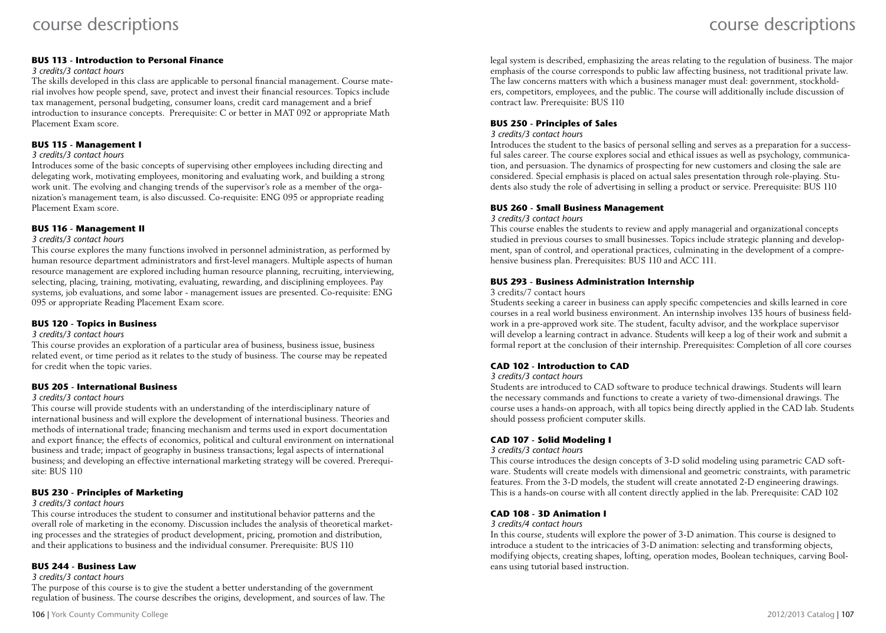### BUS 113 - Introduction to Personal Finance

*3 credits/3 contact hours*

The skills developed in this class are applicable to personal financial management. Course material involves how people spend, save, protect and invest their financial resources. Topics include tax management, personal budgeting, consumer loans, credit card management and a brief introduction to insurance concepts. Prerequisite: C or better in MAT 092 or appropriate Math Placement Exam score.

### BUS 115 - Management I

*3 credits/3 contact hours*

Introduces some of the basic concepts of supervising other employees including directing and delegating work, motivating employees, monitoring and evaluating work, and building a strong work unit. The evolving and changing trends of the supervisor's role as a member of the organization's management team, is also discussed. Co-requisite: ENG 095 or appropriate reading Placement Exam score.

### BUS 116 - Management II

*3 credits/3 contact hours*

This course explores the many functions involved in personnel administration, as performed by human resource department administrators and first-level managers. Multiple aspects of human resource management are explored including human resource planning, recruiting, interviewing, selecting, placing, training, motivating, evaluating, rewarding, and disciplining employees. Pay systems, job evaluations, and some labor - management issues are presented. Co-requisite: ENG 095 or appropriate Reading Placement Exam score.

### BUS 120 - Topics in Business

*3 credits/3 contact hours*

This course provides an exploration of a particular area of business, business issue, business related event, or time period as it relates to the study of business. The course may be repeated for credit when the topic varies.

### BUS 205 - International Business

*3 credits/3 contact hours*

This course will provide students with an understanding of the interdisciplinary nature of international business and will explore the development of international business. Theories and methods of international trade; financing mechanism and terms used in export documentation and export finance; the effects of economics, political and cultural environment on international business and trade; impact of geography in business transactions; legal aspects of international business; and developing an effective international marketing strategy will be covered. Prerequisite: BUS 110

### BUS 230 - Principles of Marketing

*3 credits/3 contact hours*

This course introduces the student to consumer and institutional behavior patterns and the overall role of marketing in the economy. Discussion includes the analysis of theoretical marketing processes and the strategies of product development, pricing, promotion and distribution, and their applications to business and the individual consumer. Prerequisite: BUS 110

### BUS 244 - Business Law

*3 credits/3 contact hours*

The purpose of this course is to give the student a better understanding of the government regulation of business. The course describes the origins, development, and sources of law. The legal system is described, emphasizing the areas relating to the regulation of business. The major emphasis of the course corresponds to public law affecting business, not traditional private law. The law concerns matters with which a business manager must deal: government, stockholders, competitors, employees, and the public. The course will additionally include discussion of contract law. Prerequisite: BUS 110

### BUS 250 - Principles of Sales

*3 credits/3 contact hours*

Introduces the student to the basics of personal selling and serves as a preparation for a successful sales career. The course explores social and ethical issues as well as psychology, communication, and persuasion. The dynamics of prospecting for new customers and closing the sale are considered. Special emphasis is placed on actual sales presentation through role-playing. Students also study the role of advertising in selling a product or service. Prerequisite: BUS 110

### BUS 260 - Small Business Management

*3 credits/3 contact hours*

This course enables the students to review and apply managerial and organizational concepts studied in previous courses to small businesses. Topics include strategic planning and development, span of control, and operational practices, culminating in the development of a comprehensive business plan. Prerequisites: BUS 110 and ACC 111.

### BUS 293 - Business Administration Internship

3 credits/7 contact hours

Students seeking a career in business can apply specific competencies and skills learned in core courses in a real world business environment. An internship involves 135 hours of business fieldwork in a pre-approved work site. The student, faculty advisor, and the workplace supervisor will develop a learning contract in advance. Students will keep a log of their work and submit a formal report at the conclusion of their internship. Prerequisites: Completion of all core courses

### CAD 102 - Introduction to CAD

*3 credits/3 contact hours*

Students are introduced to CAD software to produce technical drawings. Students will learn the necessary commands and functions to create a variety of two-dimensional drawings. The course uses a hands-on approach, with all topics being directly applied in the CAD lab. Students should possess proficient computer skills.

### CAD 107 - Solid Modeling I

*3 credits/3 contact hours*

This course introduces the design concepts of 3-D solid modeling using parametric CAD software. Students will create models with dimensional and geometric constraints, with parametric features. From the 3-D models, the student will create annotated 2-D engineering drawings. This is a hands-on course with all content directly applied in the lab. Prerequisite: CAD 102

### CAD 108 - 3D Animation I

*3 credits/4 contact hours*

In this course, students will explore the power of 3-D animation. This course is designed to introduce a student to the intricacies of 3-D animation: selecting and transforming objects, modifying objects, creating shapes, lofting, operation modes, Boolean techniques, carving Booleans using tutorial based instruction.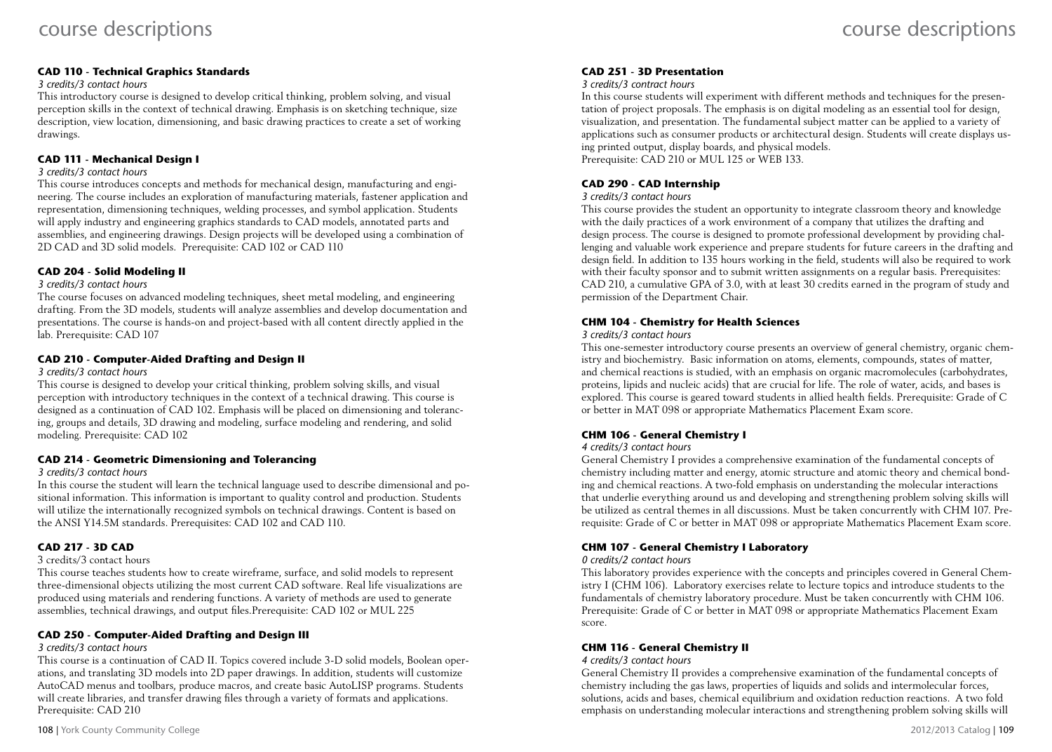#### CAD 110 - Technical Graphics Standards

*3 credits/3 contact hours*

This introductory course is designed to develop critical thinking, problem solving, and visual perception skills in the context of technical drawing. Emphasis is on sketching technique, size description, view location, dimensioning, and basic drawing practices to create a set of working drawings.

#### CAD 111 - Mechanical Design I

*3 credits/3 contact hours*

This course introduces concepts and methods for mechanical design, manufacturing and engineering. The course includes an exploration of manufacturing materials, fastener application and representation, dimensioning techniques, welding processes, and symbol application. Students will apply industry and engineering graphics standards to CAD models, annotated parts and assemblies, and engineering drawings. Design projects will be developed using a combination of 2D CAD and 3D solid models. Prerequisite: CAD 102 or CAD 110

#### CAD 204 - Solid Modeling II

*3 credits/3 contact hours*

The course focuses on advanced modeling techniques, sheet metal modeling, and engineering drafting. From the 3D models, students will analyze assemblies and develop documentation and presentations. The course is hands-on and project-based with all content directly applied in the lab. Prerequisite: CAD 107

#### CAD 210 - Computer-Aided Drafting and Design II

*3 credits/3 contact hours*

This course is designed to develop your critical thinking, problem solving skills, and visual perception with introductory techniques in the context of a technical drawing. This course is designed as a continuation of CAD 102. Emphasis will be placed on dimensioning and tolerancing, groups and details, 3D drawing and modeling, surface modeling and rendering, and solid modeling. Prerequisite: CAD 102

#### CAD 214 - Geometric Dimensioning and Tolerancing

*3 credits/3 contact hours*

In this course the student will learn the technical language used to describe dimensional and positional information. This information is important to quality control and production. Students will utilize the internationally recognized symbols on technical drawings. Content is based on the ANSI Y14.5M standards. Prerequisites: CAD 102 and CAD 110.

#### CAD 217 - 3D CAD

3 credits/3 contact hours

This course teaches students how to create wireframe, surface, and solid models to represent three-dimensional objects utilizing the most current CAD software. Real life visualizations are produced using materials and rendering functions. A variety of methods are used to generate assemblies, technical drawings, and output files.Prerequisite: CAD 102 or MUL 225

#### CAD 250 - Computer-Aided Drafting and Design III

*3 credits/3 contact hours*

This course is a continuation of CAD II. Topics covered include 3-D solid models, Boolean operations, and translating 3D models into 2D paper drawings. In addition, students will customize AutoCAD menus and toolbars, produce macros, and create basic AutoLISP programs. Students will create libraries, and transfer drawing files through a variety of formats and applications. Prerequisite: CAD 210

#### CAD 251 - 3D Presentation

*3 credits/3 contract hours*

In this course students will experiment with different methods and techniques for the presentation of project proposals. The emphasis is on digital modeling as an essential tool for design, visualization, and presentation. The fundamental subject matter can be applied to a variety of applications such as consumer products or architectural design. Students will create displays using printed output, display boards, and physical models.
Prerequisite: CAD 210 or MUL 125 or WEB 133.

#### CAD 290 - CAD Internship

*3 credits/3 contact hours*

This course provides the student an opportunity to integrate classroom theory and knowledge with the daily practices of a work environment of a company that utilizes the drafting and design process. The course is designed to promote professional development by providing challenging and valuable work experience and prepare students for future careers in the drafting and design field. In addition to 135 hours working in the field, students will also be required to work with their faculty sponsor and to submit written assignments on a regular basis. Prerequisites: CAD 210, a cumulative GPA of 3.0, with at least 30 credits earned in the program of study and permission of the Department Chair.

#### CHM 104 - Chemistry for Health Sciences

*3 credits/3 contact hours*

This one-semester introductory course presents an overview of general chemistry, organic chemistry and biochemistry. Basic information on atoms, elements, compounds, states of matter, and chemical reactions is studied, with an emphasis on organic macromolecules (carbohydrates, proteins, lipids and nucleic acids) that are crucial for life. The role of water, acids, and bases is explored. This course is geared toward students in allied health fields. Prerequisite: Grade of C or better in MAT 098 or appropriate Mathematics Placement Exam score.

#### CHM 106 - General Chemistry I

*4 credits/3 contact hours*

General Chemistry I provides a comprehensive examination of the fundamental concepts of chemistry including matter and energy, atomic structure and atomic theory and chemical bonding and chemical reactions. A two-fold emphasis on understanding the molecular interactions that underlie everything around us and developing and strengthening problem solving skills will be utilized as central themes in all discussions. Must be taken concurrently with CHM 107. Prerequisite: Grade of C or better in MAT 098 or appropriate Mathematics Placement Exam score.

#### CHM 107 - General Chemistry I Laboratory

*0 credits/2 contact hours*

This laboratory provides experience with the concepts and principles covered in General Chemistry I (CHM 106). Laboratory exercises relate to lecture topics and introduce students to the fundamentals of chemistry laboratory procedure. Must be taken concurrently with CHM 106. Prerequisite: Grade of C or better in MAT 098 or appropriate Mathematics Placement Exam score.

#### CHM 116 - General Chemistry II

*4 credits/3 contact hours*

General Chemistry II provides a comprehensive examination of the fundamental concepts of chemistry including the gas laws, properties of liquids and solids and intermolecular forces, solutions, acids and bases, chemical equilibrium and oxidation reduction reactions. A two fold emphasis on understanding molecular interactions and strengthening problem solving skills will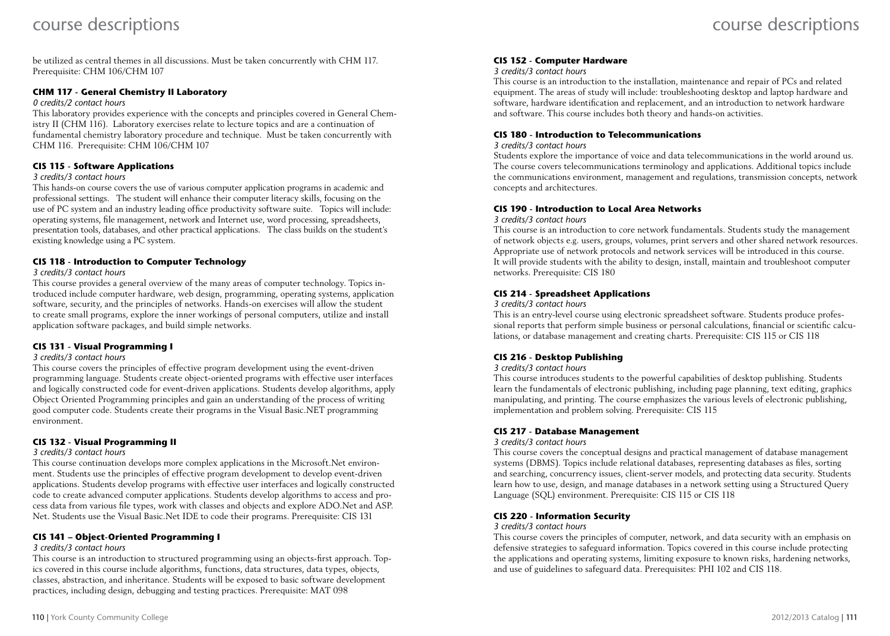be utilized as central themes in all discussions. Must be taken concurrently with CHM 117. Prerequisite: CHM 106/CHM 107

### CHM 117 - General Chemistry II Laboratory

*0 credits/2 contact hours*

This laboratory provides experience with the concepts and principles covered in General Chemistry II (CHM 116). Laboratory exercises relate to lecture topics and are a continuation of fundamental chemistry laboratory procedure and technique. Must be taken concurrently with CHM 116. Prerequisite: CHM 106/CHM 107

### CIS 115 - Software Applications

*3 credits/3 contact hours*

This hands-on course covers the use of various computer application programs in academic and professional settings. The student will enhance their computer literacy skills, focusing on the use of PC system and an industry leading office productivity software suite. Topics will include: operating systems, file management, network and Internet use, word processing, spreadsheets, presentation tools, databases, and other practical applications. The class builds on the student's existing knowledge using a PC system.

### CIS 118 - Introduction to Computer Technology

*3 credits/3 contact hours*

This course provides a general overview of the many areas of computer technology. Topics introduced include computer hardware, web design, programming, operating systems, application software, security, and the principles of networks. Hands-on exercises will allow the student to create small programs, explore the inner workings of personal computers, utilize and install application software packages, and build simple networks.

### CIS 131 - Visual Programming I

*3 credits/3 contact hours*

This course covers the principles of effective program development using the event-driven programming language. Students create object-oriented programs with effective user interfaces and logically constructed code for event-driven applications. Students develop algorithms, apply Object Oriented Programming principles and gain an understanding of the process of writing good computer code. Students create their programs in the Visual Basic.NET programming environment.

### CIS 132 - Visual Programming II

*3 credits/3 contact hours*

This course continuation develops more complex applications in the Microsoft.Net environment. Students use the principles of effective program development to develop event-driven applications. Students develop programs with effective user interfaces and logically constructed code to create advanced computer applications. Students develop algorithms to access and process data from various file types, work with classes and objects and explore ADO.Net and ASP. Net. Students use the Visual Basic.Net IDE to code their programs. Prerequisite: CIS 131

### CIS 141 – Object-Oriented Programming I

*3 credits/3 contact hours*

This course is an introduction to structured programming using an objects-first approach. Topics covered in this course include algorithms, functions, data structures, data types, objects, classes, abstraction, and inheritance. Students will be exposed to basic software development practices, including design, debugging and testing practices. Prerequisite: MAT 098

### CIS 152 - Computer Hardware

*3 credits/3 contact hours*

This course is an introduction to the installation, maintenance and repair of PCs and related equipment. The areas of study will include: troubleshooting desktop and laptop hardware and software, hardware identification and replacement, and an introduction to network hardware and software. This course includes both theory and hands-on activities.

### CIS 180 - Introduction to Telecommunications

*3 credits/3 contact hours*

Students explore the importance of voice and data telecommunications in the world around us. The course covers telecommunications terminology and applications. Additional topics include the communications environment, management and regulations, transmission concepts, network concepts and architectures.

### CIS 190 - Introduction to Local Area Networks

*3 credits/3 contact hours*

This course is an introduction to core network fundamentals. Students study the management of network objects e.g. users, groups, volumes, print servers and other shared network resources. Appropriate use of network protocols and network services will be introduced in this course. It will provide students with the ability to design, install, maintain and troubleshoot computer networks. Prerequisite: CIS 180

### CIS 214 - Spreadsheet Applications

*3 credits/3 contact hours*

This is an entry-level course using electronic spreadsheet software. Students produce professional reports that perform simple business or personal calculations, financial or scientific calculations, or database management and creating charts. Prerequisite: CIS 115 or CIS 118

### CIS 216 - Desktop Publishing

*3 credits/3 contact hours*

This course introduces students to the powerful capabilities of desktop publishing. Students learn the fundamentals of electronic publishing, including page planning, text editing, graphics manipulating, and printing. The course emphasizes the various levels of electronic publishing, implementation and problem solving. Prerequisite: CIS 115

### CIS 217 - Database Management

*3 credits/3 contact hours*

This course covers the conceptual designs and practical management of database management systems (DBMS). Topics include relational databases, representing databases as files, sorting and searching, concurrency issues, client-server models, and protecting data security. Students learn how to use, design, and manage databases in a network setting using a Structured Query Language (SQL) environment. Prerequisite: CIS 115 or CIS 118

### CIS 220 - Information Security

*3 credits/3 contact hours*

This course covers the principles of computer, network, and data security with an emphasis on defensive strategies to safeguard information. Topics covered in this course include protecting the applications and operating systems, limiting exposure to known risks, hardening networks, and use of guidelines to safeguard data. Prerequisites: PHI 102 and CIS 118.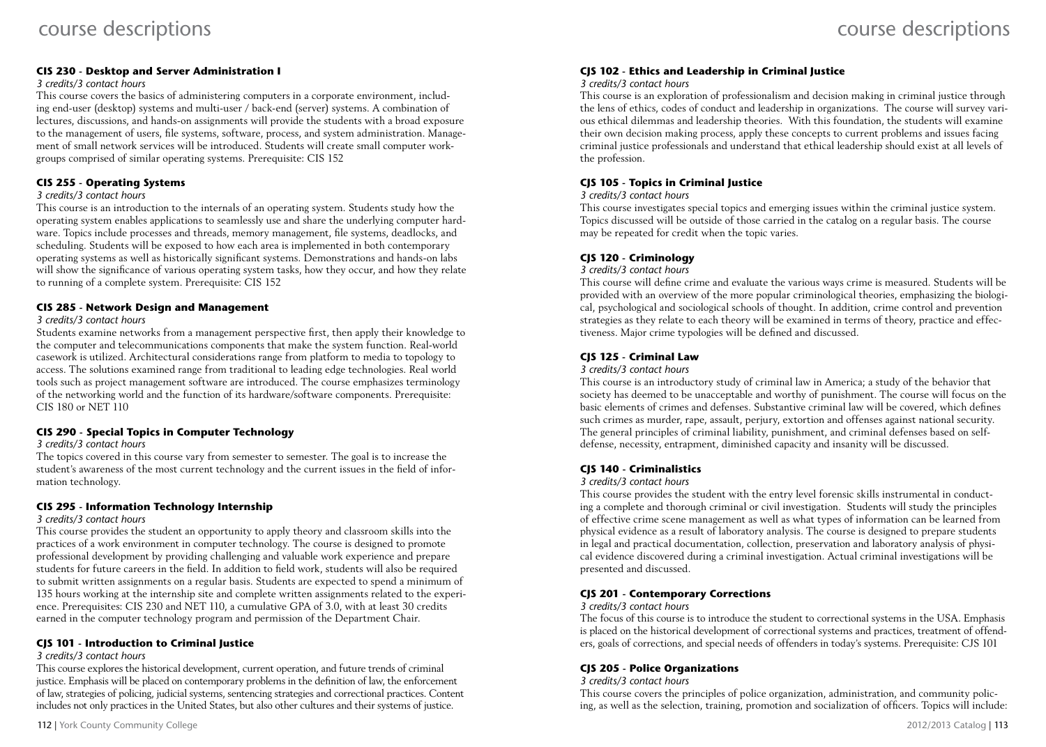### CIS 230 - Desktop and Server Administration I

*3 credits/3 contact hours*

This course covers the basics of administering computers in a corporate environment, including end-user (desktop) systems and multi-user / back-end (server) systems. A combination of lectures, discussions, and hands-on assignments will provide the students with a broad exposure to the management of users, file systems, software, process, and system administration. Management of small network services will be introduced. Students will create small computer workgroups comprised of similar operating systems. Prerequisite: CIS 152

### CIS 255 - Operating Systems

*3 credits/3 contact hours*

This course is an introduction to the internals of an operating system. Students study how the operating system enables applications to seamlessly use and share the underlying computer hardware. Topics include processes and threads, memory management, file systems, deadlocks, and scheduling. Students will be exposed to how each area is implemented in both contemporary operating systems as well as historically significant systems. Demonstrations and hands-on labs will show the significance of various operating system tasks, how they occur, and how they relate to running of a complete system. Prerequisite: CIS 152

### CIS 285 - Network Design and Management

*3 credits/3 contact hours*

Students examine networks from a management perspective first, then apply their knowledge to the computer and telecommunications components that make the system function. Real-world casework is utilized. Architectural considerations range from platform to media to topology to access. The solutions examined range from traditional to leading edge technologies. Real world tools such as project management software are introduced. The course emphasizes terminology of the networking world and the function of its hardware/software components. Prerequisite: CIS 180 or NET 110

### CIS 290 - Special Topics in Computer Technology

*3 credits/3 contact hours*

The topics covered in this course vary from semester to semester. The goal is to increase the student's awareness of the most current technology and the current issues in the field of information technology.

### CIS 295 - Information Technology Internship

*3 credits/3 contact hours*

This course provides the student an opportunity to apply theory and classroom skills into the practices of a work environment in computer technology. The course is designed to promote professional development by providing challenging and valuable work experience and prepare students for future careers in the field. In addition to field work, students will also be required to submit written assignments on a regular basis. Students are expected to spend a minimum of 135 hours working at the internship site and complete written assignments related to the experience. Prerequisites: CIS 230 and NET 110, a cumulative GPA of 3.0, with at least 30 credits earned in the computer technology program and permission of the Department Chair.

### CJS 101 - Introduction to Criminal Justice

*3 credits/3 contact hours*

This course explores the historical development, current operation, and future trends of criminal justice. Emphasis will be placed on contemporary problems in the definition of law, the enforcement of law, strategies of policing, judicial systems, sentencing strategies and correctional practices. Content includes not only practices in the United States, but also other cultures and their systems of justice.

### CJS 102 - Ethics and Leadership in Criminal Justice

*3 credits/3 contact hours*

This course is an exploration of professionalism and decision making in criminal justice through the lens of ethics, codes of conduct and leadership in organizations. The course will survey various ethical dilemmas and leadership theories. With this foundation, the students will examine their own decision making process, apply these concepts to current problems and issues facing criminal justice professionals and understand that ethical leadership should exist at all levels of the profession.

### CJS 105 - Topics in Criminal Justice

*3 credits/3 contact hours*

This course investigates special topics and emerging issues within the criminal justice system. Topics discussed will be outside of those carried in the catalog on a regular basis. The course may be repeated for credit when the topic varies.

### CJS 120 - Criminology

*3 credits/3 contact hours*

This course will define crime and evaluate the various ways crime is measured. Students will be provided with an overview of the more popular criminological theories, emphasizing the biological, psychological and sociological schools of thought. In addition, crime control and prevention strategies as they relate to each theory will be examined in terms of theory, practice and effectiveness. Major crime typologies will be defined and discussed.

### CJS 125 - Criminal Law

*3 credits/3 contact hours*

This course is an introductory study of criminal law in America; a study of the behavior that society has deemed to be unacceptable and worthy of punishment. The course will focus on the basic elements of crimes and defenses. Substantive criminal law will be covered, which defines such crimes as murder, rape, assault, perjury, extortion and offenses against national security. The general principles of criminal liability, punishment, and criminal defenses based on self-defense, necessity, entrapment, diminished capacity and insanity will be discussed.

### CJS 140 - Criminalistics

*3 credits/3 contact hours*

This course provides the student with the entry level forensic skills instrumental in conducting a complete and thorough criminal or civil investigation. Students will study the principles of effective crime scene management as well as what types of information can be learned from physical evidence as a result of laboratory analysis. The course is designed to prepare students in legal and practical documentation, collection, preservation and laboratory analysis of physical evidence discovered during a criminal investigation. Actual criminal investigations will be presented and discussed.

### CJS 201 - Contemporary Corrections

*3 credits/3 contact hours*

The focus of this course is to introduce the student to correctional systems in the USA. Emphasis is placed on the historical development of correctional systems and practices, treatment of offenders, goals of corrections, and special needs of offenders in today's systems. Prerequisite: CJS 101

### CJS 205 - Police Organizations

*3 credits/3 contact hours*

This course covers the principles of police organization, administration, and community policing, as well as the selection, training, promotion and socialization of officers. Topics will include: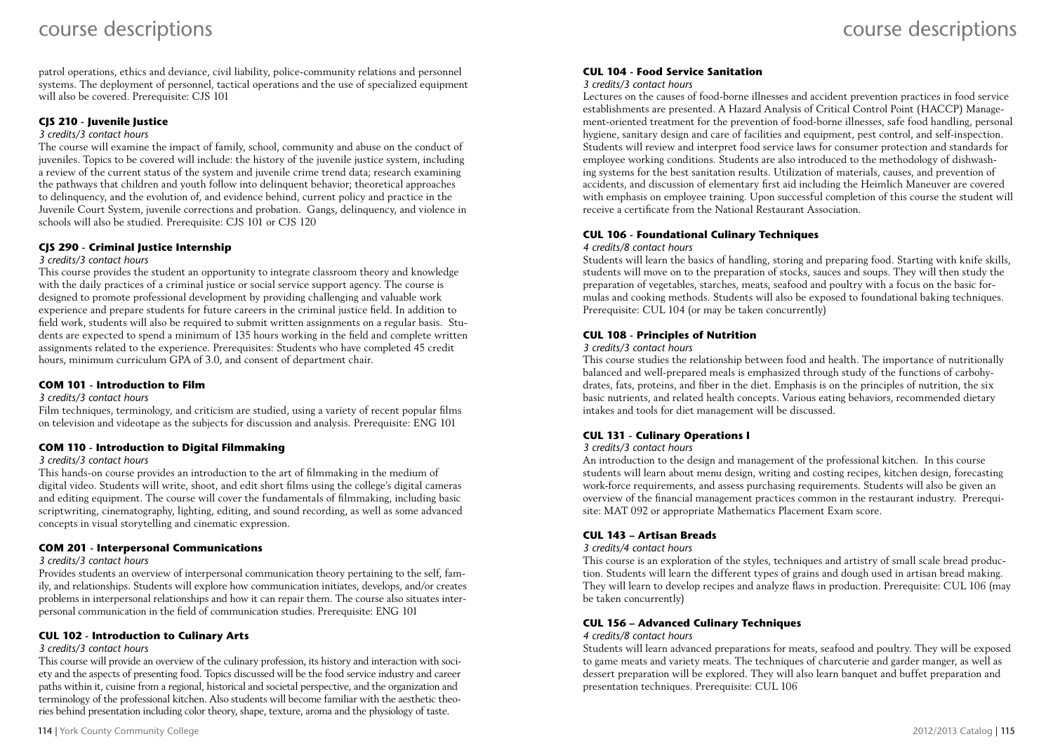patrol operations, ethics and deviance, civil liability, police-community relations and personnel systems. The deployment of personnel, tactical operations and the use of specialized equipment will also be covered. Prerequisite: CJS 101

### CJS 210 - Juvenile Justice

*3 credits/3 contact hours*

The course will examine the impact of family, school, community and abuse on the conduct of juveniles. Topics to be covered will include: the history of the juvenile justice system, including a review of the current status of the system and juvenile crime trend data; research examining the pathways that children and youth follow into delinquent behavior; theoretical approaches to delinquency, and the evolution of, and evidence behind, current policy and practice in the Juvenile Court System, juvenile corrections and probation. Gangs, delinquency, and violence in schools will also be studied. Prerequisite: CJS 101 or CJS 120

### CJS 290 - Criminal Justice Internship

*3 credits/3 contact hours*

This course provides the student an opportunity to integrate classroom theory and knowledge with the daily practices of a criminal justice or social service support agency. The course is designed to promote professional development by providing challenging and valuable work experience and prepare students for future careers in the criminal justice field. In addition to field work, students will also be required to submit written assignments on a regular basis. Students are expected to spend a minimum of 135 hours working in the field and complete written assignments related to the experience. Prerequisites: Students who have completed 45 credit hours, minimum curriculum GPA of 3.0, and consent of department chair.

### COM 101 - Introduction to Film

*3 credits/3 contact hours*

Film techniques, terminology, and criticism are studied, using a variety of recent popular films on television and videotape as the subjects for discussion and analysis. Prerequisite: ENG 101

### COM 110 - Introduction to Digital Filmmaking

*3 credits/3 contact hours*

This hands-on course provides an introduction to the art of filmmaking in the medium of digital video. Students will write, shoot, and edit short films using the college's digital cameras and editing equipment. The course will cover the fundamentals of filmmaking, including basic scriptwriting, cinematography, lighting, editing, and sound recording, as well as some advanced concepts in visual storytelling and cinematic expression.

### COM 201 - Interpersonal Communications

*3 credits/3 contact hours*

Provides students an overview of interpersonal communication theory pertaining to the self, family, and relationships. Students will explore how communication initiates, develops, and/or creates problems in interpersonal relationships and how it can repair them. The course also situates interpersonal communication in the field of communication studies. Prerequisite: ENG 101

### CUL 102 - Introduction to Culinary Arts

*3 credits/3 contact hours*

This course will provide an overview of the culinary profession, its history and interaction with society and the aspects of presenting food. Topics discussed will be the food service industry and career paths within it, cuisine from a regional, historical and societal perspective, and the organization and terminology of the professional kitchen. Also students will become familiar with the aesthetic theories behind presentation including color theory, shape, texture, aroma and the physiology of taste.

### CUL 104 - Food Service Sanitation

*3 credits/3 contact hours*

Lectures on the causes of food-borne illnesses and accident prevention practices in food service establishments are presented. A Hazard Analysis of Critical Control Point (HACCP) Management-oriented treatment for the prevention of food-borne illnesses, safe food handling, personal hygiene, sanitary design and care of facilities and equipment, pest control, and self-inspection. Students will review and interpret food service laws for consumer protection and standards for employee working conditions. Students are also introduced to the methodology of dishwashing systems for the best sanitation results. Utilization of materials, causes, and prevention of accidents, and discussion of elementary first aid including the Heimlich Maneuver are covered with emphasis on employee training. Upon successful completion of this course the student will receive a certificate from the National Restaurant Association.

### CUL 106 - Foundational Culinary Techniques

*4 credits/8 contact hours*

Students will learn the basics of handling, storing and preparing food. Starting with knife skills, students will move on to the preparation of stocks, sauces and soups. They will then study the preparation of vegetables, starches, meats, seafood and poultry with a focus on the basic formulas and cooking methods. Students will also be exposed to foundational baking techniques. Prerequisite: CUL 104 (or may be taken concurrently)

### CUL 108 - Principles of Nutrition

*3 credits/3 contact hours*

This course studies the relationship between food and health. The importance of nutritionally balanced and well-prepared meals is emphasized through study of the functions of carbohydrates, fats, proteins, and fiber in the diet. Emphasis is on the principles of nutrition, the six basic nutrients, and related health concepts. Various eating behaviors, recommended dietary intakes and tools for diet management will be discussed.

### CUL 131 - Culinary Operations I

*3 credits/3 contact hours*

An introduction to the design and management of the professional kitchen. In this course students will learn about menu design, writing and costing recipes, kitchen design, forecasting work-force requirements, and assess purchasing requirements. Students will also be given an overview of the financial management practices common in the restaurant industry. Prerequisite: MAT 092 or appropriate Mathematics Placement Exam score.

### CUL 143 – Artisan Breads

*3 credits/4 contact hours*

This course is an exploration of the styles, techniques and artistry of small scale bread production. Students will learn the different types of grains and dough used in artisan bread making. They will learn to develop recipes and analyze flaws in production. Prerequisite: CUL 106 (may be taken concurrently)

### CUL 156 – Advanced Culinary Techniques

*4 credits/8 contact hours*

Students will learn advanced preparations for meats, seafood and poultry. They will be exposed to game meats and variety meats. The techniques of charcuterie and garder manger, as well as dessert preparation will be explored. They will also learn banquet and buffet preparation and presentation techniques. Prerequisite: CUL 106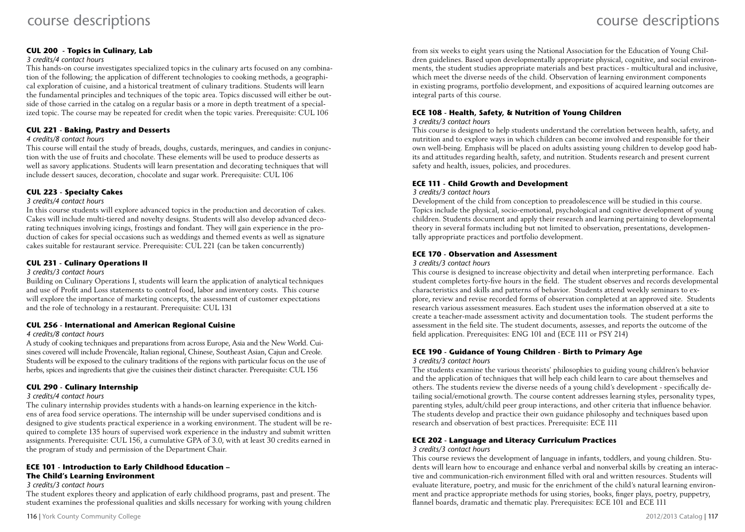### CUL 200 - Topics in Culinary, Lab

*3 credits/4 contact hours*

This hands-on course investigates specialized topics in the culinary arts focused on any combination of the following; the application of different technologies to cooking methods, a geographical exploration of cuisine, and a historical treatment of culinary traditions. Students will learn the fundamental principles and techniques of the topic area. Topics discussed will either be outside of those carried in the catalog on a regular basis or a more in depth treatment of a specialized topic. The course may be repeated for credit when the topic varies. Prerequisite: CUL 106

### CUL 221 - Baking, Pastry and Desserts

*4 credits/8 contact hours*

This course will entail the study of breads, doughs, custards, meringues, and candies in conjunction with the use of fruits and chocolate. These elements will be used to produce desserts as well as savory applications. Students will learn presentation and decorating techniques that will include dessert sauces, decoration, chocolate and sugar work. Prerequisite: CUL 106

### CUL 223 - Specialty Cakes

*3 credits/4 contact hours*

In this course students will explore advanced topics in the production and decoration of cakes. Cakes will include multi-tiered and novelty designs. Students will also develop advanced decorating techniques involving icings, frostings and fondant. They will gain experience in the production of cakes for special occasions such as weddings and themed events as well as signature cakes suitable for restaurant service. Prerequisite: CUL 221 (can be taken concurrently)

### CUL 231 - Culinary Operations II

*3 credits/3 contact hours*

Building on Culinary Operations I, students will learn the application of analytical techniques and use of Profit and Loss statements to control food, labor and inventory costs. This course will explore the importance of marketing concepts, the assessment of customer expectations and the role of technology in a restaurant. Prerequisite: CUL 131

### CUL 256 - International and American Regional Cuisine

*4 credits/8 contact hours*

A study of cooking techniques and preparations from across Europe, Asia and the New World. Cuisines covered will include Provencàle, Italian regional, Chinese, Southeast Asian, Cajun and Creole. Students will be exposed to the culinary traditions of the regions with particular focus on the use of herbs, spices and ingredients that give the cuisines their distinct character. Prerequisite: CUL 156

### CUL 290 - Culinary Internship

*3 credits/4 contact hours*

The culinary internship provides students with a hands-on learning experience in the kitchens of area food service operations. The internship will be under supervised conditions and is designed to give students practical experience in a working environment. The student will be required to complete 135 hours of supervised work experience in the industry and submit written assignments. Prerequisite: CUL 156, a cumulative GPA of 3.0, with at least 30 credits earned in the program of study and permission of the Department Chair.

### ECE 101 - Introduction to Early Childhood Education – The Child's Learning Environment

*3 credits/3 contact hours*

The student explores theory and application of early childhood programs, past and present. The student examines the professional qualities and skills necessary for working with young children from six weeks to eight years using the National Association for the Education of Young Children guidelines. Based upon developmentally appropriate physical, cognitive, and social environments, the student studies appropriate materials and best practices - multicultural and inclusive, which meet the diverse needs of the child. Observation of learning environment components in existing programs, portfolio development, and expositions of acquired learning outcomes are integral parts of this course.

### ECE 108 - Health, Safety, & Nutrition of Young Children

*3 credits/3 contact hours*

This course is designed to help students understand the correlation between health, safety, and nutrition and to explore ways in which children can become involved and responsible for their own well-being. Emphasis will be placed on adults assisting young children to develop good habits and attitudes regarding health, safety, and nutrition. Students research and present current safety and health, issues, policies, and procedures.

### ECE 111 - Child Growth and Development

*3 credits/3 contact hours*

Development of the child from conception to preadolescence will be studied in this course. Topics include the physical, socio-emotional, psychological and cognitive development of young children. Students document and apply their research and learning pertaining to developmental theory in several formats including but not limited to observation, presentations, developmentally appropriate practices and portfolio development.

### ECE 170 - Observation and Assessment

*3 credits/3 contact hours*

This course is designed to increase objectivity and detail when interpreting performance. Each student completes forty-five hours in the field. The student observes and records developmental characteristics and skills and patterns of behavior. Students attend weekly seminars to explore, review and revise recorded forms of observation completed at an approved site. Students research various assessment measures. Each student uses the information observed at a site to create a teacher-made assessment activity and documentation tools. The student performs the assessment in the field site. The student documents, assesses, and reports the outcome of the field application. Prerequisites: ENG 101 and (ECE 111 or PSY 214)

### ECE 190 - Guidance of Young Children - Birth to Primary Age

*3 credits/3 contact hours*

The students examine the various theorists' philosophies to guiding young children's behavior and the application of techniques that will help each child learn to care about themselves and others. The students review the diverse needs of a young child's development - specifically detailing social/emotional growth. The course content addresses learning styles, personality types, parenting styles, adult/child peer group interactions, and other criteria that influence behavior. The students develop and practice their own guidance philosophy and techniques based upon research and observation of best practices. Prerequisite: ECE 111

### ECE 202 - Language and Literacy Curriculum Practices

*3 credits/3 contact hours*

This course reviews the development of language in infants, toddlers, and young children. Students will learn how to encourage and enhance verbal and nonverbal skills by creating an interactive and communication-rich environment filled with oral and written resources. Students will evaluate literature, poetry, and music for the enrichment of the child's natural learning environment and practice appropriate methods for using stories, books, finger plays, poetry, puppetry, flannel boards, dramatic and thematic play. Prerequisites: ECE 101 and ECE 111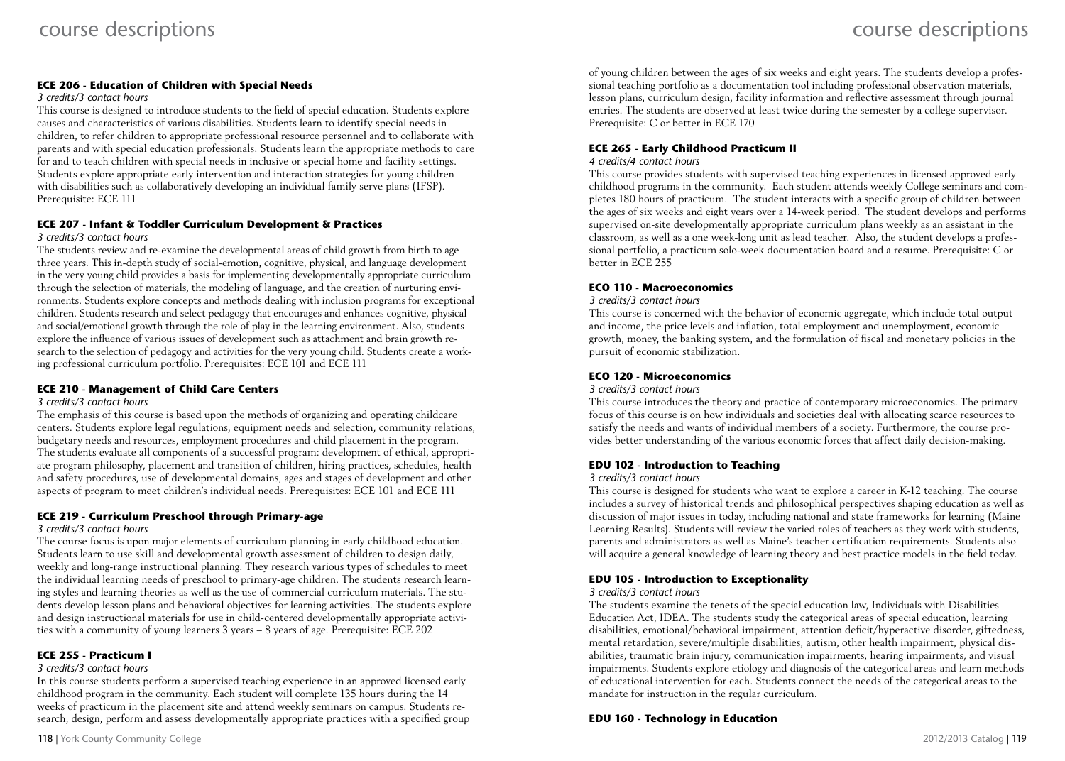### ECE 206 - Education of Children with Special Needs

*3 credits/3 contact hours*

This course is designed to introduce students to the field of special education. Students explore causes and characteristics of various disabilities. Students learn to identify special needs in children, to refer children to appropriate professional resource personnel and to collaborate with parents and with special education professionals. Students learn the appropriate methods to care for and to teach children with special needs in inclusive or special home and facility settings. Students explore appropriate early intervention and interaction strategies for young children with disabilities such as collaboratively developing an individual family serve plans (IFSP). Prerequisite: ECE 111

### ECE 207 - Infant & Toddler Curriculum Development & Practices

*3 credits/3 contact hours*

The students review and re-examine the developmental areas of child growth from birth to age three years. This in-depth study of social-emotion, cognitive, physical, and language development in the very young child provides a basis for implementing developmentally appropriate curriculum through the selection of materials, the modeling of language, and the creation of nurturing environments. Students explore concepts and methods dealing with inclusion programs for exceptional children. Students research and select pedagogy that encourages and enhances cognitive, physical and social/emotional growth through the role of play in the learning environment. Also, students explore the influence of various issues of development such as attachment and brain growth research to the selection of pedagogy and activities for the very young child. Students create a working professional curriculum portfolio. Prerequisites: ECE 101 and ECE 111

### ECE 210 - Management of Child Care Centers

*3 credits/3 contact hours*

The emphasis of this course is based upon the methods of organizing and operating childcare centers. Students explore legal regulations, equipment needs and selection, community relations, budgetary needs and resources, employment procedures and child placement in the program. The students evaluate all components of a successful program: development of ethical, appropriate program philosophy, placement and transition of children, hiring practices, schedules, health and safety procedures, use of developmental domains, ages and stages of development and other aspects of program to meet children's individual needs. Prerequisites: ECE 101 and ECE 111

### ECE 219 - Curriculum Preschool through Primary-age

*3 credits/3 contact hours*

The course focus is upon major elements of curriculum planning in early childhood education. Students learn to use skill and developmental growth assessment of children to design daily, weekly and long-range instructional planning. They research various types of schedules to meet the individual learning needs of preschool to primary-age children. The students research learning styles and learning theories as well as the use of commercial curriculum materials. The students develop lesson plans and behavioral objectives for learning activities. The students explore and design instructional materials for use in child-centered developmentally appropriate activities with a community of young learners 3 years – 8 years of age. Prerequisite: ECE 202

### ECE 255 - Practicum I

*3 credits/3 contact hours*

In this course students perform a supervised teaching experience in an approved licensed early childhood program in the community. Each student will complete 135 hours during the 14 weeks of practicum in the placement site and attend weekly seminars on campus. Students research, design, perform and assess developmentally appropriate practices with a specified group of young children between the ages of six weeks and eight years. The students develop a professional teaching portfolio as a documentation tool including professional observation materials, lesson plans, curriculum design, facility information and reflective assessment through journal entries. The students are observed at least twice during the semester by a college supervisor. Prerequisite: C or better in ECE 170

### ECE 265 - Early Childhood Practicum II

*4 credits/4 contact hours*

This course provides students with supervised teaching experiences in licensed approved early childhood programs in the community. Each student attends weekly College seminars and completes 180 hours of practicum. The student interacts with a specific group of children between the ages of six weeks and eight years over a 14-week period. The student develops and performs supervised on-site developmentally appropriate curriculum plans weekly as an assistant in the classroom, as well as a one week-long unit as lead teacher. Also, the student develops a professional portfolio, a practicum solo-week documentation board and a resume. Prerequisite: C or better in ECE 255

### ECO 110 - Macroeconomics

*3 credits/3 contact hours*

This course is concerned with the behavior of economic aggregate, which include total output and income, the price levels and inflation, total employment and unemployment, economic growth, money, the banking system, and the formulation of fiscal and monetary policies in the pursuit of economic stabilization.

### ECO 120 - Microeconomics

*3 credits/3 contact hours*

This course introduces the theory and practice of contemporary microeconomics. The primary focus of this course is on how individuals and societies deal with allocating scarce resources to satisfy the needs and wants of individual members of a society. Furthermore, the course provides better understanding of the various economic forces that affect daily decision-making.

### EDU 102 - Introduction to Teaching

*3 credits/3 contact hours*

This course is designed for students who want to explore a career in K-12 teaching. The course includes a survey of historical trends and philosophical perspectives shaping education as well as discussion of major issues in today, including national and state frameworks for learning (Maine Learning Results). Students will review the varied roles of teachers as they work with students, parents and administrators as well as Maine's teacher certification requirements. Students also will acquire a general knowledge of learning theory and best practice models in the field today.

### EDU 105 - Introduction to Exceptionality

*3 credits/3 contact hours*

The students examine the tenets of the special education law, Individuals with Disabilities Education Act, IDEA. The students study the categorical areas of special education, learning disabilities, emotional/behavioral impairment, attention deficit/hyperactive disorder, giftedness, mental retardation, severe/multiple disabilities, autism, other health impairment, physical disabilities, traumatic brain injury, communication impairments, hearing impairments, and visual impairments. Students explore etiology and diagnosis of the categorical areas and learn methods of educational intervention for each. Students connect the needs of the categorical areas to the mandate for instruction in the regular curriculum.

### EDU 160 - Technology in Education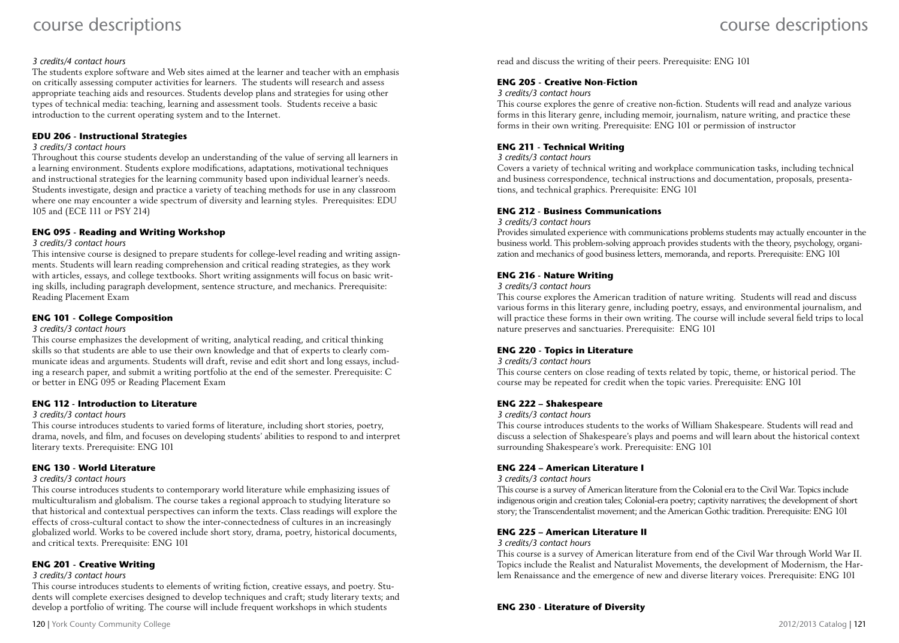*3 credits/4 contact hours*

The students explore software and Web sites aimed at the learner and teacher with an emphasis on critically assessing computer activities for learners. The students will research and assess appropriate teaching aids and resources. Students develop plans and strategies for using other types of technical media: teaching, learning and assessment tools. Students receive a basic introduction to the current operating system and to the Internet.

### EDU 206 - Instructional Strategies

*3 credits/3 contact hours*

Throughout this course students develop an understanding of the value of serving all learners in a learning environment. Students explore modifications, adaptations, motivational techniques and instructional strategies for the learning community based upon individual learner's needs. Students investigate, design and practice a variety of teaching methods for use in any classroom where one may encounter a wide spectrum of diversity and learning styles. Prerequisites: EDU 105 and (ECE 111 or PSY 214)

### ENG 095 - Reading and Writing Workshop

*3 credits/3 contact hours*

This intensive course is designed to prepare students for college-level reading and writing assignments. Students will learn reading comprehension and critical reading strategies, as they work with articles, essays, and college textbooks. Short writing assignments will focus on basic writing skills, including paragraph development, sentence structure, and mechanics. Prerequisite: Reading Placement Exam

### ENG 101 - College Composition

*3 credits/3 contact hours*

This course emphasizes the development of writing, analytical reading, and critical thinking skills so that students are able to use their own knowledge and that of experts to clearly communicate ideas and arguments. Students will draft, revise and edit short and long essays, including a research paper, and submit a writing portfolio at the end of the semester. Prerequisite: C or better in ENG 095 or Reading Placement Exam

### ENG 112 - Introduction to Literature

*3 credits/3 contact hours*

This course introduces students to varied forms of literature, including short stories, poetry, drama, novels, and film, and focuses on developing students' abilities to respond to and interpret literary texts. Prerequisite: ENG 101

### ENG 130 - World Literature

*3 credits/3 contact hours*

This course introduces students to contemporary world literature while emphasizing issues of multiculturalism and globalism. The course takes a regional approach to studying literature so that historical and contextual perspectives can inform the texts. Class readings will explore the effects of cross-cultural contact to show the inter-connectedness of cultures in an increasingly globalized world. Works to be covered include short story, drama, poetry, historical documents, and critical texts. Prerequisite: ENG 101

### ENG 201 - Creative Writing

*3 credits/3 contact hours*

This course introduces students to elements of writing fiction, creative essays, and poetry. Students will complete exercises designed to develop techniques and craft; study literary texts; and develop a portfolio of writing. The course will include frequent workshops in which students read and discuss the writing of their peers. Prerequisite: ENG 101

### ENG 205 - Creative Non-Fiction

*3 credits/3 contact hours*

This course explores the genre of creative non-fiction. Students will read and analyze various forms in this literary genre, including memoir, journalism, nature writing, and practice these forms in their own writing. Prerequisite: ENG 101 or permission of instructor

### ENG 211 - Technical Writing

*3 credits/3 contact hours*

Covers a variety of technical writing and workplace communication tasks, including technical and business correspondence, technical instructions and documentation, proposals, presentations, and technical graphics. Prerequisite: ENG 101

### ENG 212 - Business Communications

*3 credits/3 contact hours*

Provides simulated experience with communications problems students may actually encounter in the business world. This problem-solving approach provides students with the theory, psychology, organization and mechanics of good business letters, memoranda, and reports. Prerequisite: ENG 101

### ENG 216 - Nature Writing

*3 credits/3 contact hours*

This course explores the American tradition of nature writing. Students will read and discuss various forms in this literary genre, including poetry, essays, and environmental journalism, and will practice these forms in their own writing. The course will include several field trips to local nature preserves and sanctuaries. Prerequisite: ENG 101

### ENG 220 - Topics in Literature

*3 credits/3 contact hours*

This course centers on close reading of texts related by topic, theme, or historical period. The course may be repeated for credit when the topic varies. Prerequisite: ENG 101

### ENG 222 – Shakespeare

*3 credits/3 contact hours*

This course introduces students to the works of William Shakespeare. Students will read and discuss a selection of Shakespeare's plays and poems and will learn about the historical context surrounding Shakespeare's work. Prerequisite: ENG 101

### ENG 224 – American Literature I

*3 credits/3 contact hours*

This course is a survey of American literature from the Colonial era to the Civil War. Topics include indigenous origin and creation tales; Colonial-era poetry; captivity narratives; the development of short story; the Transcendentalist movement; and the American Gothic tradition. Prerequisite: ENG 101

### ENG 225 – American Literature II

*3 credits/3 contact hours*

This course is a survey of American literature from end of the Civil War through World War II. Topics include the Realist and Naturalist Movements, the development of Modernism, the Harlem Renaissance and the emergence of new and diverse literary voices. Prerequisite: ENG 101

### ENG 230 - Literature of Diversity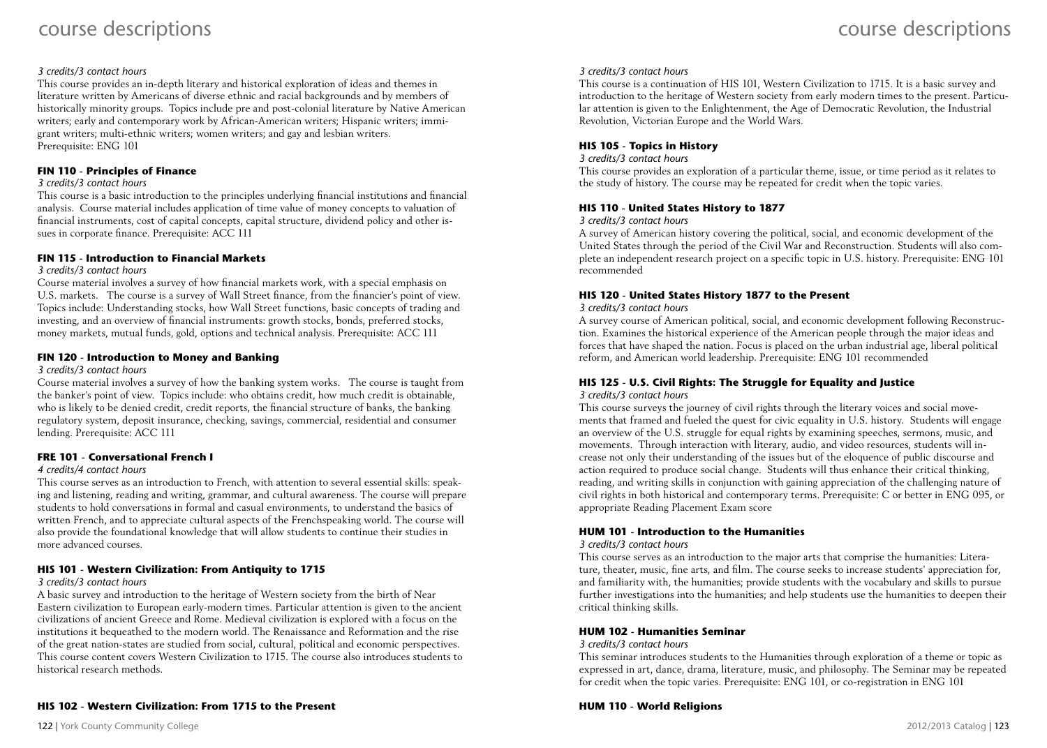*3 credits/3 contact hours*

This course provides an in-depth literary and historical exploration of ideas and themes in literature written by Americans of diverse ethnic and racial backgrounds and by members of historically minority groups. Topics include pre and post-colonial literature by Native American writers; early and contemporary work by African-American writers; Hispanic writers; immigrant writers; multi-ethnic writers; women writers; and gay and lesbian writers.
Prerequisite: ENG 101

### FIN 110 - Principles of Finance

*3 credits/3 contact hours*

This course is a basic introduction to the principles underlying financial institutions and financial analysis. Course material includes application of time value of money concepts to valuation of financial instruments, cost of capital concepts, capital structure, dividend policy and other issues in corporate finance. Prerequisite: ACC 111

### FIN 115 - Introduction to Financial Markets

*3 credits/3 contact hours*

Course material involves a survey of how financial markets work, with a special emphasis on U.S. markets. The course is a survey of Wall Street finance, from the financier's point of view. Topics include: Understanding stocks, how Wall Street functions, basic concepts of trading and investing, and an overview of financial instruments: growth stocks, bonds, preferred stocks, money markets, mutual funds, gold, options and technical analysis. Prerequisite: ACC 111

### FIN 120 - Introduction to Money and Banking

*3 credits/3 contact hours*

Course material involves a survey of how the banking system works. The course is taught from the banker's point of view. Topics include: who obtains credit, how much credit is obtainable, who is likely to be denied credit, credit reports, the financial structure of banks, the banking regulatory system, deposit insurance, checking, savings, commercial, residential and consumer lending. Prerequisite: ACC 111

### FRE 101 - Conversational French I

*4 credits/4 contact hours*

This course serves as an introduction to French, with attention to several essential skills: speaking and listening, reading and writing, grammar, and cultural awareness. The course will prepare students to hold conversations in formal and casual environments, to understand the basics of written French, and to appreciate cultural aspects of the Frenchspeaking world. The course will also provide the foundational knowledge that will allow students to continue their studies in more advanced courses.

### HIS 101 - Western Civilization: From Antiquity to 1715

*3 credits/3 contact hours*

A basic survey and introduction to the heritage of Western society from the birth of Near Eastern civilization to European early-modern times. Particular attention is given to the ancient civilizations of ancient Greece and Rome. Medieval civilization is explored with a focus on the institutions it bequeathed to the modern world. The Renaissance and Reformation and the rise of the great nation-states are studied from social, cultural, political and economic perspectives. This course content covers Western Civilization to 1715. The course also introduces students to historical research methods.

### HIS 102 - Western Civilization: From 1715 to the Present

*3 credits/3 contact hours*

This course is a continuation of HIS 101, Western Civilization to 1715. It is a basic survey and introduction to the heritage of Western society from early modern times to the present. Particular attention is given to the Enlightenment, the Age of Democratic Revolution, the Industrial Revolution, Victorian Europe and the World Wars.

### HIS 105 - Topics in History

*3 credits/3 contact hours*

This course provides an exploration of a particular theme, issue, or time period as it relates to the study of history. The course may be repeated for credit when the topic varies.

### HIS 110 - United States History to 1877

*3 credits/3 contact hours*

A survey of American history covering the political, social, and economic development of the United States through the period of the Civil War and Reconstruction. Students will also complete an independent research project on a specific topic in U.S. history. Prerequisite: ENG 101 recommended

### HIS 120 - United States History 1877 to the Present

*3 credits/3 contact hours*

A survey course of American political, social, and economic development following Reconstruction. Examines the historical experience of the American people through the major ideas and forces that have shaped the nation. Focus is placed on the urban industrial age, liberal political reform, and American world leadership. Prerequisite: ENG 101 recommended

### HIS 125 - U.S. Civil Rights: The Struggle for Equality and Justice

*3 credits/3 contact hours*

This course surveys the journey of civil rights through the literary voices and social movements that framed and fueled the quest for civic equality in U.S. history. Students will engage an overview of the U.S. struggle for equal rights by examining speeches, sermons, music, and movements. Through interaction with literary, audio, and video resources, students will increase not only their understanding of the issues but of the eloquence of public discourse and action required to produce social change. Students will thus enhance their critical thinking, reading, and writing skills in conjunction with gaining appreciation of the challenging nature of civil rights in both historical and contemporary terms. Prerequisite: C or better in ENG 095, or appropriate Reading Placement Exam score

### HUM 101 - Introduction to the Humanities

*3 credits/3 contact hours*

This course serves as an introduction to the major arts that comprise the humanities: Literature, theater, music, fine arts, and film. The course seeks to increase students' appreciation for, and familiarity with, the humanities; provide students with the vocabulary and skills to pursue further investigations into the humanities; and help students use the humanities to deepen their critical thinking skills.

### HUM 102 - Humanities Seminar

*3 credits/3 contact hours*

This seminar introduces students to the Humanities through exploration of a theme or topic as expressed in art, dance, drama, literature, music, and philosophy. The Seminar may be repeated for credit when the topic varies. Prerequisite: ENG 101, or co-registration in ENG 101

### HUM 110 - World Religions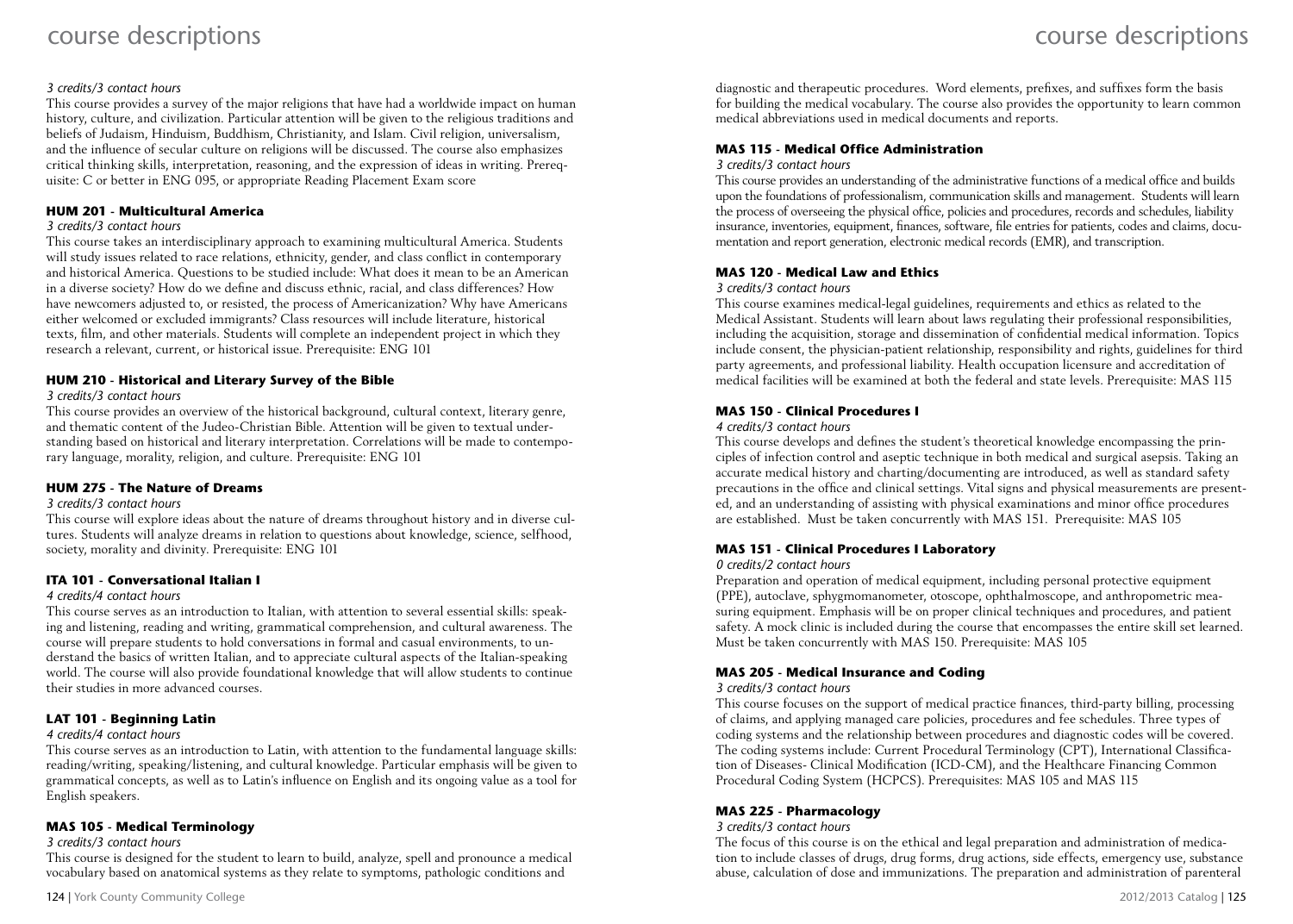*3 credits/3 contact hours*

This course provides a survey of the major religions that have had a worldwide impact on human history, culture, and civilization. Particular attention will be given to the religious traditions and beliefs of Judaism, Hinduism, Buddhism, Christianity, and Islam. Civil religion, universalism, and the influence of secular culture on religions will be discussed. The course also emphasizes critical thinking skills, interpretation, reasoning, and the expression of ideas in writing. Prerequisite: C or better in ENG 095, or appropriate Reading Placement Exam score

### HUM 201 - Multicultural America

*3 credits/3 contact hours*

This course takes an interdisciplinary approach to examining multicultural America. Students will study issues related to race relations, ethnicity, gender, and class conflict in contemporary and historical America. Questions to be studied include: What does it mean to be an American in a diverse society? How do we define and discuss ethnic, racial, and class differences? How have newcomers adjusted to, or resisted, the process of Americanization? Why have Americans either welcomed or excluded immigrants? Class resources will include literature, historical texts, film, and other materials. Students will complete an independent project in which they research a relevant, current, or historical issue. Prerequisite: ENG 101

### HUM 210 - Historical and Literary Survey of the Bible

*3 credits/3 contact hours*

This course provides an overview of the historical background, cultural context, literary genre, and thematic content of the Judeo-Christian Bible. Attention will be given to textual understanding based on historical and literary interpretation. Correlations will be made to contemporary language, morality, religion, and culture. Prerequisite: ENG 101

### HUM 275 - The Nature of Dreams

*3 credits/3 contact hours*

This course will explore ideas about the nature of dreams throughout history and in diverse cultures. Students will analyze dreams in relation to questions about knowledge, science, selfhood, society, morality and divinity. Prerequisite: ENG 101

### ITA 101 - Conversational Italian I

*4 credits/4 contact hours*

This course serves as an introduction to Italian, with attention to several essential skills: speaking and listening, reading and writing, grammatical comprehension, and cultural awareness. The course will prepare students to hold conversations in formal and casual environments, to understand the basics of written Italian, and to appreciate cultural aspects of the Italian-speaking world. The course will also provide foundational knowledge that will allow students to continue their studies in more advanced courses.

### LAT 101 - Beginning Latin

*4 credits/4 contact hours*

This course serves as an introduction to Latin, with attention to the fundamental language skills: reading/writing, speaking/listening, and cultural knowledge. Particular emphasis will be given to grammatical concepts, as well as to Latin's influence on English and its ongoing value as a tool for English speakers.

### MAS 105 - Medical Terminology

*3 credits/3 contact hours*

This course is designed for the student to learn to build, analyze, spell and pronounce a medical vocabulary based on anatomical systems as they relate to symptoms, pathologic conditions and diagnostic and therapeutic procedures. Word elements, prefixes, and suffixes form the basis for building the medical vocabulary. The course also provides the opportunity to learn common medical abbreviations used in medical documents and reports.

### MAS 115 - Medical Office Administration

*3 credits/3 contact hours*

This course provides an understanding of the administrative functions of a medical office and builds upon the foundations of professionalism, communication skills and management. Students will learn the process of overseeing the physical office, policies and procedures, records and schedules, liability insurance, inventories, equipment, finances, software, file entries for patients, codes and claims, documentation and report generation, electronic medical records (EMR), and transcription.

### MAS 120 - Medical Law and Ethics

*3 credits/3 contact hours*

This course examines medical-legal guidelines, requirements and ethics as related to the Medical Assistant. Students will learn about laws regulating their professional responsibilities, including the acquisition, storage and dissemination of confidential medical information. Topics include consent, the physician-patient relationship, responsibility and rights, guidelines for third party agreements, and professional liability. Health occupation licensure and accreditation of medical facilities will be examined at both the federal and state levels. Prerequisite: MAS 115

### MAS 150 - Clinical Procedures I

*4 credits/3 contact hours*

This course develops and defines the student's theoretical knowledge encompassing the principles of infection control and aseptic technique in both medical and surgical asepsis. Taking an accurate medical history and charting/documenting are introduced, as well as standard safety precautions in the office and clinical settings. Vital signs and physical measurements are presented, and an understanding of assisting with physical examinations and minor office procedures are established. Must be taken concurrently with MAS 151. Prerequisite: MAS 105

### MAS 151 - Clinical Procedures I Laboratory

*0 credits/2 contact hours*

Preparation and operation of medical equipment, including personal protective equipment (PPE), autoclave, sphygmomanometer, otoscope, ophthalmoscope, and anthropometric measuring equipment. Emphasis will be on proper clinical techniques and procedures, and patient safety. A mock clinic is included during the course that encompasses the entire skill set learned. Must be taken concurrently with MAS 150. Prerequisite: MAS 105

### MAS 205 - Medical Insurance and Coding

*3 credits/3 contact hours*

This course focuses on the support of medical practice finances, third-party billing, processing of claims, and applying managed care policies, procedures and fee schedules. Three types of coding systems and the relationship between procedures and diagnostic codes will be covered. The coding systems include: Current Procedural Terminology (CPT), International Classification of Diseases- Clinical Modification (ICD-CM), and the Healthcare Financing Common Procedural Coding System (HCPCS). Prerequisites: MAS 105 and MAS 115

### MAS 225 - Pharmacology

*3 credits/3 contact hours*

The focus of this course is on the ethical and legal preparation and administration of medication to include classes of drugs, drug forms, drug actions, side effects, emergency use, substance abuse, calculation of dose and immunizations. The preparation and administration of parenteral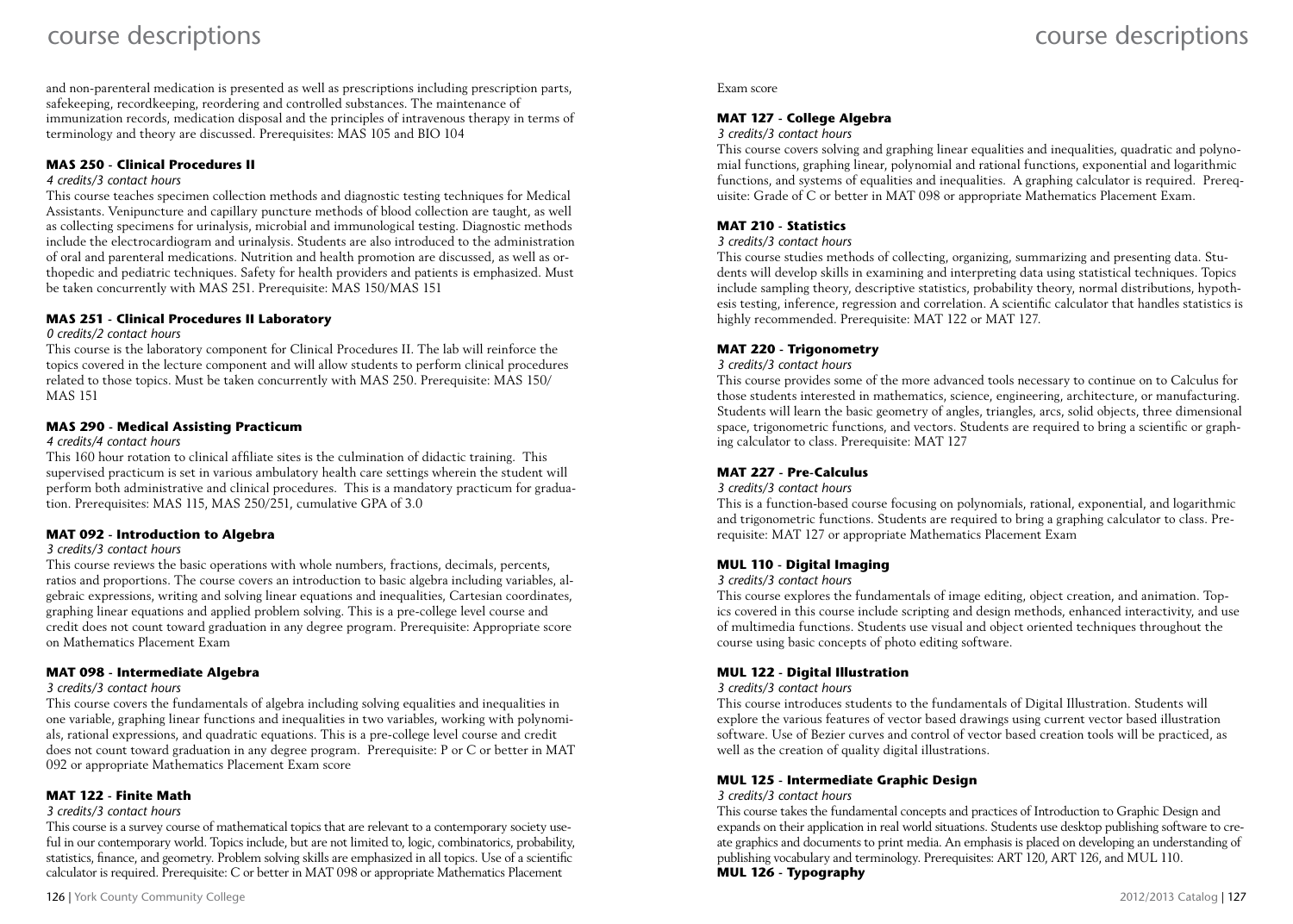and non-parenteral medication is presented as well as prescriptions including prescription parts, safekeeping, recordkeeping, reordering and controlled substances. The maintenance of immunization records, medication disposal and the principles of intravenous therapy in terms of terminology and theory are discussed. Prerequisites: MAS 105 and BIO 104

### MAS 250 - Clinical Procedures II

*4 credits/3 contact hours*

This course teaches specimen collection methods and diagnostic testing techniques for Medical Assistants. Venipuncture and capillary puncture methods of blood collection are taught, as well as collecting specimens for urinalysis, microbial and immunological testing. Diagnostic methods include the electrocardiogram and urinalysis. Students are also introduced to the administration of oral and parenteral medications. Nutrition and health promotion are discussed, as well as orthopedic and pediatric techniques. Safety for health providers and patients is emphasized. Must be taken concurrently with MAS 251. Prerequisite: MAS 150/MAS 151

### MAS 251 - Clinical Procedures II Laboratory

*0 credits/2 contact hours*

This course is the laboratory component for Clinical Procedures II. The lab will reinforce the topics covered in the lecture component and will allow students to perform clinical procedures related to those topics. Must be taken concurrently with MAS 250. Prerequisite: MAS 150/MAS 151

### MAS 290 - Medical Assisting Practicum

*4 credits/4 contact hours*

This 160 hour rotation to clinical affiliate sites is the culmination of didactic training. This supervised practicum is set in various ambulatory health care settings wherein the student will perform both administrative and clinical procedures. This is a mandatory practicum for graduation. Prerequisites: MAS 115, MAS 250/251, cumulative GPA of 3.0

### MAT 092 - Introduction to Algebra

*3 credits/3 contact hours*

This course reviews the basic operations with whole numbers, fractions, decimals, percents, ratios and proportions. The course covers an introduction to basic algebra including variables, algebraic expressions, writing and solving linear equations and inequalities, Cartesian coordinates, graphing linear equations and applied problem solving. This is a pre-college level course and credit does not count toward graduation in any degree program. Prerequisite: Appropriate score on Mathematics Placement Exam

### MAT 098 - Intermediate Algebra

*3 credits/3 contact hours*

This course covers the fundamentals of algebra including solving equalities and inequalities in one variable, graphing linear functions and inequalities in two variables, working with polynomials, rational expressions, and quadratic equations. This is a pre-college level course and credit does not count toward graduation in any degree program. Prerequisite: P or C or better in MAT 092 or appropriate Mathematics Placement Exam score

### MAT 122 - Finite Math

*3 credits/3 contact hours*

This course is a survey course of mathematical topics that are relevant to a contemporary society useful in our contemporary world. Topics include, but are not limited to, logic, combinatorics, probability, statistics, finance, and geometry. Problem solving skills are emphasized in all topics. Use of a scientific calculator is required. Prerequisite: C or better in MAT 098 or appropriate Mathematics Placement Exam score

### MAT 127 - College Algebra

*3 credits/3 contact hours*

This course covers solving and graphing linear equalities and inequalities, quadratic and polynomial functions, graphing linear, polynomial and rational functions, exponential and logarithmic functions, and systems of equalities and inequalities. A graphing calculator is required. Prerequisite: Grade of C or better in MAT 098 or appropriate Mathematics Placement Exam.

### MAT 210 - Statistics

*3 credits/3 contact hours*

This course studies methods of collecting, organizing, summarizing and presenting data. Students will develop skills in examining and interpreting data using statistical techniques. Topics include sampling theory, descriptive statistics, probability theory, normal distributions, hypothesis testing, inference, regression and correlation. A scientific calculator that handles statistics is highly recommended. Prerequisite: MAT 122 or MAT 127.

### MAT 220 - Trigonometry

*3 credits/3 contact hours*

This course provides some of the more advanced tools necessary to continue on to Calculus for those students interested in mathematics, science, engineering, architecture, or manufacturing. Students will learn the basic geometry of angles, triangles, arcs, solid objects, three dimensional space, trigonometric functions, and vectors. Students are required to bring a scientific or graphing calculator to class. Prerequisite: MAT 127

### MAT 227 - Pre-Calculus

*3 credits/3 contact hours*

This is a function-based course focusing on polynomials, rational, exponential, and logarithmic and trigonometric functions. Students are required to bring a graphing calculator to class. Prerequisite: MAT 127 or appropriate Mathematics Placement Exam

### MUL 110 - Digital Imaging

*3 credits/3 contact hours*

This course explores the fundamentals of image editing, object creation, and animation. Topics covered in this course include scripting and design methods, enhanced interactivity, and use of multimedia functions. Students use visual and object oriented techniques throughout the course using basic concepts of photo editing software.

### MUL 122 - Digital Illustration

*3 credits/3 contact hours*

This course introduces students to the fundamentals of Digital Illustration. Students will explore the various features of vector based drawings using current vector based illustration software. Use of Bezier curves and control of vector based creation tools will be practiced, as well as the creation of quality digital illustrations.

### MUL 125 - Intermediate Graphic Design

*3 credits/3 contact hours*

This course takes the fundamental concepts and practices of Introduction to Graphic Design and expands on their application in real world situations. Students use desktop publishing software to create graphics and documents to print media. An emphasis is placed on developing an understanding of publishing vocabulary and terminology. Prerequisites: ART 120, ART 126, and MUL 110.

### MUL 126 - Typography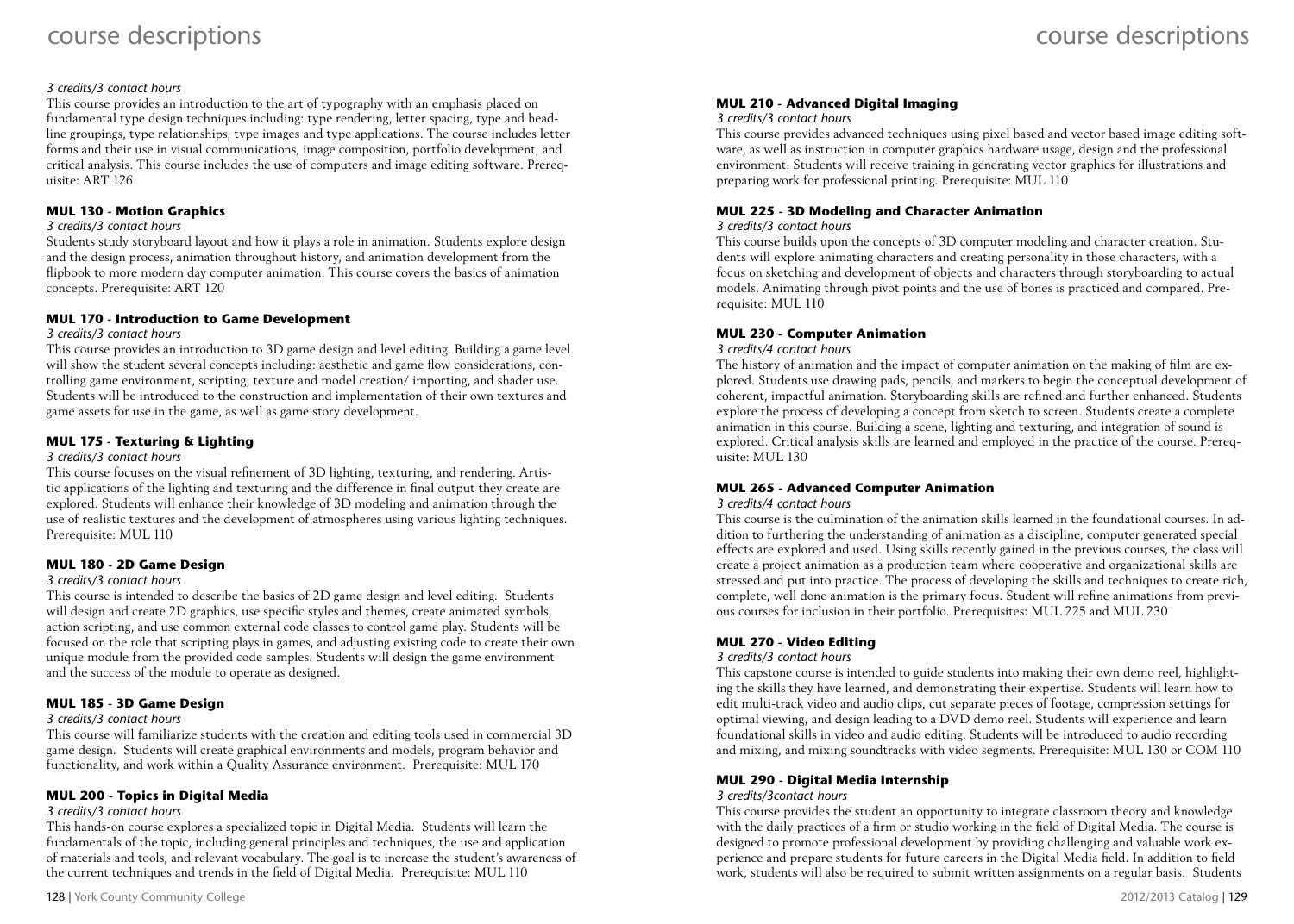*3 credits/3 contact hours*

This course provides an introduction to the art of typography with an emphasis placed on fundamental type design techniques including: type rendering, letter spacing, type and headline groupings, type relationships, type images and type applications. The course includes letter forms and their use in visual communications, image composition, portfolio development, and critical analysis. This course includes the use of computers and image editing software. Prerequisite: ART 126

### MUL 130 - Motion Graphics

*3 credits/3 contact hours*

Students study storyboard layout and how it plays a role in animation. Students explore design and the design process, animation throughout history, and animation development from the flipbook to more modern day computer animation. This course covers the basics of animation concepts. Prerequisite: ART 120

### MUL 170 - Introduction to Game Development

*3 credits/3 contact hours*

This course provides an introduction to 3D game design and level editing. Building a game level will show the student several concepts including: aesthetic and game flow considerations, controlling game environment, scripting, texture and model creation/ importing, and shader use. Students will be introduced to the construction and implementation of their own textures and game assets for use in the game, as well as game story development.

### MUL 175 - Texturing & Lighting

*3 credits/3 contact hours*

This course focuses on the visual refinement of 3D lighting, texturing, and rendering. Artistic applications of the lighting and texturing and the difference in final output they create are explored. Students will enhance their knowledge of 3D modeling and animation through the use of realistic textures and the development of atmospheres using various lighting techniques. Prerequisite: MUL 110

### MUL 180 - 2D Game Design

*3 credits/3 contact hours*

This course is intended to describe the basics of 2D game design and level editing. Students will design and create 2D graphics, use specific styles and themes, create animated symbols, action scripting, and use common external code classes to control game play. Students will be focused on the role that scripting plays in games, and adjusting existing code to create their own unique module from the provided code samples. Students will design the game environment and the success of the module to operate as designed.

### MUL 185 - 3D Game Design

*3 credits/3 contact hours*

This course will familiarize students with the creation and editing tools used in commercial 3D game design. Students will create graphical environments and models, program behavior and functionality, and work within a Quality Assurance environment. Prerequisite: MUL 170

### MUL 200 - Topics in Digital Media

*3 credits/3 contact hours*

This hands-on course explores a specialized topic in Digital Media. Students will learn the fundamentals of the topic, including general principles and techniques, the use and application of materials and tools, and relevant vocabulary. The goal is to increase the student's awareness of the current techniques and trends in the field of Digital Media. Prerequisite: MUL 110

### MUL 210 - Advanced Digital Imaging

*3 credits/3 contact hours*

This course provides advanced techniques using pixel based and vector based image editing software, as well as instruction in computer graphics hardware usage, design and the professional environment. Students will receive training in generating vector graphics for illustrations and preparing work for professional printing. Prerequisite: MUL 110

### MUL 225 - 3D Modeling and Character Animation

*3 credits/3 contact hours*

This course builds upon the concepts of 3D computer modeling and character creation. Students will explore animating characters and creating personality in those characters, with a focus on sketching and development of objects and characters through storyboarding to actual models. Animating through pivot points and the use of bones is practiced and compared. Prerequisite: MUL 110

### MUL 230 - Computer Animation

*3 credits/4 contact hours*

The history of animation and the impact of computer animation on the making of film are explored. Students use drawing pads, pencils, and markers to begin the conceptual development of coherent, impactful animation. Storyboarding skills are refined and further enhanced. Students explore the process of developing a concept from sketch to screen. Students create a complete animation in this course. Building a scene, lighting and texturing, and integration of sound is explored. Critical analysis skills are learned and employed in the practice of the course. Prerequisite: MUL 130

### MUL 265 - Advanced Computer Animation

*3 credits/4 contact hours*

This course is the culmination of the animation skills learned in the foundational courses. In addition to furthering the understanding of animation as a discipline, computer generated special effects are explored and used. Using skills recently gained in the previous courses, the class will create a project animation as a production team where cooperative and organizational skills are stressed and put into practice. The process of developing the skills and techniques to create rich, complete, well done animation is the primary focus. Student will refine animations from previous courses for inclusion in their portfolio. Prerequisites: MUL 225 and MUL 230

### MUL 270 - Video Editing

*3 credits/3 contact hours*

This capstone course is intended to guide students into making their own demo reel, highlighting the skills they have learned, and demonstrating their expertise. Students will learn how to edit multi-track video and audio clips, cut separate pieces of footage, compression settings for optimal viewing, and design leading to a DVD demo reel. Students will experience and learn foundational skills in video and audio editing. Students will be introduced to audio recording and mixing, and mixing soundtracks with video segments. Prerequisite: MUL 130 or COM 110

### MUL 290 - Digital Media Internship

*3 credits/3contact hours*

This course provides the student an opportunity to integrate classroom theory and knowledge with the daily practices of a firm or studio working in the field of Digital Media. The course is designed to promote professional development by providing challenging and valuable work experience and prepare students for future careers in the Digital Media field. In addition to field work, students will also be required to submit written assignments on a regular basis. Students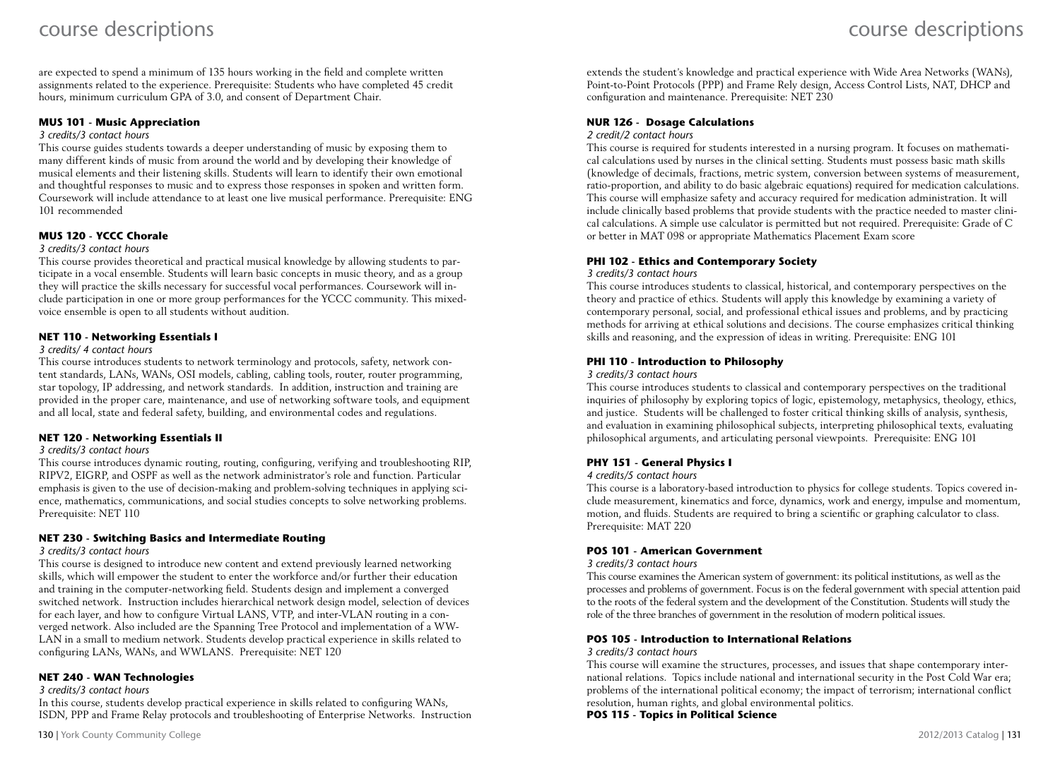are expected to spend a minimum of 135 hours working in the field and complete written assignments related to the experience. Prerequisite: Students who have completed 45 credit hours, minimum curriculum GPA of 3.0, and consent of Department Chair.

### MUS 101 - Music Appreciation

*3 credits/3 contact hours*

This course guides students towards a deeper understanding of music by exposing them to many different kinds of music from around the world and by developing their knowledge of musical elements and their listening skills. Students will learn to identify their own emotional and thoughtful responses to music and to express those responses in spoken and written form. Coursework will include attendance to at least one live musical performance. Prerequisite: ENG 101 recommended

### MUS 120 - YCCC Chorale

*3 credits/3 contact hours*

This course provides theoretical and practical musical knowledge by allowing students to participate in a vocal ensemble. Students will learn basic concepts in music theory, and as a group they will practice the skills necessary for successful vocal performances. Coursework will include participation in one or more group performances for the YCCC community. This mixed-voice ensemble is open to all students without audition.

### NET 110 - Networking Essentials I

*3 credits/ 4 contact hours*

This course introduces students to network terminology and protocols, safety, network content standards, LANs, WANs, OSI models, cabling, cabling tools, router, router programming, star topology, IP addressing, and network standards. In addition, instruction and training are provided in the proper care, maintenance, and use of networking software tools, and equipment and all local, state and federal safety, building, and environmental codes and regulations.

### NET 120 - Networking Essentials II

*3 credits/3 contact hours*

This course introduces dynamic routing, routing, configuring, verifying and troubleshooting RIP, RIPV2, EIGRP, and OSPF as well as the network administrator's role and function. Particular emphasis is given to the use of decision-making and problem-solving techniques in applying science, mathematics, communications, and social studies concepts to solve networking problems. Prerequisite: NET 110

### NET 230 - Switching Basics and Intermediate Routing

*3 credits/3 contact hours*

This course is designed to introduce new content and extend previously learned networking skills, which will empower the student to enter the workforce and/or further their education and training in the computer-networking field. Students design and implement a converged switched network. Instruction includes hierarchical network design model, selection of devices for each layer, and how to configure Virtual LANS, VTP, and inter-VLAN routing in a converged network. Also included are the Spanning Tree Protocol and implementation of a WW-LAN in a small to medium network. Students develop practical experience in skills related to configuring LANs, WANs, and WWLANS. Prerequisite: NET 120

### NET 240 - WAN Technologies

*3 credits/3 contact hours*

In this course, students develop practical experience in skills related to configuring WANs, ISDN, PPP and Frame Relay protocols and troubleshooting of Enterprise Networks. Instruction extends the student's knowledge and practical experience with Wide Area Networks (WANs), Point-to-Point Protocols (PPP) and Frame Rely design, Access Control Lists, NAT, DHCP and configuration and maintenance. Prerequisite: NET 230

### NUR 126 - Dosage Calculations

*2 credit/2 contact hours*

This course is required for students interested in a nursing program. It focuses on mathematical calculations used by nurses in the clinical setting. Students must possess basic math skills (knowledge of decimals, fractions, metric system, conversion between systems of measurement, ratio-proportion, and ability to do basic algebraic equations) required for medication calculations. This course will emphasize safety and accuracy required for medication administration. It will include clinically based problems that provide students with the practice needed to master clinical calculations. A simple use calculator is permitted but not required. Prerequisite: Grade of C or better in MAT 098 or appropriate Mathematics Placement Exam score

### PHI 102 - Ethics and Contemporary Society

*3 credits/3 contact hours*

This course introduces students to classical, historical, and contemporary perspectives on the theory and practice of ethics. Students will apply this knowledge by examining a variety of contemporary personal, social, and professional ethical issues and problems, and by practicing methods for arriving at ethical solutions and decisions. The course emphasizes critical thinking skills and reasoning, and the expression of ideas in writing. Prerequisite: ENG 101

### PHI 110 - Introduction to Philosophy

*3 credits/3 contact hours*

This course introduces students to classical and contemporary perspectives on the traditional inquiries of philosophy by exploring topics of logic, epistemology, metaphysics, theology, ethics, and justice. Students will be challenged to foster critical thinking skills of analysis, synthesis, and evaluation in examining philosophical subjects, interpreting philosophical texts, evaluating philosophical arguments, and articulating personal viewpoints. Prerequisite: ENG 101

### PHY 151 - General Physics I

*4 credits/5 contact hours*

This course is a laboratory-based introduction to physics for college students. Topics covered include measurement, kinematics and force, dynamics, work and energy, impulse and momentum, motion, and fluids. Students are required to bring a scientific or graphing calculator to class. Prerequisite: MAT 220

### POS 101 - American Government

*3 credits/3 contact hours*

This course examines the American system of government: its political institutions, as well as the processes and problems of government. Focus is on the federal government with special attention paid to the roots of the federal system and the development of the Constitution. Students will study the role of the three branches of government in the resolution of modern political issues.

### POS 105 - Introduction to International Relations

*3 credits/3 contact hours*

This course will examine the structures, processes, and issues that shape contemporary international relations. Topics include national and international security in the Post Cold War era; problems of the international political economy; the impact of terrorism; international conflict resolution, human rights, and global environmental politics.

### POS 115 - Topics in Political Science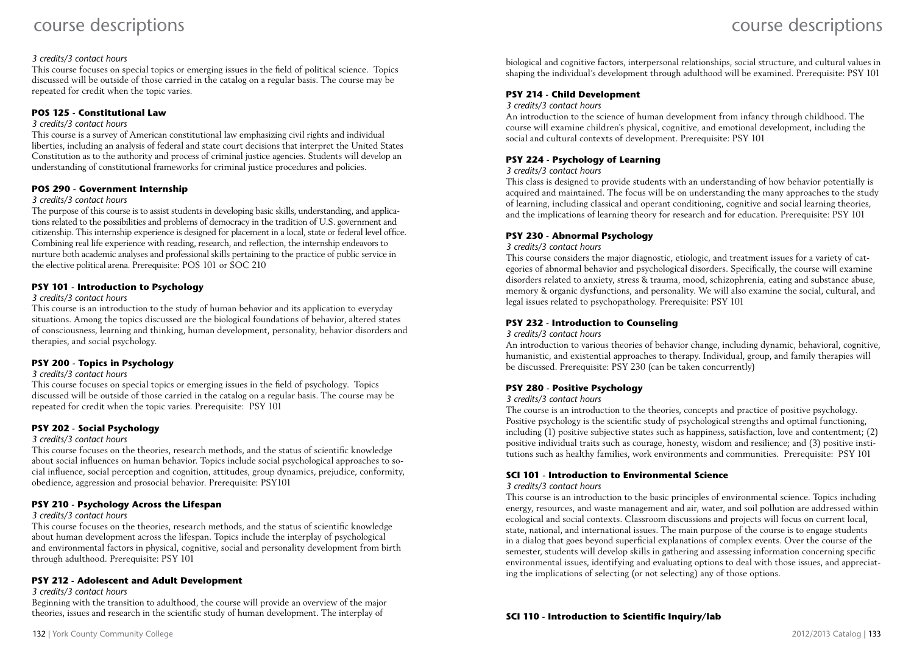*3 credits/3 contact hours*

This course focuses on special topics or emerging issues in the field of political science. Topics discussed will be outside of those carried in the catalog on a regular basis. The course may be repeated for credit when the topic varies.

### POS 125 - Constitutional Law

*3 credits/3 contact hours*

This course is a survey of American constitutional law emphasizing civil rights and individual liberties, including an analysis of federal and state court decisions that interpret the United States Constitution as to the authority and process of criminal justice agencies. Students will develop an understanding of constitutional frameworks for criminal justice procedures and policies.

### POS 290 - Government Internship

*3 credits/3 contact hours*

The purpose of this course is to assist students in developing basic skills, understanding, and applications related to the possibilities and problems of democracy in the tradition of U.S. government and citizenship. This internship experience is designed for placement in a local, state or federal level office. Combining real life experience with reading, research, and reflection, the internship endeavors to nurture both academic analyses and professional skills pertaining to the practice of public service in the elective political arena. Prerequisite: POS 101 or SOC 210

### PSY 101 - Introduction to Psychology

*3 credits/3 contact hours*

This course is an introduction to the study of human behavior and its application to everyday situations. Among the topics discussed are the biological foundations of behavior, altered states of consciousness, learning and thinking, human development, personality, behavior disorders and therapies, and social psychology.

### PSY 200 - Topics in Psychology

*3 credits/3 contact hours*

This course focuses on special topics or emerging issues in the field of psychology. Topics discussed will be outside of those carried in the catalog on a regular basis. The course may be repeated for credit when the topic varies. Prerequisite: PSY 101

### PSY 202 - Social Psychology

*3 credits/3 contact hours*

This course focuses on the theories, research methods, and the status of scientific knowledge about social influences on human behavior. Topics include social psychological approaches to social influence, social perception and cognition, attitudes, group dynamics, prejudice, conformity, obedience, aggression and prosocial behavior. Prerequisite: PSY101

### PSY 210 - Psychology Across the Lifespan

*3 credits/3 contact hours*

This course focuses on the theories, research methods, and the status of scientific knowledge about human development across the lifespan. Topics include the interplay of psychological and environmental factors in physical, cognitive, social and personality development from birth through adulthood. Prerequisite: PSY 101

### PSY 212 - Adolescent and Adult Development

*3 credits/3 contact hours*

Beginning with the transition to adulthood, the course will provide an overview of the major theories, issues and research in the scientific study of human development. The interplay of biological and cognitive factors, interpersonal relationships, social structure, and cultural values in shaping the individual's development through adulthood will be examined. Prerequisite: PSY 101

### PSY 214 - Child Development

*3 credits/3 contact hours*

An introduction to the science of human development from infancy through childhood. The course will examine children's physical, cognitive, and emotional development, including the social and cultural contexts of development. Prerequisite: PSY 101

### PSY 224 - Psychology of Learning

*3 credits/3 contact hours*

This class is designed to provide students with an understanding of how behavior potentially is acquired and maintained. The focus will be on understanding the many approaches to the study of learning, including classical and operant conditioning, cognitive and social learning theories, and the implications of learning theory for research and for education. Prerequisite: PSY 101

### PSY 230 - Abnormal Psychology

*3 credits/3 contact hours*

This course considers the major diagnostic, etiologic, and treatment issues for a variety of categories of abnormal behavior and psychological disorders. Specifically, the course will examine disorders related to anxiety, stress & trauma, mood, schizophrenia, eating and substance abuse, memory & organic dysfunctions, and personality. We will also examine the social, cultural, and legal issues related to psychopathology. Prerequisite: PSY 101

### PSY 232 - Introduction to Counseling

*3 credits/3 contact hours*

An introduction to various theories of behavior change, including dynamic, behavioral, cognitive, humanistic, and existential approaches to therapy. Individual, group, and family therapies will be discussed. Prerequisite: PSY 230 (can be taken concurrently)

### PSY 280 - Positive Psychology

*3 credits/3 contact hours*

The course is an introduction to the theories, concepts and practice of positive psychology. Positive psychology is the scientific study of psychological strengths and optimal functioning, including (1) positive subjective states such as happiness, satisfaction, love and contentment; (2) positive individual traits such as courage, honesty, wisdom and resilience; and (3) positive institutions such as healthy families, work environments and communities. Prerequisite: PSY 101

### SCI 101 - Introduction to Environmental Science

*3 credits/3 contact hours*

This course is an introduction to the basic principles of environmental science. Topics including energy, resources, and waste management and air, water, and soil pollution are addressed within ecological and social contexts. Classroom discussions and projects will focus on current local, state, national, and international issues. The main purpose of the course is to engage students in a dialog that goes beyond superficial explanations of complex events. Over the course of the semester, students will develop skills in gathering and assessing information concerning specific environmental issues, identifying and evaluating options to deal with those issues, and appreciating the implications of selecting (or not selecting) any of those options.

### SCI 110 - Introduction to Scientific Inquiry/lab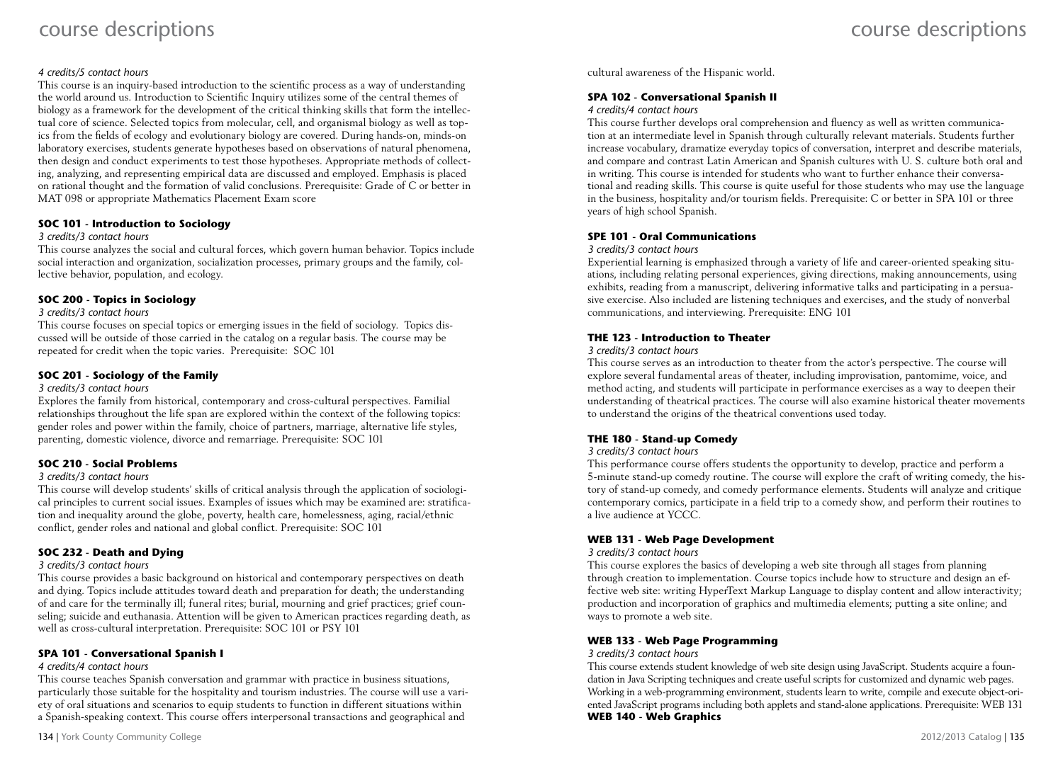*4 credits/5 contact hours*

This course is an inquiry-based introduction to the scientific process as a way of understanding the world around us. Introduction to Scientific Inquiry utilizes some of the central themes of biology as a framework for the development of the critical thinking skills that form the intellectual core of science. Selected topics from molecular, cell, and organismal biology as well as topics from the fields of ecology and evolutionary biology are covered. During hands-on, minds-on laboratory exercises, students generate hypotheses based on observations of natural phenomena, then design and conduct experiments to test those hypotheses. Appropriate methods of collecting, analyzing, and representing empirical data are discussed and employed. Emphasis is placed on rational thought and the formation of valid conclusions. Prerequisite: Grade of C or better in MAT 098 or appropriate Mathematics Placement Exam score

### SOC 101 - Introduction to Sociology

*3 credits/3 contact hours*

This course analyzes the social and cultural forces, which govern human behavior. Topics include social interaction and organization, socialization processes, primary groups and the family, collective behavior, population, and ecology.

### SOC 200 - Topics in Sociology

*3 credits/3 contact hours*

This course focuses on special topics or emerging issues in the field of sociology. Topics discussed will be outside of those carried in the catalog on a regular basis. The course may be repeated for credit when the topic varies. Prerequisite: SOC 101

### SOC 201 - Sociology of the Family

*3 credits/3 contact hours*

Explores the family from historical, contemporary and cross-cultural perspectives. Familial relationships throughout the life span are explored within the context of the following topics: gender roles and power within the family, choice of partners, marriage, alternative life styles, parenting, domestic violence, divorce and remarriage. Prerequisite: SOC 101

### SOC 210 - Social Problems

*3 credits/3 contact hours*

This course will develop students' skills of critical analysis through the application of sociological principles to current social issues. Examples of issues which may be examined are: stratification and inequality around the globe, poverty, health care, homelessness, aging, racial/ethnic conflict, gender roles and national and global conflict. Prerequisite: SOC 101

### SOC 232 - Death and Dying

*3 credits/3 contact hours*

This course provides a basic background on historical and contemporary perspectives on death and dying. Topics include attitudes toward death and preparation for death; the understanding of and care for the terminally ill; funeral rites; burial, mourning and grief practices; grief counseling; suicide and euthanasia. Attention will be given to American practices regarding death, as well as cross-cultural interpretation. Prerequisite: SOC 101 or PSY 101

### SPA 101 - Conversational Spanish I

*4 credits/4 contact hours*

This course teaches Spanish conversation and grammar with practice in business situations, particularly those suitable for the hospitality and tourism industries. The course will use a variety of oral situations and scenarios to equip students to function in different situations within a Spanish-speaking context. This course offers interpersonal transactions and geographical and cultural awareness of the Hispanic world.

### SPA 102 - Conversational Spanish II

*4 credits/4 contact hours*

This course further develops oral comprehension and fluency as well as written communication at an intermediate level in Spanish through culturally relevant materials. Students further increase vocabulary, dramatize everyday topics of conversation, interpret and describe materials, and compare and contrast Latin American and Spanish cultures with U. S. culture both oral and in writing. This course is intended for students who want to further enhance their conversational and reading skills. This course is quite useful for those students who may use the language in the business, hospitality and/or tourism fields. Prerequisite: C or better in SPA 101 or three years of high school Spanish.

### SPE 101 - Oral Communications

*3 credits/3 contact hours*

Experiential learning is emphasized through a variety of life and career-oriented speaking situations, including relating personal experiences, giving directions, making announcements, using exhibits, reading from a manuscript, delivering informative talks and participating in a persuasive exercise. Also included are listening techniques and exercises, and the study of nonverbal communications, and interviewing. Prerequisite: ENG 101

### THE 123 - Introduction to Theater

*3 credits/3 contact hours*

This course serves as an introduction to theater from the actor's perspective. The course will explore several fundamental areas of theater, including improvisation, pantomime, voice, and method acting, and students will participate in performance exercises as a way to deepen their understanding of theatrical practices. The course will also examine historical theater movements to understand the origins of the theatrical conventions used today.

### THE 180 - Stand-up Comedy

*3 credits/3 contact hours*

This performance course offers students the opportunity to develop, practice and perform a 5-minute stand-up comedy routine. The course will explore the craft of writing comedy, the history of stand-up comedy, and comedy performance elements. Students will analyze and critique contemporary comics, participate in a field trip to a comedy show, and perform their routines to a live audience at YCCC.

### WEB 131 - Web Page Development

*3 credits/3 contact hours*

This course explores the basics of developing a web site through all stages from planning through creation to implementation. Course topics include how to structure and design an effective web site: writing HyperText Markup Language to display content and allow interactivity; production and incorporation of graphics and multimedia elements; putting a site online; and ways to promote a web site.

### WEB 133 - Web Page Programming

*3 credits/3 contact hours*

This course extends student knowledge of web site design using JavaScript. Students acquire a foundation in Java Scripting techniques and create useful scripts for customized and dynamic web pages. Working in a web-programming environment, students learn to write, compile and execute object-oriented JavaScript programs including both applets and stand-alone applications. Prerequisite: WEB 131

### WEB 140 - Web Graphics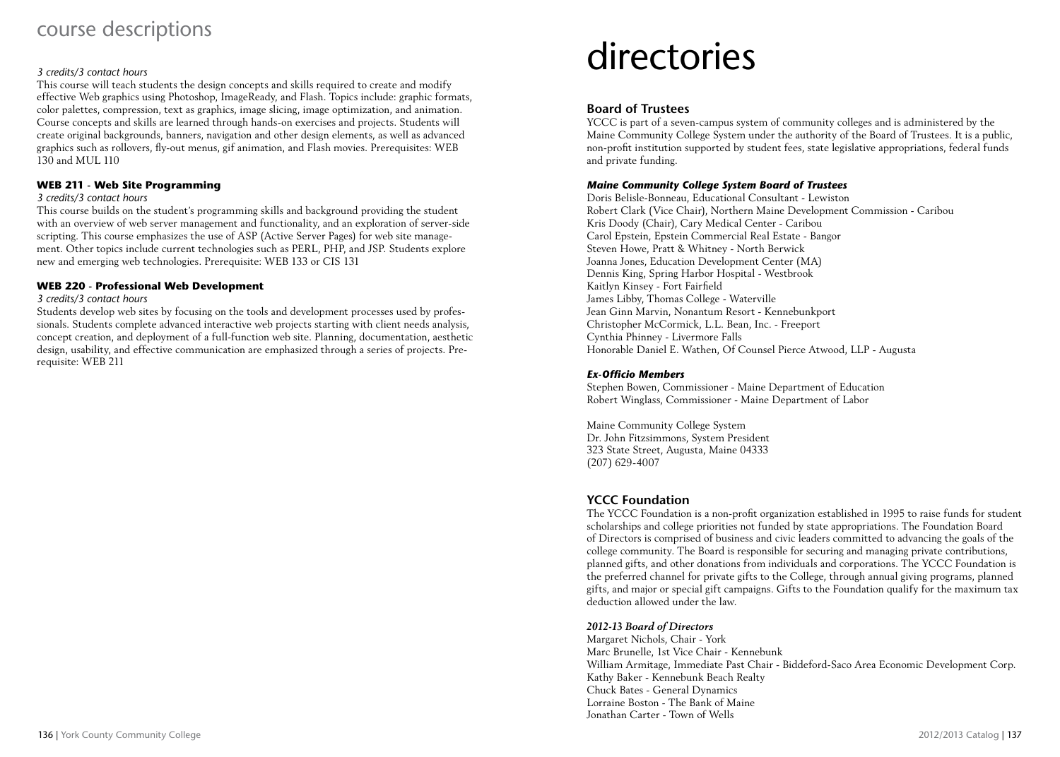*3 credits/3 contact hours*

This course will teach students the design concepts and skills required to create and modify effective Web graphics using Photoshop, ImageReady, and Flash. Topics include: graphic formats, color palettes, compression, text as graphics, image slicing, image optimization, and animation. Course concepts and skills are learned through hands-on exercises and projects. Students will create original backgrounds, banners, navigation and other design elements, as well as advanced graphics such as rollovers, fly-out menus, gif animation, and Flash movies. Prerequisites: WEB 130 and MUL 110

#### WEB 211 - Web Site Programming

*3 credits/3 contact hours*

This course builds on the student's programming skills and background providing the student with an overview of web server management and functionality, and an exploration of server-side scripting. This course emphasizes the use of ASP (Active Server Pages) for web site management. Other topics include current technologies such as PERL, PHP, and JSP. Students explore new and emerging web technologies. Prerequisite: WEB 133 or CIS 131

#### WEB 220 - Professional Web Development

*3 credits/3 contact hours*

Students develop web sites by focusing on the tools and development processes used by professionals. Students complete advanced interactive web projects starting with client needs analysis, concept creation, and deployment of a full-function web site. Planning, documentation, aesthetic design, usability, and effective communication are emphasized through a series of projects. Prerequisite: WEB 211

# directories

## Board of Trustees

YCCC is part of a seven-campus system of community colleges and is administered by the Maine Community College System under the authority of the Board of Trustees. It is a public, non-profit institution supported by student fees, state legislative appropriations, federal funds and private funding.

#### *Maine Community College System Board of Trustees*

Doris Belisle-Bonneau, Educational Consultant - Lewiston
Robert Clark (Vice Chair), Northern Maine Development Commission - Caribou
Kris Doody (Chair), Cary Medical Center - Caribou
Carol Epstein, Epstein Commercial Real Estate - Bangor
Steven Howe, Pratt & Whitney - North Berwick
Joanna Jones, Education Development Center (MA)
Dennis King, Spring Harbor Hospital - Westbrook
Kaitlyn Kinsey - Fort Fairfield
James Libby, Thomas College - Waterville
Jean Ginn Marvin, Nonantum Resort - Kennebunkport
Christopher McCormick, L.L. Bean, Inc. - Freeport
Cynthia Phinney - Livermore Falls
Honorable Daniel E. Wathen, Of Counsel Pierce Atwood, LLP - Augusta

#### *Ex-Officio Members*

Stephen Bowen, Commissioner - Maine Department of Education
Robert Winglass, Commissioner - Maine Department of Labor

Maine Community College System
Dr. John Fitzsimmons, System President
323 State Street, Augusta, Maine 04333
(207) 629-4007

## YCCC Foundation

The YCCC Foundation is a non-profit organization established in 1995 to raise funds for student scholarships and college priorities not funded by state appropriations. The Foundation Board of Directors is comprised of business and civic leaders committed to advancing the goals of the college community. The Board is responsible for securing and managing private contributions, planned gifts, and other donations from individuals and corporations. The YCCC Foundation is the preferred channel for private gifts to the College, through annual giving programs, planned gifts, and major or special gift campaigns. Gifts to the Foundation qualify for the maximum tax deduction allowed under the law.

#### *2012-13 Board of Directors*

Margaret Nichols, Chair - York
Marc Brunelle, 1st Vice Chair - Kennebunk
William Armitage, Immediate Past Chair - Biddeford-Saco Area Economic Development Corp.
Kathy Baker - Kennebunk Beach Realty
Chuck Bates - General Dynamics
Lorraine Boston - The Bank of Maine
Jonathan Carter - Town of Wells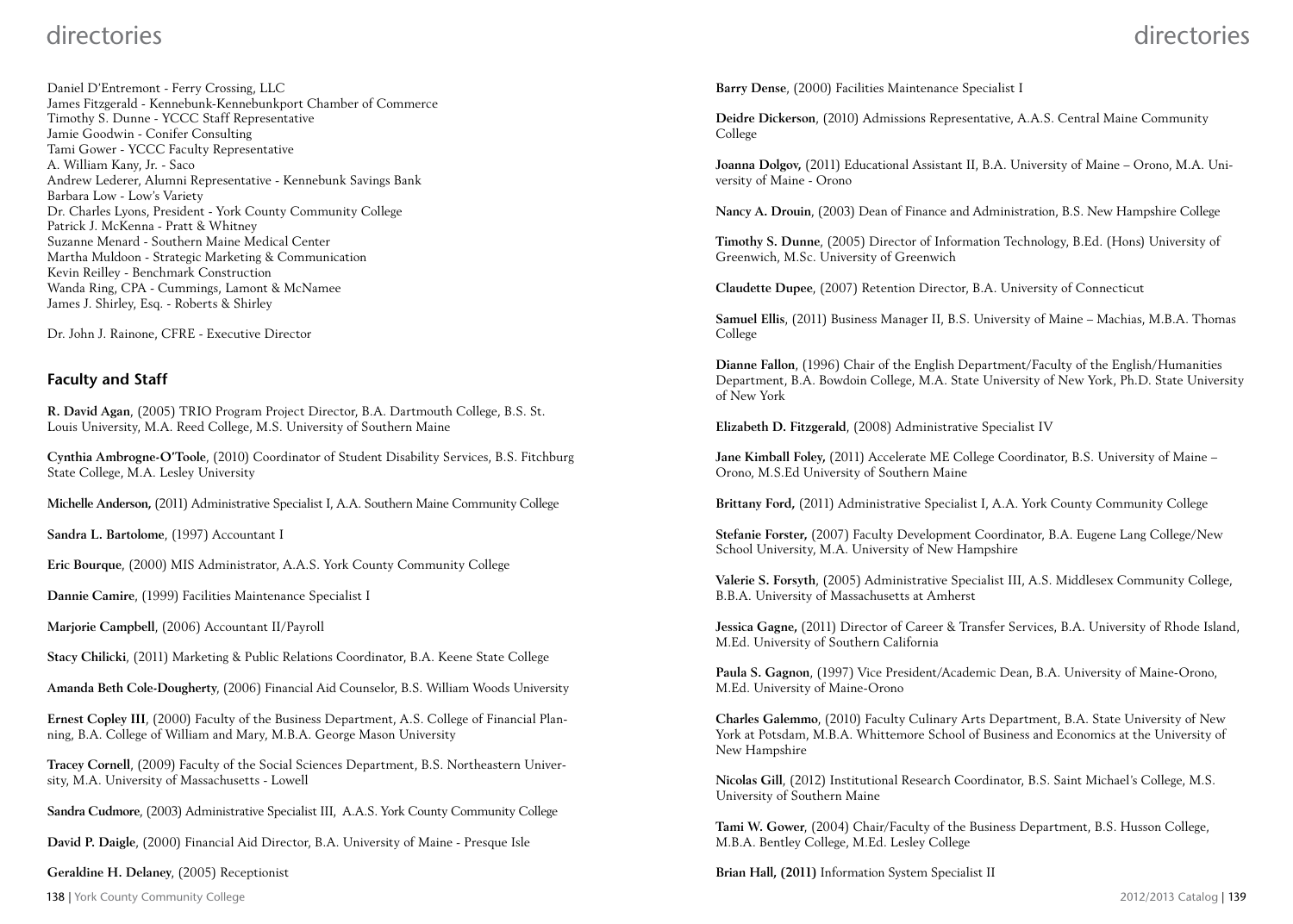Daniel D'Entremont - Ferry Crossing, LLC
James Fitzgerald - Kennebunk-Kennebunkport Chamber of Commerce
Timothy S. Dunne - YCCC Staff Representative
Jamie Goodwin - Conifer Consulting
Tami Gower - YCCC Faculty Representative
A. William Kany, Jr. - Saco
Andrew Lederer, Alumni Representative - Kennebunk Savings Bank
Barbara Low - Low's Variety
Dr. Charles Lyons, President - York County Community College
Patrick J. McKenna - Pratt & Whitney
Suzanne Menard - Southern Maine Medical Center
Martha Muldoon - Strategic Marketing & Communication
Kevin Reilley - Benchmark Construction
Wanda Ring, CPA - Cummings, Lamont & McNamee
James J. Shirley, Esq. - Roberts & Shirley

Dr. John J. Rainone, CFRE - Executive Director

## Faculty and Staff

**R. David Agan**, (2005) TRIO Program Project Director, B.A. Dartmouth College, B.S. St. Louis University, M.A. Reed College, M.S. University of Southern Maine

**Cynthia Ambrogne-O'Toole**, (2010) Coordinator of Student Disability Services, B.S. Fitchburg State College, M.A. Lesley University

**Michelle Anderson,** (2011) Administrative Specialist I, A.A. Southern Maine Community College

**Sandra L. Bartolome**, (1997) Accountant I

**Eric Bourque**, (2000) MIS Administrator, A.A.S. York County Community College

**Dannie Camire**, (1999) Facilities Maintenance Specialist I

**Marjorie Campbell**, (2006) Accountant II/Payroll

**Stacy Chilicki**, (2011) Marketing & Public Relations Coordinator, B.A. Keene State College

**Amanda Beth Cole-Dougherty**, (2006) Financial Aid Counselor, B.S. William Woods University

**Ernest Copley III**, (2000) Faculty of the Business Department, A.S. College of Financial Planning, B.A. College of William and Mary, M.B.A. George Mason University

**Tracey Cornell**, (2009) Faculty of the Social Sciences Department, B.S. Northeastern University, M.A. University of Massachusetts - Lowell

**Sandra Cudmore**, (2003) Administrative Specialist III, A.A.S. York County Community College

**David P. Daigle**, (2000) Financial Aid Director, B.A. University of Maine - Presque Isle

**Geraldine H. Delaney**, (2005) Receptionist

**Barry Dense**, (2000) Facilities Maintenance Specialist I

**Deidre Dickerson**, (2010) Admissions Representative, A.A.S. Central Maine Community College

**Joanna Dolgov,** (2011) Educational Assistant II, B.A. University of Maine – Orono, M.A. University of Maine - Orono

**Nancy A. Drouin**, (2003) Dean of Finance and Administration, B.S. New Hampshire College

**Timothy S. Dunne**, (2005) Director of Information Technology, B.Ed. (Hons) University of Greenwich, M.Sc. University of Greenwich

**Claudette Dupee**, (2007) Retention Director, B.A. University of Connecticut

**Samuel Ellis**, (2011) Business Manager II, B.S. University of Maine – Machias, M.B.A. Thomas College

**Dianne Fallon**, (1996) Chair of the English Department/Faculty of the English/Humanities Department, B.A. Bowdoin College, M.A. State University of New York, Ph.D. State University of New York

**Elizabeth D. Fitzgerald**, (2008) Administrative Specialist IV

**Jane Kimball Foley,** (2011) Accelerate ME College Coordinator, B.S. University of Maine – Orono, M.S.Ed University of Southern Maine

**Brittany Ford,** (2011) Administrative Specialist I, A.A. York County Community College

**Stefanie Forster,** (2007) Faculty Development Coordinator, B.A. Eugene Lang College/New School University, M.A. University of New Hampshire

**Valerie S. Forsyth**, (2005) Administrative Specialist III, A.S. Middlesex Community College, B.B.A. University of Massachusetts at Amherst

**Jessica Gagne,** (2011) Director of Career & Transfer Services, B.A. University of Rhode Island, M.Ed. University of Southern California

**Paula S. Gagnon**, (1997) Vice President/Academic Dean, B.A. University of Maine-Orono, M.Ed. University of Maine-Orono

**Charles Galemmo**, (2010) Faculty Culinary Arts Department, B.A. State University of New York at Potsdam, M.B.A. Whittemore School of Business and Economics at the University of New Hampshire

**Nicolas Gill**, (2012) Institutional Research Coordinator, B.S. Saint Michael's College, M.S. University of Southern Maine

**Tami W. Gower**, (2004) Chair/Faculty of the Business Department, B.S. Husson College, M.B.A. Bentley College, M.Ed. Lesley College

**Brian Hall, (2011)** Information System Specialist II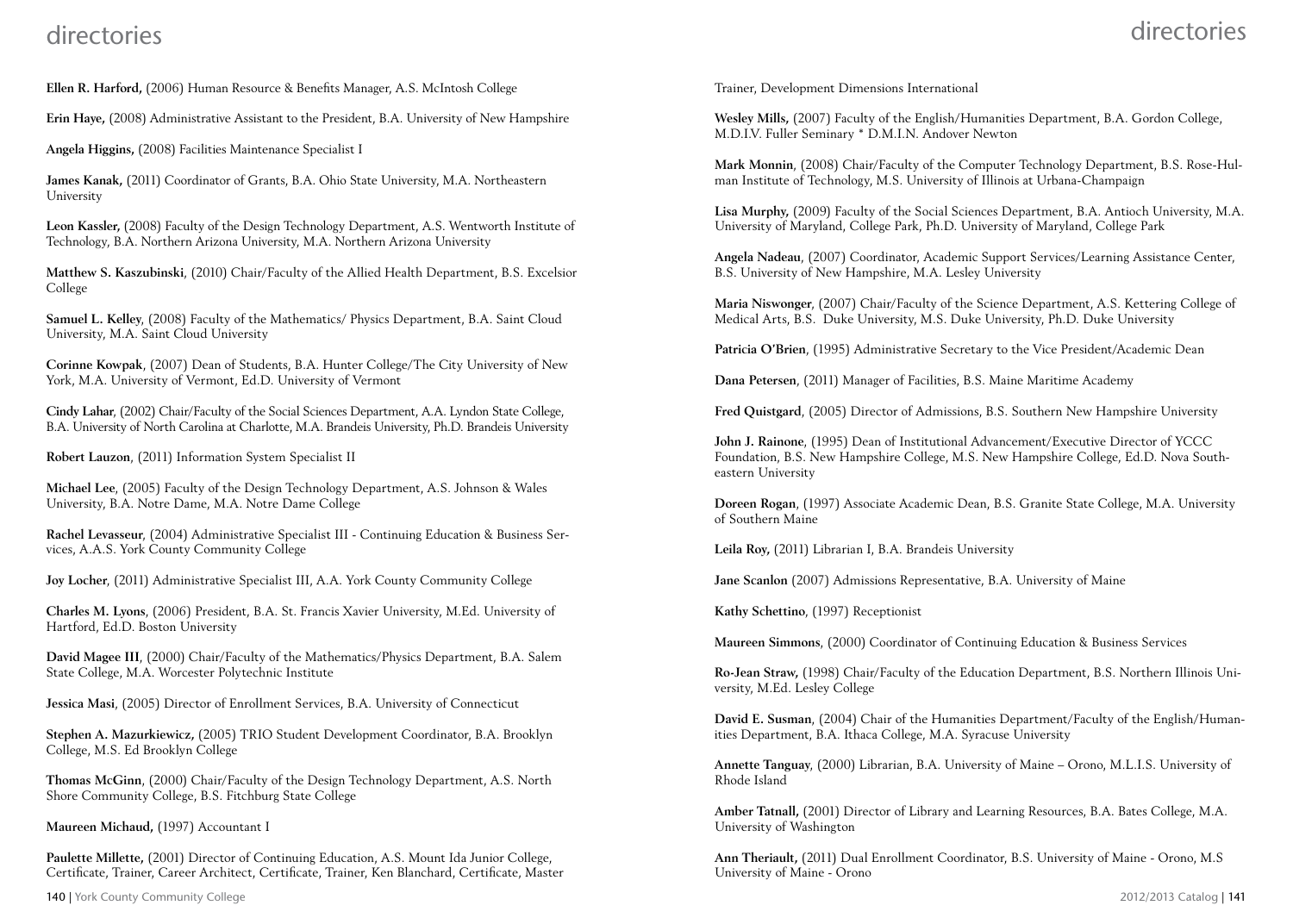**Ellen R. Harford,** (2006) Human Resource & Benefits Manager, A.S. McIntosh College

**Erin Haye,** (2008) Administrative Assistant to the President, B.A. University of New Hampshire

**Angela Higgins,** (2008) Facilities Maintenance Specialist I

**James Kanak,** (2011) Coordinator of Grants, B.A. Ohio State University, M.A. Northeastern University

**Leon Kassler,** (2008) Faculty of the Design Technology Department, A.S. Wentworth Institute of Technology, B.A. Northern Arizona University, M.A. Northern Arizona University

**Matthew S. Kaszubinski**, (2010) Chair/Faculty of the Allied Health Department, B.S. Excelsior College

**Samuel L. Kelley**, (2008) Faculty of the Mathematics/ Physics Department, B.A. Saint Cloud University, M.A. Saint Cloud University

**Corinne Kowpak**, (2007) Dean of Students, B.A. Hunter College/The City University of New York, M.A. University of Vermont, Ed.D. University of Vermont

**Cindy Lahar**, (2002) Chair/Faculty of the Social Sciences Department, A.A. Lyndon State College, B.A. University of North Carolina at Charlotte, M.A. Brandeis University, Ph.D. Brandeis University

**Robert Lauzon**, (2011) Information System Specialist II

**Michael Lee**, (2005) Faculty of the Design Technology Department, A.S. Johnson & Wales University, B.A. Notre Dame, M.A. Notre Dame College

**Rachel Levasseur**, (2004) Administrative Specialist III - Continuing Education & Business Services, A.A.S. York County Community College

**Joy Locher**, (2011) Administrative Specialist III, A.A. York County Community College

**Charles M. Lyons**, (2006) President, B.A. St. Francis Xavier University, M.Ed. University of Hartford, Ed.D. Boston University

**David Magee III**, (2000) Chair/Faculty of the Mathematics/Physics Department, B.A. Salem State College, M.A. Worcester Polytechnic Institute

**Jessica Masi**, (2005) Director of Enrollment Services, B.A. University of Connecticut

**Stephen A. Mazurkiewicz,** (2005) TRIO Student Development Coordinator, B.A. Brooklyn College, M.S. Ed Brooklyn College

**Thomas McGinn**, (2000) Chair/Faculty of the Design Technology Department, A.S. North Shore Community College, B.S. Fitchburg State College

**Maureen Michaud,** (1997) Accountant I

**Paulette Millette,** (2001) Director of Continuing Education, A.S. Mount Ida Junior College, Certificate, Trainer, Career Architect, Certificate, Trainer, Ken Blanchard, Certificate, Master Trainer, Development Dimensions International

**Wesley Mills,** (2007) Faculty of the English/Humanities Department, B.A. Gordon College, M.D.I.V. Fuller Seminary * D.M.I.N. Andover Newton

**Mark Monnin**, (2008) Chair/Faculty of the Computer Technology Department, B.S. Rose-Hulman Institute of Technology, M.S. University of Illinois at Urbana-Champaign

**Lisa Murphy,** (2009) Faculty of the Social Sciences Department, B.A. Antioch University, M.A. University of Maryland, College Park, Ph.D. University of Maryland, College Park

**Angela Nadeau**, (2007) Coordinator, Academic Support Services/Learning Assistance Center, B.S. University of New Hampshire, M.A. Lesley University

**Maria Niswonger**, (2007) Chair/Faculty of the Science Department, A.S. Kettering College of Medical Arts, B.S. Duke University, M.S. Duke University, Ph.D. Duke University

**Patricia O'Brien**, (1995) Administrative Secretary to the Vice President/Academic Dean

**Dana Petersen**, (2011) Manager of Facilities, B.S. Maine Maritime Academy

**Fred Quistgard**, (2005) Director of Admissions, B.S. Southern New Hampshire University

**John J. Rainone**, (1995) Dean of Institutional Advancement/Executive Director of YCCC Foundation, B.S. New Hampshire College, M.S. New Hampshire College, Ed.D. Nova Southeastern University

**Doreen Rogan**, (1997) Associate Academic Dean, B.S. Granite State College, M.A. University of Southern Maine

**Leila Roy,** (2011) Librarian I, B.A. Brandeis University

**Jane Scanlon** (2007) Admissions Representative, B.A. University of Maine

**Kathy Schettino**, (1997) Receptionist

**Maureen Simmons**, (2000) Coordinator of Continuing Education & Business Services

**Ro-Jean Straw,** (1998) Chair/Faculty of the Education Department, B.S. Northern Illinois University, M.Ed. Lesley College

**David E. Susman**, (2004) Chair of the Humanities Department/Faculty of the English/Humanities Department, B.A. Ithaca College, M.A. Syracuse University

**Annette Tanguay**, (2000) Librarian, B.A. University of Maine – Orono, M.L.I.S. University of Rhode Island

**Amber Tatnall,** (2001) Director of Library and Learning Resources, B.A. Bates College, M.A. University of Washington

**Ann Theriault,** (2011) Dual Enrollment Coordinator, B.S. University of Maine - Orono, M.S University of Maine - Orono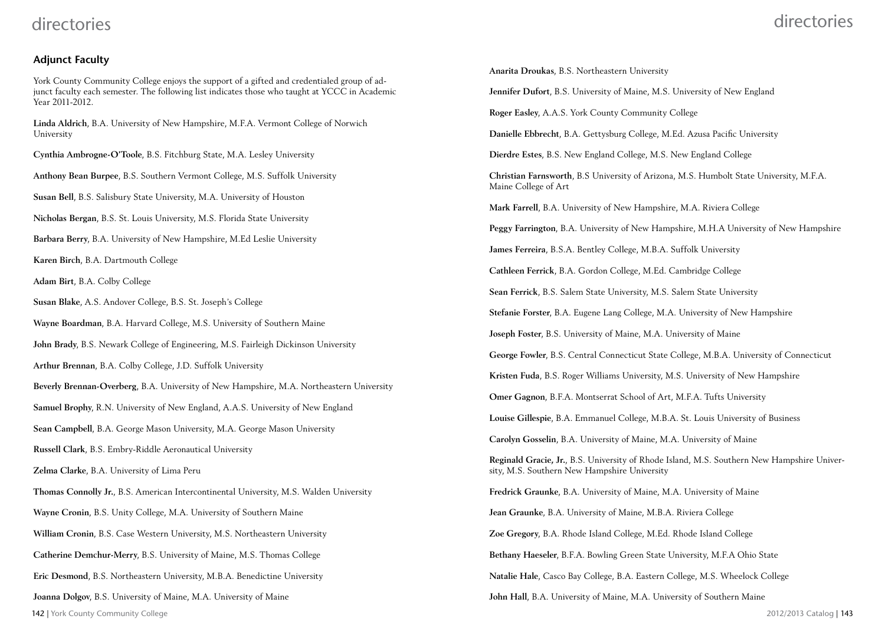## Adjunct Faculty

York County Community College enjoys the support of a gifted and credentialed group of adjunct faculty each semester. The following list indicates those who taught at YCCC in Academic Year 2011-2012.

**Linda Aldrich**, B.A. University of New Hampshire, M.F.A. Vermont College of Norwich University

**Cynthia Ambrogne-O'Toole**, B.S. Fitchburg State, M.A. Lesley University

**Anthony Bean Burpee**, B.S. Southern Vermont College, M.S. Suffolk University

**Susan Bell**, B.S. Salisbury State University, M.A. University of Houston

**Nicholas Bergan**, B.S. St. Louis University, M.S. Florida State University

**Barbara Berry**, B.A. University of New Hampshire, M.Ed Leslie University

**Karen Birch**, B.A. Dartmouth College

**Adam Birt**, B.A. Colby College

**Susan Blake**, A.S. Andover College, B.S. St. Joseph's College

**Wayne Boardman**, B.A. Harvard College, M.S. University of Southern Maine

**John Brady**, B.S. Newark College of Engineering, M.S. Fairleigh Dickinson University

**Arthur Brennan**, B.A. Colby College, J.D. Suffolk University

**Beverly Brennan-Overberg**, B.A. University of New Hampshire, M.A. Northeastern University

**Samuel Brophy**, R.N. University of New England, A.A.S. University of New England

**Sean Campbell**, B.A. George Mason University, M.A. George Mason University

**Russell Clark**, B.S. Embry-Riddle Aeronautical University

**Zelma Clarke**, B.A. University of Lima Peru

**Thomas Connolly Jr.**, B.S. American Intercontinental University, M.S. Walden University

**Wayne Cronin**, B.S. Unity College, M.A. University of Southern Maine

**William Cronin**, B.S. Case Western University, M.S. Northeastern University

**Catherine Demchur-Merry**, B.S. University of Maine, M.S. Thomas College

**Eric Desmond**, B.S. Northeastern University, M.B.A. Benedictine University

**Joanna Dolgov**, B.S. University of Maine, M.A. University of Maine

**Anarita Droukas**, B.S. Northeastern University

**Jennifer Dufort**, B.S. University of Maine, M.S. University of New England

**Roger Easley**, A.A.S. York County Community College

**Danielle Ebbrecht**, B.A. Gettysburg College, M.Ed. Azusa Pacific University

**Dierdre Estes**, B.S. New England College, M.S. New England College

**Christian Farnsworth**, B.S University of Arizona, M.S. Humbolt State University, M.F.A. Maine College of Art

**Mark Farrell**, B.A. University of New Hampshire, M.A. Riviera College

**Peggy Farrington**, B.A. University of New Hampshire, M.H.A University of New Hampshire

**James Ferreira**, B.S.A. Bentley College, M.B.A. Suffolk University

**Cathleen Ferrick**, B.A. Gordon College, M.Ed. Cambridge College

**Sean Ferrick**, B.S. Salem State University, M.S. Salem State University

**Stefanie Forster**, B.A. Eugene Lang College, M.A. University of New Hampshire

**Joseph Foster**, B.S. University of Maine, M.A. University of Maine

**George Fowler**, B.S. Central Connecticut State College, M.B.A. University of Connecticut

**Kristen Fuda**, B.S. Roger Williams University, M.S. University of New Hampshire

**Omer Gagnon**, B.F.A. Montserrat School of Art, M.F.A. Tufts University

**Louise Gillespie**, B.A. Emmanuel College, M.B.A. St. Louis University of Business

**Carolyn Gosselin**, B.A. University of Maine, M.A. University of Maine

**Reginald Gracie, Jr.**, B.S. University of Rhode Island, M.S. Southern New Hampshire University, M.S. Southern New Hampshire University

**Fredrick Graunke**, B.A. University of Maine, M.A. University of Maine

**Jean Graunke**, B.A. University of Maine, M.B.A. Riviera College

**Zoe Gregory**, B.A. Rhode Island College, M.Ed. Rhode Island College

**Bethany Haeseler**, B.F.A. Bowling Green State University, M.F.A Ohio State

**Natalie Hale**, Casco Bay College, B.A. Eastern College, M.S. Wheelock College

**John Hall**, B.A. University of Maine, M.A. University of Southern Maine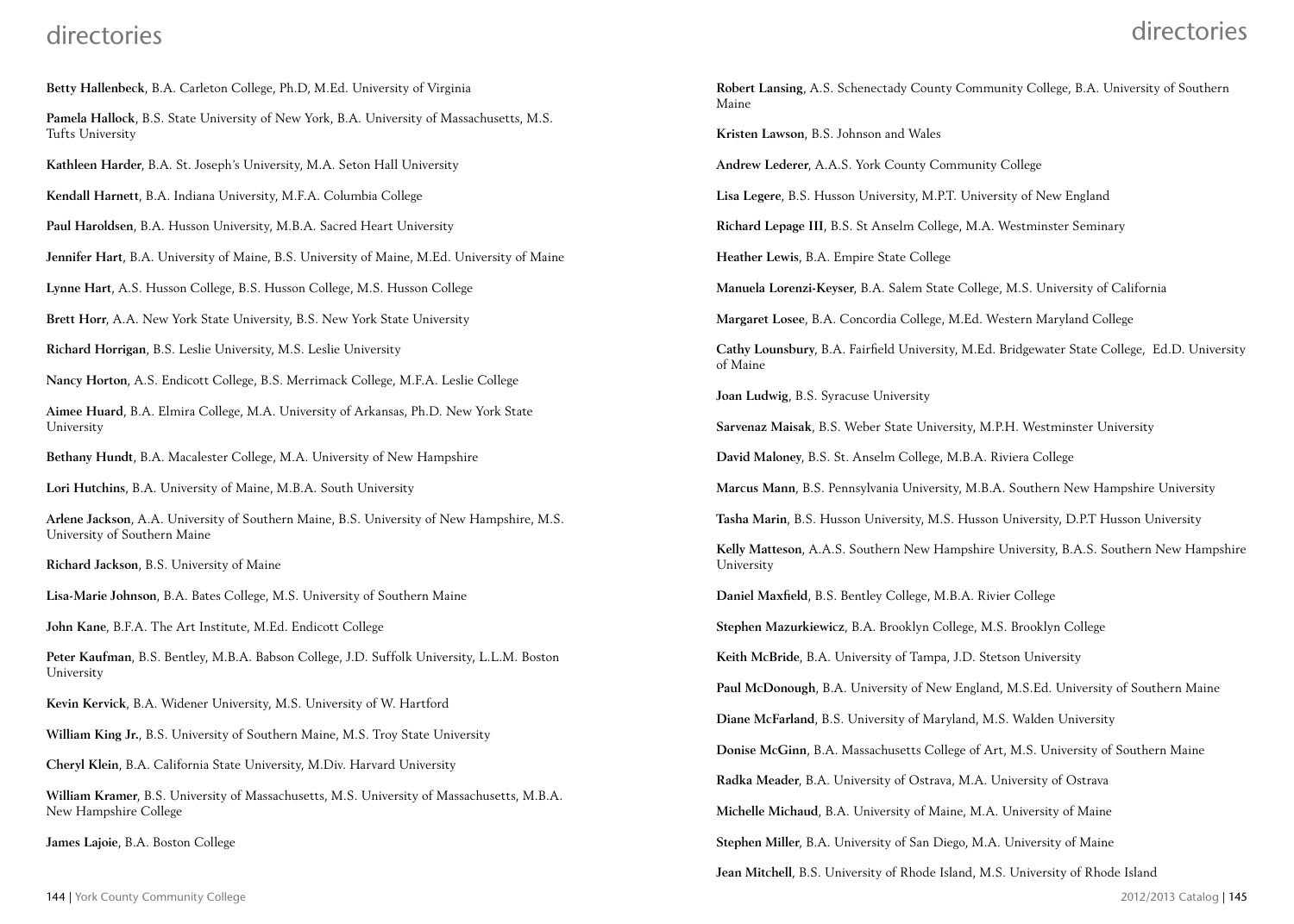**Betty Hallenbeck**, B.A. Carleton College, Ph.D, M.Ed. University of Virginia

**Pamela Hallock**, B.S. State University of New York, B.A. University of Massachusetts, M.S. Tufts University

**Kathleen Harder**, B.A. St. Joseph's University, M.A. Seton Hall University

**Kendall Harnett**, B.A. Indiana University, M.F.A. Columbia College

**Paul Haroldsen**, B.A. Husson University, M.B.A. Sacred Heart University

**Jennifer Hart**, B.A. University of Maine, B.S. University of Maine, M.Ed. University of Maine

**Lynne Hart**, A.S. Husson College, B.S. Husson College, M.S. Husson College

**Brett Horr**, A.A. New York State University, B.S. New York State University

**Richard Horrigan**, B.S. Leslie University, M.S. Leslie University

**Nancy Horton**, A.S. Endicott College, B.S. Merrimack College, M.F.A. Leslie College

**Aimee Huard**, B.A. Elmira College, M.A. University of Arkansas, Ph.D. New York State University

**Bethany Hundt**, B.A. Macalester College, M.A. University of New Hampshire

**Lori Hutchins**, B.A. University of Maine, M.B.A. South University

**Arlene Jackson**, A.A. University of Southern Maine, B.S. University of New Hampshire, M.S. University of Southern Maine

**Richard Jackson**, B.S. University of Maine

**Lisa-Marie Johnson**, B.A. Bates College, M.S. University of Southern Maine

**John Kane**, B.F.A. The Art Institute, M.Ed. Endicott College

**Peter Kaufman**, B.S. Bentley, M.B.A. Babson College, J.D. Suffolk University, L.L.M. Boston University

**Kevin Kervick**, B.A. Widener University, M.S. University of W. Hartford

**William King Jr.**, B.S. University of Southern Maine, M.S. Troy State University

**Cheryl Klein**, B.A. California State University, M.Div. Harvard University

**William Kramer**, B.S. University of Massachusetts, M.S. University of Massachusetts, M.B.A. New Hampshire College

**James Lajoie**, B.A. Boston College

**Robert Lansing**, A.S. Schenectady County Community College, B.A. University of Southern Maine

**Kristen Lawson**, B.S. Johnson and Wales

**Andrew Lederer**, A.A.S. York County Community College

**Lisa Legere**, B.S. Husson University, M.P.T. University of New England

**Richard Lepage III**, B.S. St Anselm College, M.A. Westminster Seminary

**Heather Lewis**, B.A. Empire State College

**Manuela Lorenzi-Keyser**, B.A. Salem State College, M.S. University of California

**Margaret Losee**, B.A. Concordia College, M.Ed. Western Maryland College

**Cathy Lounsbury**, B.A. Fairfield University, M.Ed. Bridgewater State College, Ed.D. University of Maine

**Joan Ludwig**, B.S. Syracuse University

**Sarvenaz Maisak**, B.S. Weber State University, M.P.H. Westminster University

**David Maloney**, B.S. St. Anselm College, M.B.A. Riviera College

**Marcus Mann**, B.S. Pennsylvania University, M.B.A. Southern New Hampshire University

**Tasha Marin**, B.S. Husson University, M.S. Husson University, D.P.T Husson University

**Kelly Matteson**, A.A.S. Southern New Hampshire University, B.A.S. Southern New Hampshire University

**Daniel Maxfield**, B.S. Bentley College, M.B.A. Rivier College

**Stephen Mazurkiewicz**, B.A. Brooklyn College, M.S. Brooklyn College

**Keith McBride**, B.A. University of Tampa, J.D. Stetson University

**Paul McDonough**, B.A. University of New England, M.S.Ed. University of Southern Maine

**Diane McFarland**, B.S. University of Maryland, M.S. Walden University

**Donise McGinn**, B.A. Massachusetts College of Art, M.S. University of Southern Maine

**Radka Meader**, B.A. University of Ostrava, M.A. University of Ostrava

**Michelle Michaud**, B.A. University of Maine, M.A. University of Maine

**Stephen Miller**, B.A. University of San Diego, M.A. University of Maine

**Jean Mitchell**, B.S. University of Rhode Island, M.S. University of Rhode Island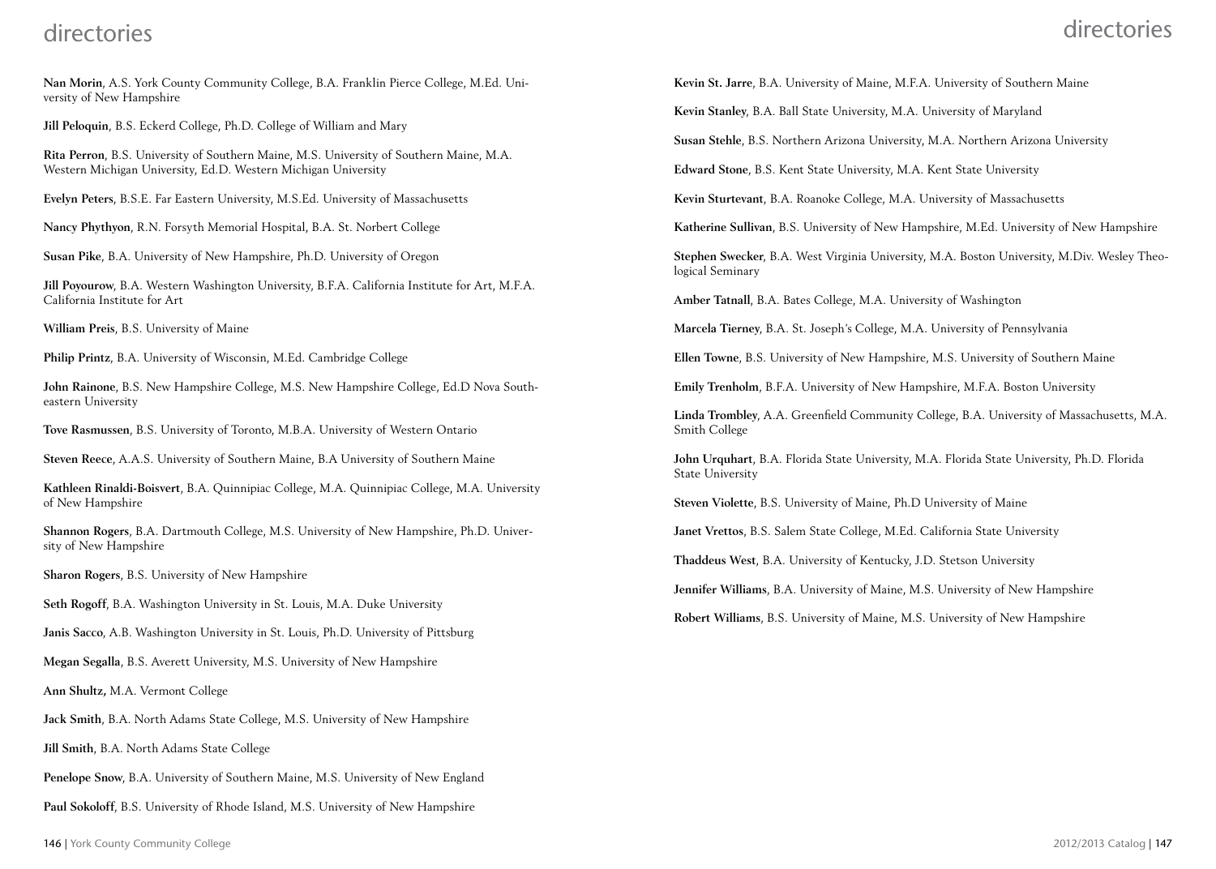**Nan Morin**, A.S. York County Community College, B.A. Franklin Pierce College, M.Ed. University of New Hampshire

**Jill Peloquin**, B.S. Eckerd College, Ph.D. College of William and Mary

**Rita Perron**, B.S. University of Southern Maine, M.S. University of Southern Maine, M.A. Western Michigan University, Ed.D. Western Michigan University

**Evelyn Peters**, B.S.E. Far Eastern University, M.S.Ed. University of Massachusetts

**Nancy Phythyon**, R.N. Forsyth Memorial Hospital, B.A. St. Norbert College

**Susan Pike**, B.A. University of New Hampshire, Ph.D. University of Oregon

**Jill Poyourow**, B.A. Western Washington University, B.F.A. California Institute for Art, M.F.A. California Institute for Art

**William Preis**, B.S. University of Maine

**Philip Printz**, B.A. University of Wisconsin, M.Ed. Cambridge College

**John Rainone**, B.S. New Hampshire College, M.S. New Hampshire College, Ed.D Nova Southeastern University

**Tove Rasmussen**, B.S. University of Toronto, M.B.A. University of Western Ontario

**Steven Reece**, A.A.S. University of Southern Maine, B.A University of Southern Maine

**Kathleen Rinaldi-Boisvert**, B.A. Quinnipiac College, M.A. Quinnipiac College, M.A. University of New Hampshire

**Shannon Rogers**, B.A. Dartmouth College, M.S. University of New Hampshire, Ph.D. University of New Hampshire

**Sharon Rogers**, B.S. University of New Hampshire

**Seth Rogoff**, B.A. Washington University in St. Louis, M.A. Duke University

**Janis Sacco**, A.B. Washington University in St. Louis, Ph.D. University of Pittsburg

**Megan Segalla**, B.S. Averett University, M.S. University of New Hampshire

**Ann Shultz,** M.A. Vermont College

**Jack Smith**, B.A. North Adams State College, M.S. University of New Hampshire

**Jill Smith**, B.A. North Adams State College

**Penelope Snow**, B.A. University of Southern Maine, M.S. University of New England

**Paul Sokoloff**, B.S. University of Rhode Island, M.S. University of New Hampshire

**Kevin St. Jarre**, B.A. University of Maine, M.F.A. University of Southern Maine

**Kevin Stanley**, B.A. Ball State University, M.A. University of Maryland

**Susan Stehle**, B.S. Northern Arizona University, M.A. Northern Arizona University

**Edward Stone**, B.S. Kent State University, M.A. Kent State University

**Kevin Sturtevant**, B.A. Roanoke College, M.A. University of Massachusetts

**Katherine Sullivan**, B.S. University of New Hampshire, M.Ed. University of New Hampshire

**Stephen Swecker**, B.A. West Virginia University, M.A. Boston University, M.Div. Wesley Theological Seminary

**Amber Tatnall**, B.A. Bates College, M.A. University of Washington

**Marcela Tierney**, B.A. St. Joseph's College, M.A. University of Pennsylvania

**Ellen Towne**, B.S. University of New Hampshire, M.S. University of Southern Maine

**Emily Trenholm**, B.F.A. University of New Hampshire, M.F.A. Boston University

**Linda Trombley**, A.A. Greenfield Community College, B.A. University of Massachusetts, M.A. Smith College

**John Urquhart**, B.A. Florida State University, M.A. Florida State University, Ph.D. Florida State University

**Steven Violette**, B.S. University of Maine, Ph.D University of Maine

**Janet Vrettos**, B.S. Salem State College, M.Ed. California State University

**Thaddeus West**, B.A. University of Kentucky, J.D. Stetson University

**Jennifer Williams**, B.A. University of Maine, M.S. University of New Hampshire

**Robert Williams**, B.S. University of Maine, M.S. University of New Hampshire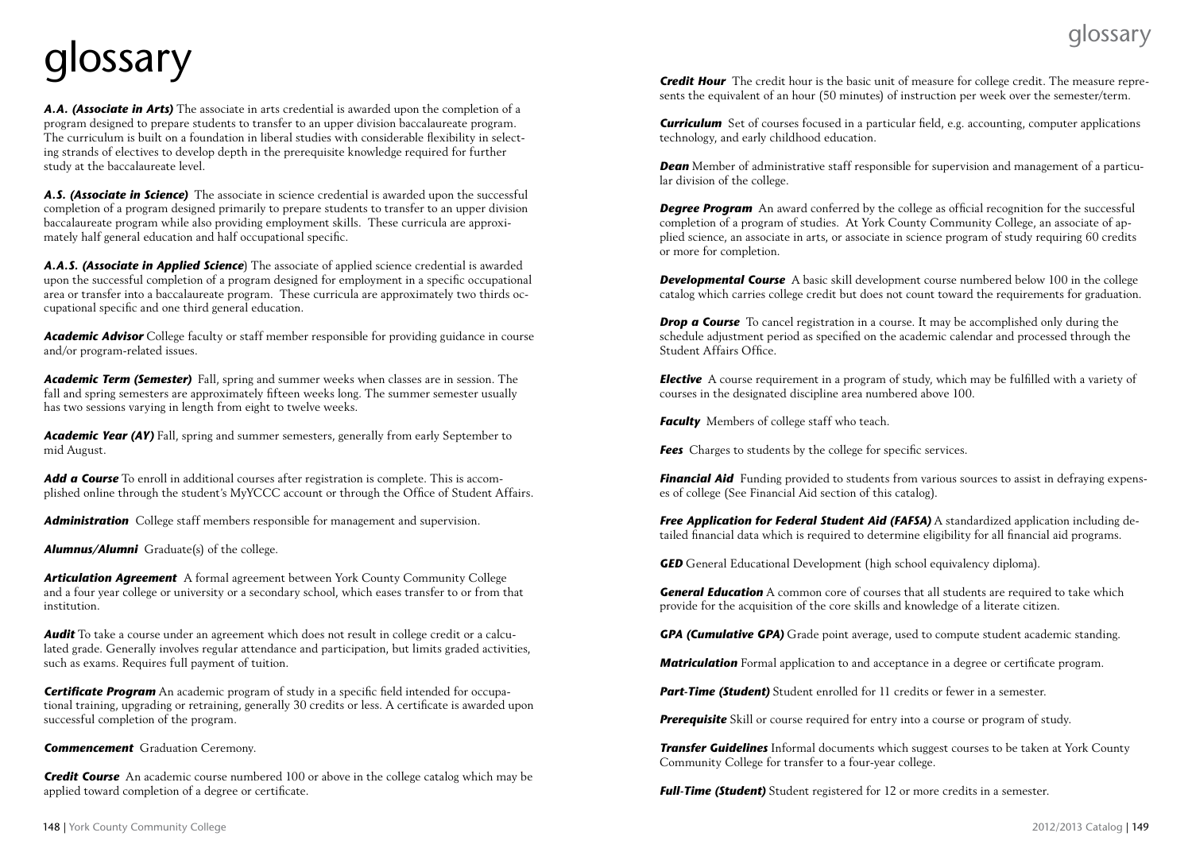# glossary

***A.A. (Associate in Arts)*** The associate in arts credential is awarded upon the completion of a program designed to prepare students to transfer to an upper division baccalaureate program. The curriculum is built on a foundation in liberal studies with considerable flexibility in selecting strands of electives to develop depth in the prerequisite knowledge required for further study at the baccalaureate level.

***A.S. (Associate in Science)*** The associate in science credential is awarded upon the successful completion of a program designed primarily to prepare students to transfer to an upper division baccalaureate program while also providing employment skills. These curricula are approximately half general education and half occupational specific.

***A.A.S. (Associate in Applied Science*)** The associate of applied science credential is awarded upon the successful completion of a program designed for employment in a specific occupational area or transfer into a baccalaureate program. These curricula are approximately two thirds occupational specific and one third general education.

***Academic Advisor*** College faculty or staff member responsible for providing guidance in course and/or program-related issues.

***Academic Term (Semester)*** Fall, spring and summer weeks when classes are in session. The fall and spring semesters are approximately fifteen weeks long. The summer semester usually has two sessions varying in length from eight to twelve weeks.

***Academic Year (AY)*** Fall, spring and summer semesters, generally from early September to mid August.

***Add a Course*** To enroll in additional courses after registration is complete. This is accomplished online through the student's MyYCCC account or through the Office of Student Affairs.

***Administration*** College staff members responsible for management and supervision.

***Alumnus/Alumni*** Graduate(s) of the college.

***Articulation Agreement*** A formal agreement between York County Community College and a four year college or university or a secondary school, which eases transfer to or from that institution.

***Audit*** To take a course under an agreement which does not result in college credit or a calculated grade. Generally involves regular attendance and participation, but limits graded activities, such as exams. Requires full payment of tuition.

***Certificate Program*** An academic program of study in a specific field intended for occupational training, upgrading or retraining, generally 30 credits or less. A certificate is awarded upon successful completion of the program.

***Commencement*** Graduation Ceremony.

***Credit Course*** An academic course numbered 100 or above in the college catalog which may be applied toward completion of a degree or certificate.

***Credit Hour*** The credit hour is the basic unit of measure for college credit. The measure represents the equivalent of an hour (50 minutes) of instruction per week over the semester/term.

***Curriculum*** Set of courses focused in a particular field, e.g. accounting, computer applications technology, and early childhood education.

***Dean*** Member of administrative staff responsible for supervision and management of a particular division of the college.

***Degree Program*** An award conferred by the college as official recognition for the successful completion of a program of studies. At York County Community College, an associate of applied science, an associate in arts, or associate in science program of study requiring 60 credits or more for completion.

***Developmental Course*** A basic skill development course numbered below 100 in the college catalog which carries college credit but does not count toward the requirements for graduation.

***Drop a Course*** To cancel registration in a course. It may be accomplished only during the schedule adjustment period as specified on the academic calendar and processed through the Student Affairs Office.

***Elective*** A course requirement in a program of study, which may be fulfilled with a variety of courses in the designated discipline area numbered above 100.

***Faculty*** Members of college staff who teach.

***Fees*** Charges to students by the college for specific services.

***Financial Aid*** Funding provided to students from various sources to assist in defraying expenses of college (See Financial Aid section of this catalog).

***Free Application for Federal Student Aid (FAFSA)*** A standardized application including detailed financial data which is required to determine eligibility for all financial aid programs.

***GED*** General Educational Development (high school equivalency diploma).

***General Education*** A common core of courses that all students are required to take which provide for the acquisition of the core skills and knowledge of a literate citizen.

***GPA (Cumulative GPA)*** Grade point average, used to compute student academic standing.

***Matriculation*** Formal application to and acceptance in a degree or certificate program.

***Part-Time (Student)*** Student enrolled for 11 credits or fewer in a semester.

***Prerequisite*** Skill or course required for entry into a course or program of study.

***Transfer Guidelines*** Informal documents which suggest courses to be taken at York County Community College for transfer to a four-year college.

***Full-Time (Student)*** Student registered for 12 or more credits in a semester.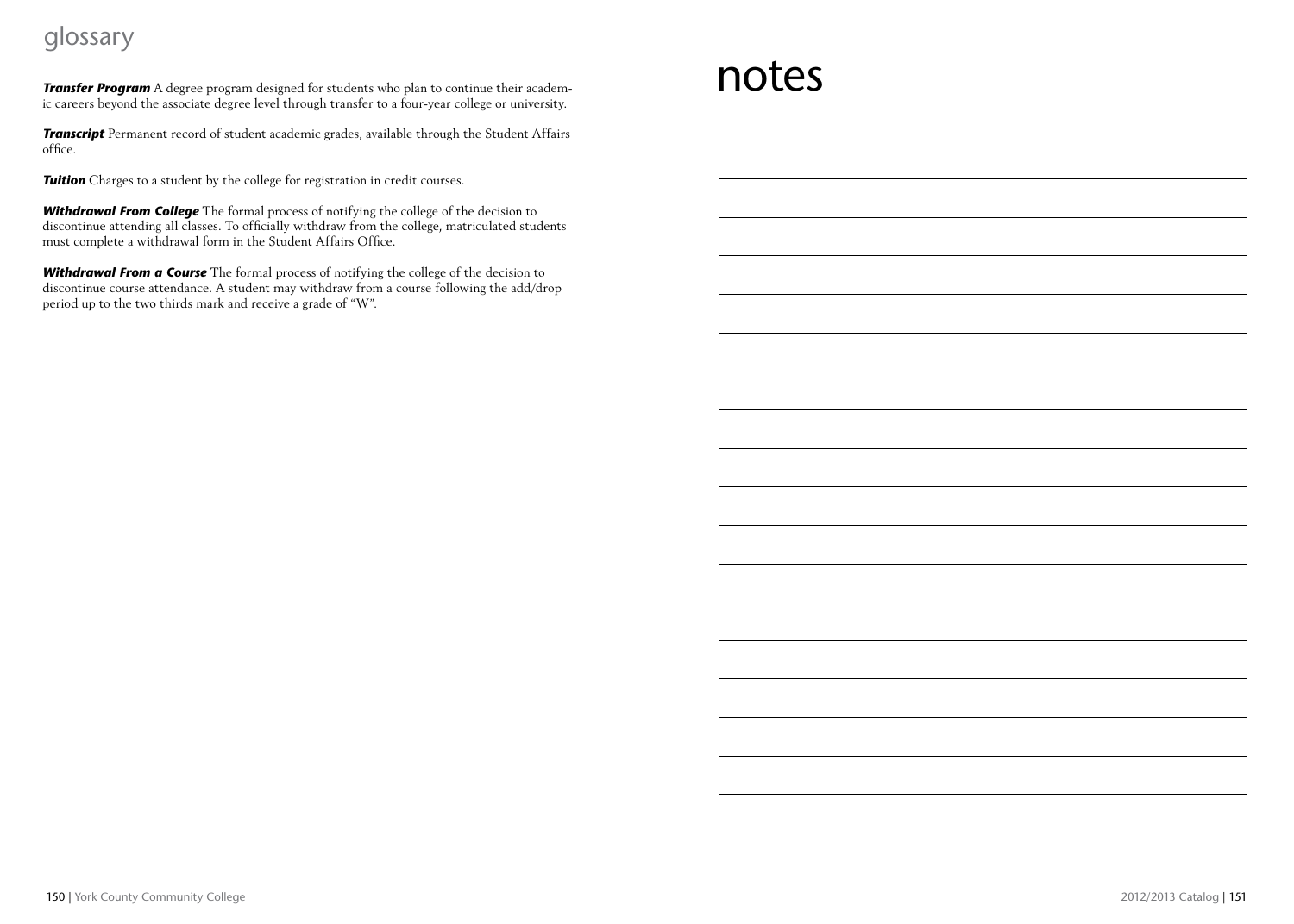## glossary

***Transfer Program*** A degree program designed for students who plan to continue their academic careers beyond the associate degree level through transfer to a four-year college or university.

***Transcript*** Permanent record of student academic grades, available through the Student Affairs office.

***Tuition*** Charges to a student by the college for registration in credit courses.

***Withdrawal From College*** The formal process of notifying the college of the decision to discontinue attending all classes. To officially withdraw from the college, matriculated students must complete a withdrawal form in the Student Affairs Office.

***Withdrawal From a Course*** The formal process of notifying the college of the decision to discontinue course attendance. A student may withdraw from a course following the add/drop period up to the two thirds mark and receive a grade of "W".

# notes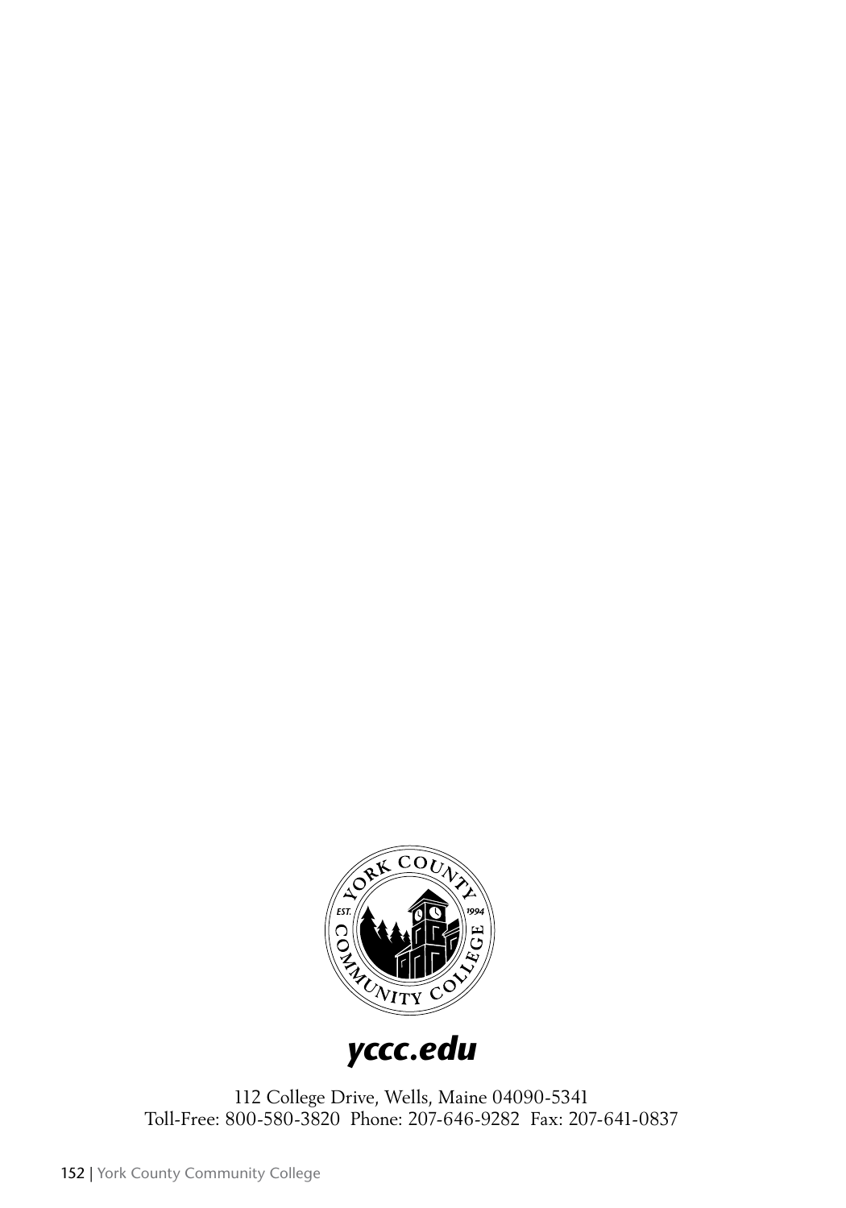**yccc.edu**

112 College Drive, Wells, Maine 04090-5341
Toll-Free: 800-580-3820 Phone: 207-646-9282 Fax: 207-641-0837